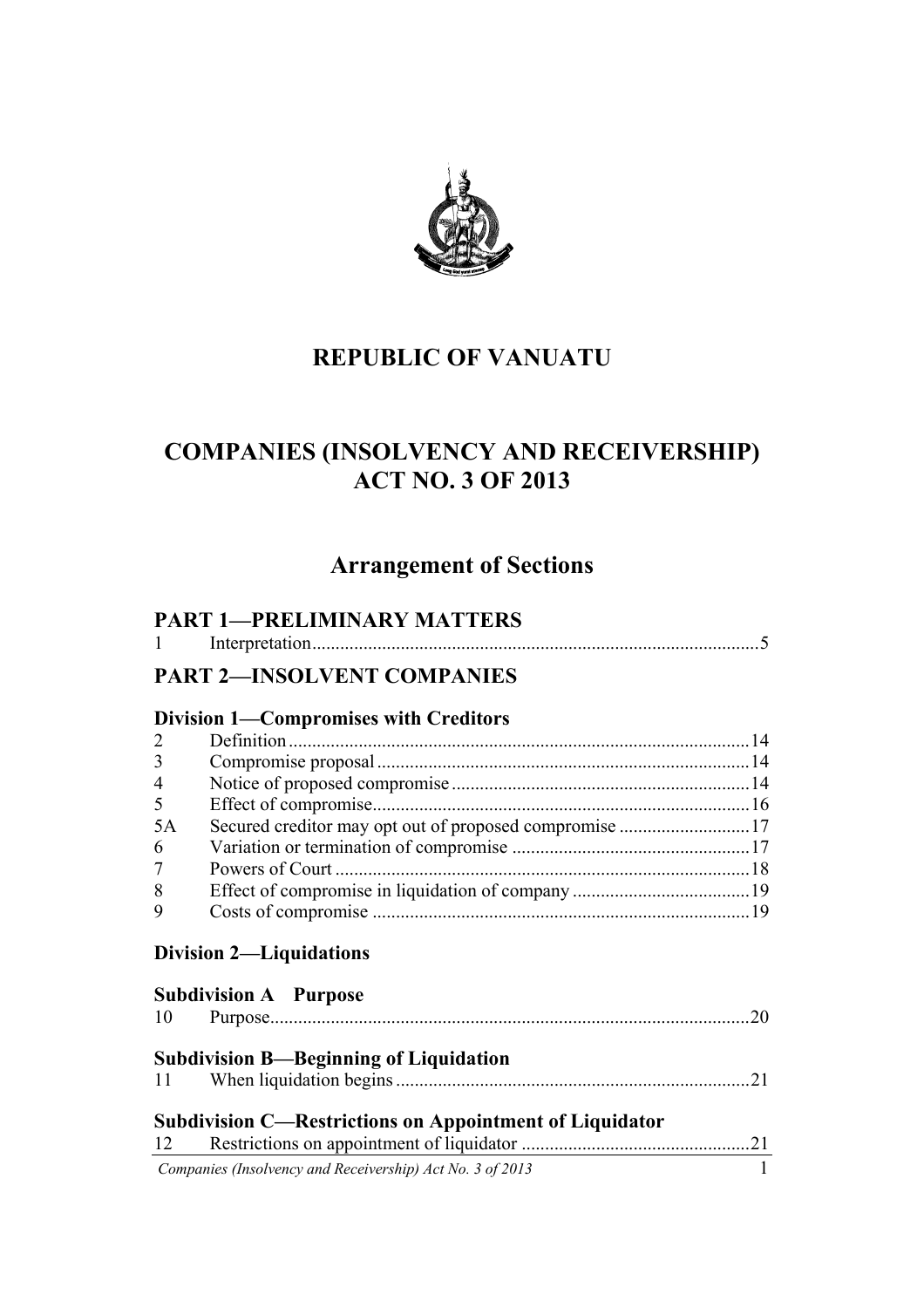# REPUBLIC OF VANUATU

# COMPANIES (INSOLVENCY AND RECEIVERSHIP) ACT NO. 3 OF 2013

## Arrangement of Sections

### PART 1—PRELIMINARY MATTERS

1 Interpretation...............................................................................................5

### PART 2—INSOLVENT COMPANIES

#### Division 1—Compromises with Creditors

2 Definition..................................................................................................14
3 Compromise proposal...............................................................................14
4 Notice of proposed compromise...............................................................14
5 Effect of compromise................................................................................16
5A Secured creditor may opt out of proposed compromise............................17
6 Variation or termination of compromise...................................................17
7 Powers of Court........................................................................................18
8 Effect of compromise in liquidation of company......................................19
9 Costs of compromise................................................................................19

#### Division 2—Liquidations

**Subdivision A Purpose**

10 Purpose.....................................................................................................20

**Subdivision B—Beginning of Liquidation**

11 When liquidation begins...........................................................................21

**Subdivision C—Restrictions on Appointment of Liquidator**

12 Restrictions on appointment of liquidator.................................................21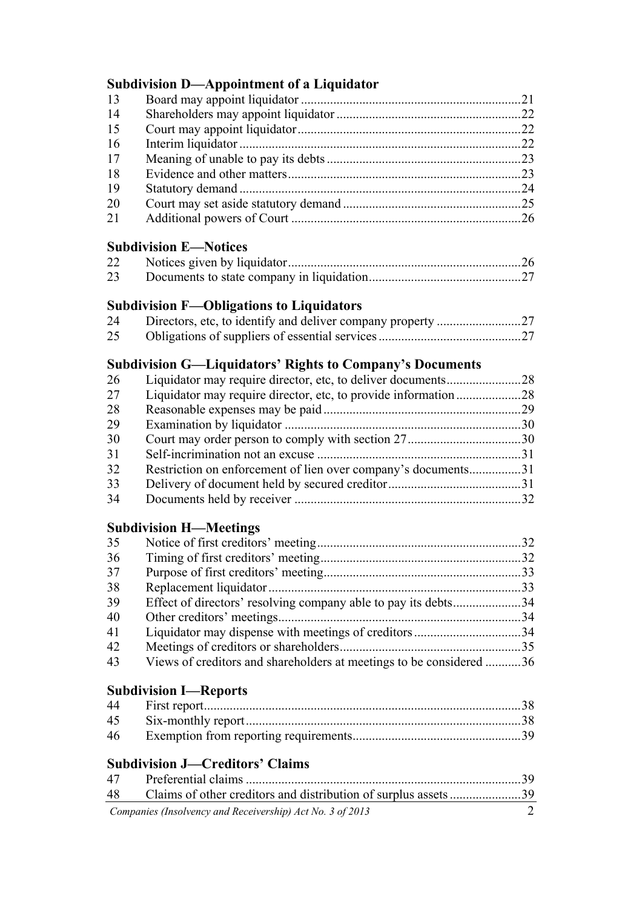### Subdivision D—Appointment of a Liquidator

| | | |
|---|---|---|
| 13 | Board may appoint liquidator | 21 |
| 14 | Shareholders may appoint liquidator | 22 |
| 15 | Court may appoint liquidator | 22 |
| 16 | Interim liquidator | 22 |
| 17 | Meaning of unable to pay its debts | 23 |
| 18 | Evidence and other matters | 23 |
| 19 | Statutory demand | 24 |
| 20 | Court may set aside statutory demand | 25 |
| 21 | Additional powers of Court | 26 |

### Subdivision E—Notices

| | | |
|---|---|---|
| 22 | Notices given by liquidator | 26 |
| 23 | Documents to state company in liquidation | 27 |

### Subdivision F—Obligations to Liquidators

| | | |
|---|---|---|
| 24 | Directors, etc, to identify and deliver company property | 27 |
| 25 | Obligations of suppliers of essential services | 27 |

### Subdivision G—Liquidators' Rights to Company's Documents

| | | |
|---|---|---|
| 26 | Liquidator may require director, etc, to deliver documents | 28 |
| 27 | Liquidator may require director, etc, to provide information | 28 |
| 28 | Reasonable expenses may be paid | 29 |
| 29 | Examination by liquidator | 30 |
| 30 | Court may order person to comply with section 27 | 30 |
| 31 | Self-incrimination not an excuse | 31 |
| 32 | Restriction on enforcement of lien over company's documents | 31 |
| 33 | Delivery of document held by secured creditor | 31 |
| 34 | Documents held by receiver | 32 |

### Subdivision H—Meetings

| | | |
|---|---|---|
| 35 | Notice of first creditors' meeting | 32 |
| 36 | Timing of first creditors' meeting | 32 |
| 37 | Purpose of first creditors' meeting | 33 |
| 38 | Replacement liquidator | 33 |
| 39 | Effect of directors' resolving company able to pay its debts | 34 |
| 40 | Other creditors' meetings | 34 |
| 41 | Liquidator may dispense with meetings of creditors | 34 |
| 42 | Meetings of creditors or shareholders | 35 |
| 43 | Views of creditors and shareholders at meetings to be considered | 36 |

### Subdivision I—Reports

| | | |
|---|---|---|
| 44 | First report | 38 |
| 45 | Six-monthly report | 38 |
| 46 | Exemption from reporting requirements | 39 |

### Subdivision J—Creditors' Claims

| | | |
|---|---|---|
| 47 | Preferential claims | 39 |
| 48 | Claims of other creditors and distribution of surplus assets | 39 |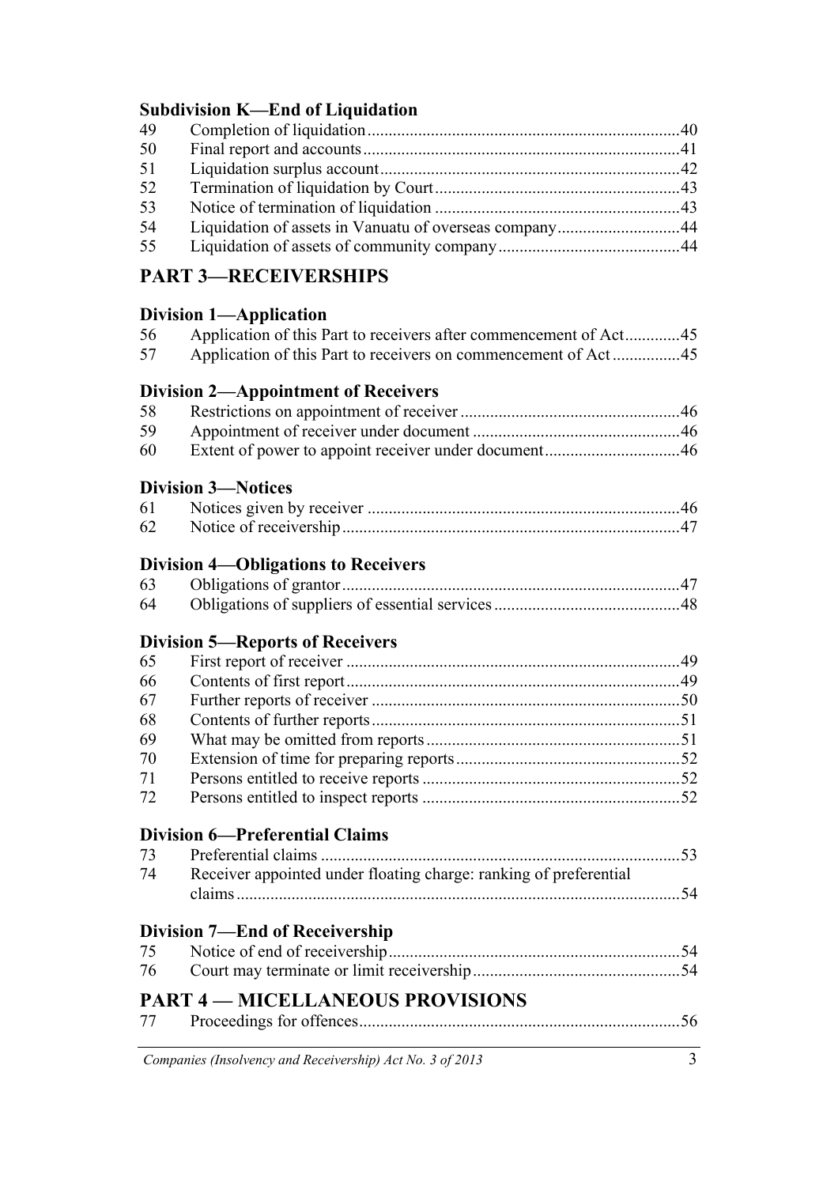### Subdivision K—End of Liquidation

| | | |
|---|---|---|
| 49 | Completion of liquidation | 40 |
| 50 | Final report and accounts | 41 |
| 51 | Liquidation surplus account | 42 |
| 52 | Termination of liquidation by Court | 43 |
| 53 | Notice of termination of liquidation | 43 |
| 54 | Liquidation of assets in Vanuatu of overseas company | 44 |
| 55 | Liquidation of assets of community company | 44 |

## PART 3—RECEIVERSHIPS

### Division 1—Application

| | | |
|---|---|---|
| 56 | Application of this Part to receivers after commencement of Act | 45 |
| 57 | Application of this Part to receivers on commencement of Act | 45 |

### Division 2—Appointment of Receivers

| | | |
|---|---|---|
| 58 | Restrictions on appointment of receiver | 46 |
| 59 | Appointment of receiver under document | 46 |
| 60 | Extent of power to appoint receiver under document | 46 |

### Division 3—Notices

| | | |
|---|---|---|
| 61 | Notices given by receiver | 46 |
| 62 | Notice of receivership | 47 |

### Division 4—Obligations to Receivers

| | | |
|---|---|---|
| 63 | Obligations of grantor | 47 |
| 64 | Obligations of suppliers of essential services | 48 |

### Division 5—Reports of Receivers

| | | |
|---|---|---|
| 65 | First report of receiver | 49 |
| 66 | Contents of first report | 49 |
| 67 | Further reports of receiver | 50 |
| 68 | Contents of further reports | 51 |
| 69 | What may be omitted from reports | 51 |
| 70 | Extension of time for preparing reports | 52 |
| 71 | Persons entitled to receive reports | 52 |
| 72 | Persons entitled to inspect reports | 52 |

### Division 6—Preferential Claims

| | | |
|---|---|---|
| 73 | Preferential claims | 53 |
| 74 | Receiver appointed under floating charge: ranking of preferential claims | 54 |

### Division 7—End of Receivership

| | | |
|---|---|---|
| 75 | Notice of end of receivership | 54 |
| 76 | Court may terminate or limit receivership | 54 |

## PART 4 — MICELLANEOUS PROVISIONS

| | | |
|---|---|---|
| 77 | Proceedings for offences | 56 |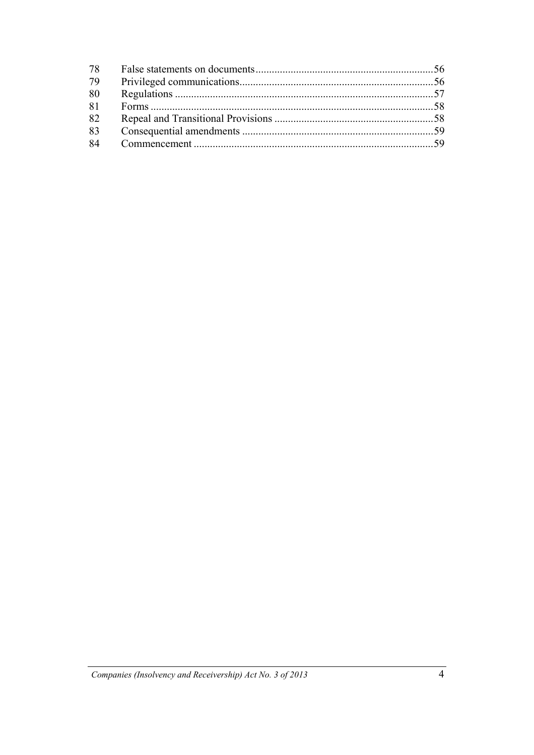| | | |
|---|---|---|
| 78 | False statements on documents | 56 |
| 79 | Privileged communications | 56 |
| 80 | Regulations | 57 |
| 81 | Forms | 58 |
| 82 | Repeal and Transitional Provisions | 58 |
| 83 | Consequential amendments | 59 |
| 84 | Commencement | 59 |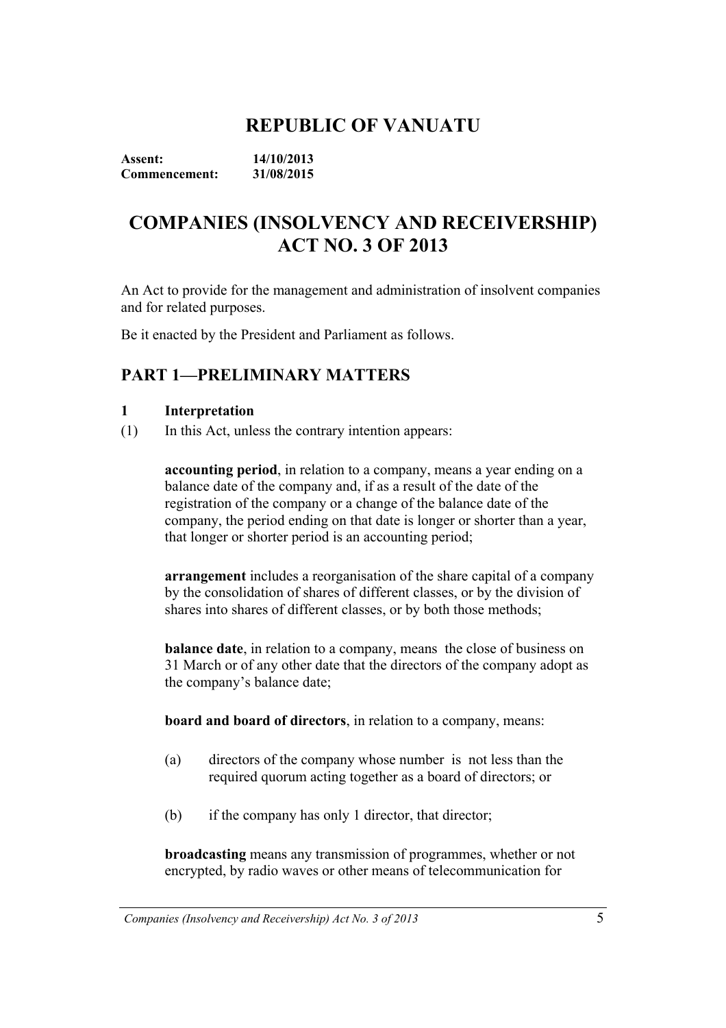# REPUBLIC OF VANUATU

**Assent:** 14/10/2013
**Commencement:** 31/08/2015

# COMPANIES (INSOLVENCY AND RECEIVERSHIP) ACT NO. 3 OF 2013

An Act to provide for the management and administration of insolvent companies and for related purposes.

Be it enacted by the President and Parliament as follows.

## PART 1—PRELIMINARY MATTERS

### 1 Interpretation

(1) In this Act, unless the contrary intention appears:

**accounting period**, in relation to a company, means a year ending on a balance date of the company and, if as a result of the date of the registration of the company or a change of the balance date of the company, the period ending on that date is longer or shorter than a year, that longer or shorter period is an accounting period;

**arrangement** includes a reorganisation of the share capital of a company by the consolidation of shares of different classes, or by the division of shares into shares of different classes, or by both those methods;

**balance date**, in relation to a company, means the close of business on 31 March or of any other date that the directors of the company adopt as the company's balance date;

**board and board of directors**, in relation to a company, means:

(a) directors of the company whose number is not less than the required quorum acting together as a board of directors; or

(b) if the company has only 1 director, that director;

**broadcasting** means any transmission of programmes, whether or not encrypted, by radio waves or other means of telecommunication for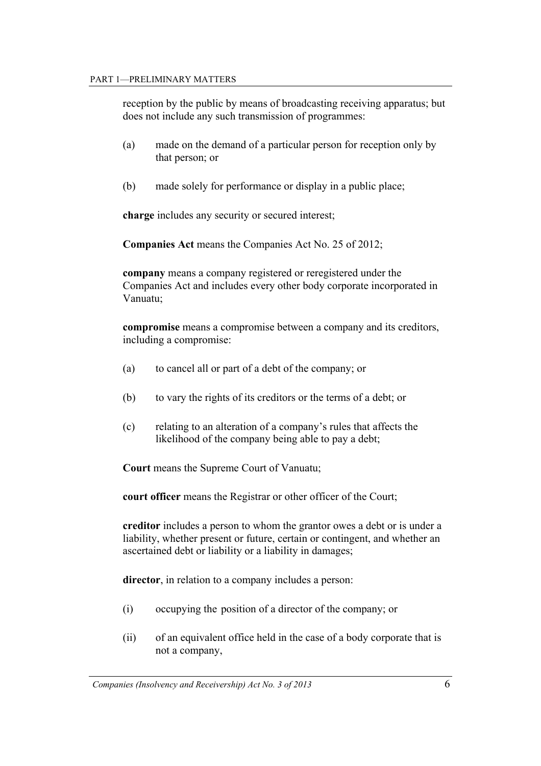reception by the public by means of broadcasting receiving apparatus; but does not include any such transmission of programmes:

(a) made on the demand of a particular person for reception only by that person; or

(b) made solely for performance or display in a public place;

**charge** includes any security or secured interest;

**Companies Act** means the Companies Act No. 25 of 2012;

**company** means a company registered or reregistered under the Companies Act and includes every other body corporate incorporated in Vanuatu;

**compromise** means a compromise between a company and its creditors, including a compromise:

(a) to cancel all or part of a debt of the company; or

(b) to vary the rights of its creditors or the terms of a debt; or

(c) relating to an alteration of a company's rules that affects the likelihood of the company being able to pay a debt;

**Court** means the Supreme Court of Vanuatu;

**court officer** means the Registrar or other officer of the Court;

**creditor** includes a person to whom the grantor owes a debt or is under a liability, whether present or future, certain or contingent, and whether an ascertained debt or liability or a liability in damages;

**director**, in relation to a company includes a person:

(i) occupying the position of a director of the company; or

(ii) of an equivalent office held in the case of a body corporate that is not a company,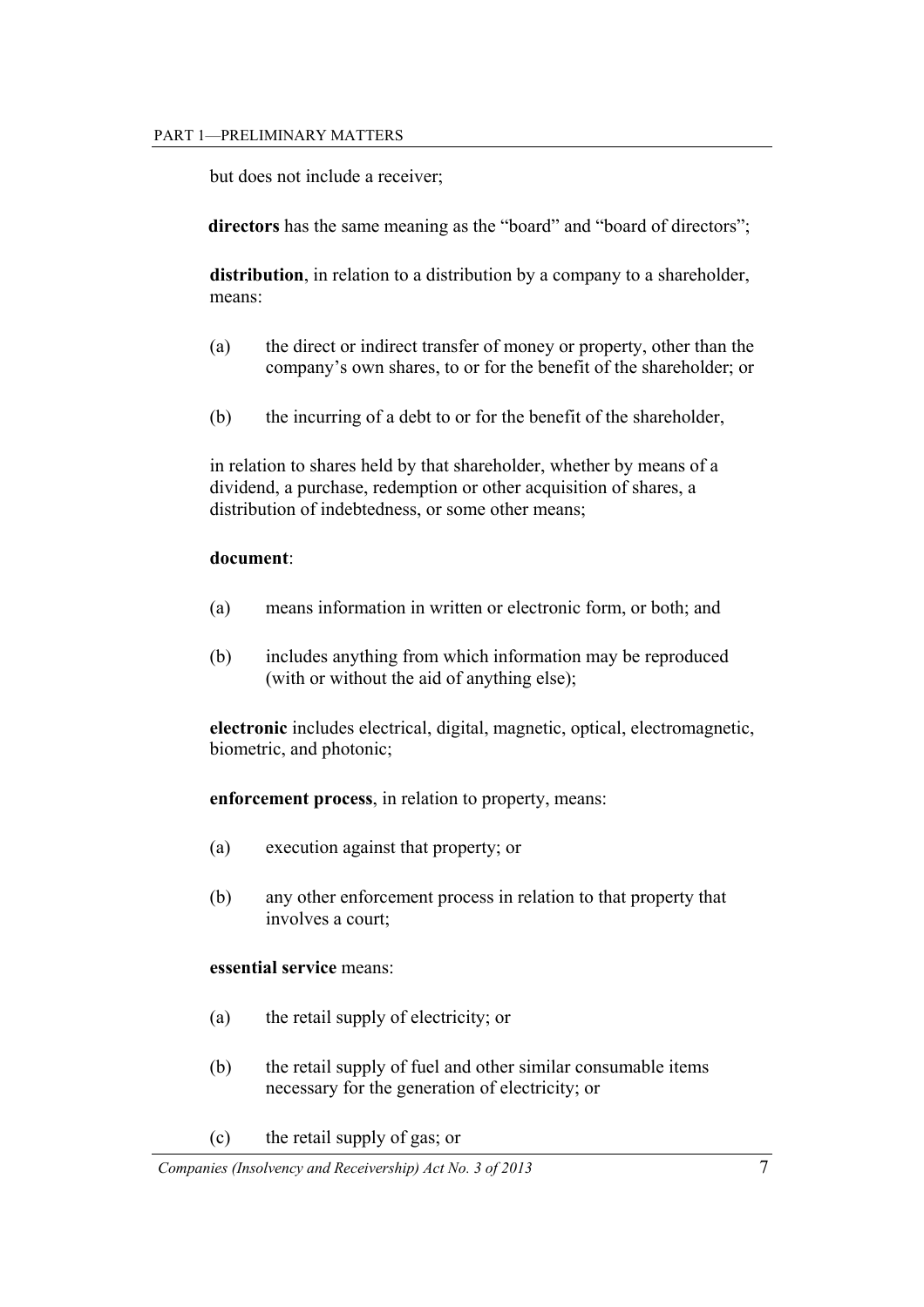but does not include a receiver;

**directors** has the same meaning as the "board" and "board of directors";

**distribution**, in relation to a distribution by a company to a shareholder, means:

(a) the direct or indirect transfer of money or property, other than the company's own shares, to or for the benefit of the shareholder; or

(b) the incurring of a debt to or for the benefit of the shareholder,

in relation to shares held by that shareholder, whether by means of a dividend, a purchase, redemption or other acquisition of shares, a distribution of indebtedness, or some other means;

**document**:

(a) means information in written or electronic form, or both; and

(b) includes anything from which information may be reproduced (with or without the aid of anything else);

**electronic** includes electrical, digital, magnetic, optical, electromagnetic, biometric, and photonic;

**enforcement process**, in relation to property, means:

(a) execution against that property; or

(b) any other enforcement process in relation to that property that involves a court;

**essential service** means:

(a) the retail supply of electricity; or

(b) the retail supply of fuel and other similar consumable items necessary for the generation of electricity; or

(c) the retail supply of gas; or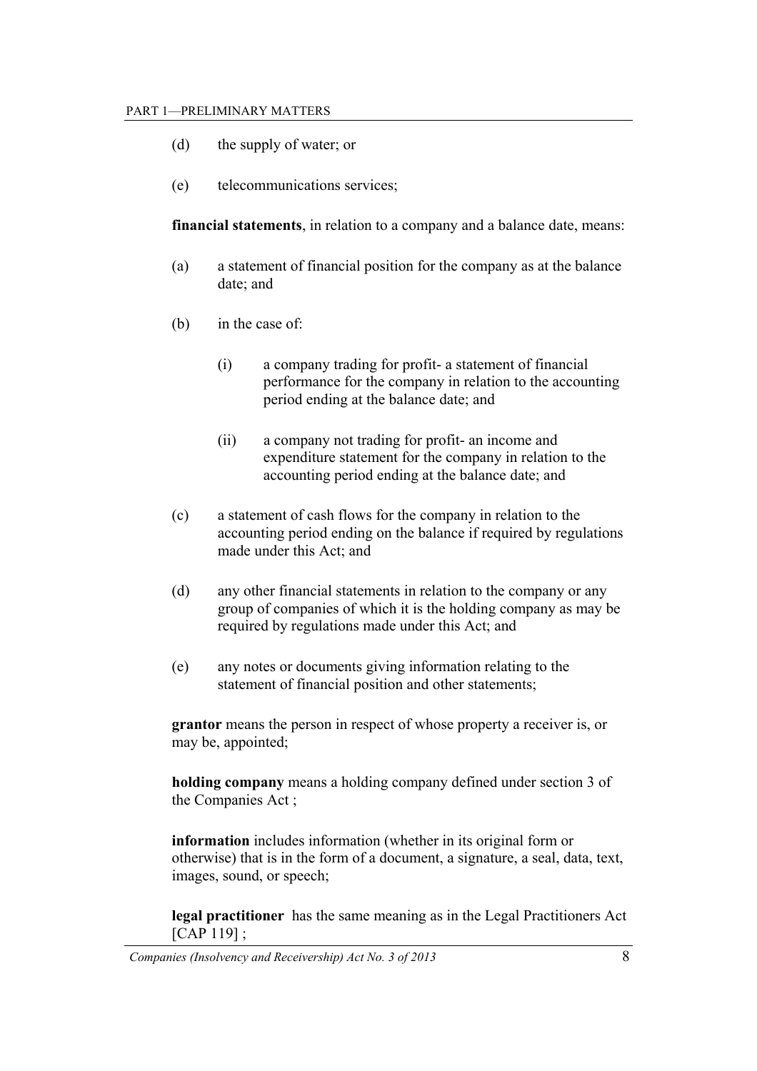(d) the supply of water; or

(e) telecommunications services;

**financial statements**, in relation to a company and a balance date, means:

(a) a statement of financial position for the company as at the balance date; and

(b) in the case of:

 (i) a company trading for profit- a statement of financial performance for the company in relation to the accounting period ending at the balance date; and

 (ii) a company not trading for profit- an income and expenditure statement for the company in relation to the accounting period ending at the balance date; and

(c) a statement of cash flows for the company in relation to the accounting period ending on the balance if required by regulations made under this Act; and

(d) any other financial statements in relation to the company or any group of companies of which it is the holding company as may be required by regulations made under this Act; and

(e) any notes or documents giving information relating to the statement of financial position and other statements;

**grantor** means the person in respect of whose property a receiver is, or may be, appointed;

**holding company** means a holding company defined under section 3 of the Companies Act ;

**information** includes information (whether in its original form or otherwise) that is in the form of a document, a signature, a seal, data, text, images, sound, or speech;

**legal practitioner** has the same meaning as in the Legal Practitioners Act [CAP 119] ;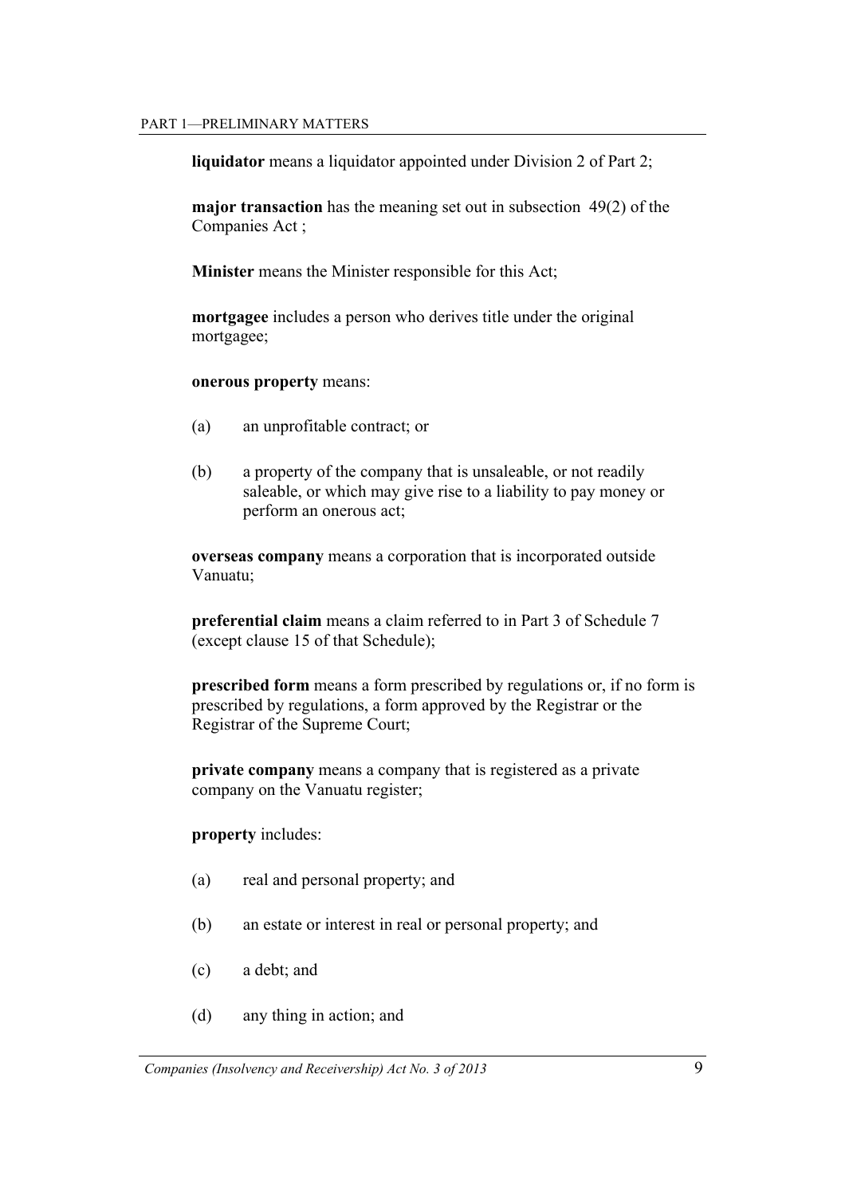**liquidator** means a liquidator appointed under Division 2 of Part 2;

**major transaction** has the meaning set out in subsection 49(2) of the Companies Act ;

**Minister** means the Minister responsible for this Act;

**mortgagee** includes a person who derives title under the original mortgagee;

**onerous property** means:

(a) an unprofitable contract; or

(b) a property of the company that is unsaleable, or not readily saleable, or which may give rise to a liability to pay money or perform an onerous act;

**overseas company** means a corporation that is incorporated outside Vanuatu;

**preferential claim** means a claim referred to in Part 3 of Schedule 7 (except clause 15 of that Schedule);

**prescribed form** means a form prescribed by regulations or, if no form is prescribed by regulations, a form approved by the Registrar or the Registrar of the Supreme Court;

**private company** means a company that is registered as a private company on the Vanuatu register;

**property** includes:

(a) real and personal property; and

(b) an estate or interest in real or personal property; and

(c) a debt; and

(d) any thing in action; and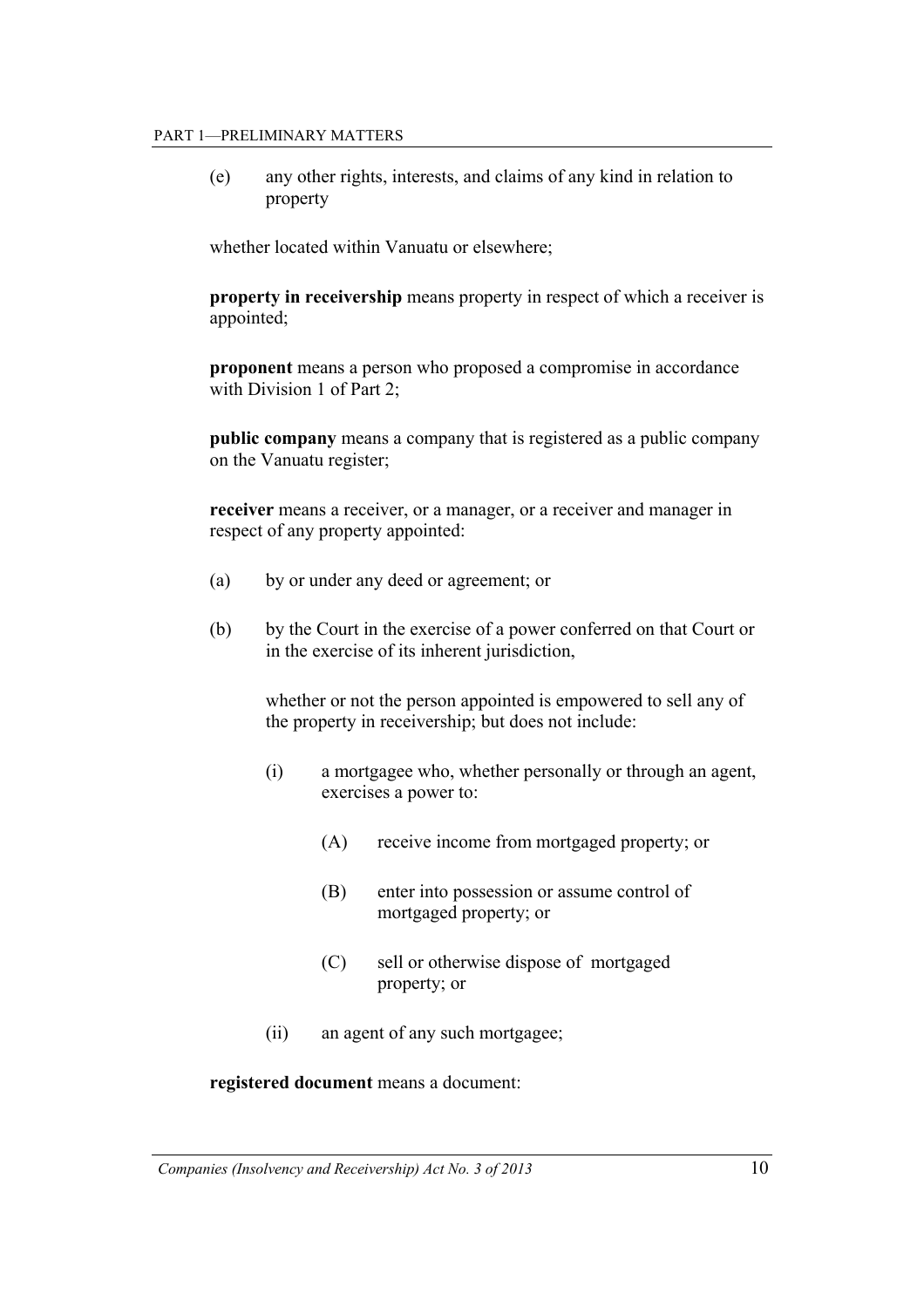(e) any other rights, interests, and claims of any kind in relation to property

whether located within Vanuatu or elsewhere;

**property in receivership** means property in respect of which a receiver is appointed;

**proponent** means a person who proposed a compromise in accordance with Division 1 of Part 2;

**public company** means a company that is registered as a public company on the Vanuatu register;

**receiver** means a receiver, or a manager, or a receiver and manager in respect of any property appointed:

(a) by or under any deed or agreement; or

(b) by the Court in the exercise of a power conferred on that Court or in the exercise of its inherent jurisdiction,

whether or not the person appointed is empowered to sell any of the property in receivership; but does not include:

(i) a mortgagee who, whether personally or through an agent, exercises a power to:

(A) receive income from mortgaged property; or

(B) enter into possession or assume control of mortgaged property; or

(C) sell or otherwise dispose of mortgaged property; or

(ii) an agent of any such mortgagee;

**registered document** means a document: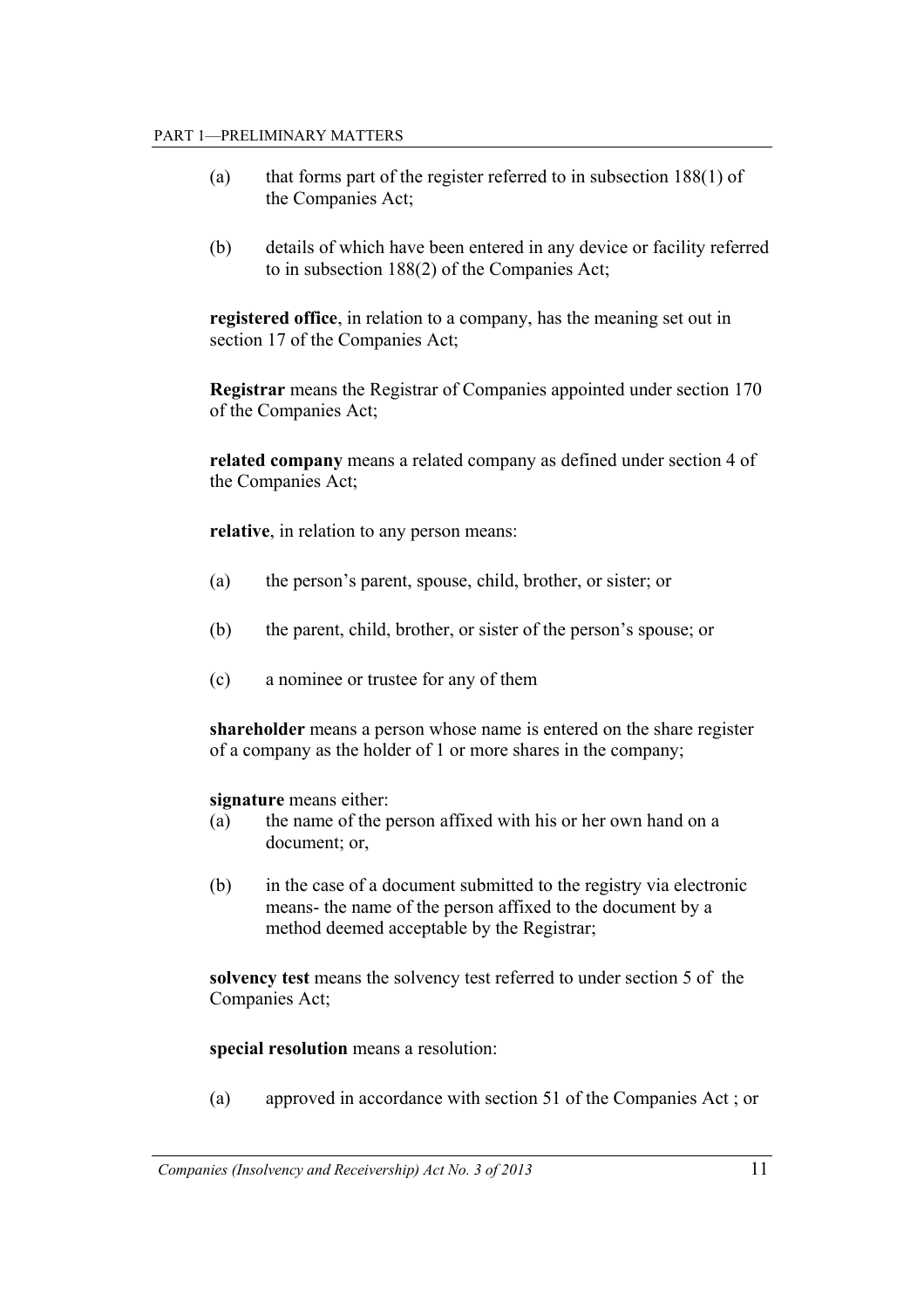(a) that forms part of the register referred to in subsection 188(1) of the Companies Act;

(b) details of which have been entered in any device or facility referred to in subsection 188(2) of the Companies Act;

**registered office**, in relation to a company, has the meaning set out in section 17 of the Companies Act;

**Registrar** means the Registrar of Companies appointed under section 170 of the Companies Act;

**related company** means a related company as defined under section 4 of the Companies Act;

**relative**, in relation to any person means:

(a) the person's parent, spouse, child, brother, or sister; or

(b) the parent, child, brother, or sister of the person's spouse; or

(c) a nominee or trustee for any of them

**shareholder** means a person whose name is entered on the share register of a company as the holder of 1 or more shares in the company;

**signature** means either:

(a) the name of the person affixed with his or her own hand on a document; or,

(b) in the case of a document submitted to the registry via electronic means- the name of the person affixed to the document by a method deemed acceptable by the Registrar;

**solvency test** means the solvency test referred to under section 5 of the Companies Act;

**special resolution** means a resolution:

(a) approved in accordance with section 51 of the Companies Act ; or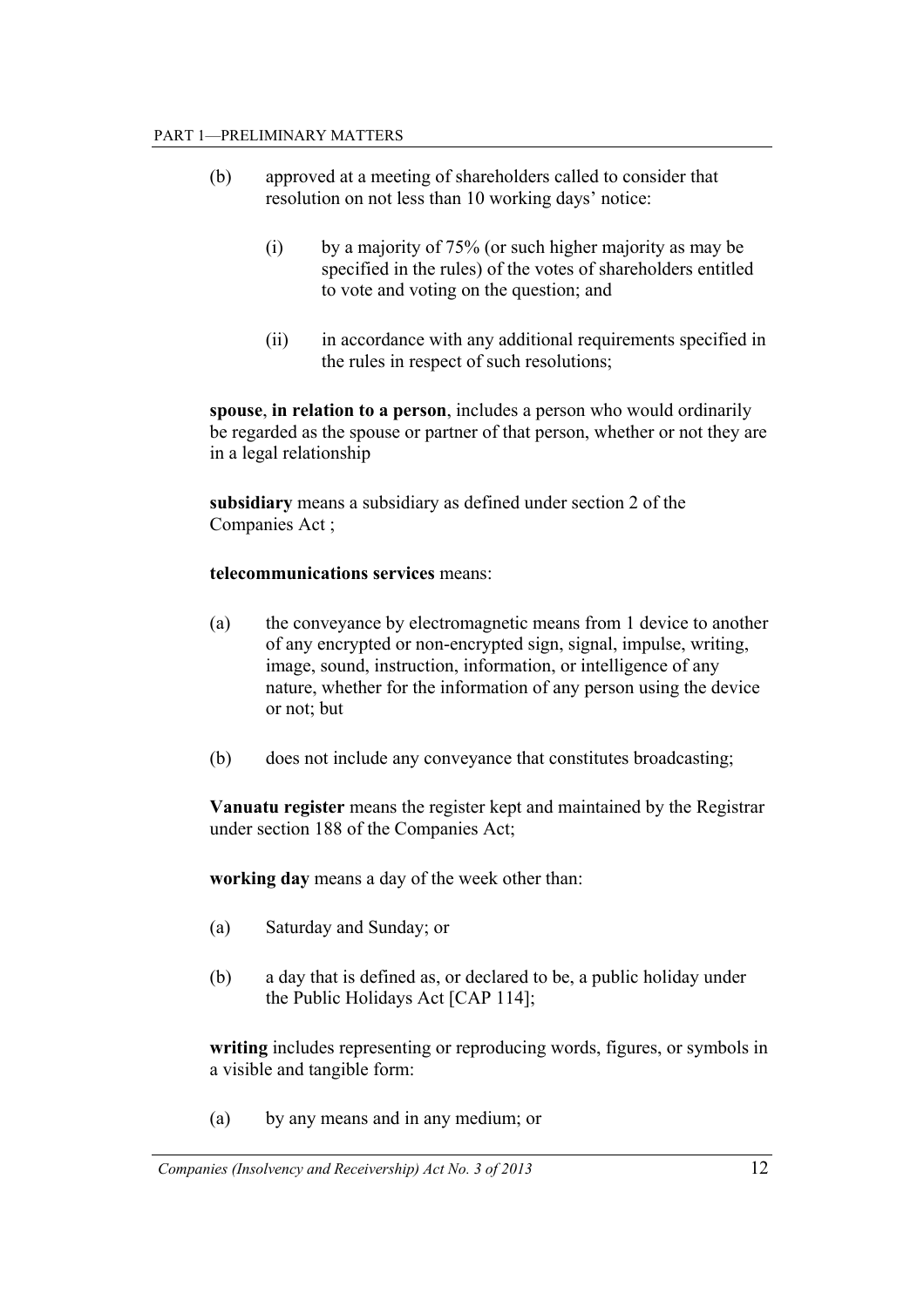(b) approved at a meeting of shareholders called to consider that resolution on not less than 10 working days' notice:

   (i) by a majority of 75% (or such higher majority as may be specified in the rules) of the votes of shareholders entitled to vote and voting on the question; and

   (ii) in accordance with any additional requirements specified in the rules in respect of such resolutions;

**spouse**, **in relation to a person**, includes a person who would ordinarily be regarded as the spouse or partner of that person, whether or not they are in a legal relationship

**subsidiary** means a subsidiary as defined under section 2 of the Companies Act ;

**telecommunications services** means:

(a) the conveyance by electromagnetic means from 1 device to another of any encrypted or non-encrypted sign, signal, impulse, writing, image, sound, instruction, information, or intelligence of any nature, whether for the information of any person using the device or not; but

(b) does not include any conveyance that constitutes broadcasting;

**Vanuatu register** means the register kept and maintained by the Registrar under section 188 of the Companies Act;

**working day** means a day of the week other than:

(a) Saturday and Sunday; or

(b) a day that is defined as, or declared to be, a public holiday under the Public Holidays Act [CAP 114];

**writing** includes representing or reproducing words, figures, or symbols in a visible and tangible form:

(a) by any means and in any medium; or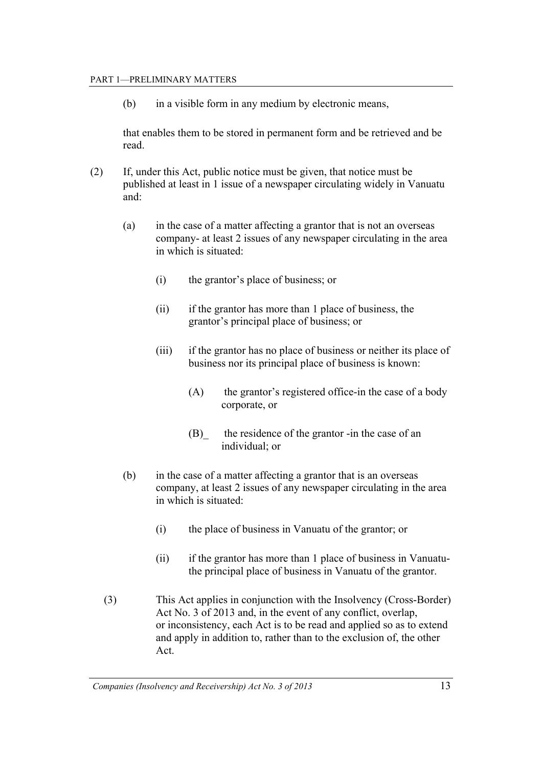(b) in a visible form in any medium by electronic means,

that enables them to be stored in permanent form and be retrieved and be read.

(2) If, under this Act, public notice must be given, that notice must be published at least in 1 issue of a newspaper circulating widely in Vanuatu and:

(a) in the case of a matter affecting a grantor that is not an overseas company- at least 2 issues of any newspaper circulating in the area in which is situated:

(i) the grantor's place of business; or

(ii) if the grantor has more than 1 place of business, the grantor's principal place of business; or

(iii) if the grantor has no place of business or neither its place of business nor its principal place of business is known:

(A) the grantor's registered office-in the case of a body corporate, or

(B)_ the residence of the grantor -in the case of an individual; or

(b) in the case of a matter affecting a grantor that is an overseas company, at least 2 issues of any newspaper circulating in the area in which is situated:

(i) the place of business in Vanuatu of the grantor; or

(ii) if the grantor has more than 1 place of business in Vanuatu- the principal place of business in Vanuatu of the grantor.

(3) This Act applies in conjunction with the Insolvency (Cross-Border) Act No. 3 of 2013 and, in the event of any conflict, overlap, or inconsistency, each Act is to be read and applied so as to extend and apply in addition to, rather than to the exclusion of, the other Act.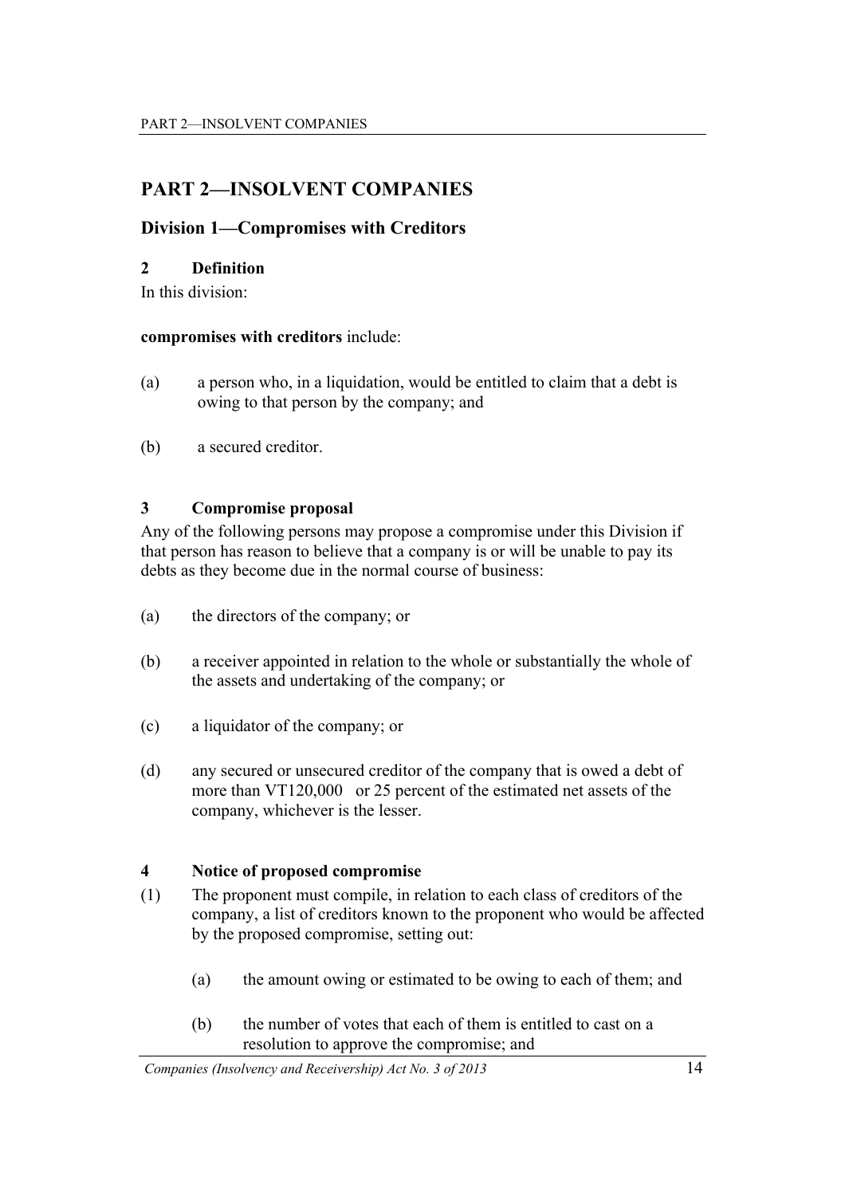# PART 2—INSOLVENT COMPANIES

## Division 1—Compromises with Creditors

### 2 Definition

In this division:

**compromises with creditors** include:

(a) a person who, in a liquidation, would be entitled to claim that a debt is owing to that person by the company; and

(b) a secured creditor.

### 3 Compromise proposal

Any of the following persons may propose a compromise under this Division if that person has reason to believe that a company is or will be unable to pay its debts as they become due in the normal course of business:

(a) the directors of the company; or

(b) a receiver appointed in relation to the whole or substantially the whole of the assets and undertaking of the company; or

(c) a liquidator of the company; or

(d) any secured or unsecured creditor of the company that is owed a debt of more than VT120,000 or 25 percent of the estimated net assets of the company, whichever is the lesser.

### 4 Notice of proposed compromise

(1) The proponent must compile, in relation to each class of creditors of the company, a list of creditors known to the proponent who would be affected by the proposed compromise, setting out:

(a) the amount owing or estimated to be owing to each of them; and

(b) the number of votes that each of them is entitled to cast on a resolution to approve the compromise; and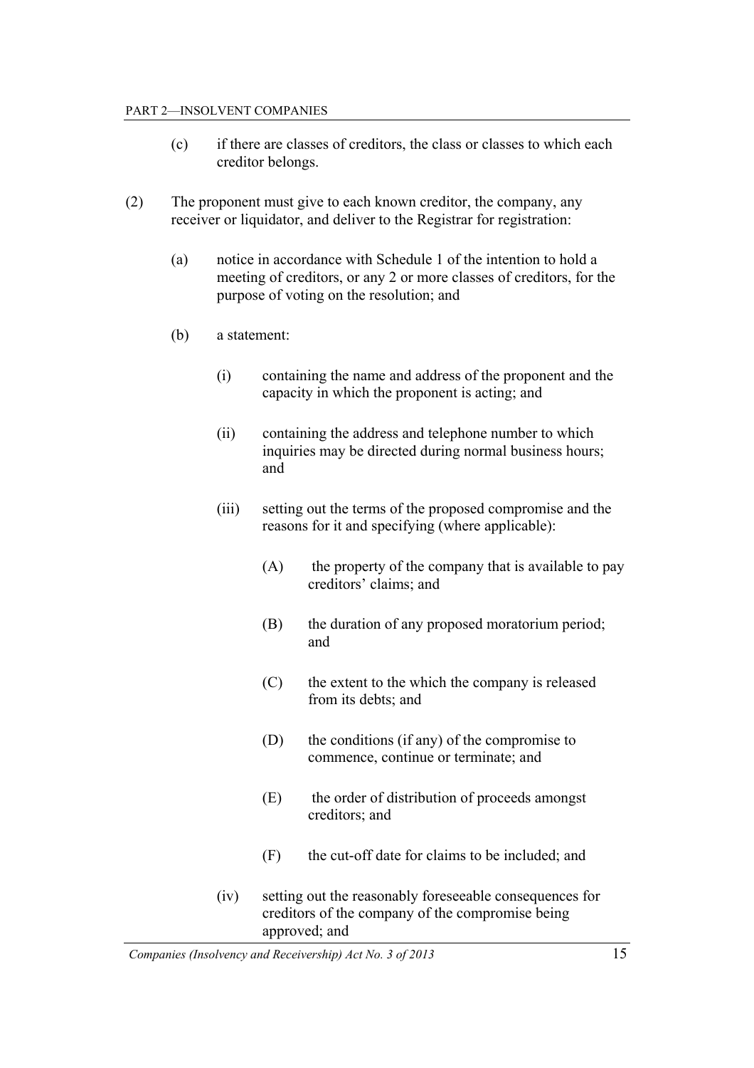(c) if there are classes of creditors, the class or classes to which each creditor belongs.

(2) The proponent must give to each known creditor, the company, any receiver or liquidator, and deliver to the Registrar for registration:

(a) notice in accordance with Schedule 1 of the intention to hold a meeting of creditors, or any 2 or more classes of creditors, for the purpose of voting on the resolution; and

(b) a statement:

(i) containing the name and address of the proponent and the capacity in which the proponent is acting; and

(ii) containing the address and telephone number to which inquiries may be directed during normal business hours; and

(iii) setting out the terms of the proposed compromise and the reasons for it and specifying (where applicable):

(A) the property of the company that is available to pay creditors' claims; and

(B) the duration of any proposed moratorium period; and

(C) the extent to the which the company is released from its debts; and

(D) the conditions (if any) of the compromise to commence, continue or terminate; and

(E) the order of distribution of proceeds amongst creditors; and

(F) the cut-off date for claims to be included; and

(iv) setting out the reasonably foreseeable consequences for creditors of the company of the compromise being approved; and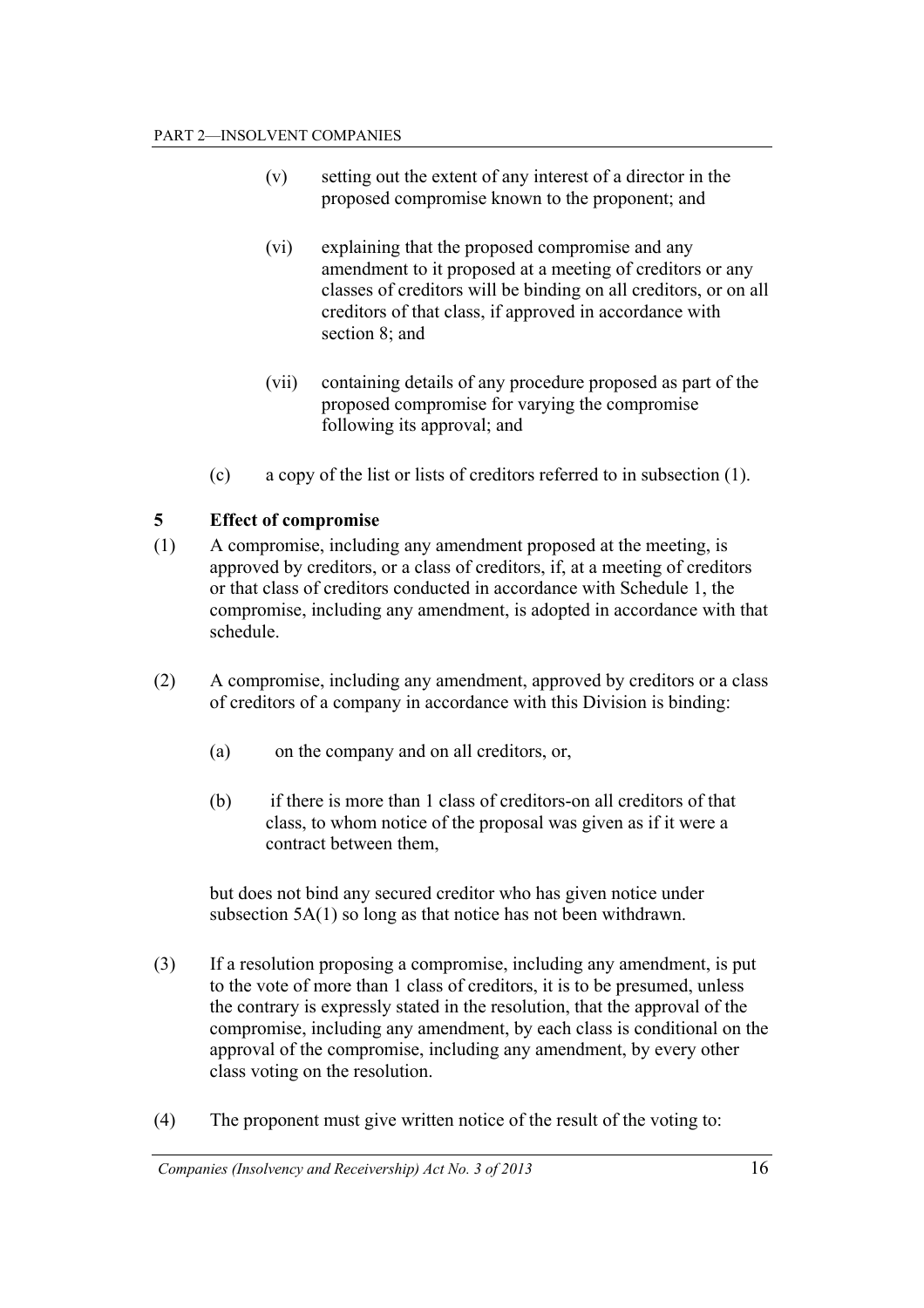(v) setting out the extent of any interest of a director in the proposed compromise known to the proponent; and

(vi) explaining that the proposed compromise and any amendment to it proposed at a meeting of creditors or any classes of creditors will be binding on all creditors, or on all creditors of that class, if approved in accordance with section 8; and

(vii) containing details of any procedure proposed as part of the proposed compromise for varying the compromise following its approval; and

(c) a copy of the list or lists of creditors referred to in subsection (1).

### 5 Effect of compromise

(1) A compromise, including any amendment proposed at the meeting, is approved by creditors, or a class of creditors, if, at a meeting of creditors or that class of creditors conducted in accordance with Schedule 1, the compromise, including any amendment, is adopted in accordance with that schedule.

(2) A compromise, including any amendment, approved by creditors or a class of creditors of a company in accordance with this Division is binding:

(a) on the company and on all creditors, or,

(b) if there is more than 1 class of creditors-on all creditors of that class, to whom notice of the proposal was given as if it were a contract between them,

but does not bind any secured creditor who has given notice under subsection 5A(1) so long as that notice has not been withdrawn.

(3) If a resolution proposing a compromise, including any amendment, is put to the vote of more than 1 class of creditors, it is to be presumed, unless the contrary is expressly stated in the resolution, that the approval of the compromise, including any amendment, by each class is conditional on the approval of the compromise, including any amendment, by every other class voting on the resolution.

(4) The proponent must give written notice of the result of the voting to: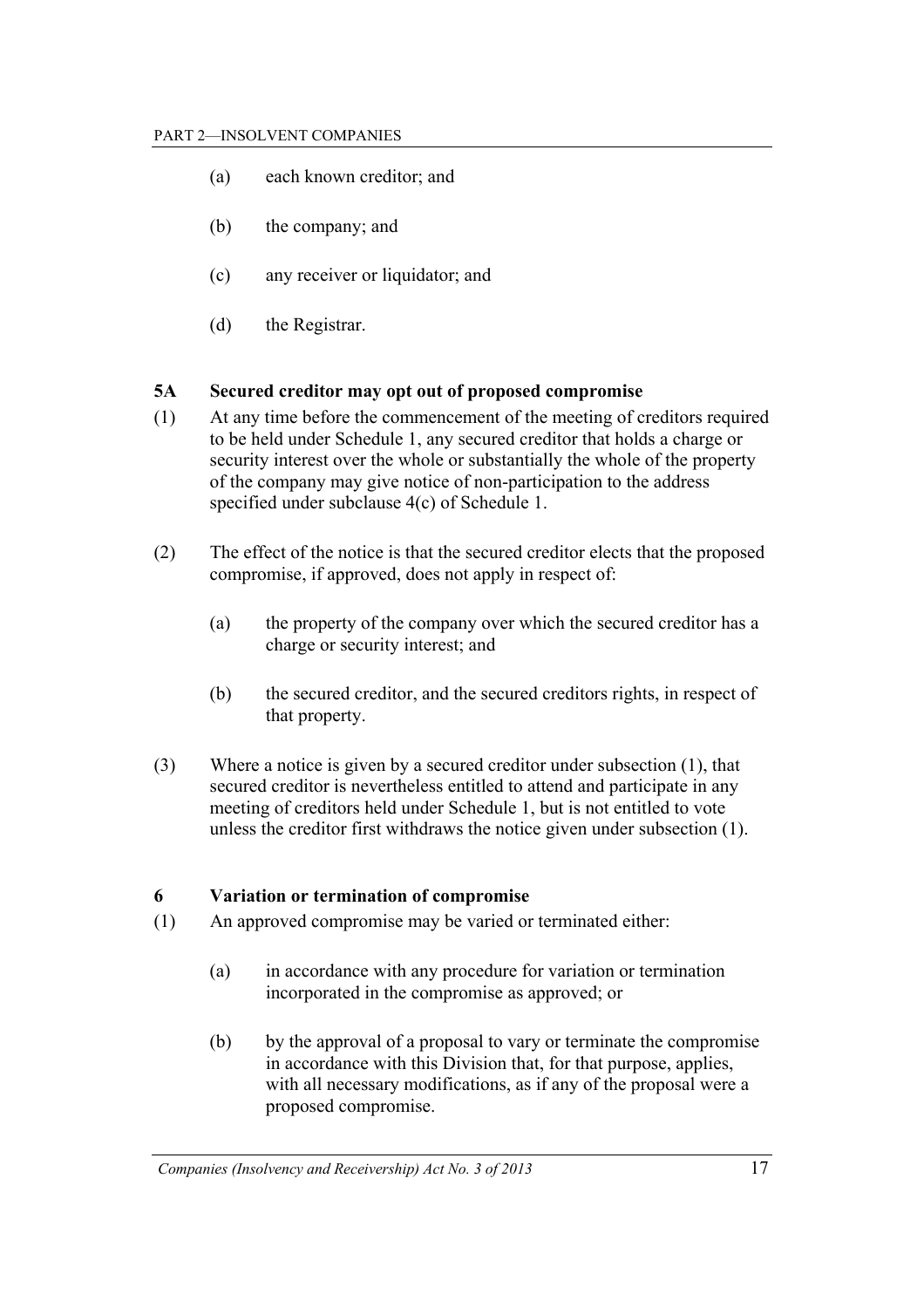(a) each known creditor; and

(b) the company; and

(c) any receiver or liquidator; and

(d) the Registrar.

### 5A Secured creditor may opt out of proposed compromise

(1) At any time before the commencement of the meeting of creditors required to be held under Schedule 1, any secured creditor that holds a charge or security interest over the whole or substantially the whole of the property of the company may give notice of non-participation to the address specified under subclause 4(c) of Schedule 1.

(2) The effect of the notice is that the secured creditor elects that the proposed compromise, if approved, does not apply in respect of:

(a) the property of the company over which the secured creditor has a charge or security interest; and

(b) the secured creditor, and the secured creditors rights, in respect of that property.

(3) Where a notice is given by a secured creditor under subsection (1), that secured creditor is nevertheless entitled to attend and participate in any meeting of creditors held under Schedule 1, but is not entitled to vote unless the creditor first withdraws the notice given under subsection (1).

### 6 Variation or termination of compromise

(1) An approved compromise may be varied or terminated either:

(a) in accordance with any procedure for variation or termination incorporated in the compromise as approved; or

(b) by the approval of a proposal to vary or terminate the compromise in accordance with this Division that, for that purpose, applies, with all necessary modifications, as if any of the proposal were a proposed compromise.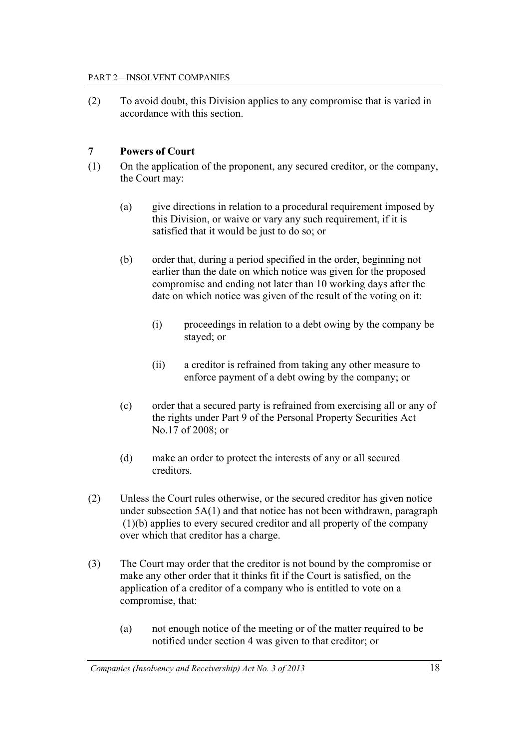(2) To avoid doubt, this Division applies to any compromise that is varied in accordance with this section.

### 7 Powers of Court

(1) On the application of the proponent, any secured creditor, or the company, the Court may:

(a) give directions in relation to a procedural requirement imposed by this Division, or waive or vary any such requirement, if it is satisfied that it would be just to do so; or

(b) order that, during a period specified in the order, beginning not earlier than the date on which notice was given for the proposed compromise and ending not later than 10 working days after the date on which notice was given of the result of the voting on it:

(i) proceedings in relation to a debt owing by the company be stayed; or

(ii) a creditor is refrained from taking any other measure to enforce payment of a debt owing by the company; or

(c) order that a secured party is refrained from exercising all or any of the rights under Part 9 of the Personal Property Securities Act No.17 of 2008; or

(d) make an order to protect the interests of any or all secured creditors.

(2) Unless the Court rules otherwise, or the secured creditor has given notice under subsection 5A(1) and that notice has not been withdrawn, paragraph (1)(b) applies to every secured creditor and all property of the company over which that creditor has a charge.

(3) The Court may order that the creditor is not bound by the compromise or make any other order that it thinks fit if the Court is satisfied, on the application of a creditor of a company who is entitled to vote on a compromise, that:

(a) not enough notice of the meeting or of the matter required to be notified under section 4 was given to that creditor; or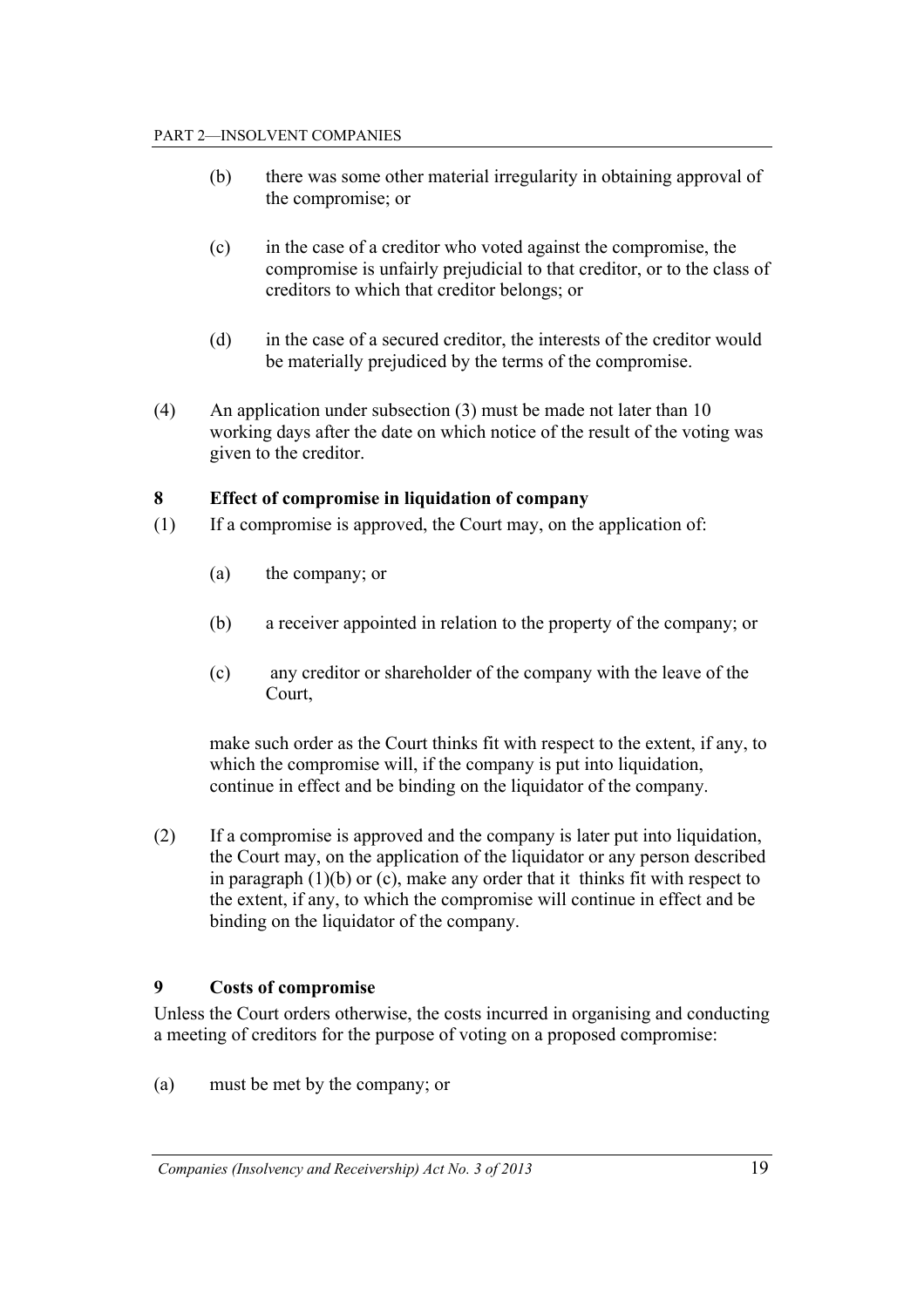(b) there was some other material irregularity in obtaining approval of the compromise; or

(c) in the case of a creditor who voted against the compromise, the compromise is unfairly prejudicial to that creditor, or to the class of creditors to which that creditor belongs; or

(d) in the case of a secured creditor, the interests of the creditor would be materially prejudiced by the terms of the compromise.

(4) An application under subsection (3) must be made not later than 10 working days after the date on which notice of the result of the voting was given to the creditor.

### 8 Effect of compromise in liquidation of company

(1) If a compromise is approved, the Court may, on the application of:

(a) the company; or

(b) a receiver appointed in relation to the property of the company; or

(c) any creditor or shareholder of the company with the leave of the Court,

make such order as the Court thinks fit with respect to the extent, if any, to which the compromise will, if the company is put into liquidation, continue in effect and be binding on the liquidator of the company.

(2) If a compromise is approved and the company is later put into liquidation, the Court may, on the application of the liquidator or any person described in paragraph (1)(b) or (c), make any order that it thinks fit with respect to the extent, if any, to which the compromise will continue in effect and be binding on the liquidator of the company.

### 9 Costs of compromise

Unless the Court orders otherwise, the costs incurred in organising and conducting a meeting of creditors for the purpose of voting on a proposed compromise:

(a) must be met by the company; or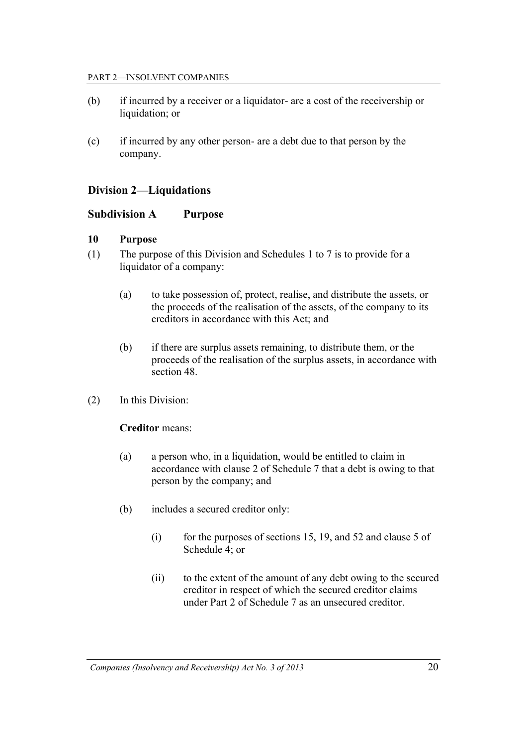(b) if incurred by a receiver or a liquidator- are a cost of the receivership or liquidation; or

(c) if incurred by any other person- are a debt due to that person by the company.

## Division 2—Liquidations

### Subdivision A Purpose

#### 10 Purpose

(1) The purpose of this Division and Schedules 1 to 7 is to provide for a liquidator of a company:

  (a) to take possession of, protect, realise, and distribute the assets, or the proceeds of the realisation of the assets, of the company to its creditors in accordance with this Act; and

  (b) if there are surplus assets remaining, to distribute them, or the proceeds of the realisation of the surplus assets, in accordance with section 48.

(2) In this Division:

  **Creditor** means:

  (a) a person who, in a liquidation, would be entitled to claim in accordance with clause 2 of Schedule 7 that a debt is owing to that person by the company; and

  (b) includes a secured creditor only:

    (i) for the purposes of sections 15, 19, and 52 and clause 5 of Schedule 4; or

    (ii) to the extent of the amount of any debt owing to the secured creditor in respect of which the secured creditor claims under Part 2 of Schedule 7 as an unsecured creditor.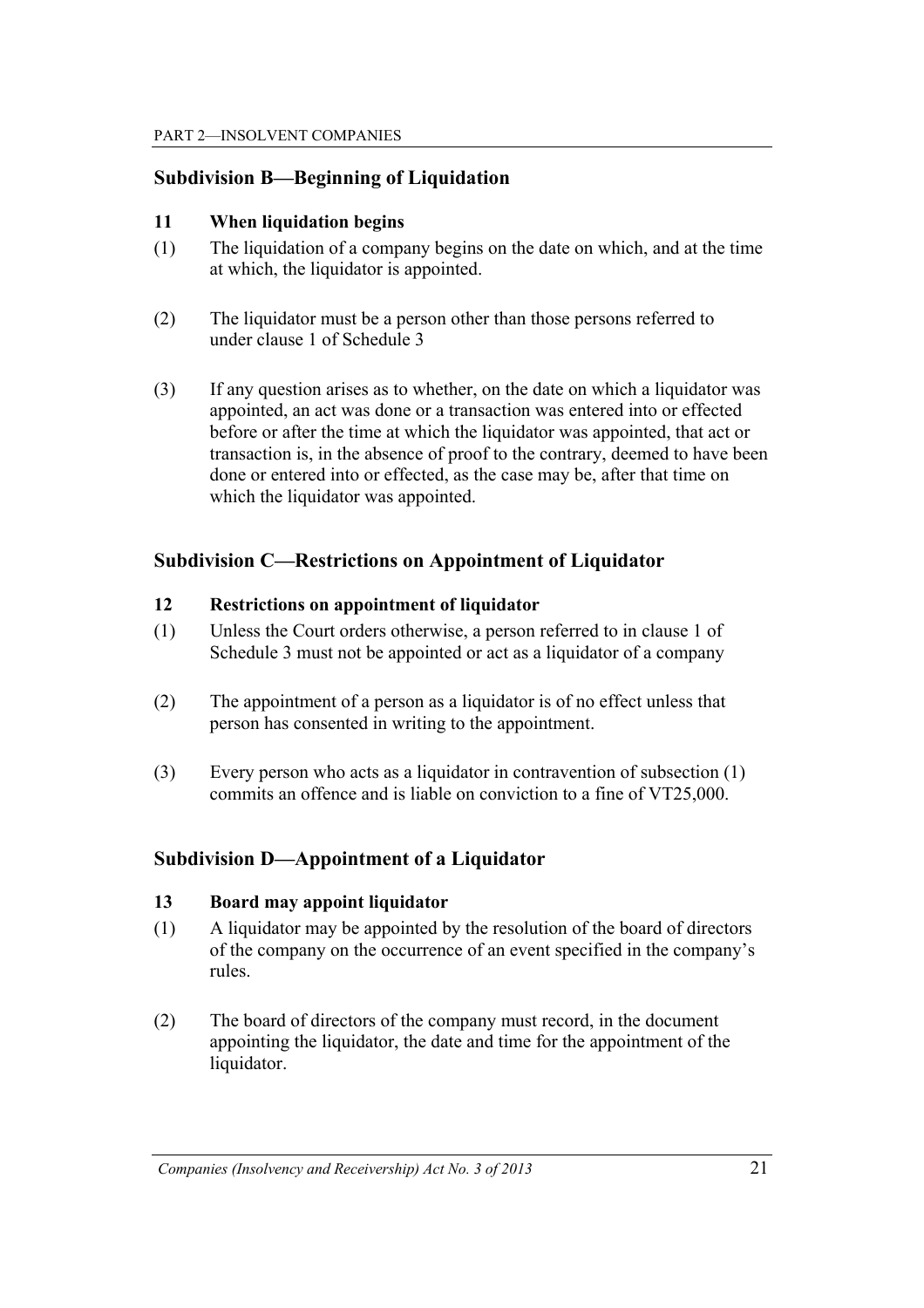## Subdivision B—Beginning of Liquidation

### 11 When liquidation begins

(1) The liquidation of a company begins on the date on which, and at the time at which, the liquidator is appointed.

(2) The liquidator must be a person other than those persons referred to under clause 1 of Schedule 3

(3) If any question arises as to whether, on the date on which a liquidator was appointed, an act was done or a transaction was entered into or effected before or after the time at which the liquidator was appointed, that act or transaction is, in the absence of proof to the contrary, deemed to have been done or entered into or effected, as the case may be, after that time on which the liquidator was appointed.

## Subdivision C—Restrictions on Appointment of Liquidator

### 12 Restrictions on appointment of liquidator

(1) Unless the Court orders otherwise, a person referred to in clause 1 of Schedule 3 must not be appointed or act as a liquidator of a company

(2) The appointment of a person as a liquidator is of no effect unless that person has consented in writing to the appointment.

(3) Every person who acts as a liquidator in contravention of subsection (1) commits an offence and is liable on conviction to a fine of VT25,000.

## Subdivision D—Appointment of a Liquidator

### 13 Board may appoint liquidator

(1) A liquidator may be appointed by the resolution of the board of directors of the company on the occurrence of an event specified in the company's rules.

(2) The board of directors of the company must record, in the document appointing the liquidator, the date and time for the appointment of the liquidator.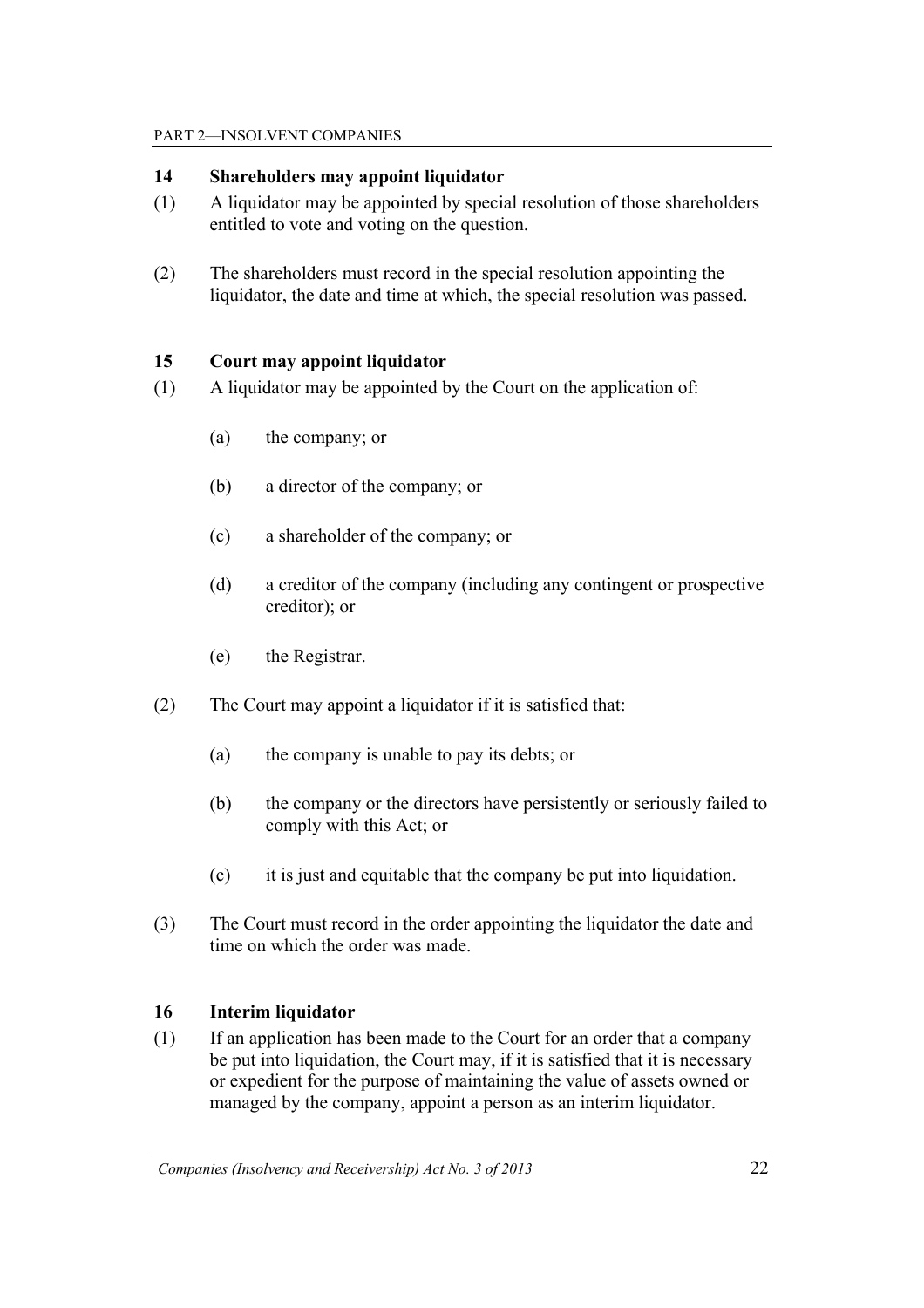### 14 Shareholders may appoint liquidator

(1) A liquidator may be appointed by special resolution of those shareholders entitled to vote and voting on the question.

(2) The shareholders must record in the special resolution appointing the liquidator, the date and time at which, the special resolution was passed.

### 15 Court may appoint liquidator

(1) A liquidator may be appointed by the Court on the application of:

  (a) the company; or

  (b) a director of the company; or

  (c) a shareholder of the company; or

  (d) a creditor of the company (including any contingent or prospective creditor); or

  (e) the Registrar.

(2) The Court may appoint a liquidator if it is satisfied that:

  (a) the company is unable to pay its debts; or

  (b) the company or the directors have persistently or seriously failed to comply with this Act; or

  (c) it is just and equitable that the company be put into liquidation.

(3) The Court must record in the order appointing the liquidator the date and time on which the order was made.

### 16 Interim liquidator

(1) If an application has been made to the Court for an order that a company be put into liquidation, the Court may, if it is satisfied that it is necessary or expedient for the purpose of maintaining the value of assets owned or managed by the company, appoint a person as an interim liquidator.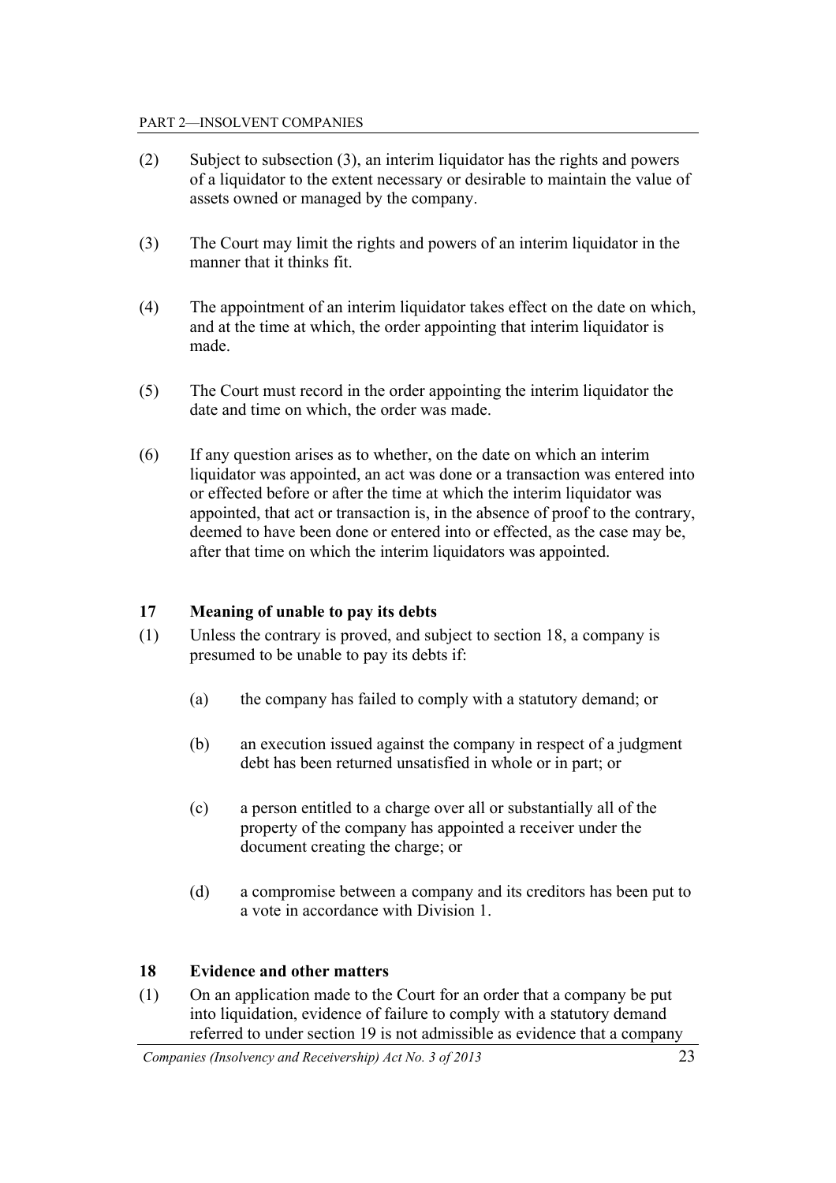(2) Subject to subsection (3), an interim liquidator has the rights and powers of a liquidator to the extent necessary or desirable to maintain the value of assets owned or managed by the company.

(3) The Court may limit the rights and powers of an interim liquidator in the manner that it thinks fit.

(4) The appointment of an interim liquidator takes effect on the date on which, and at the time at which, the order appointing that interim liquidator is made.

(5) The Court must record in the order appointing the interim liquidator the date and time on which, the order was made.

(6) If any question arises as to whether, on the date on which an interim liquidator was appointed, an act was done or a transaction was entered into or effected before or after the time at which the interim liquidator was appointed, that act or transaction is, in the absence of proof to the contrary, deemed to have been done or entered into or effected, as the case may be, after that time on which the interim liquidators was appointed.

### 17 Meaning of unable to pay its debts

(1) Unless the contrary is proved, and subject to section 18, a company is presumed to be unable to pay its debts if:

(a) the company has failed to comply with a statutory demand; or

(b) an execution issued against the company in respect of a judgment debt has been returned unsatisfied in whole or in part; or

(c) a person entitled to a charge over all or substantially all of the property of the company has appointed a receiver under the document creating the charge; or

(d) a compromise between a company and its creditors has been put to a vote in accordance with Division 1.

### 18 Evidence and other matters

(1) On an application made to the Court for an order that a company be put into liquidation, evidence of failure to comply with a statutory demand referred to under section 19 is not admissible as evidence that a company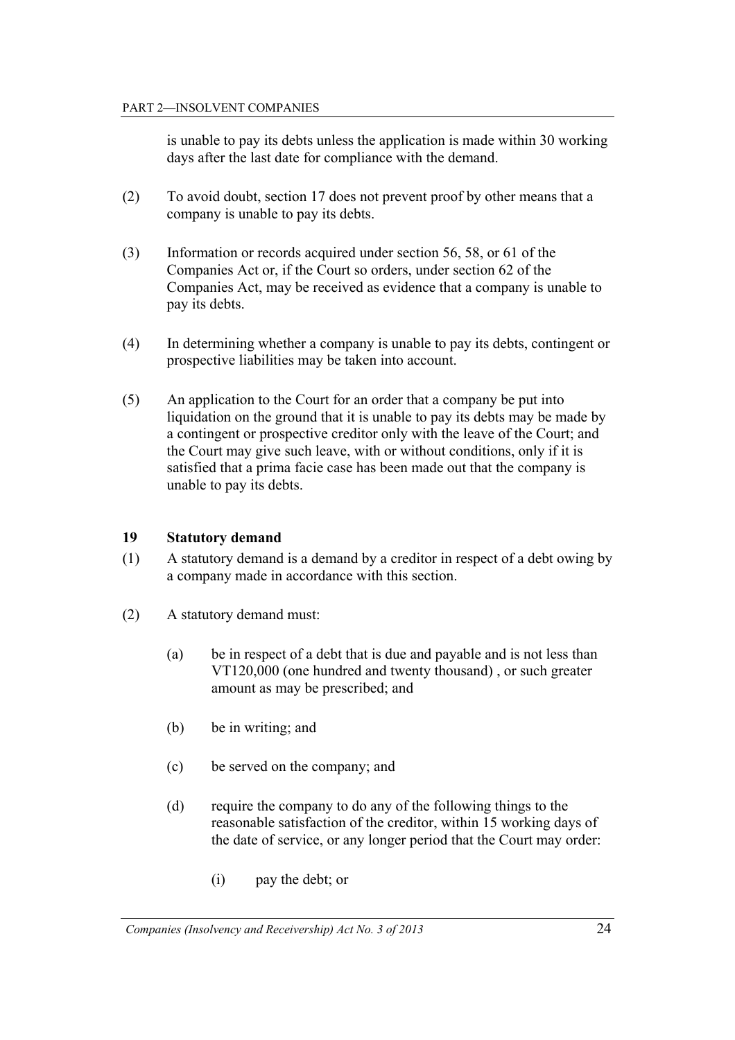is unable to pay its debts unless the application is made within 30 working days after the last date for compliance with the demand.

(2) To avoid doubt, section 17 does not prevent proof by other means that a company is unable to pay its debts.

(3) Information or records acquired under section 56, 58, or 61 of the Companies Act or, if the Court so orders, under section 62 of the Companies Act, may be received as evidence that a company is unable to pay its debts.

(4) In determining whether a company is unable to pay its debts, contingent or prospective liabilities may be taken into account.

(5) An application to the Court for an order that a company be put into liquidation on the ground that it is unable to pay its debts may be made by a contingent or prospective creditor only with the leave of the Court; and the Court may give such leave, with or without conditions, only if it is satisfied that a prima facie case has been made out that the company is unable to pay its debts.

### 19 Statutory demand

(1) A statutory demand is a demand by a creditor in respect of a debt owing by a company made in accordance with this section.

(2) A statutory demand must:

(a) be in respect of a debt that is due and payable and is not less than VT120,000 (one hundred and twenty thousand) , or such greater amount as may be prescribed; and

(b) be in writing; and

(c) be served on the company; and

(d) require the company to do any of the following things to the reasonable satisfaction of the creditor, within 15 working days of the date of service, or any longer period that the Court may order:

(i) pay the debt; or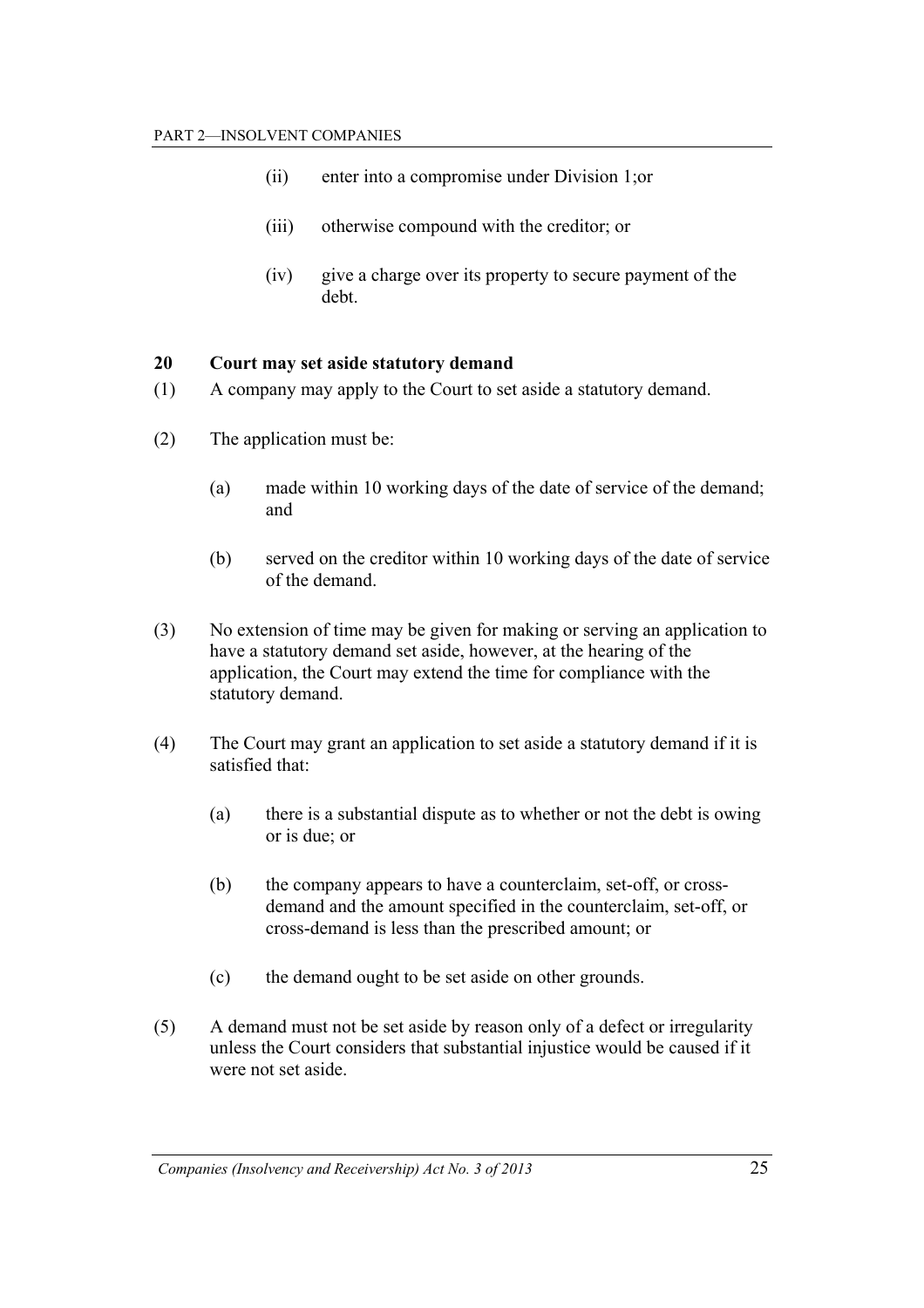(ii) enter into a compromise under Division 1;or

(iii) otherwise compound with the creditor; or

(iv) give a charge over its property to secure payment of the debt.

**20 Court may set aside statutory demand**

(1) A company may apply to the Court to set aside a statutory demand.

(2) The application must be:

(a) made within 10 working days of the date of service of the demand; and

(b) served on the creditor within 10 working days of the date of service of the demand.

(3) No extension of time may be given for making or serving an application to have a statutory demand set aside, however, at the hearing of the application, the Court may extend the time for compliance with the statutory demand.

(4) The Court may grant an application to set aside a statutory demand if it is satisfied that:

(a) there is a substantial dispute as to whether or not the debt is owing or is due; or

(b) the company appears to have a counterclaim, set-off, or cross-demand and the amount specified in the counterclaim, set-off, or cross-demand is less than the prescribed amount; or

(c) the demand ought to be set aside on other grounds.

(5) A demand must not be set aside by reason only of a defect or irregularity unless the Court considers that substantial injustice would be caused if it were not set aside.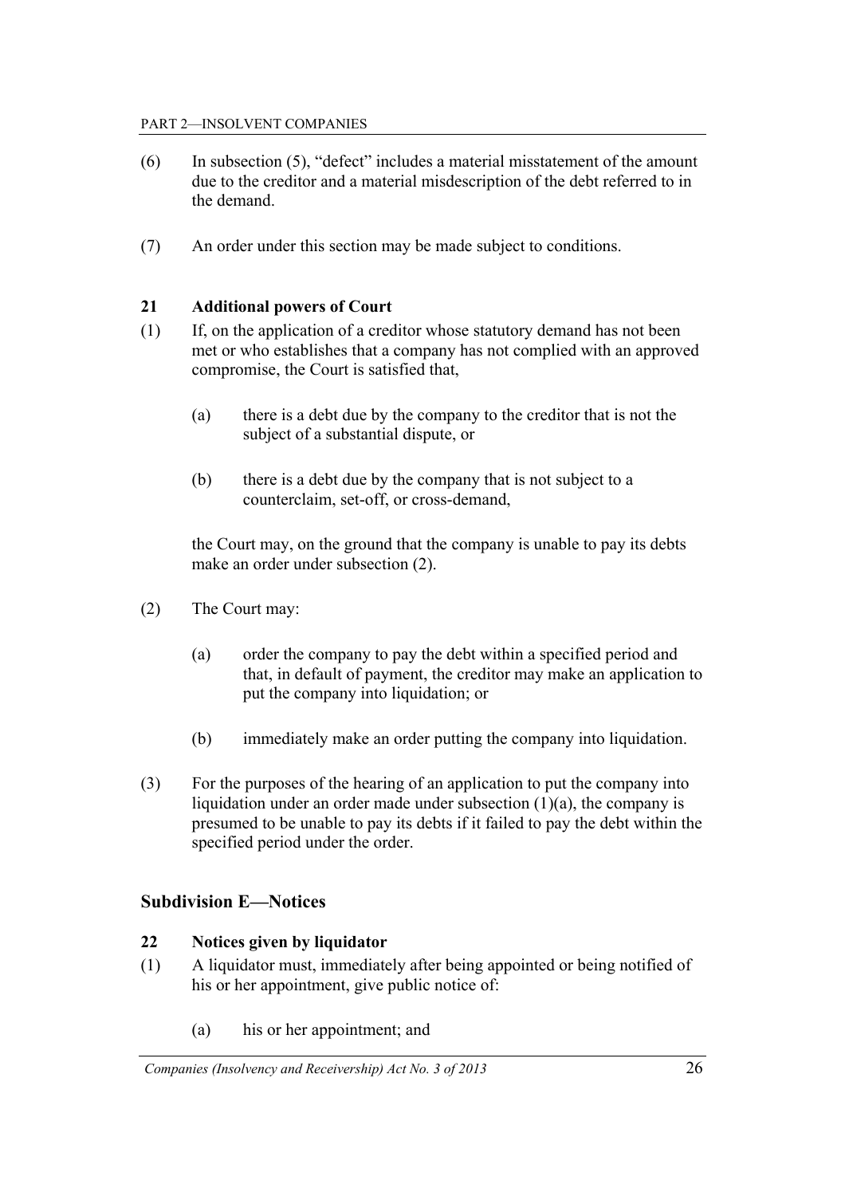(6) In subsection (5), "defect" includes a material misstatement of the amount due to the creditor and a material misdescription of the debt referred to in the demand.

(7) An order under this section may be made subject to conditions.

### 21 Additional powers of Court

(1) If, on the application of a creditor whose statutory demand has not been met or who establishes that a company has not complied with an approved compromise, the Court is satisfied that,

(a) there is a debt due by the company to the creditor that is not the subject of a substantial dispute, or

(b) there is a debt due by the company that is not subject to a counterclaim, set-off, or cross-demand,

the Court may, on the ground that the company is unable to pay its debts make an order under subsection (2).

(2) The Court may:

(a) order the company to pay the debt within a specified period and that, in default of payment, the creditor may make an application to put the company into liquidation; or

(b) immediately make an order putting the company into liquidation.

(3) For the purposes of the hearing of an application to put the company into liquidation under an order made under subsection (1)(a), the company is presumed to be unable to pay its debts if it failed to pay the debt within the specified period under the order.

## Subdivision E—Notices

### 22 Notices given by liquidator

(1) A liquidator must, immediately after being appointed or being notified of his or her appointment, give public notice of:

(a) his or her appointment; and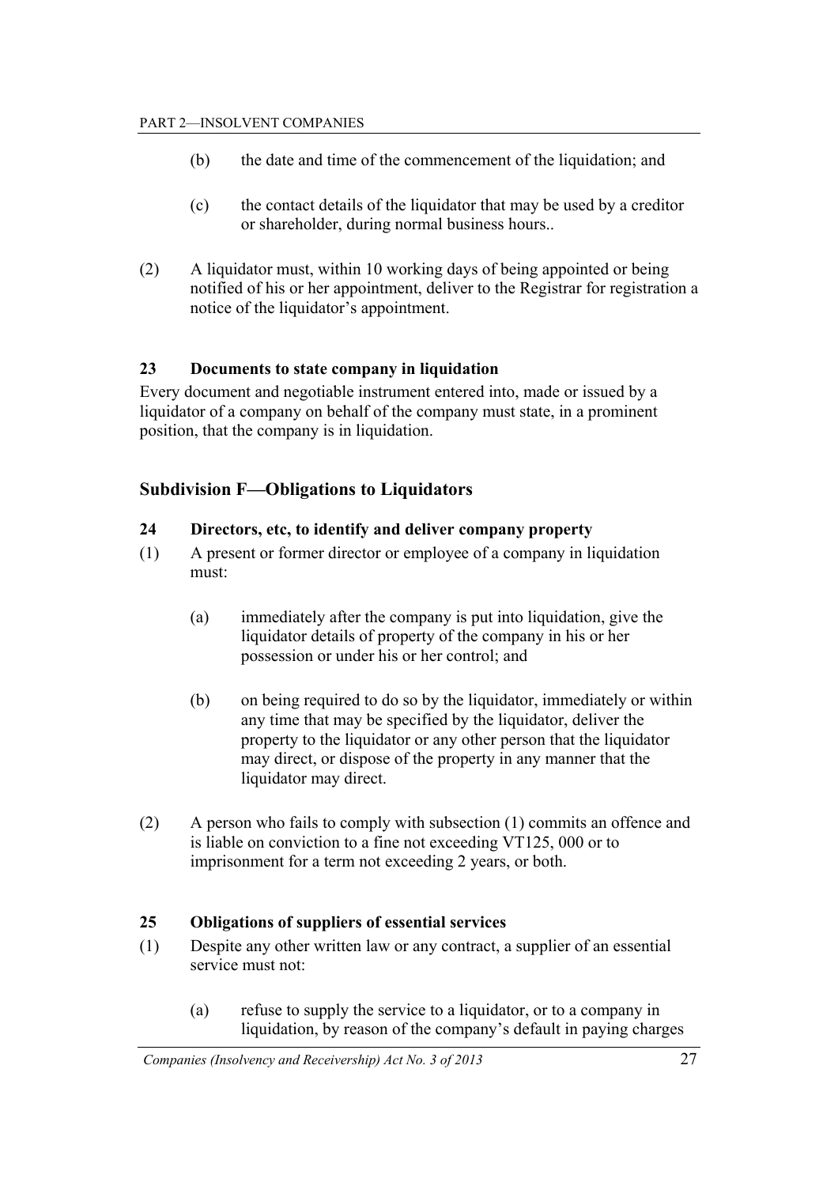(b) the date and time of the commencement of the liquidation; and

(c) the contact details of the liquidator that may be used by a creditor or shareholder, during normal business hours..

(2) A liquidator must, within 10 working days of being appointed or being notified of his or her appointment, deliver to the Registrar for registration a notice of the liquidator's appointment.

### 23 Documents to state company in liquidation

Every document and negotiable instrument entered into, made or issued by a liquidator of a company on behalf of the company must state, in a prominent position, that the company is in liquidation.

## Subdivision F—Obligations to Liquidators

### 24 Directors, etc, to identify and deliver company property

(1) A present or former director or employee of a company in liquidation must:

(a) immediately after the company is put into liquidation, give the liquidator details of property of the company in his or her possession or under his or her control; and

(b) on being required to do so by the liquidator, immediately or within any time that may be specified by the liquidator, deliver the property to the liquidator or any other person that the liquidator may direct, or dispose of the property in any manner that the liquidator may direct.

(2) A person who fails to comply with subsection (1) commits an offence and is liable on conviction to a fine not exceeding VT125, 000 or to imprisonment for a term not exceeding 2 years, or both.

### 25 Obligations of suppliers of essential services

(1) Despite any other written law or any contract, a supplier of an essential service must not:

(a) refuse to supply the service to a liquidator, or to a company in liquidation, by reason of the company's default in paying charges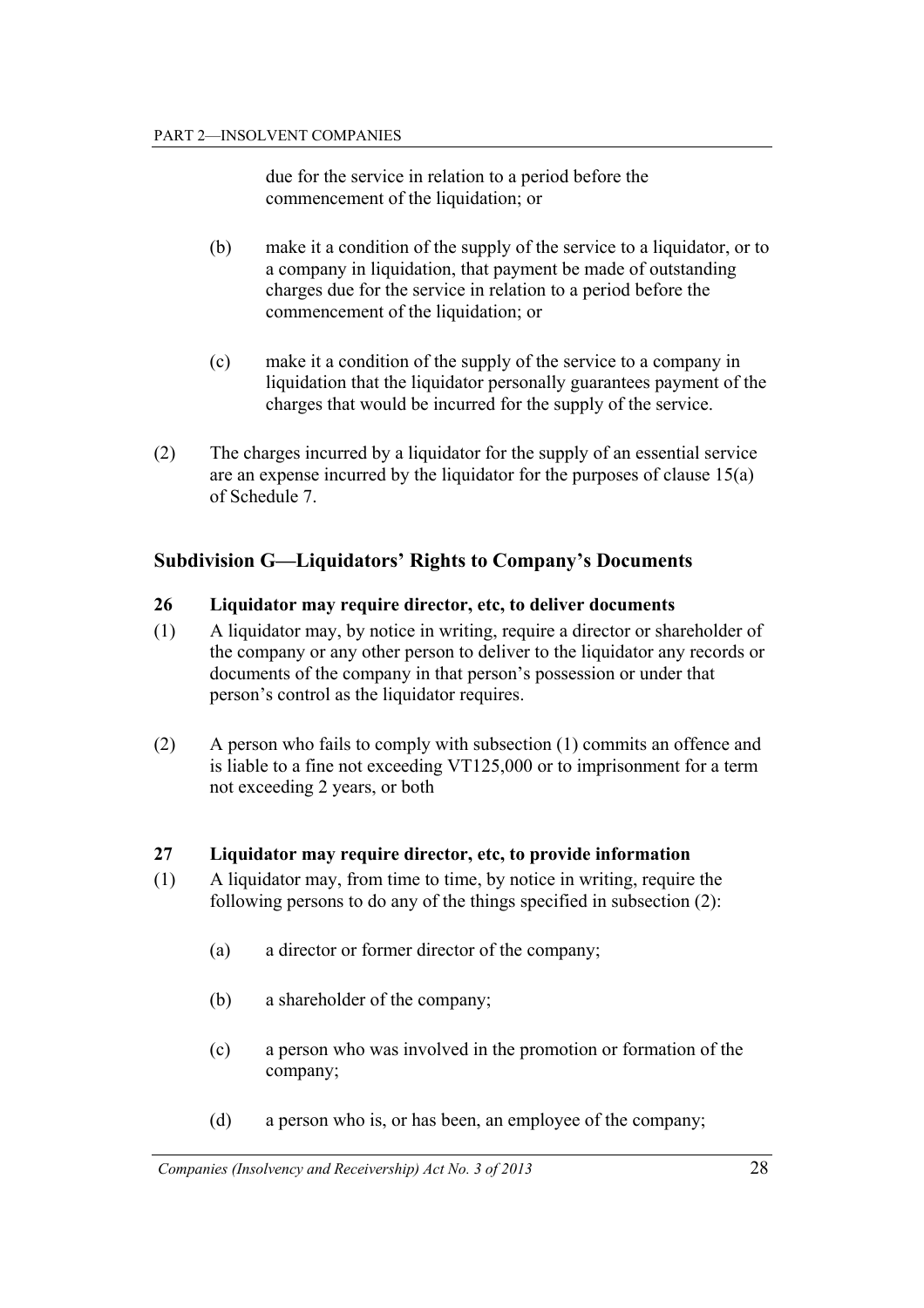due for the service in relation to a period before the commencement of the liquidation; or

(b) make it a condition of the supply of the service to a liquidator, or to a company in liquidation, that payment be made of outstanding charges due for the service in relation to a period before the commencement of the liquidation; or

(c) make it a condition of the supply of the service to a company in liquidation that the liquidator personally guarantees payment of the charges that would be incurred for the supply of the service.

(2) The charges incurred by a liquidator for the supply of an essential service are an expense incurred by the liquidator for the purposes of clause 15(a) of Schedule 7.

## Subdivision G—Liquidators' Rights to Company's Documents

### 26 Liquidator may require director, etc, to deliver documents

(1) A liquidator may, by notice in writing, require a director or shareholder of the company or any other person to deliver to the liquidator any records or documents of the company in that person's possession or under that person's control as the liquidator requires.

(2) A person who fails to comply with subsection (1) commits an offence and is liable to a fine not exceeding VT125,000 or to imprisonment for a term not exceeding 2 years, or both

### 27 Liquidator may require director, etc, to provide information

(1) A liquidator may, from time to time, by notice in writing, require the following persons to do any of the things specified in subsection (2):

(a) a director or former director of the company;

(b) a shareholder of the company;

(c) a person who was involved in the promotion or formation of the company;

(d) a person who is, or has been, an employee of the company;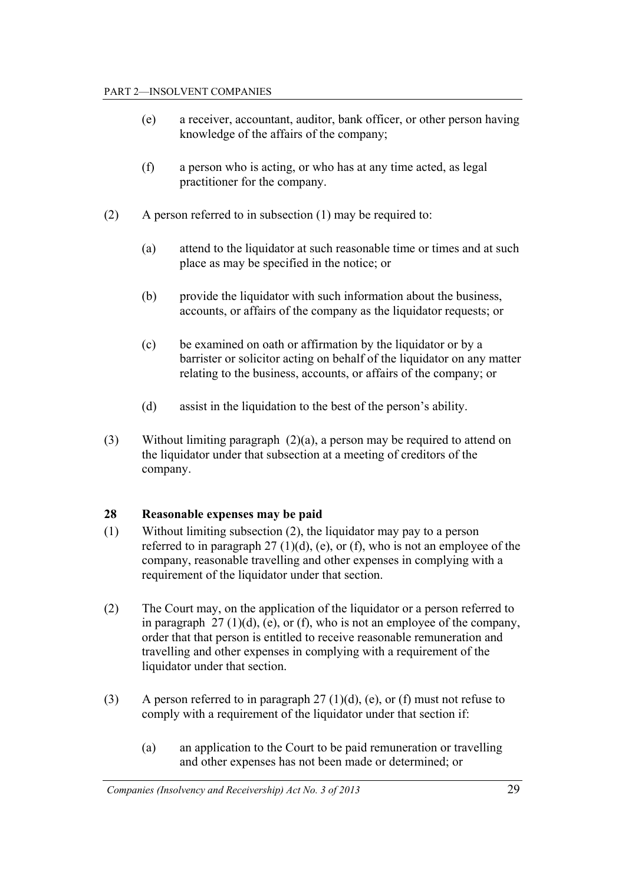(e) a receiver, accountant, auditor, bank officer, or other person having knowledge of the affairs of the company;

(f) a person who is acting, or who has at any time acted, as legal practitioner for the company.

(2) A person referred to in subsection (1) may be required to:

(a) attend to the liquidator at such reasonable time or times and at such place as may be specified in the notice; or

(b) provide the liquidator with such information about the business, accounts, or affairs of the company as the liquidator requests; or

(c) be examined on oath or affirmation by the liquidator or by a barrister or solicitor acting on behalf of the liquidator on any matter relating to the business, accounts, or affairs of the company; or

(d) assist in the liquidation to the best of the person's ability.

(3) Without limiting paragraph (2)(a), a person may be required to attend on the liquidator under that subsection at a meeting of creditors of the company.

**28 Reasonable expenses may be paid**

(1) Without limiting subsection (2), the liquidator may pay to a person referred to in paragraph 27 (1)(d), (e), or (f), who is not an employee of the company, reasonable travelling and other expenses in complying with a requirement of the liquidator under that section.

(2) The Court may, on the application of the liquidator or a person referred to in paragraph 27 (1)(d), (e), or (f), who is not an employee of the company, order that that person is entitled to receive reasonable remuneration and travelling and other expenses in complying with a requirement of the liquidator under that section.

(3) A person referred to in paragraph 27 (1)(d), (e), or (f) must not refuse to comply with a requirement of the liquidator under that section if:

(a) an application to the Court to be paid remuneration or travelling and other expenses has not been made or determined; or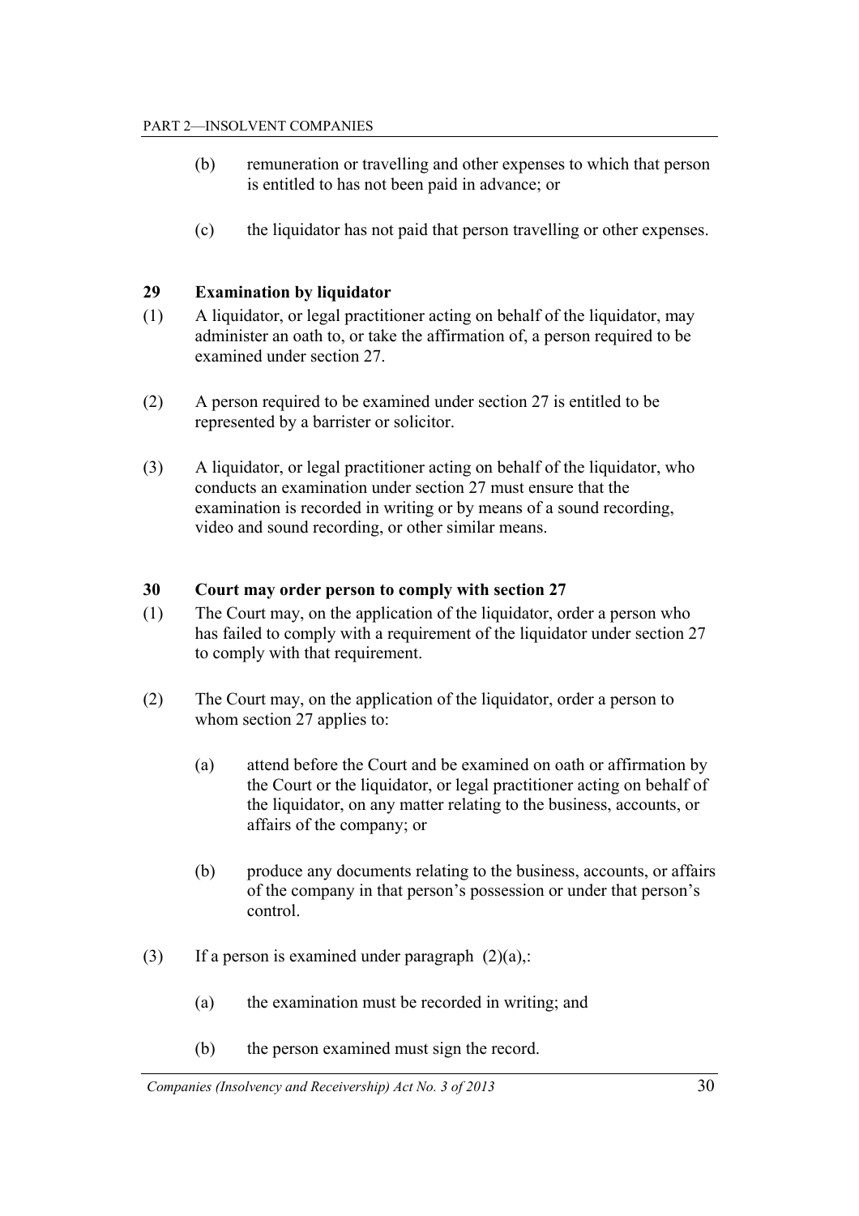(b) remuneration or travelling and other expenses to which that person is entitled to has not been paid in advance; or

(c) the liquidator has not paid that person travelling or other expenses.

### 29 Examination by liquidator

(1) A liquidator, or legal practitioner acting on behalf of the liquidator, may administer an oath to, or take the affirmation of, a person required to be examined under section 27.

(2) A person required to be examined under section 27 is entitled to be represented by a barrister or solicitor.

(3) A liquidator, or legal practitioner acting on behalf of the liquidator, who conducts an examination under section 27 must ensure that the examination is recorded in writing or by means of a sound recording, video and sound recording, or other similar means.

### 30 Court may order person to comply with section 27

(1) The Court may, on the application of the liquidator, order a person who has failed to comply with a requirement of the liquidator under section 27 to comply with that requirement.

(2) The Court may, on the application of the liquidator, order a person to whom section 27 applies to:

(a) attend before the Court and be examined on oath or affirmation by the Court or the liquidator, or legal practitioner acting on behalf of the liquidator, on any matter relating to the business, accounts, or affairs of the company; or

(b) produce any documents relating to the business, accounts, or affairs of the company in that person's possession or under that person's control.

(3) If a person is examined under paragraph (2)(a),:

(a) the examination must be recorded in writing; and

(b) the person examined must sign the record.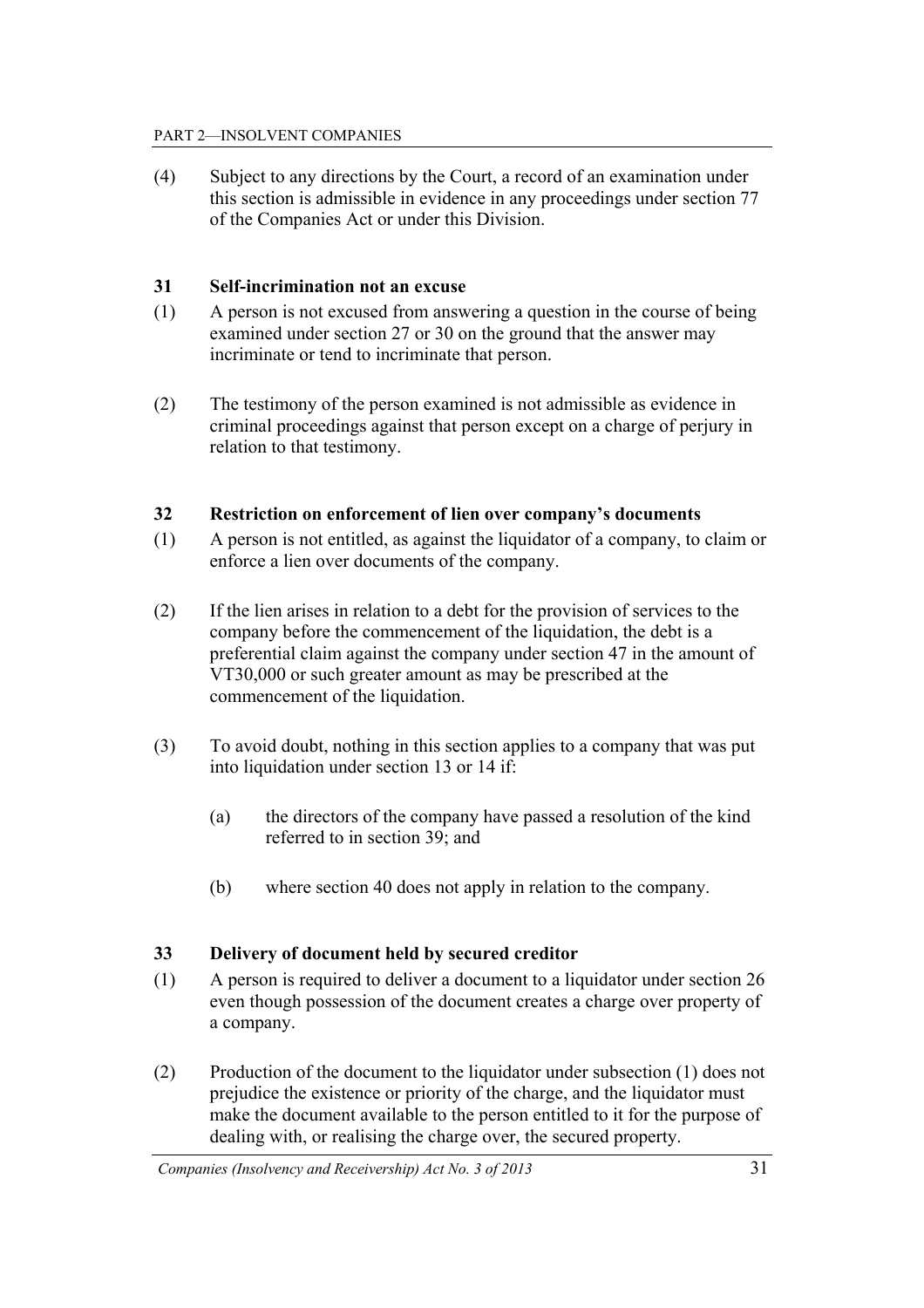(4) Subject to any directions by the Court, a record of an examination under this section is admissible in evidence in any proceedings under section 77 of the Companies Act or under this Division.

### 31 Self-incrimination not an excuse

(1) A person is not excused from answering a question in the course of being examined under section 27 or 30 on the ground that the answer may incriminate or tend to incriminate that person.

(2) The testimony of the person examined is not admissible as evidence in criminal proceedings against that person except on a charge of perjury in relation to that testimony.

### 32 Restriction on enforcement of lien over company's documents

(1) A person is not entitled, as against the liquidator of a company, to claim or enforce a lien over documents of the company.

(2) If the lien arises in relation to a debt for the provision of services to the company before the commencement of the liquidation, the debt is a preferential claim against the company under section 47 in the amount of VT30,000 or such greater amount as may be prescribed at the commencement of the liquidation.

(3) To avoid doubt, nothing in this section applies to a company that was put into liquidation under section 13 or 14 if:

(a) the directors of the company have passed a resolution of the kind referred to in section 39; and

(b) where section 40 does not apply in relation to the company.

### 33 Delivery of document held by secured creditor

(1) A person is required to deliver a document to a liquidator under section 26 even though possession of the document creates a charge over property of a company.

(2) Production of the document to the liquidator under subsection (1) does not prejudice the existence or priority of the charge, and the liquidator must make the document available to the person entitled to it for the purpose of dealing with, or realising the charge over, the secured property.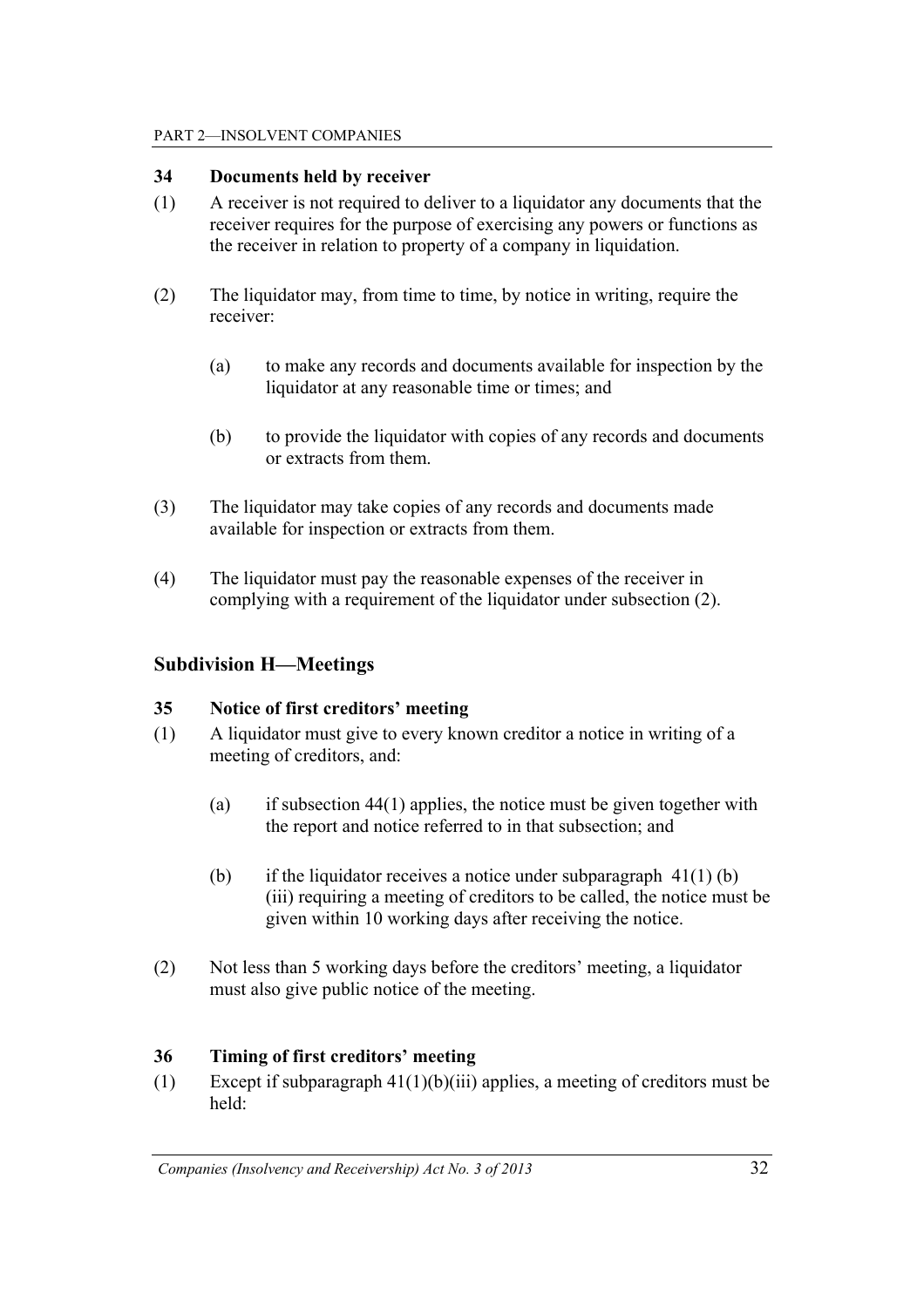### 34 Documents held by receiver

(1) A receiver is not required to deliver to a liquidator any documents that the receiver requires for the purpose of exercising any powers or functions as the receiver in relation to property of a company in liquidation.

(2) The liquidator may, from time to time, by notice in writing, require the receiver:

(a) to make any records and documents available for inspection by the liquidator at any reasonable time or times; and

(b) to provide the liquidator with copies of any records and documents or extracts from them.

(3) The liquidator may take copies of any records and documents made available for inspection or extracts from them.

(4) The liquidator must pay the reasonable expenses of the receiver in complying with a requirement of the liquidator under subsection (2).

## Subdivision H—Meetings

### 35 Notice of first creditors' meeting

(1) A liquidator must give to every known creditor a notice in writing of a meeting of creditors, and:

(a) if subsection 44(1) applies, the notice must be given together with the report and notice referred to in that subsection; and

(b) if the liquidator receives a notice under subparagraph 41(1) (b) (iii) requiring a meeting of creditors to be called, the notice must be given within 10 working days after receiving the notice.

(2) Not less than 5 working days before the creditors' meeting, a liquidator must also give public notice of the meeting.

### 36 Timing of first creditors' meeting

(1) Except if subparagraph 41(1)(b)(iii) applies, a meeting of creditors must be held: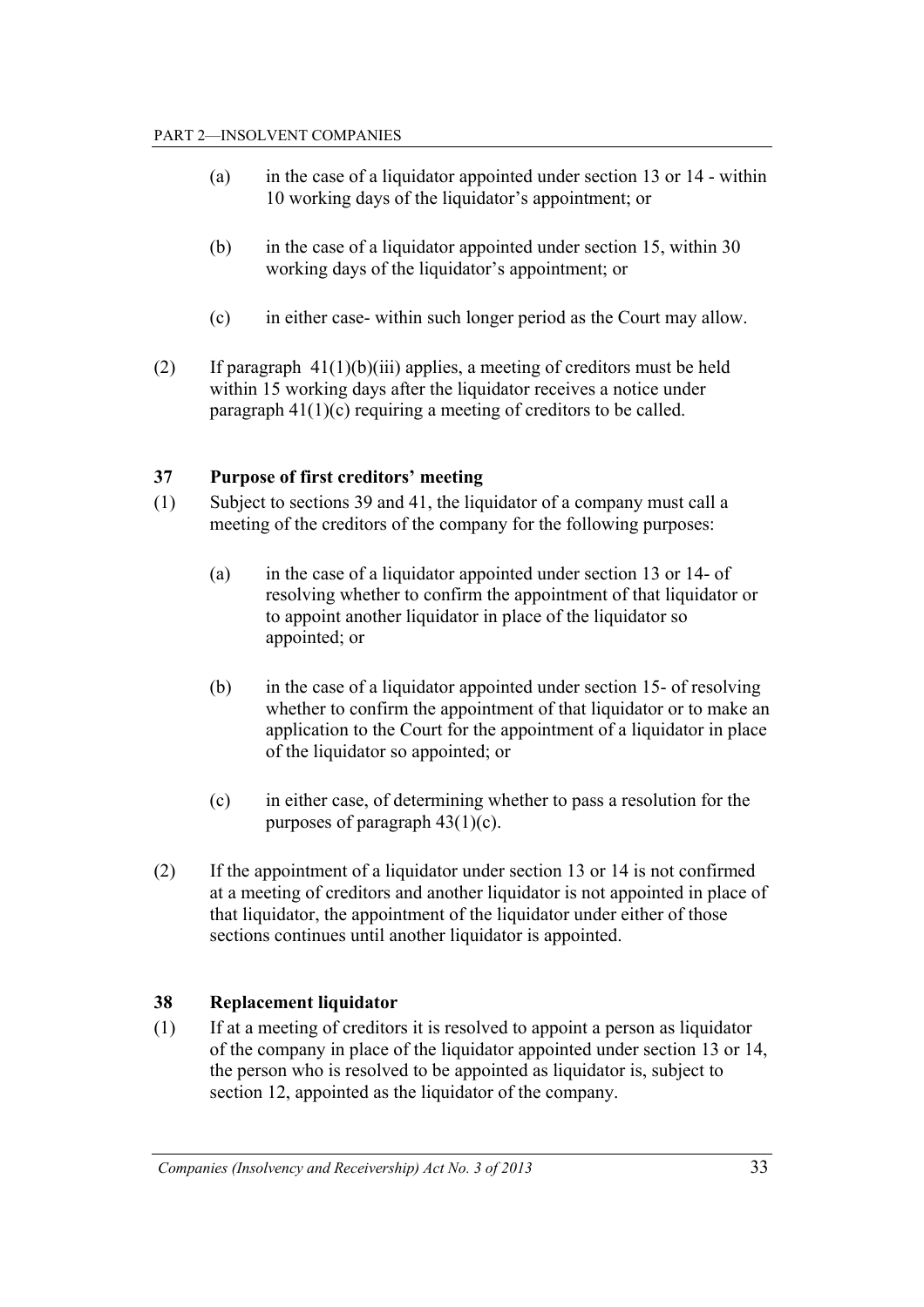(a) in the case of a liquidator appointed under section 13 or 14 - within 10 working days of the liquidator's appointment; or

(b) in the case of a liquidator appointed under section 15, within 30 working days of the liquidator's appointment; or

(c) in either case- within such longer period as the Court may allow.

(2) If paragraph 41(1)(b)(iii) applies, a meeting of creditors must be held within 15 working days after the liquidator receives a notice under paragraph 41(1)(c) requiring a meeting of creditors to be called.

### 37 Purpose of first creditors' meeting

(1) Subject to sections 39 and 41, the liquidator of a company must call a meeting of the creditors of the company for the following purposes:

(a) in the case of a liquidator appointed under section 13 or 14- of resolving whether to confirm the appointment of that liquidator or to appoint another liquidator in place of the liquidator so appointed; or

(b) in the case of a liquidator appointed under section 15- of resolving whether to confirm the appointment of that liquidator or to make an application to the Court for the appointment of a liquidator in place of the liquidator so appointed; or

(c) in either case, of determining whether to pass a resolution for the purposes of paragraph 43(1)(c).

(2) If the appointment of a liquidator under section 13 or 14 is not confirmed at a meeting of creditors and another liquidator is not appointed in place of that liquidator, the appointment of the liquidator under either of those sections continues until another liquidator is appointed.

### 38 Replacement liquidator

(1) If at a meeting of creditors it is resolved to appoint a person as liquidator of the company in place of the liquidator appointed under section 13 or 14, the person who is resolved to be appointed as liquidator is, subject to section 12, appointed as the liquidator of the company.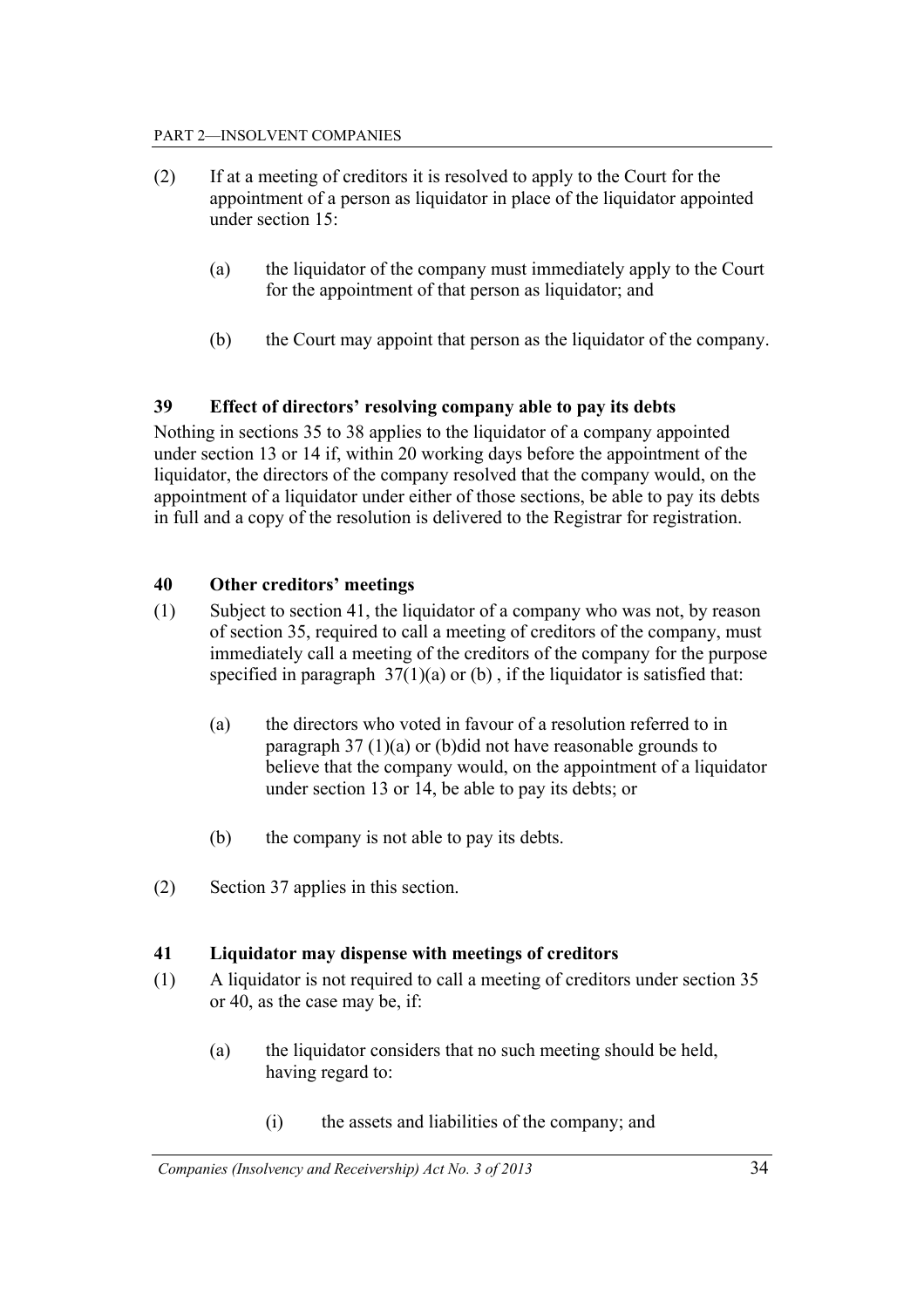(2) If at a meeting of creditors it is resolved to apply to the Court for the appointment of a person as liquidator in place of the liquidator appointed under section 15:

(a) the liquidator of the company must immediately apply to the Court for the appointment of that person as liquidator; and

(b) the Court may appoint that person as the liquidator of the company.

### 39 Effect of directors' resolving company able to pay its debts

Nothing in sections 35 to 38 applies to the liquidator of a company appointed under section 13 or 14 if, within 20 working days before the appointment of the liquidator, the directors of the company resolved that the company would, on the appointment of a liquidator under either of those sections, be able to pay its debts in full and a copy of the resolution is delivered to the Registrar for registration.

### 40 Other creditors' meetings

(1) Subject to section 41, the liquidator of a company who was not, by reason of section 35, required to call a meeting of creditors of the company, must immediately call a meeting of the creditors of the company for the purpose specified in paragraph 37(1)(a) or (b) , if the liquidator is satisfied that:

(a) the directors who voted in favour of a resolution referred to in paragraph 37 (1)(a) or (b)did not have reasonable grounds to believe that the company would, on the appointment of a liquidator under section 13 or 14, be able to pay its debts; or

(b) the company is not able to pay its debts.

(2) Section 37 applies in this section.

### 41 Liquidator may dispense with meetings of creditors

(1) A liquidator is not required to call a meeting of creditors under section 35 or 40, as the case may be, if:

(a) the liquidator considers that no such meeting should be held, having regard to:

(i) the assets and liabilities of the company; and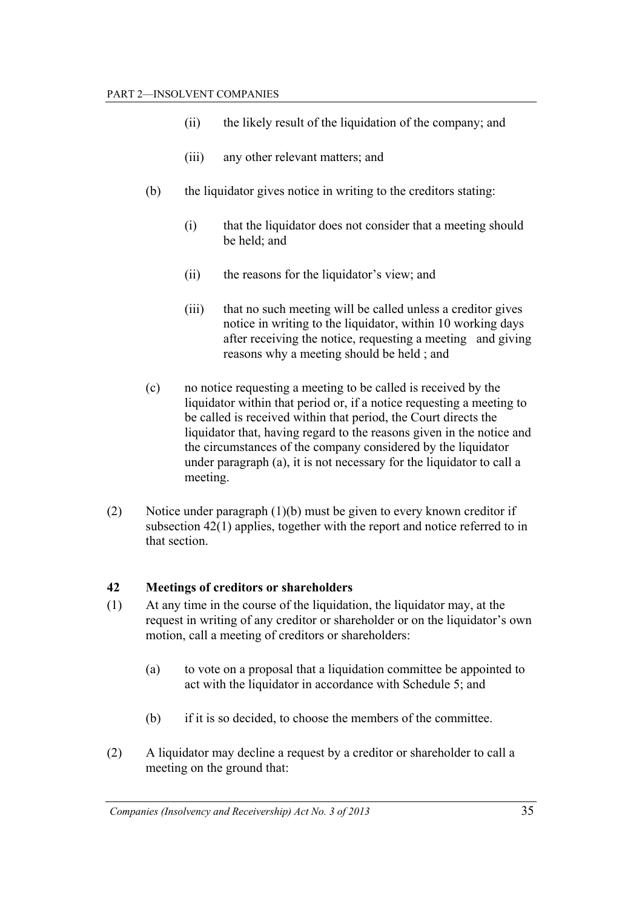(ii) the likely result of the liquidation of the company; and

(iii) any other relevant matters; and

(b) the liquidator gives notice in writing to the creditors stating:

(i) that the liquidator does not consider that a meeting should be held; and

(ii) the reasons for the liquidator's view; and

(iii) that no such meeting will be called unless a creditor gives notice in writing to the liquidator, within 10 working days after receiving the notice, requesting a meeting and giving reasons why a meeting should be held ; and

(c) no notice requesting a meeting to be called is received by the liquidator within that period or, if a notice requesting a meeting to be called is received within that period, the Court directs the liquidator that, having regard to the reasons given in the notice and the circumstances of the company considered by the liquidator under paragraph (a), it is not necessary for the liquidator to call a meeting.

(2) Notice under paragraph (1)(b) must be given to every known creditor if subsection 42(1) applies, together with the report and notice referred to in that section.

### 42 Meetings of creditors or shareholders

(1) At any time in the course of the liquidation, the liquidator may, at the request in writing of any creditor or shareholder or on the liquidator's own motion, call a meeting of creditors or shareholders:

(a) to vote on a proposal that a liquidation committee be appointed to act with the liquidator in accordance with Schedule 5; and

(b) if it is so decided, to choose the members of the committee.

(2) A liquidator may decline a request by a creditor or shareholder to call a meeting on the ground that: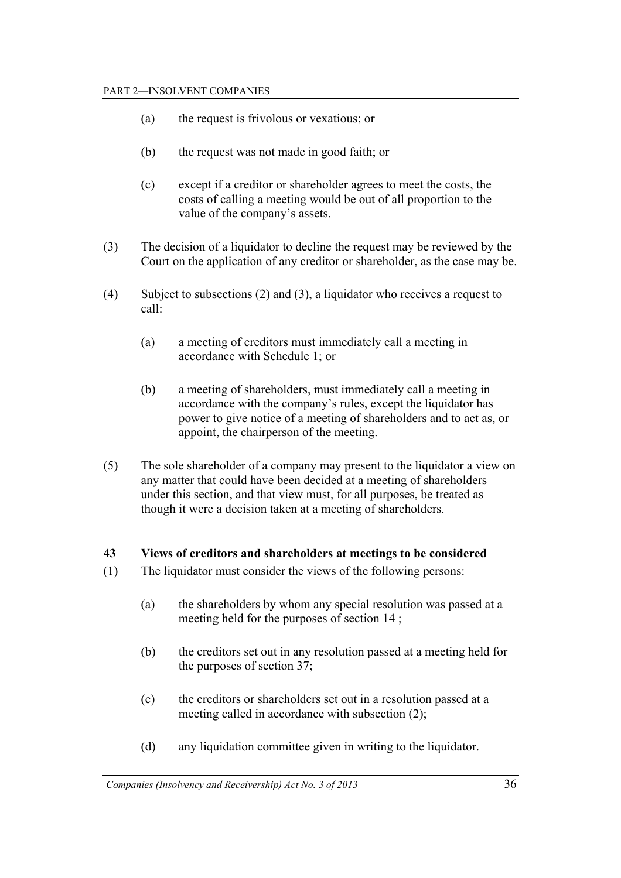(a) the request is frivolous or vexatious; or

(b) the request was not made in good faith; or

(c) except if a creditor or shareholder agrees to meet the costs, the costs of calling a meeting would be out of all proportion to the value of the company's assets.

(3) The decision of a liquidator to decline the request may be reviewed by the Court on the application of any creditor or shareholder, as the case may be.

(4) Subject to subsections (2) and (3), a liquidator who receives a request to call:

(a) a meeting of creditors must immediately call a meeting in accordance with Schedule 1; or

(b) a meeting of shareholders, must immediately call a meeting in accordance with the company's rules, except the liquidator has power to give notice of a meeting of shareholders and to act as, or appoint, the chairperson of the meeting.

(5) The sole shareholder of a company may present to the liquidator a view on any matter that could have been decided at a meeting of shareholders under this section, and that view must, for all purposes, be treated as though it were a decision taken at a meeting of shareholders.

### 43 Views of creditors and shareholders at meetings to be considered

(1) The liquidator must consider the views of the following persons:

(a) the shareholders by whom any special resolution was passed at a meeting held for the purposes of section 14 ;

(b) the creditors set out in any resolution passed at a meeting held for the purposes of section 37;

(c) the creditors or shareholders set out in a resolution passed at a meeting called in accordance with subsection (2);

(d) any liquidation committee given in writing to the liquidator.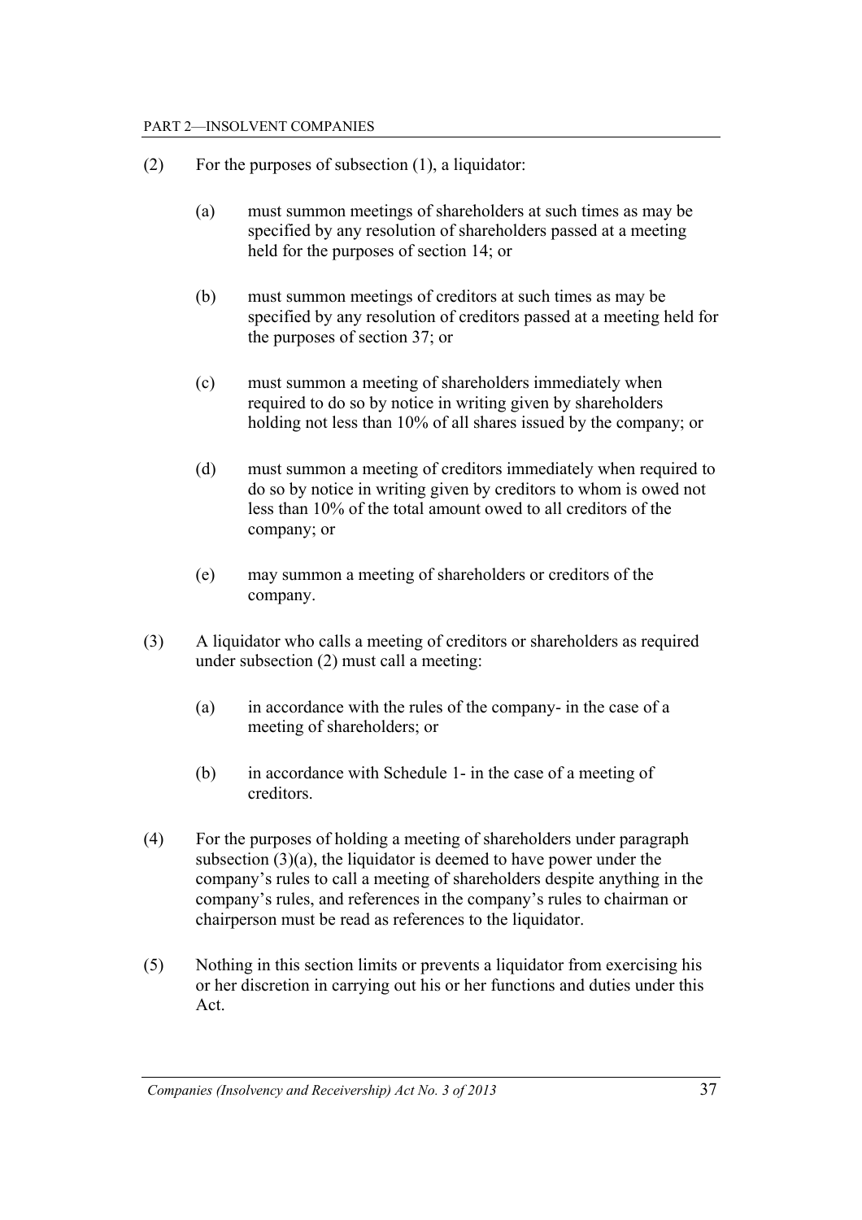(2) For the purposes of subsection (1), a liquidator:

  (a) must summon meetings of shareholders at such times as may be specified by any resolution of shareholders passed at a meeting held for the purposes of section 14; or

  (b) must summon meetings of creditors at such times as may be specified by any resolution of creditors passed at a meeting held for the purposes of section 37; or

  (c) must summon a meeting of shareholders immediately when required to do so by notice in writing given by shareholders holding not less than 10% of all shares issued by the company; or

  (d) must summon a meeting of creditors immediately when required to do so by notice in writing given by creditors to whom is owed not less than 10% of the total amount owed to all creditors of the company; or

  (e) may summon a meeting of shareholders or creditors of the company.

(3) A liquidator who calls a meeting of creditors or shareholders as required under subsection (2) must call a meeting:

  (a) in accordance with the rules of the company- in the case of a meeting of shareholders; or

  (b) in accordance with Schedule 1- in the case of a meeting of creditors.

(4) For the purposes of holding a meeting of shareholders under paragraph subsection (3)(a), the liquidator is deemed to have power under the company's rules to call a meeting of shareholders despite anything in the company's rules, and references in the company's rules to chairman or chairperson must be read as references to the liquidator.

(5) Nothing in this section limits or prevents a liquidator from exercising his or her discretion in carrying out his or her functions and duties under this Act.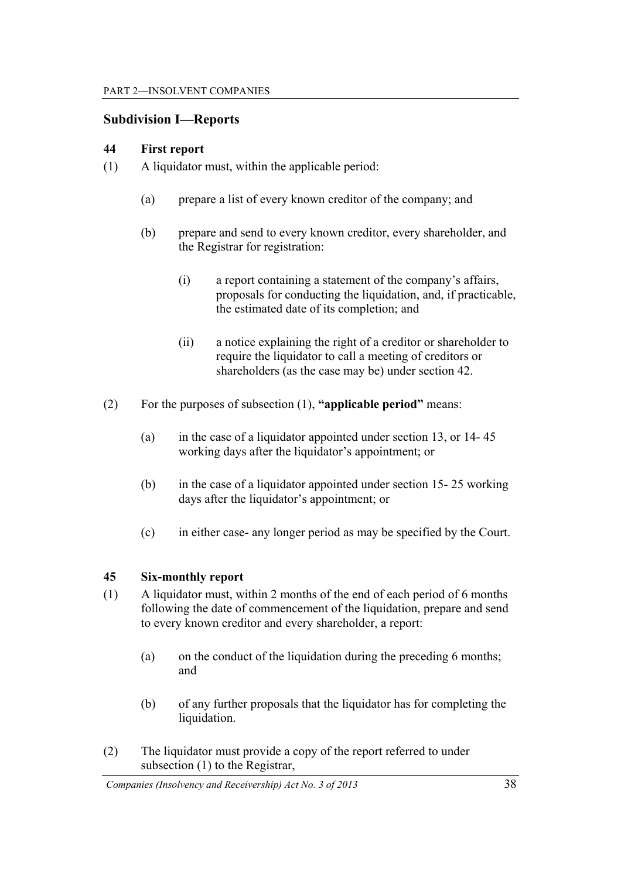## Subdivision I—Reports

### 44 First report

(1) A liquidator must, within the applicable period:

(a) prepare a list of every known creditor of the company; and

(b) prepare and send to every known creditor, every shareholder, and the Registrar for registration:

(i) a report containing a statement of the company's affairs, proposals for conducting the liquidation, and, if practicable, the estimated date of its completion; and

(ii) a notice explaining the right of a creditor or shareholder to require the liquidator to call a meeting of creditors or shareholders (as the case may be) under section 42.

(2) For the purposes of subsection (1), **"applicable period"** means:

(a) in the case of a liquidator appointed under section 13, or 14- 45 working days after the liquidator's appointment; or

(b) in the case of a liquidator appointed under section 15- 25 working days after the liquidator's appointment; or

(c) in either case- any longer period as may be specified by the Court.

### 45 Six-monthly report

(1) A liquidator must, within 2 months of the end of each period of 6 months following the date of commencement of the liquidation, prepare and send to every known creditor and every shareholder, a report:

(a) on the conduct of the liquidation during the preceding 6 months; and

(b) of any further proposals that the liquidator has for completing the liquidation.

(2) The liquidator must provide a copy of the report referred to under subsection (1) to the Registrar,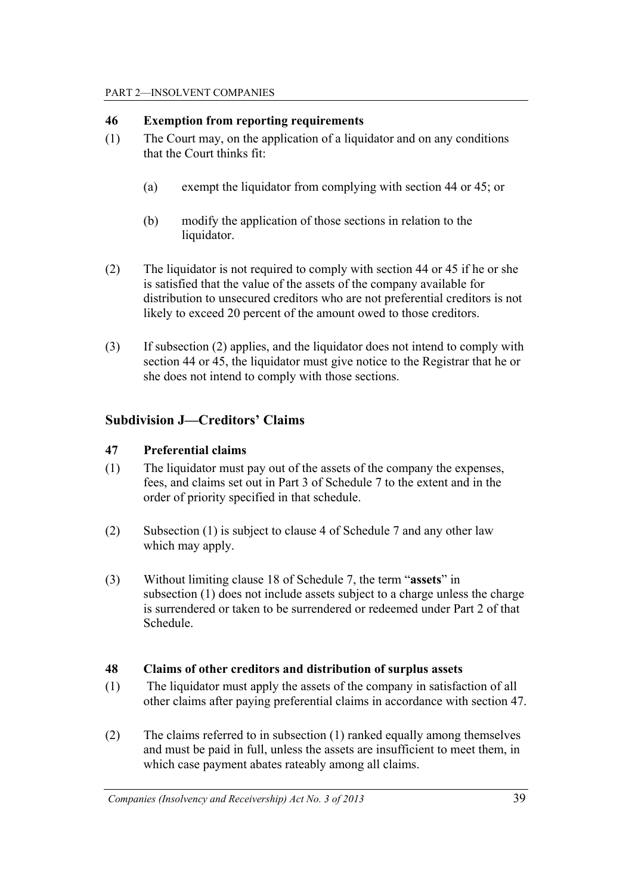### 46 Exemption from reporting requirements

(1) The Court may, on the application of a liquidator and on any conditions that the Court thinks fit:

(a) exempt the liquidator from complying with section 44 or 45; or

(b) modify the application of those sections in relation to the liquidator.

(2) The liquidator is not required to comply with section 44 or 45 if he or she is satisfied that the value of the assets of the company available for distribution to unsecured creditors who are not preferential creditors is not likely to exceed 20 percent of the amount owed to those creditors.

(3) If subsection (2) applies, and the liquidator does not intend to comply with section 44 or 45, the liquidator must give notice to the Registrar that he or she does not intend to comply with those sections.

## Subdivision J—Creditors' Claims

### 47 Preferential claims

(1) The liquidator must pay out of the assets of the company the expenses, fees, and claims set out in Part 3 of Schedule 7 to the extent and in the order of priority specified in that schedule.

(2) Subsection (1) is subject to clause 4 of Schedule 7 and any other law which may apply.

(3) Without limiting clause 18 of Schedule 7, the term "**assets**" in subsection (1) does not include assets subject to a charge unless the charge is surrendered or taken to be surrendered or redeemed under Part 2 of that Schedule.

### 48 Claims of other creditors and distribution of surplus assets

(1) The liquidator must apply the assets of the company in satisfaction of all other claims after paying preferential claims in accordance with section 47.

(2) The claims referred to in subsection (1) ranked equally among themselves and must be paid in full, unless the assets are insufficient to meet them, in which case payment abates rateably among all claims.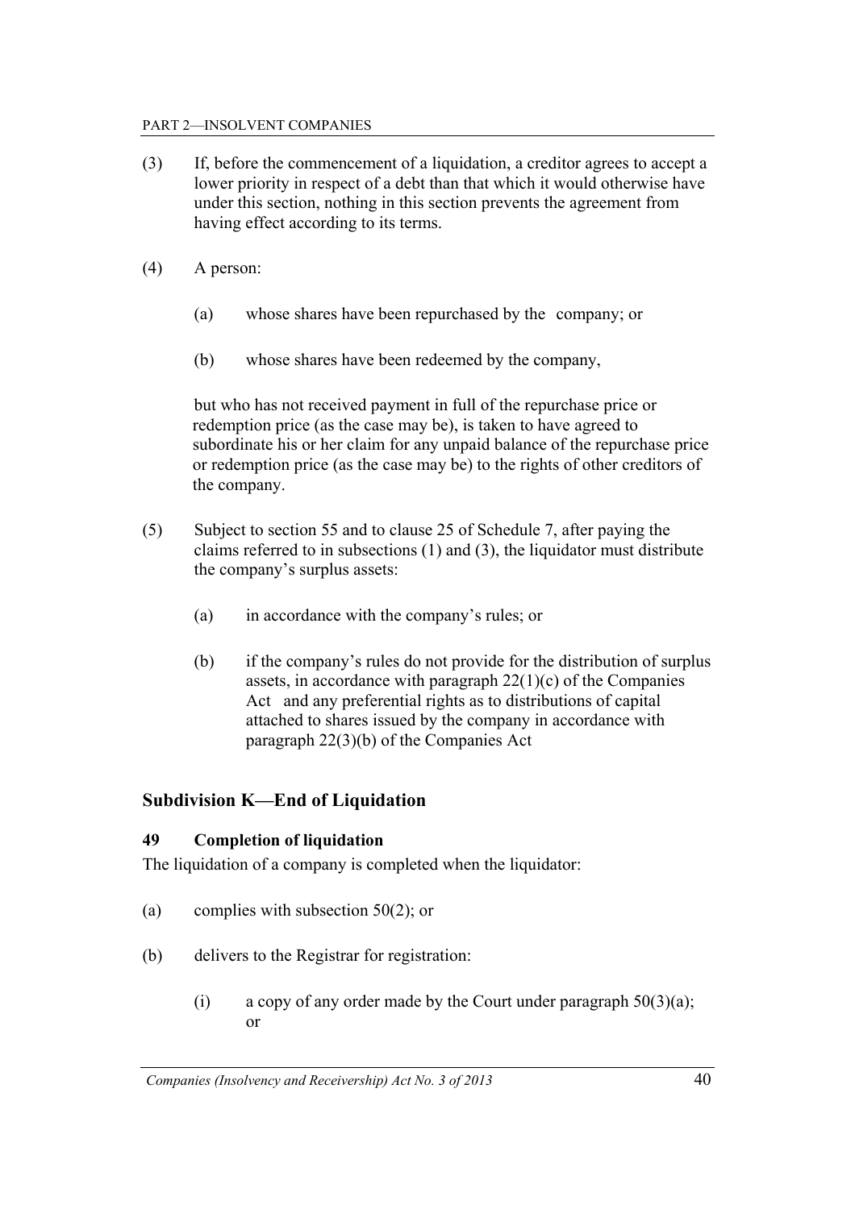(3) If, before the commencement of a liquidation, a creditor agrees to accept a lower priority in respect of a debt than that which it would otherwise have under this section, nothing in this section prevents the agreement from having effect according to its terms.

(4) A person:

(a) whose shares have been repurchased by the company; or

(b) whose shares have been redeemed by the company,

but who has not received payment in full of the repurchase price or redemption price (as the case may be), is taken to have agreed to subordinate his or her claim for any unpaid balance of the repurchase price or redemption price (as the case may be) to the rights of other creditors of the company.

(5) Subject to section 55 and to clause 25 of Schedule 7, after paying the claims referred to in subsections (1) and (3), the liquidator must distribute the company's surplus assets:

(a) in accordance with the company's rules; or

(b) if the company's rules do not provide for the distribution of surplus assets, in accordance with paragraph 22(1)(c) of the Companies Act and any preferential rights as to distributions of capital attached to shares issued by the company in accordance with paragraph 22(3)(b) of the Companies Act

## Subdivision K—End of Liquidation

### 49 Completion of liquidation

The liquidation of a company is completed when the liquidator:

(a) complies with subsection 50(2); or

(b) delivers to the Registrar for registration:

(i) a copy of any order made by the Court under paragraph 50(3)(a); or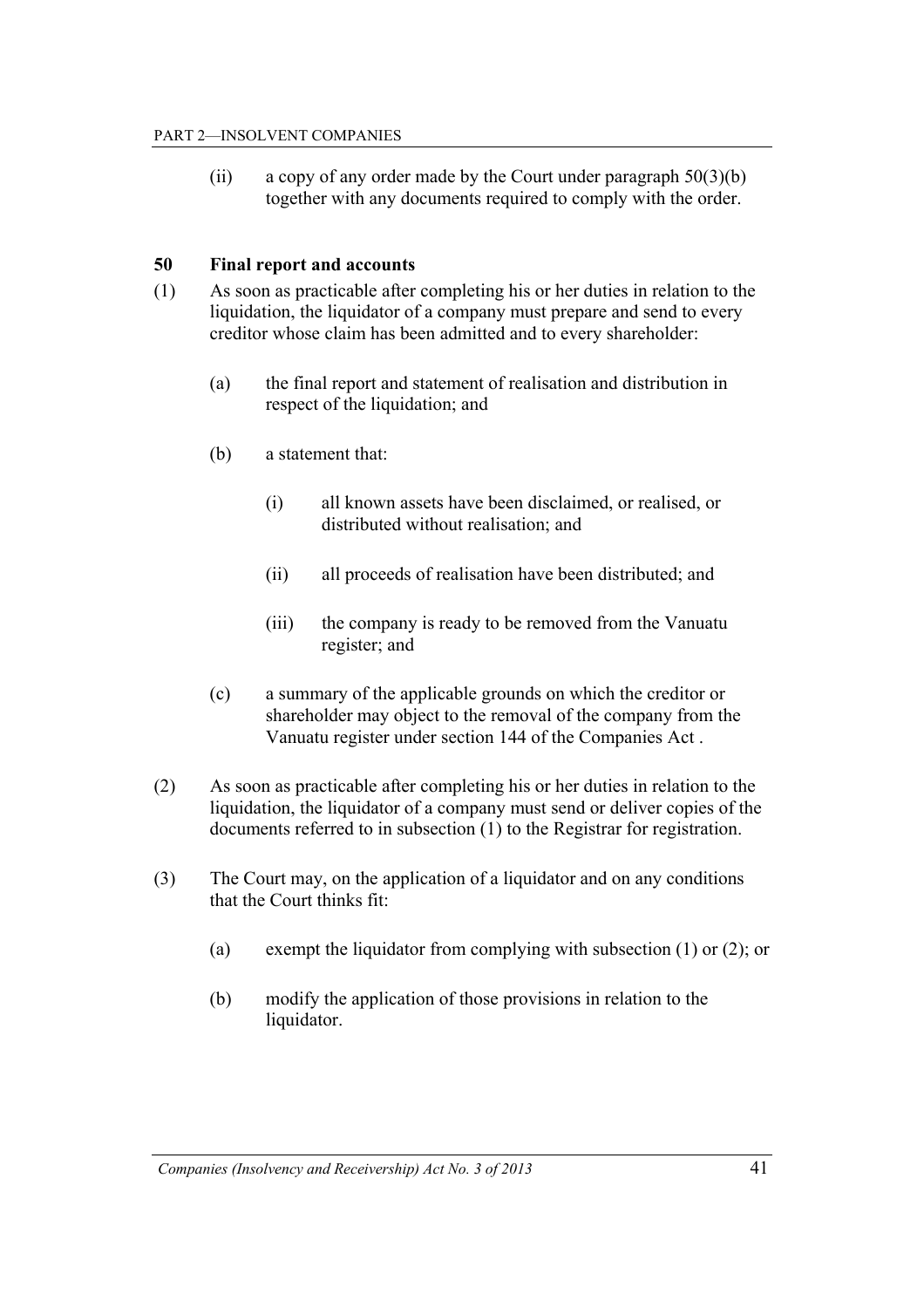(ii) a copy of any order made by the Court under paragraph 50(3)(b) together with any documents required to comply with the order.

### 50 Final report and accounts

(1) As soon as practicable after completing his or her duties in relation to the liquidation, the liquidator of a company must prepare and send to every creditor whose claim has been admitted and to every shareholder:

(a) the final report and statement of realisation and distribution in respect of the liquidation; and

(b) a statement that:

(i) all known assets have been disclaimed, or realised, or distributed without realisation; and

(ii) all proceeds of realisation have been distributed; and

(iii) the company is ready to be removed from the Vanuatu register; and

(c) a summary of the applicable grounds on which the creditor or shareholder may object to the removal of the company from the Vanuatu register under section 144 of the Companies Act .

(2) As soon as practicable after completing his or her duties in relation to the liquidation, the liquidator of a company must send or deliver copies of the documents referred to in subsection (1) to the Registrar for registration.

(3) The Court may, on the application of a liquidator and on any conditions that the Court thinks fit:

(a) exempt the liquidator from complying with subsection (1) or (2); or

(b) modify the application of those provisions in relation to the liquidator.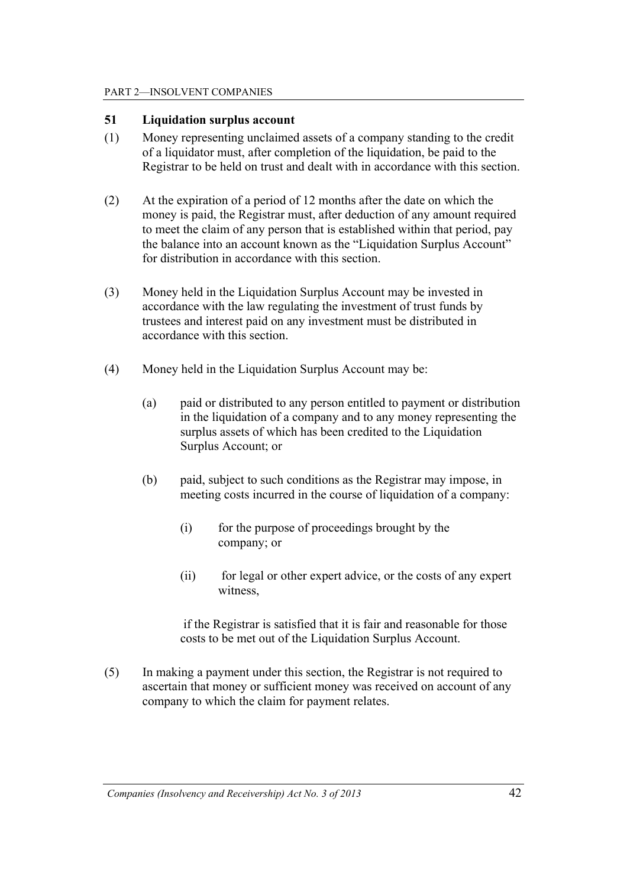### 51 Liquidation surplus account

(1) Money representing unclaimed assets of a company standing to the credit of a liquidator must, after completion of the liquidation, be paid to the Registrar to be held on trust and dealt with in accordance with this section.

(2) At the expiration of a period of 12 months after the date on which the money is paid, the Registrar must, after deduction of any amount required to meet the claim of any person that is established within that period, pay the balance into an account known as the "Liquidation Surplus Account" for distribution in accordance with this section.

(3) Money held in the Liquidation Surplus Account may be invested in accordance with the law regulating the investment of trust funds by trustees and interest paid on any investment must be distributed in accordance with this section.

(4) Money held in the Liquidation Surplus Account may be:

(a) paid or distributed to any person entitled to payment or distribution in the liquidation of a company and to any money representing the surplus assets of which has been credited to the Liquidation Surplus Account; or

(b) paid, subject to such conditions as the Registrar may impose, in meeting costs incurred in the course of liquidation of a company:

(i) for the purpose of proceedings brought by the company; or

(ii) for legal or other expert advice, or the costs of any expert witness,

if the Registrar is satisfied that it is fair and reasonable for those costs to be met out of the Liquidation Surplus Account.

(5) In making a payment under this section, the Registrar is not required to ascertain that money or sufficient money was received on account of any company to which the claim for payment relates.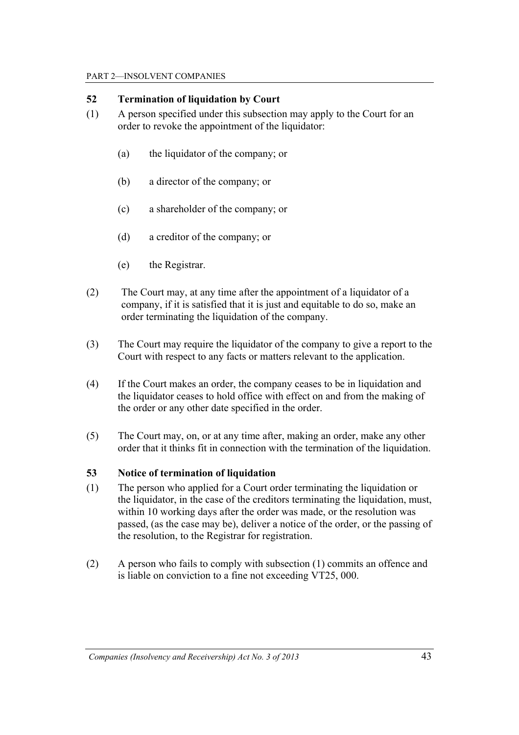### 52 Termination of liquidation by Court

(1) A person specified under this subsection may apply to the Court for an order to revoke the appointment of the liquidator:

- (a) the liquidator of the company; or
- (b) a director of the company; or
- (c) a shareholder of the company; or
- (d) a creditor of the company; or
- (e) the Registrar.

(2) The Court may, at any time after the appointment of a liquidator of a company, if it is satisfied that it is just and equitable to do so, make an order terminating the liquidation of the company.

(3) The Court may require the liquidator of the company to give a report to the Court with respect to any facts or matters relevant to the application.

(4) If the Court makes an order, the company ceases to be in liquidation and the liquidator ceases to hold office with effect on and from the making of the order or any other date specified in the order.

(5) The Court may, on, or at any time after, making an order, make any other order that it thinks fit in connection with the termination of the liquidation.

### 53 Notice of termination of liquidation

(1) The person who applied for a Court order terminating the liquidation or the liquidator, in the case of the creditors terminating the liquidation, must, within 10 working days after the order was made, or the resolution was passed, (as the case may be), deliver a notice of the order, or the passing of the resolution, to the Registrar for registration.

(2) A person who fails to comply with subsection (1) commits an offence and is liable on conviction to a fine not exceeding VT25, 000.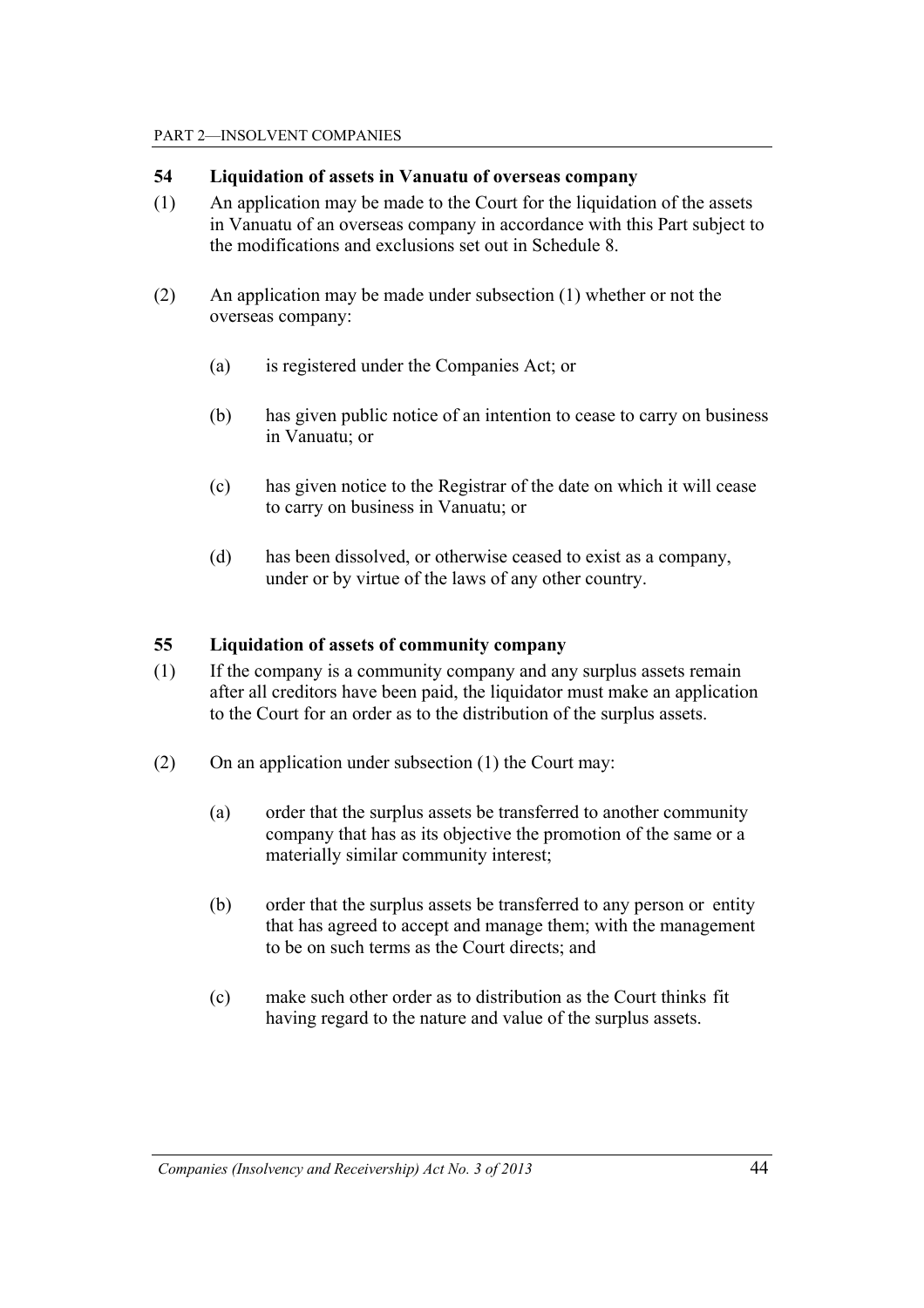### 54 Liquidation of assets in Vanuatu of overseas company

(1) An application may be made to the Court for the liquidation of the assets in Vanuatu of an overseas company in accordance with this Part subject to the modifications and exclusions set out in Schedule 8.

(2) An application may be made under subsection (1) whether or not the overseas company:

(a) is registered under the Companies Act; or

(b) has given public notice of an intention to cease to carry on business in Vanuatu; or

(c) has given notice to the Registrar of the date on which it will cease to carry on business in Vanuatu; or

(d) has been dissolved, or otherwise ceased to exist as a company, under or by virtue of the laws of any other country.

### 55 Liquidation of assets of community company

(1) If the company is a community company and any surplus assets remain after all creditors have been paid, the liquidator must make an application to the Court for an order as to the distribution of the surplus assets.

(2) On an application under subsection (1) the Court may:

(a) order that the surplus assets be transferred to another community company that has as its objective the promotion of the same or a materially similar community interest;

(b) order that the surplus assets be transferred to any person or entity that has agreed to accept and manage them; with the management to be on such terms as the Court directs; and

(c) make such other order as to distribution as the Court thinks fit having regard to the nature and value of the surplus assets.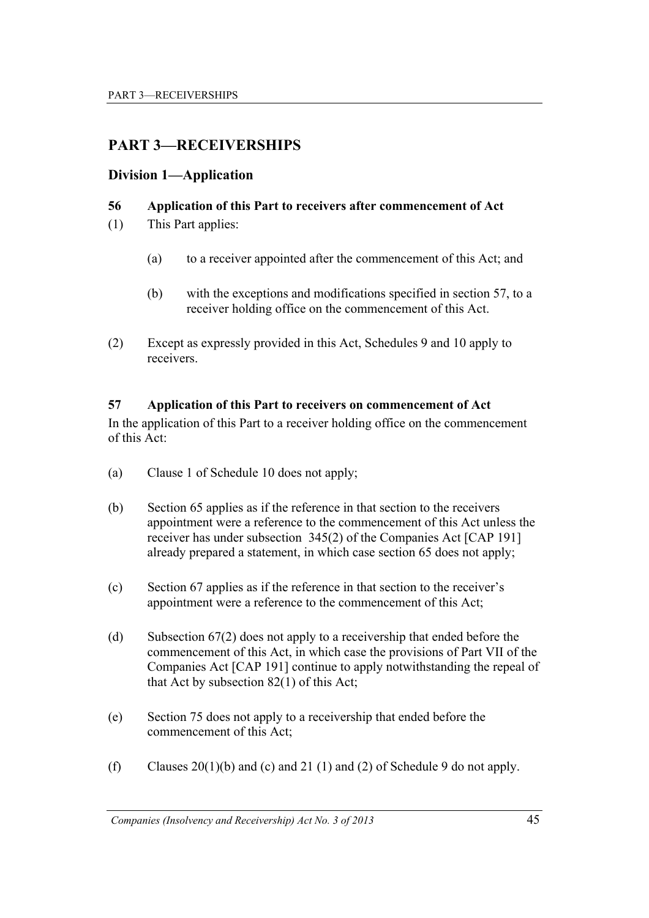# PART 3—RECEIVERSHIPS

## Division 1—Application

### 56 Application of this Part to receivers after commencement of Act

(1) This Part applies:

(a) to a receiver appointed after the commencement of this Act; and

(b) with the exceptions and modifications specified in section 57, to a receiver holding office on the commencement of this Act.

(2) Except as expressly provided in this Act, Schedules 9 and 10 apply to receivers.

### 57 Application of this Part to receivers on commencement of Act

In the application of this Part to a receiver holding office on the commencement of this Act:

(a) Clause 1 of Schedule 10 does not apply;

(b) Section 65 applies as if the reference in that section to the receivers appointment were a reference to the commencement of this Act unless the receiver has under subsection 345(2) of the Companies Act [CAP 191] already prepared a statement, in which case section 65 does not apply;

(c) Section 67 applies as if the reference in that section to the receiver's appointment were a reference to the commencement of this Act;

(d) Subsection 67(2) does not apply to a receivership that ended before the commencement of this Act, in which case the provisions of Part VII of the Companies Act [CAP 191] continue to apply notwithstanding the repeal of that Act by subsection 82(1) of this Act;

(e) Section 75 does not apply to a receivership that ended before the commencement of this Act;

(f) Clauses 20(1)(b) and (c) and 21 (1) and (2) of Schedule 9 do not apply.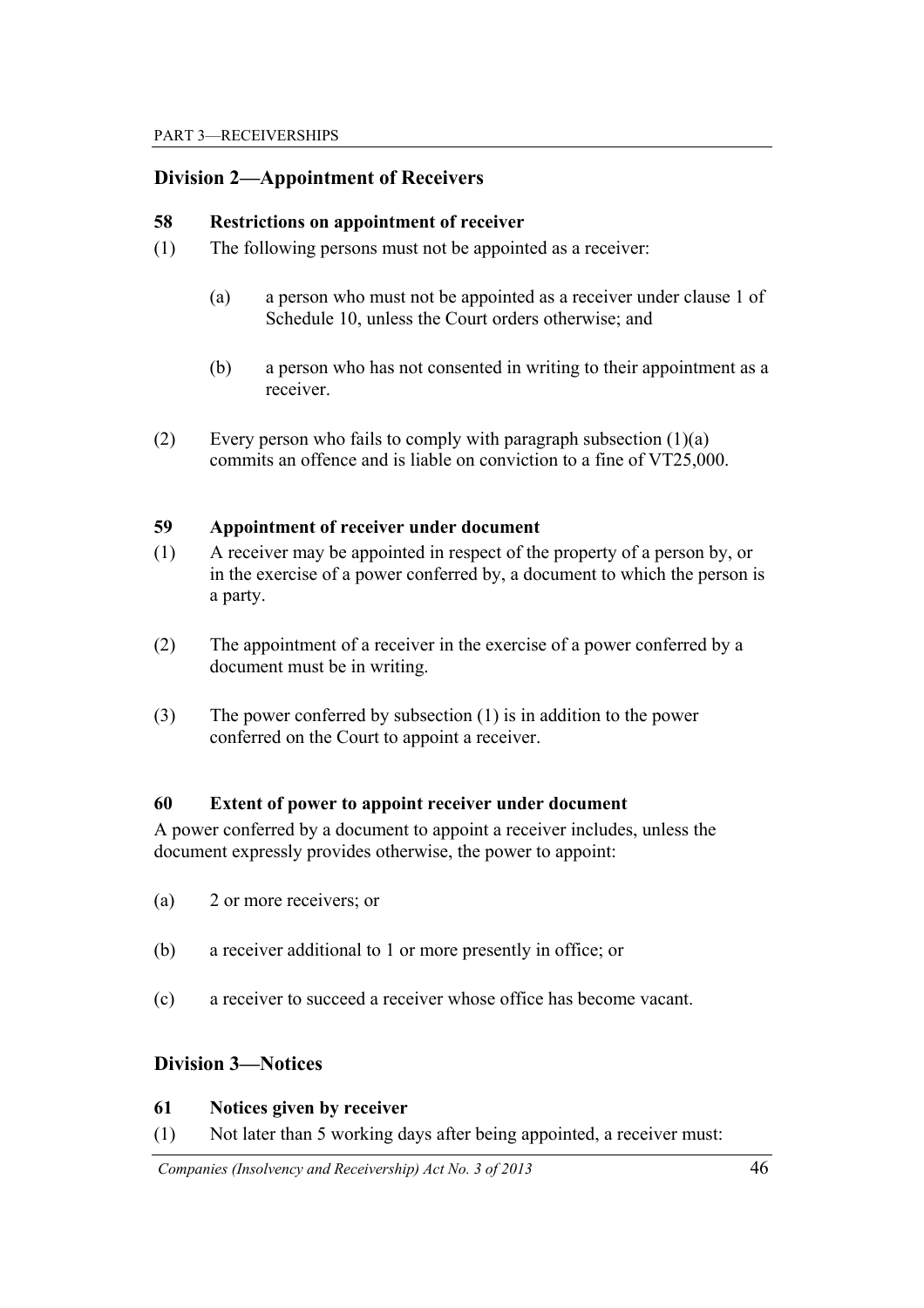## Division 2—Appointment of Receivers

### 58 Restrictions on appointment of receiver

(1) The following persons must not be appointed as a receiver:

(a) a person who must not be appointed as a receiver under clause 1 of Schedule 10, unless the Court orders otherwise; and

(b) a person who has not consented in writing to their appointment as a receiver.

(2) Every person who fails to comply with paragraph subsection (1)(a) commits an offence and is liable on conviction to a fine of VT25,000.

### 59 Appointment of receiver under document

(1) A receiver may be appointed in respect of the property of a person by, or in the exercise of a power conferred by, a document to which the person is a party.

(2) The appointment of a receiver in the exercise of a power conferred by a document must be in writing.

(3) The power conferred by subsection (1) is in addition to the power conferred on the Court to appoint a receiver.

### 60 Extent of power to appoint receiver under document

A power conferred by a document to appoint a receiver includes, unless the document expressly provides otherwise, the power to appoint:

(a) 2 or more receivers; or

(b) a receiver additional to 1 or more presently in office; or

(c) a receiver to succeed a receiver whose office has become vacant.

## Division 3—Notices

### 61 Notices given by receiver

(1) Not later than 5 working days after being appointed, a receiver must: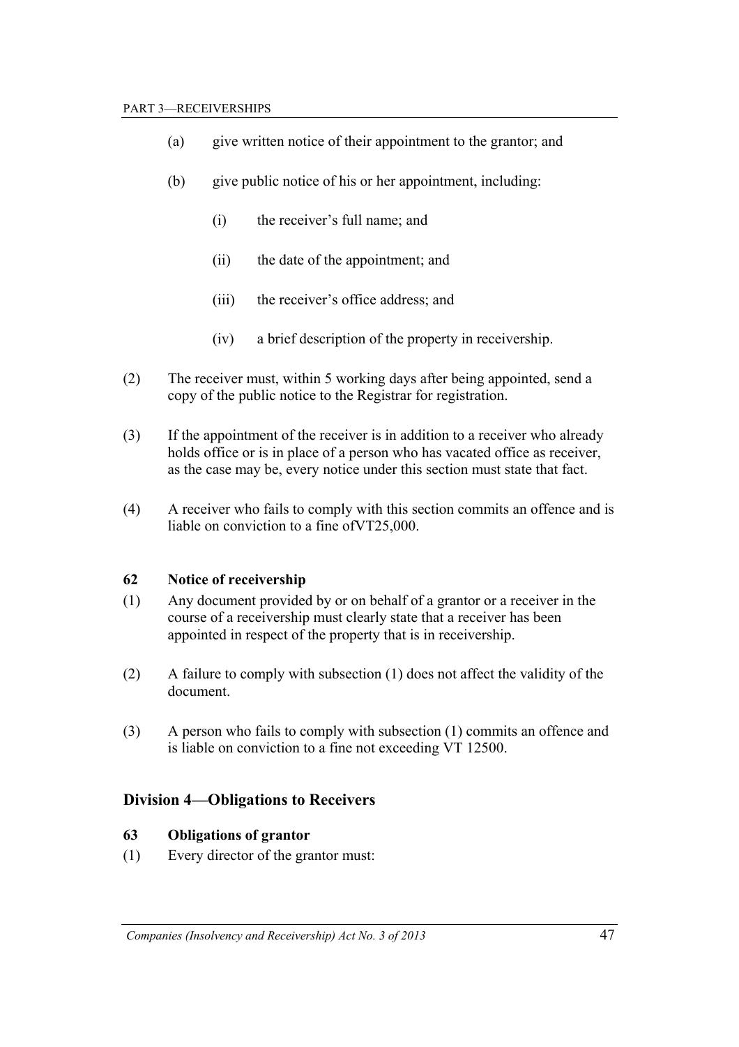(a) give written notice of their appointment to the grantor; and

(b) give public notice of his or her appointment, including:

   (i) the receiver's full name; and

   (ii) the date of the appointment; and

   (iii) the receiver's office address; and

   (iv) a brief description of the property in receivership.

(2) The receiver must, within 5 working days after being appointed, send a copy of the public notice to the Registrar for registration.

(3) If the appointment of the receiver is in addition to a receiver who already holds office or is in place of a person who has vacated office as receiver, as the case may be, every notice under this section must state that fact.

(4) A receiver who fails to comply with this section commits an offence and is liable on conviction to a fine ofVT25,000.

**62 Notice of receivership**

(1) Any document provided by or on behalf of a grantor or a receiver in the course of a receivership must clearly state that a receiver has been appointed in respect of the property that is in receivership.

(2) A failure to comply with subsection (1) does not affect the validity of the document.

(3) A person who fails to comply with subsection (1) commits an offence and is liable on conviction to a fine not exceeding VT 12500.

## Division 4—Obligations to Receivers

**63 Obligations of grantor**

(1) Every director of the grantor must: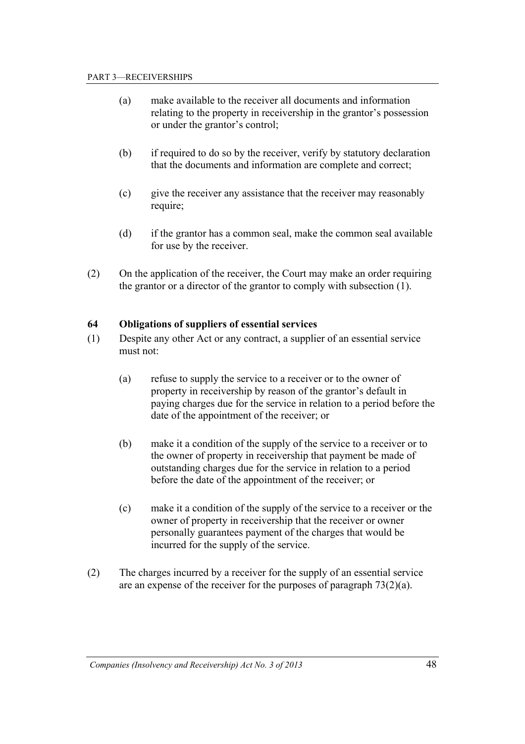(a) make available to the receiver all documents and information relating to the property in receivership in the grantor's possession or under the grantor's control;

(b) if required to do so by the receiver, verify by statutory declaration that the documents and information are complete and correct;

(c) give the receiver any assistance that the receiver may reasonably require;

(d) if the grantor has a common seal, make the common seal available for use by the receiver.

(2) On the application of the receiver, the Court may make an order requiring the grantor or a director of the grantor to comply with subsection (1).

### 64 Obligations of suppliers of essential services

(1) Despite any other Act or any contract, a supplier of an essential service must not:

(a) refuse to supply the service to a receiver or to the owner of property in receivership by reason of the grantor's default in paying charges due for the service in relation to a period before the date of the appointment of the receiver; or

(b) make it a condition of the supply of the service to a receiver or to the owner of property in receivership that payment be made of outstanding charges due for the service in relation to a period before the date of the appointment of the receiver; or

(c) make it a condition of the supply of the service to a receiver or the owner of property in receivership that the receiver or owner personally guarantees payment of the charges that would be incurred for the supply of the service.

(2) The charges incurred by a receiver for the supply of an essential service are an expense of the receiver for the purposes of paragraph 73(2)(a).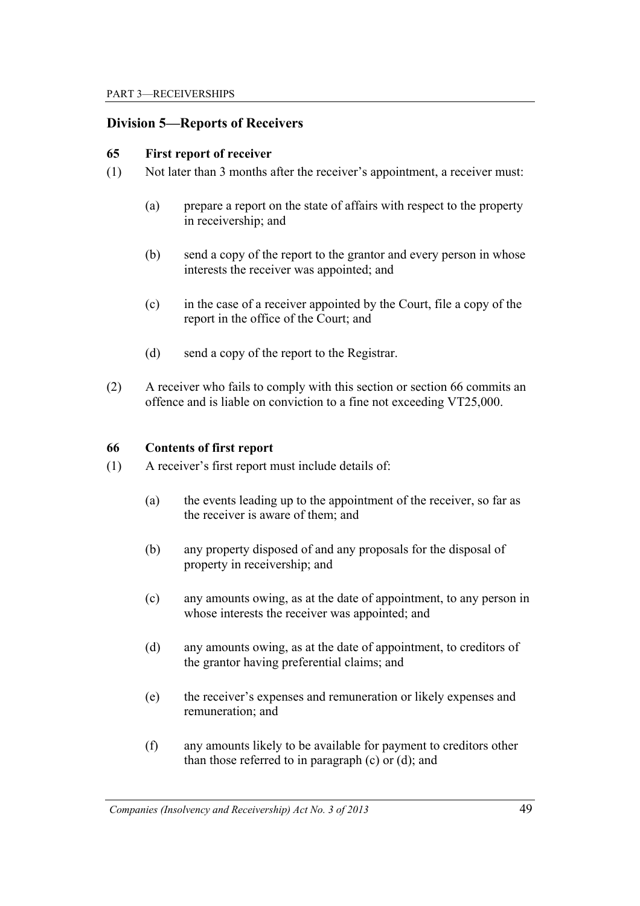## Division 5—Reports of Receivers

### 65 First report of receiver

(1) Not later than 3 months after the receiver's appointment, a receiver must:

   (a) prepare a report on the state of affairs with respect to the property in receivership; and

   (b) send a copy of the report to the grantor and every person in whose interests the receiver was appointed; and

   (c) in the case of a receiver appointed by the Court, file a copy of the report in the office of the Court; and

   (d) send a copy of the report to the Registrar.

(2) A receiver who fails to comply with this section or section 66 commits an offence and is liable on conviction to a fine not exceeding VT25,000.

### 66 Contents of first report

(1) A receiver's first report must include details of:

   (a) the events leading up to the appointment of the receiver, so far as the receiver is aware of them; and

   (b) any property disposed of and any proposals for the disposal of property in receivership; and

   (c) any amounts owing, as at the date of appointment, to any person in whose interests the receiver was appointed; and

   (d) any amounts owing, as at the date of appointment, to creditors of the grantor having preferential claims; and

   (e) the receiver's expenses and remuneration or likely expenses and remuneration; and

   (f) any amounts likely to be available for payment to creditors other than those referred to in paragraph (c) or (d); and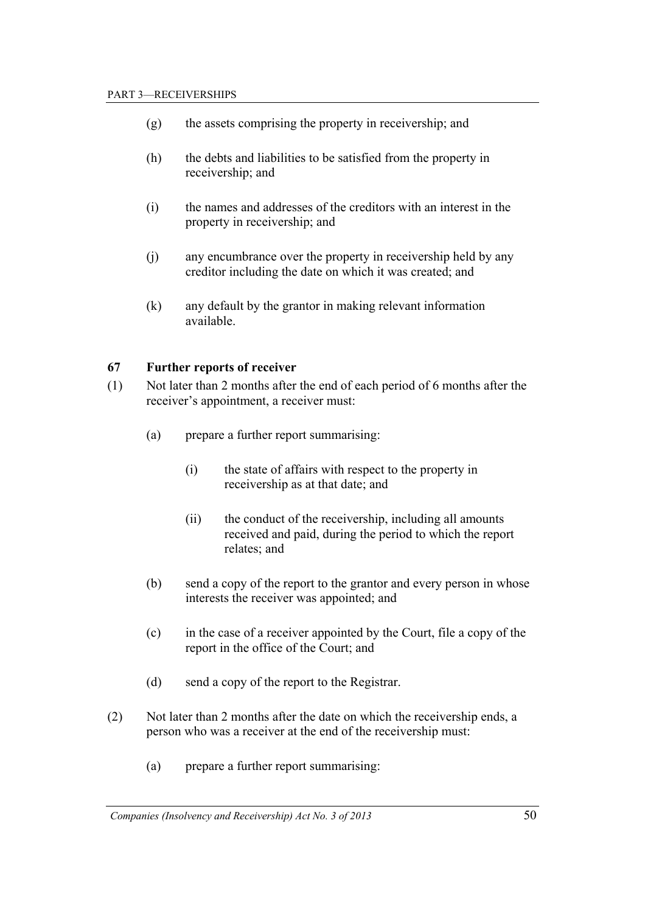(g) the assets comprising the property in receivership; and

(h) the debts and liabilities to be satisfied from the property in receivership; and

(i) the names and addresses of the creditors with an interest in the property in receivership; and

(j) any encumbrance over the property in receivership held by any creditor including the date on which it was created; and

(k) any default by the grantor in making relevant information available.

### 67 Further reports of receiver

(1) Not later than 2 months after the end of each period of 6 months after the receiver's appointment, a receiver must:

(a) prepare a further report summarising:

(i) the state of affairs with respect to the property in receivership as at that date; and

(ii) the conduct of the receivership, including all amounts received and paid, during the period to which the report relates; and

(b) send a copy of the report to the grantor and every person in whose interests the receiver was appointed; and

(c) in the case of a receiver appointed by the Court, file a copy of the report in the office of the Court; and

(d) send a copy of the report to the Registrar.

(2) Not later than 2 months after the date on which the receivership ends, a person who was a receiver at the end of the receivership must:

(a) prepare a further report summarising: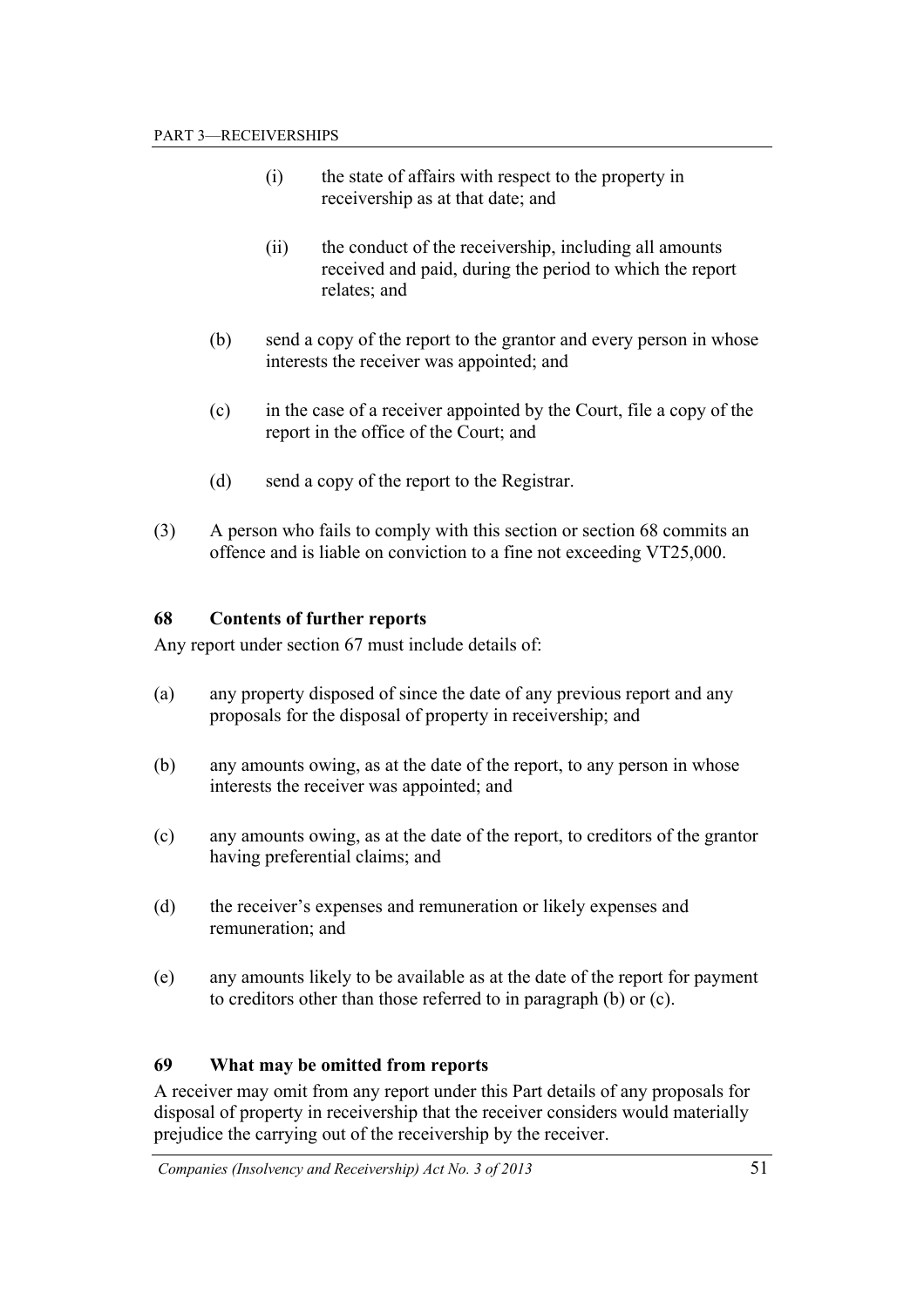(i) the state of affairs with respect to the property in receivership as at that date; and

(ii) the conduct of the receivership, including all amounts received and paid, during the period to which the report relates; and

(b) send a copy of the report to the grantor and every person in whose interests the receiver was appointed; and

(c) in the case of a receiver appointed by the Court, file a copy of the report in the office of the Court; and

(d) send a copy of the report to the Registrar.

(3) A person who fails to comply with this section or section 68 commits an offence and is liable on conviction to a fine not exceeding VT25,000.

### 68 Contents of further reports

Any report under section 67 must include details of:

(a) any property disposed of since the date of any previous report and any proposals for the disposal of property in receivership; and

(b) any amounts owing, as at the date of the report, to any person in whose interests the receiver was appointed; and

(c) any amounts owing, as at the date of the report, to creditors of the grantor having preferential claims; and

(d) the receiver's expenses and remuneration or likely expenses and remuneration; and

(e) any amounts likely to be available as at the date of the report for payment to creditors other than those referred to in paragraph (b) or (c).

### 69 What may be omitted from reports

A receiver may omit from any report under this Part details of any proposals for disposal of property in receivership that the receiver considers would materially prejudice the carrying out of the receivership by the receiver.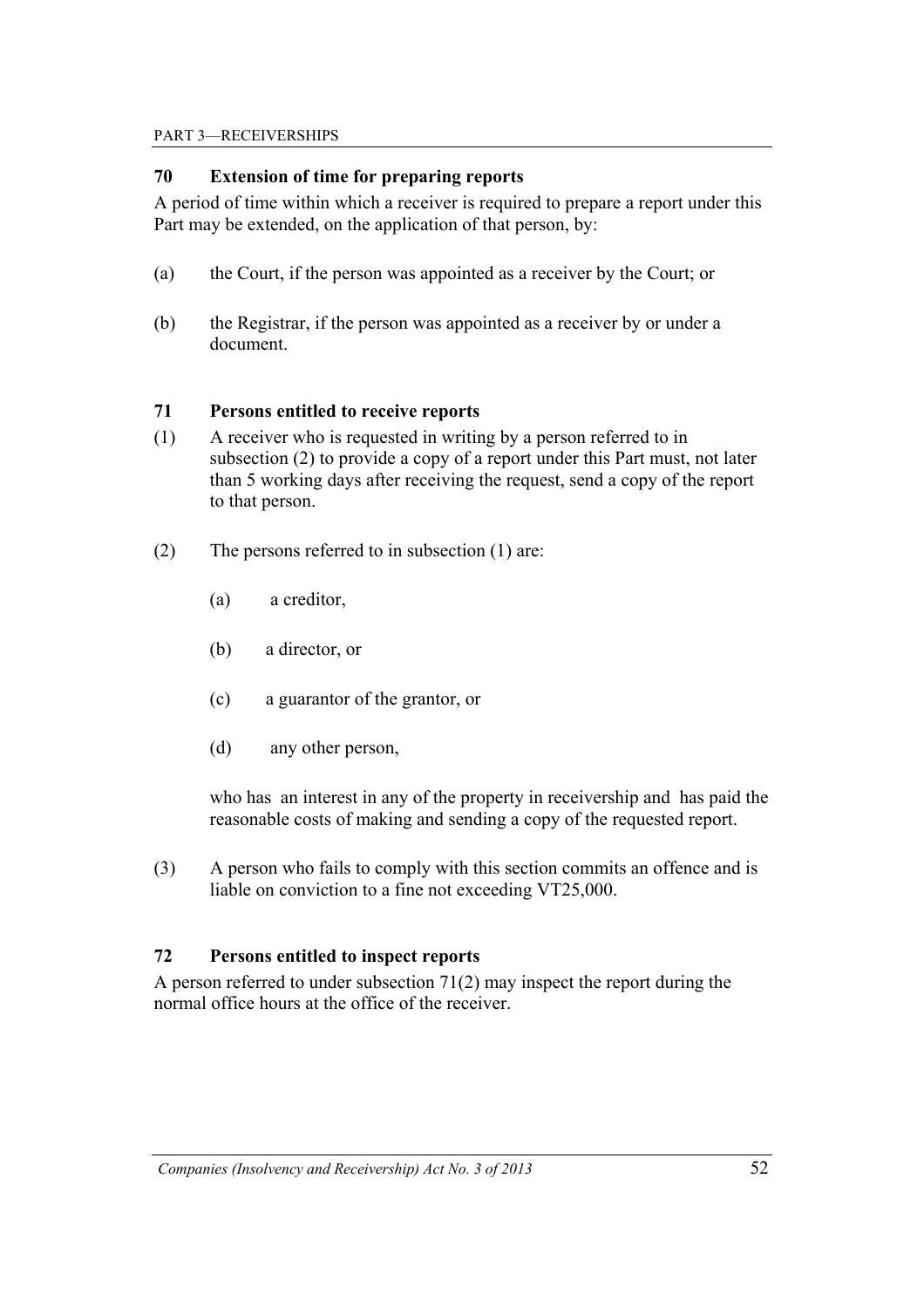### 70 Extension of time for preparing reports

A period of time within which a receiver is required to prepare a report under this Part may be extended, on the application of that person, by:

(a) the Court, if the person was appointed as a receiver by the Court; or

(b) the Registrar, if the person was appointed as a receiver by or under a document.

### 71 Persons entitled to receive reports

(1) A receiver who is requested in writing by a person referred to in subsection (2) to provide a copy of a report under this Part must, not later than 5 working days after receiving the request, send a copy of the report to that person.

(2) The persons referred to in subsection (1) are:

   (a) a creditor,

   (b) a director, or

   (c) a guarantor of the grantor, or

   (d) any other person,

   who has an interest in any of the property in receivership and has paid the reasonable costs of making and sending a copy of the requested report.

(3) A person who fails to comply with this section commits an offence and is liable on conviction to a fine not exceeding VT25,000.

### 72 Persons entitled to inspect reports

A person referred to under subsection 71(2) may inspect the report during the normal office hours at the office of the receiver.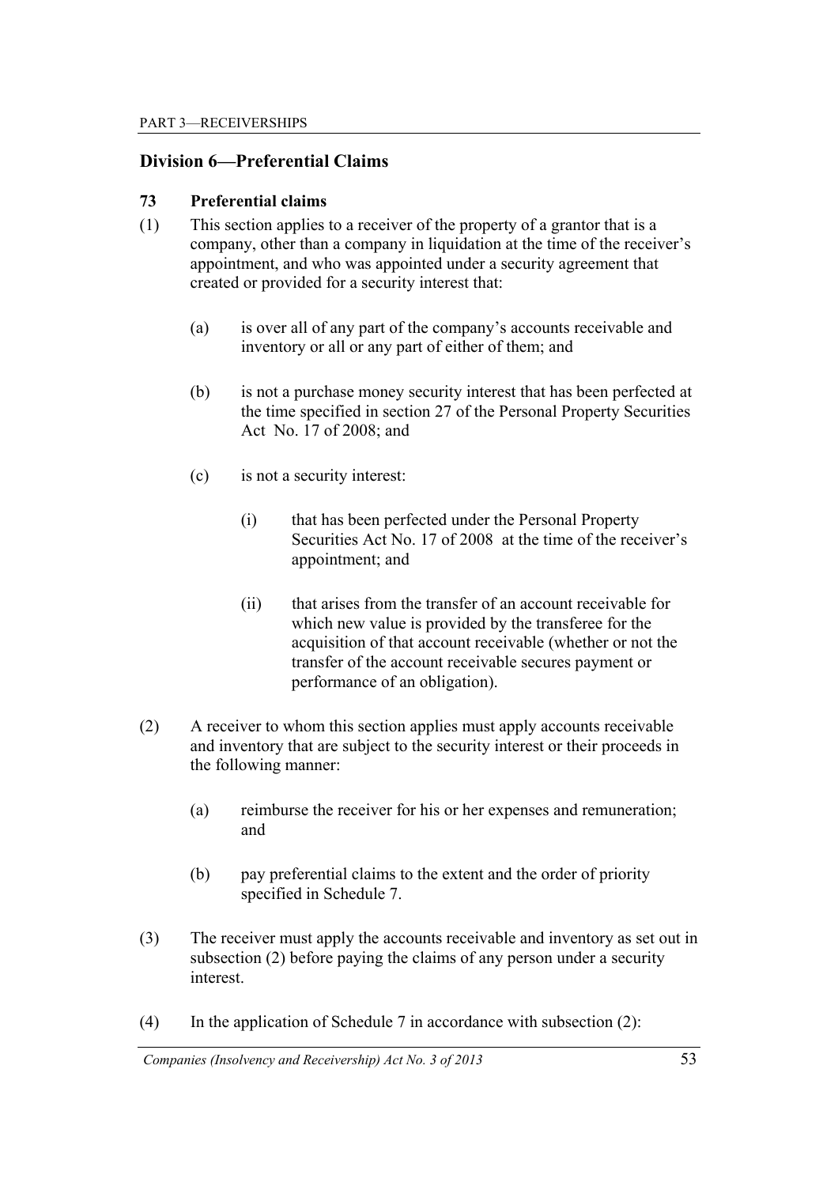## Division 6—Preferential Claims

### 73 Preferential claims

(1) This section applies to a receiver of the property of a grantor that is a company, other than a company in liquidation at the time of the receiver's appointment, and who was appointed under a security agreement that created or provided for a security interest that:

(a) is over all of any part of the company's accounts receivable and inventory or all or any part of either of them; and

(b) is not a purchase money security interest that has been perfected at the time specified in section 27 of the Personal Property Securities Act No. 17 of 2008; and

(c) is not a security interest:

(i) that has been perfected under the Personal Property Securities Act No. 17 of 2008 at the time of the receiver's appointment; and

(ii) that arises from the transfer of an account receivable for which new value is provided by the transferee for the acquisition of that account receivable (whether or not the transfer of the account receivable secures payment or performance of an obligation).

(2) A receiver to whom this section applies must apply accounts receivable and inventory that are subject to the security interest or their proceeds in the following manner:

(a) reimburse the receiver for his or her expenses and remuneration; and

(b) pay preferential claims to the extent and the order of priority specified in Schedule 7.

(3) The receiver must apply the accounts receivable and inventory as set out in subsection (2) before paying the claims of any person under a security interest.

(4) In the application of Schedule 7 in accordance with subsection (2):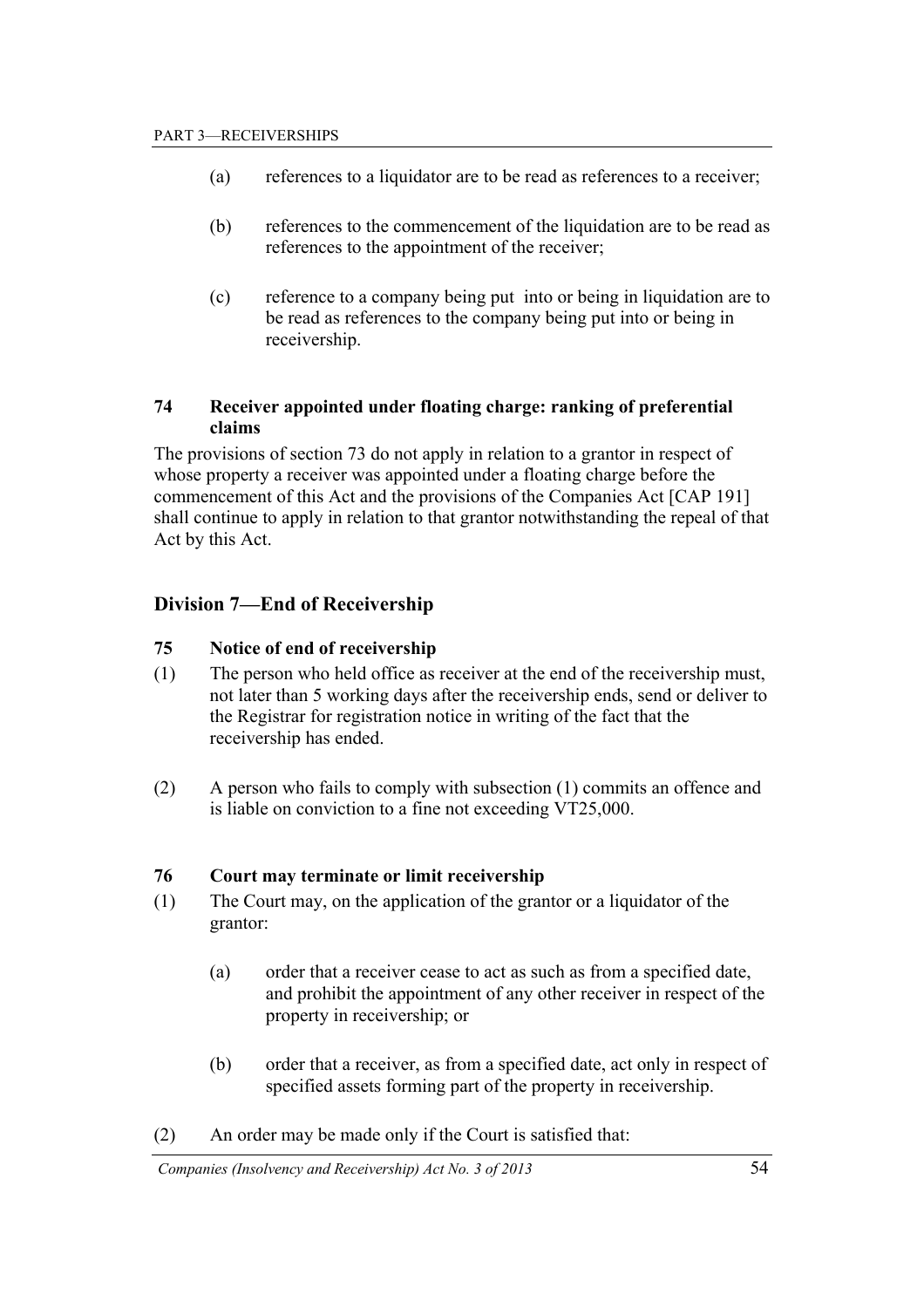(a) references to a liquidator are to be read as references to a receiver;

(b) references to the commencement of the liquidation are to be read as references to the appointment of the receiver;

(c) reference to a company being put into or being in liquidation are to be read as references to the company being put into or being in receivership.

**74 Receiver appointed under floating charge: ranking of preferential claims**

The provisions of section 73 do not apply in relation to a grantor in respect of whose property a receiver was appointed under a floating charge before the commencement of this Act and the provisions of the Companies Act [CAP 191] shall continue to apply in relation to that grantor notwithstanding the repeal of that Act by this Act.

## Division 7—End of Receivership

**75 Notice of end of receivership**

(1) The person who held office as receiver at the end of the receivership must, not later than 5 working days after the receivership ends, send or deliver to the Registrar for registration notice in writing of the fact that the receivership has ended.

(2) A person who fails to comply with subsection (1) commits an offence and is liable on conviction to a fine not exceeding VT25,000.

**76 Court may terminate or limit receivership**

(1) The Court may, on the application of the grantor or a liquidator of the grantor:

(a) order that a receiver cease to act as such as from a specified date, and prohibit the appointment of any other receiver in respect of the property in receivership; or

(b) order that a receiver, as from a specified date, act only in respect of specified assets forming part of the property in receivership.

(2) An order may be made only if the Court is satisfied that: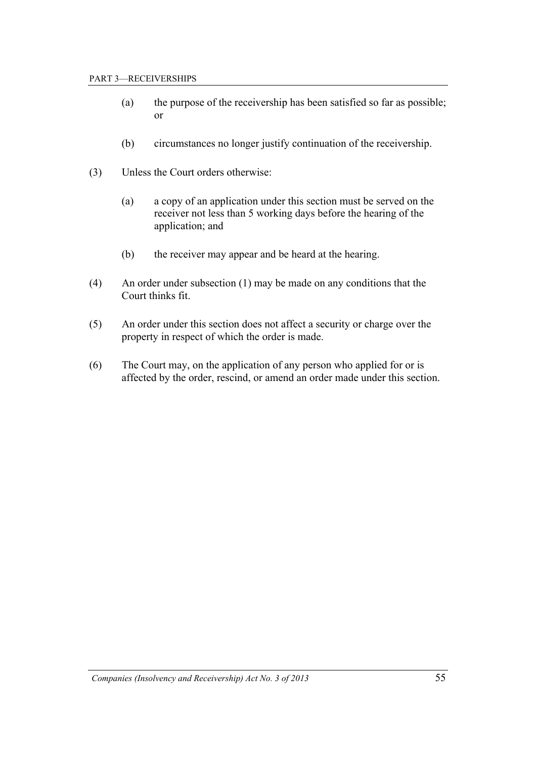(a) the purpose of the receivership has been satisfied so far as possible; or

(b) circumstances no longer justify continuation of the receivership.

(3) Unless the Court orders otherwise:

(a) a copy of an application under this section must be served on the receiver not less than 5 working days before the hearing of the application; and

(b) the receiver may appear and be heard at the hearing.

(4) An order under subsection (1) may be made on any conditions that the Court thinks fit.

(5) An order under this section does not affect a security or charge over the property in respect of which the order is made.

(6) The Court may, on the application of any person who applied for or is affected by the order, rescind, or amend an order made under this section.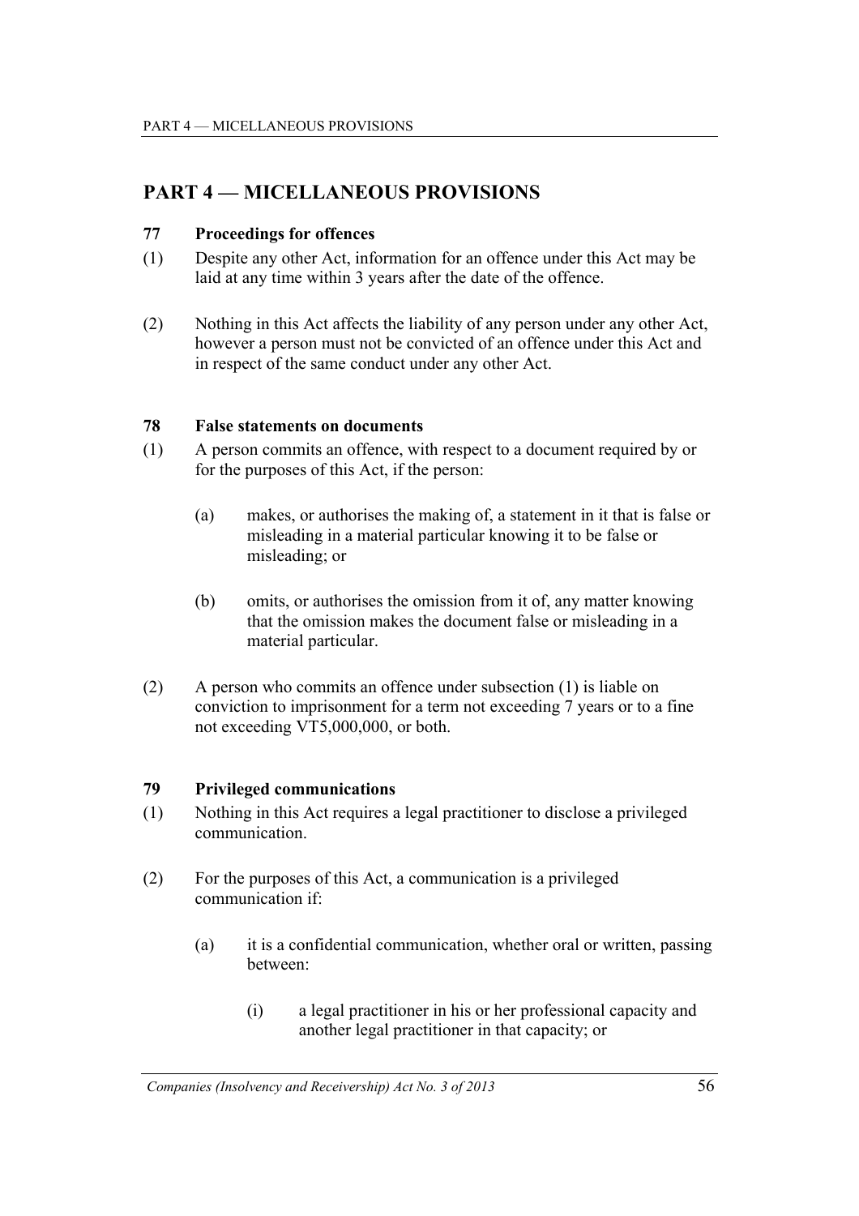## PART 4 — MICELLANEOUS PROVISIONS

### 77 Proceedings for offences

(1) Despite any other Act, information for an offence under this Act may be laid at any time within 3 years after the date of the offence.

(2) Nothing in this Act affects the liability of any person under any other Act, however a person must not be convicted of an offence under this Act and in respect of the same conduct under any other Act.

### 78 False statements on documents

(1) A person commits an offence, with respect to a document required by or for the purposes of this Act, if the person:

(a) makes, or authorises the making of, a statement in it that is false or misleading in a material particular knowing it to be false or misleading; or

(b) omits, or authorises the omission from it of, any matter knowing that the omission makes the document false or misleading in a material particular.

(2) A person who commits an offence under subsection (1) is liable on conviction to imprisonment for a term not exceeding 7 years or to a fine not exceeding VT5,000,000, or both.

### 79 Privileged communications

(1) Nothing in this Act requires a legal practitioner to disclose a privileged communication.

(2) For the purposes of this Act, a communication is a privileged communication if:

(a) it is a confidential communication, whether oral or written, passing between:

(i) a legal practitioner in his or her professional capacity and another legal practitioner in that capacity; or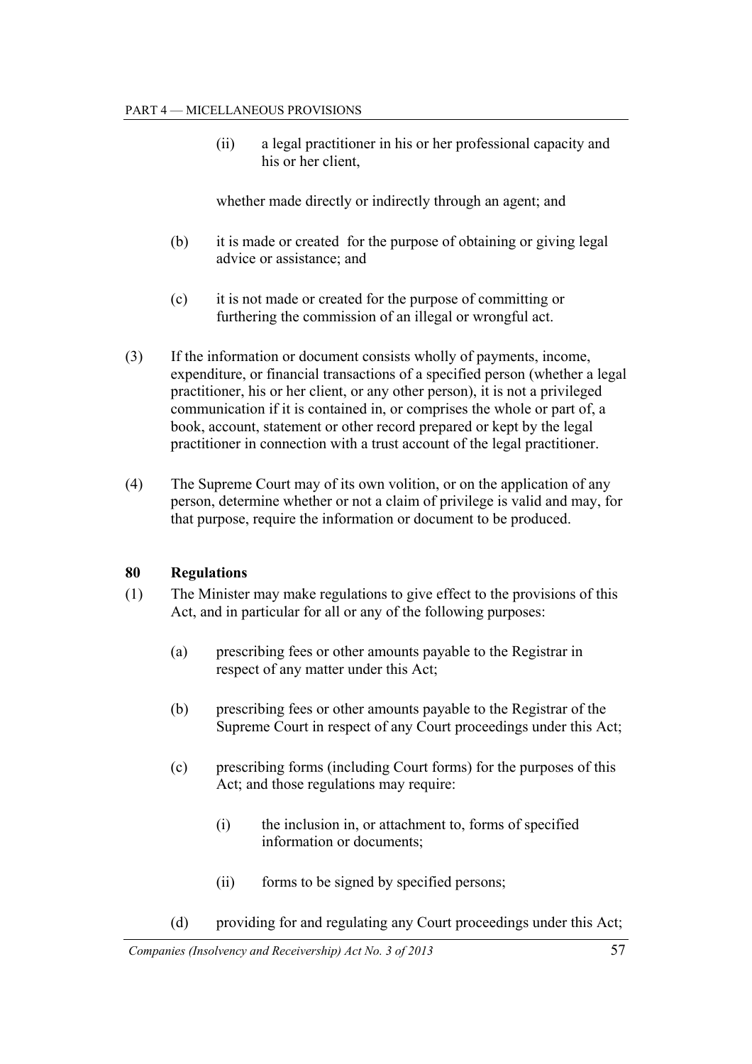(ii) a legal practitioner in his or her professional capacity and his or her client,

whether made directly or indirectly through an agent; and

(b) it is made or created for the purpose of obtaining or giving legal advice or assistance; and

(c) it is not made or created for the purpose of committing or furthering the commission of an illegal or wrongful act.

(3) If the information or document consists wholly of payments, income, expenditure, or financial transactions of a specified person (whether a legal practitioner, his or her client, or any other person), it is not a privileged communication if it is contained in, or comprises the whole or part of, a book, account, statement or other record prepared or kept by the legal practitioner in connection with a trust account of the legal practitioner.

(4) The Supreme Court may of its own volition, or on the application of any person, determine whether or not a claim of privilege is valid and may, for that purpose, require the information or document to be produced.

### 80 Regulations

(1) The Minister may make regulations to give effect to the provisions of this Act, and in particular for all or any of the following purposes:

(a) prescribing fees or other amounts payable to the Registrar in respect of any matter under this Act;

(b) prescribing fees or other amounts payable to the Registrar of the Supreme Court in respect of any Court proceedings under this Act;

(c) prescribing forms (including Court forms) for the purposes of this Act; and those regulations may require:

(i) the inclusion in, or attachment to, forms of specified information or documents;

(ii) forms to be signed by specified persons;

(d) providing for and regulating any Court proceedings under this Act;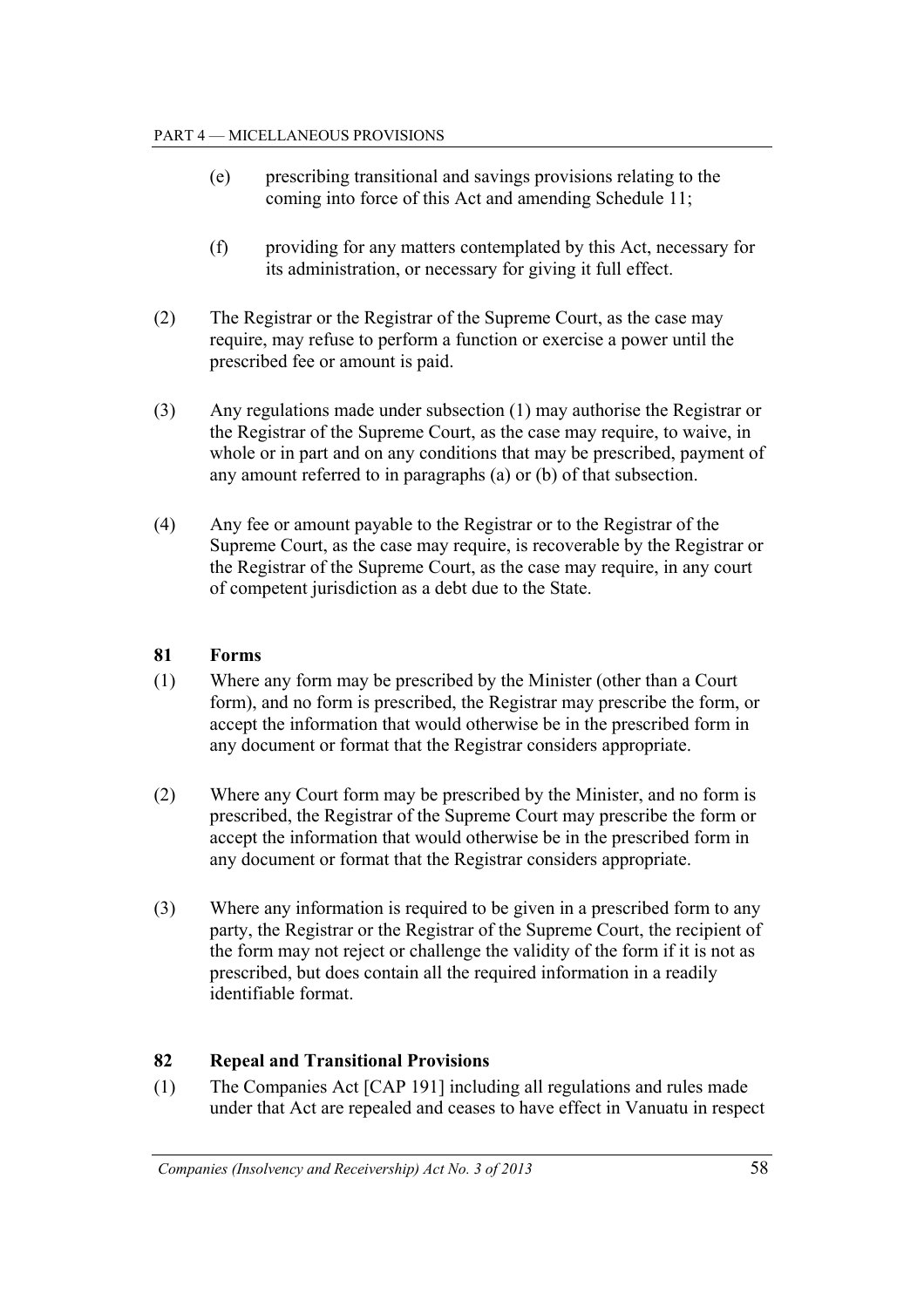(e) prescribing transitional and savings provisions relating to the coming into force of this Act and amending Schedule 11;

(f) providing for any matters contemplated by this Act, necessary for its administration, or necessary for giving it full effect.

(2) The Registrar or the Registrar of the Supreme Court, as the case may require, may refuse to perform a function or exercise a power until the prescribed fee or amount is paid.

(3) Any regulations made under subsection (1) may authorise the Registrar or the Registrar of the Supreme Court, as the case may require, to waive, in whole or in part and on any conditions that may be prescribed, payment of any amount referred to in paragraphs (a) or (b) of that subsection.

(4) Any fee or amount payable to the Registrar or to the Registrar of the Supreme Court, as the case may require, is recoverable by the Registrar or the Registrar of the Supreme Court, as the case may require, in any court of competent jurisdiction as a debt due to the State.

### 81 Forms

(1) Where any form may be prescribed by the Minister (other than a Court form), and no form is prescribed, the Registrar may prescribe the form, or accept the information that would otherwise be in the prescribed form in any document or format that the Registrar considers appropriate.

(2) Where any Court form may be prescribed by the Minister, and no form is prescribed, the Registrar of the Supreme Court may prescribe the form or accept the information that would otherwise be in the prescribed form in any document or format that the Registrar considers appropriate.

(3) Where any information is required to be given in a prescribed form to any party, the Registrar or the Registrar of the Supreme Court, the recipient of the form may not reject or challenge the validity of the form if it is not as prescribed, but does contain all the required information in a readily identifiable format.

### 82 Repeal and Transitional Provisions

(1) The Companies Act [CAP 191] including all regulations and rules made under that Act are repealed and ceases to have effect in Vanuatu in respect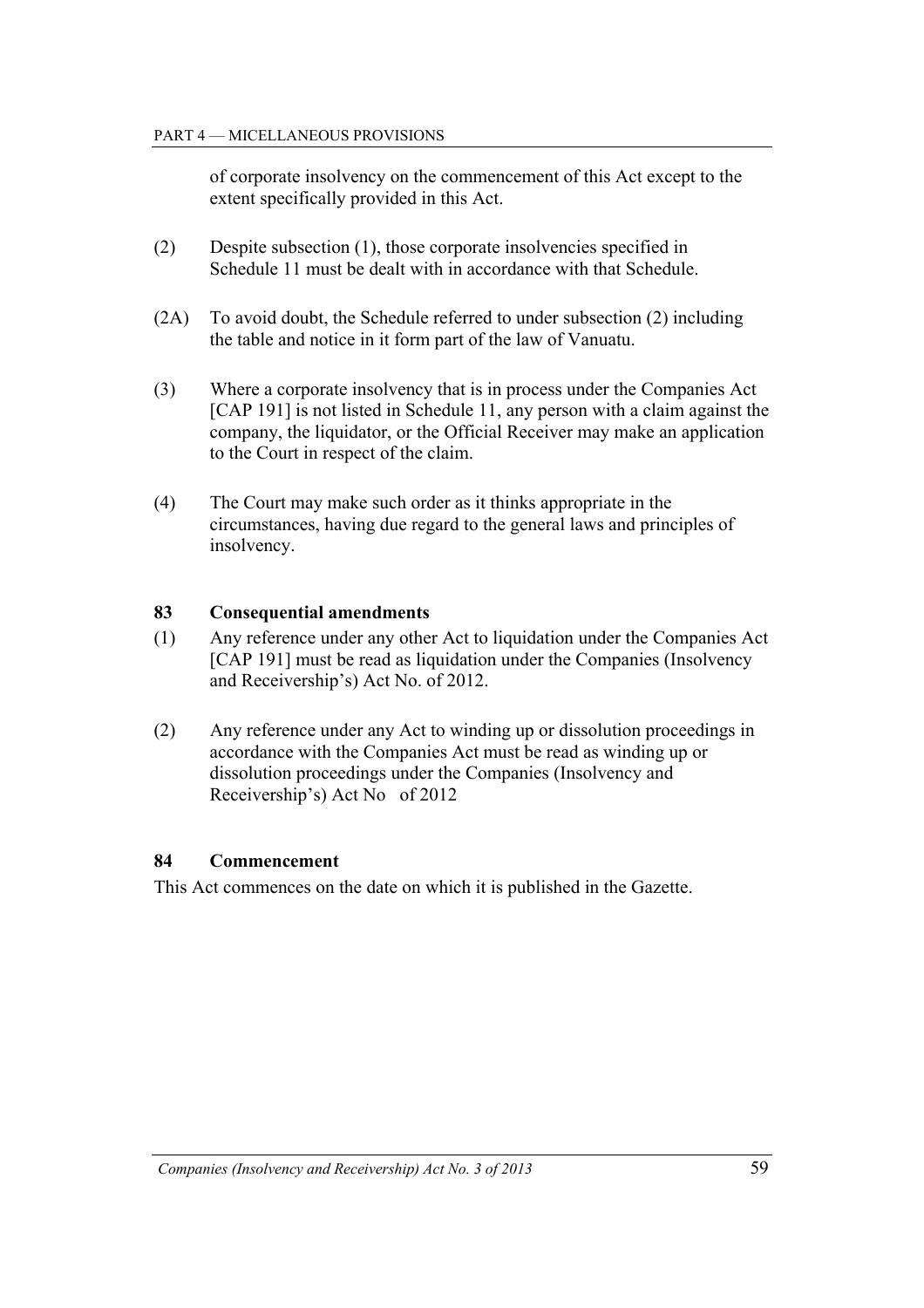of corporate insolvency on the commencement of this Act except to the extent specifically provided in this Act.

(2) Despite subsection (1), those corporate insolvencies specified in Schedule 11 must be dealt with in accordance with that Schedule.

(2A) To avoid doubt, the Schedule referred to under subsection (2) including the table and notice in it form part of the law of Vanuatu.

(3) Where a corporate insolvency that is in process under the Companies Act [CAP 191] is not listed in Schedule 11, any person with a claim against the company, the liquidator, or the Official Receiver may make an application to the Court in respect of the claim.

(4) The Court may make such order as it thinks appropriate in the circumstances, having due regard to the general laws and principles of insolvency.

**83 Consequential amendments**

(1) Any reference under any other Act to liquidation under the Companies Act [CAP 191] must be read as liquidation under the Companies (Insolvency and Receivership's) Act No. of 2012.

(2) Any reference under any Act to winding up or dissolution proceedings in accordance with the Companies Act must be read as winding up or dissolution proceedings under the Companies (Insolvency and Receivership's) Act No of 2012

**84 Commencement**

This Act commences on the date on which it is published in the Gazette.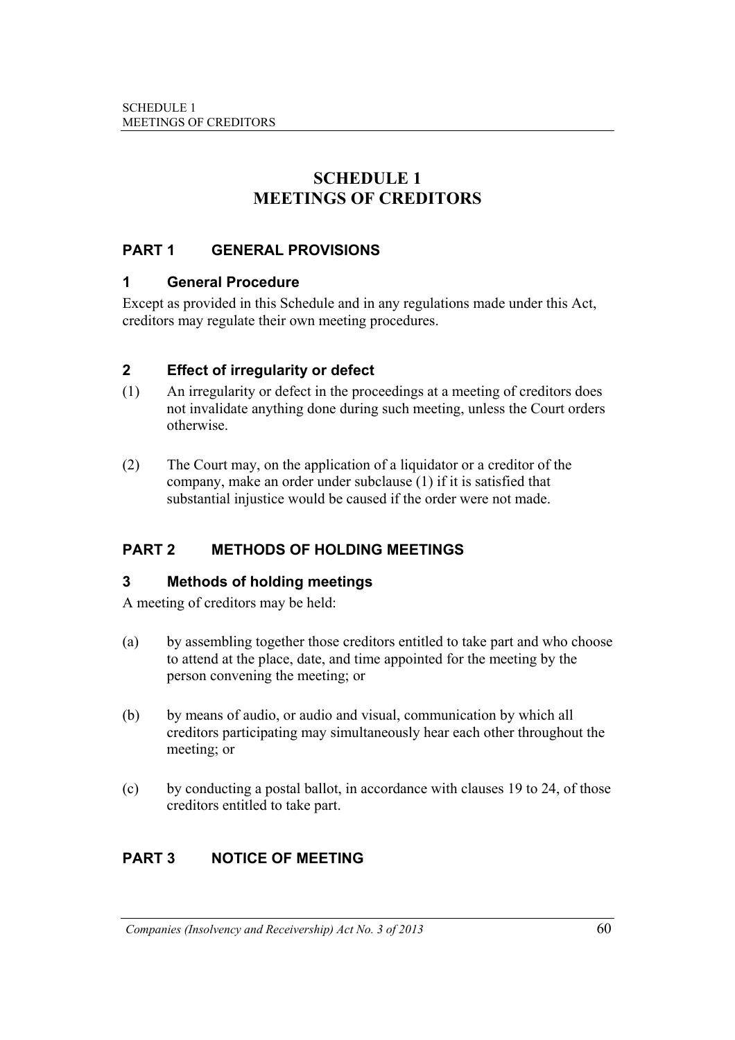# SCHEDULE 1
# MEETINGS OF CREDITORS

## PART 1 GENERAL PROVISIONS

### 1 General Procedure

Except as provided in this Schedule and in any regulations made under this Act, creditors may regulate their own meeting procedures.

### 2 Effect of irregularity or defect

(1) An irregularity or defect in the proceedings at a meeting of creditors does not invalidate anything done during such meeting, unless the Court orders otherwise.

(2) The Court may, on the application of a liquidator or a creditor of the company, make an order under subclause (1) if it is satisfied that substantial injustice would be caused if the order were not made.

## PART 2 METHODS OF HOLDING MEETINGS

### 3 Methods of holding meetings

A meeting of creditors may be held:

(a) by assembling together those creditors entitled to take part and who choose to attend at the place, date, and time appointed for the meeting by the person convening the meeting; or

(b) by means of audio, or audio and visual, communication by which all creditors participating may simultaneously hear each other throughout the meeting; or

(c) by conducting a postal ballot, in accordance with clauses 19 to 24, of those creditors entitled to take part.

## PART 3 NOTICE OF MEETING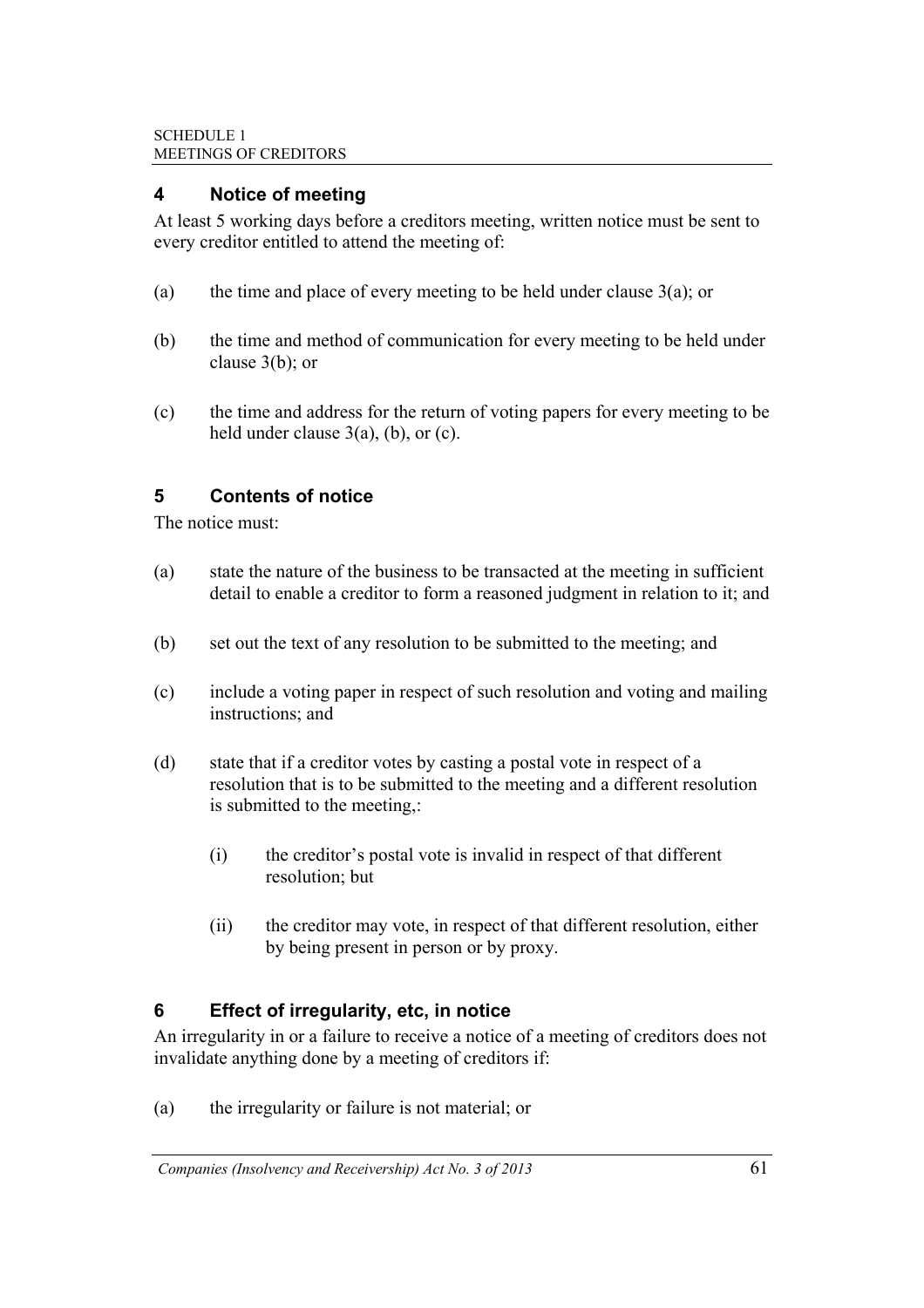## 4 Notice of meeting

At least 5 working days before a creditors meeting, written notice must be sent to every creditor entitled to attend the meeting of:

(a) the time and place of every meeting to be held under clause 3(a); or

(b) the time and method of communication for every meeting to be held under clause 3(b); or

(c) the time and address for the return of voting papers for every meeting to be held under clause 3(a), (b), or (c).

## 5 Contents of notice

The notice must:

(a) state the nature of the business to be transacted at the meeting in sufficient detail to enable a creditor to form a reasoned judgment in relation to it; and

(b) set out the text of any resolution to be submitted to the meeting; and

(c) include a voting paper in respect of such resolution and voting and mailing instructions; and

(d) state that if a creditor votes by casting a postal vote in respect of a resolution that is to be submitted to the meeting and a different resolution is submitted to the meeting,:

  (i) the creditor's postal vote is invalid in respect of that different resolution; but

  (ii) the creditor may vote, in respect of that different resolution, either by being present in person or by proxy.

## 6 Effect of irregularity, etc, in notice

An irregularity in or a failure to receive a notice of a meeting of creditors does not invalidate anything done by a meeting of creditors if:

(a) the irregularity or failure is not material; or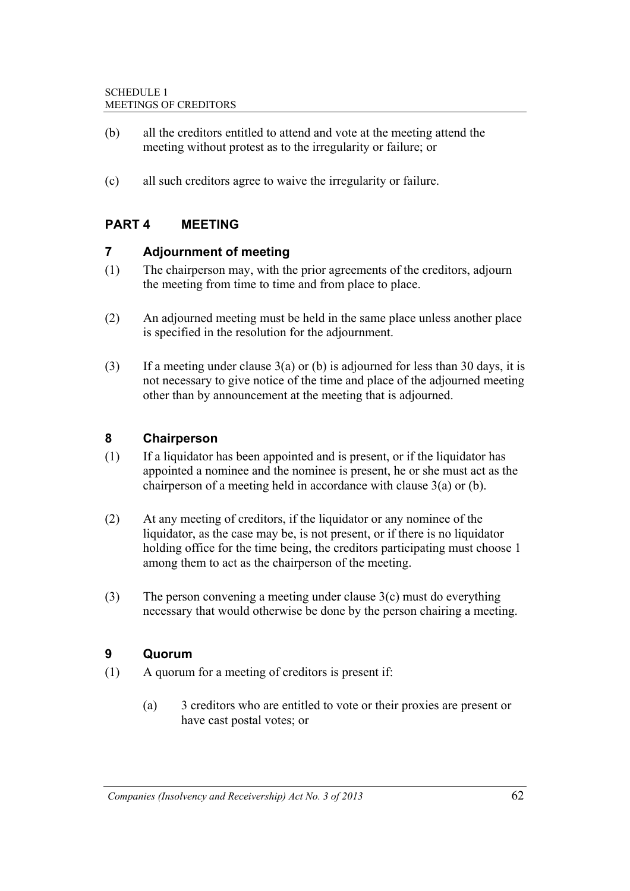(b) all the creditors entitled to attend and vote at the meeting attend the meeting without protest as to the irregularity or failure; or

(c) all such creditors agree to waive the irregularity or failure.

## PART 4 MEETING

### 7 Adjournment of meeting

(1) The chairperson may, with the prior agreements of the creditors, adjourn the meeting from time to time and from place to place.

(2) An adjourned meeting must be held in the same place unless another place is specified in the resolution for the adjournment.

(3) If a meeting under clause 3(a) or (b) is adjourned for less than 30 days, it is not necessary to give notice of the time and place of the adjourned meeting other than by announcement at the meeting that is adjourned.

### 8 Chairperson

(1) If a liquidator has been appointed and is present, or if the liquidator has appointed a nominee and the nominee is present, he or she must act as the chairperson of a meeting held in accordance with clause 3(a) or (b).

(2) At any meeting of creditors, if the liquidator or any nominee of the liquidator, as the case may be, is not present, or if there is no liquidator holding office for the time being, the creditors participating must choose 1 among them to act as the chairperson of the meeting.

(3) The person convening a meeting under clause 3(c) must do everything necessary that would otherwise be done by the person chairing a meeting.

### 9 Quorum

(1) A quorum for a meeting of creditors is present if:

(a) 3 creditors who are entitled to vote or their proxies are present or have cast postal votes; or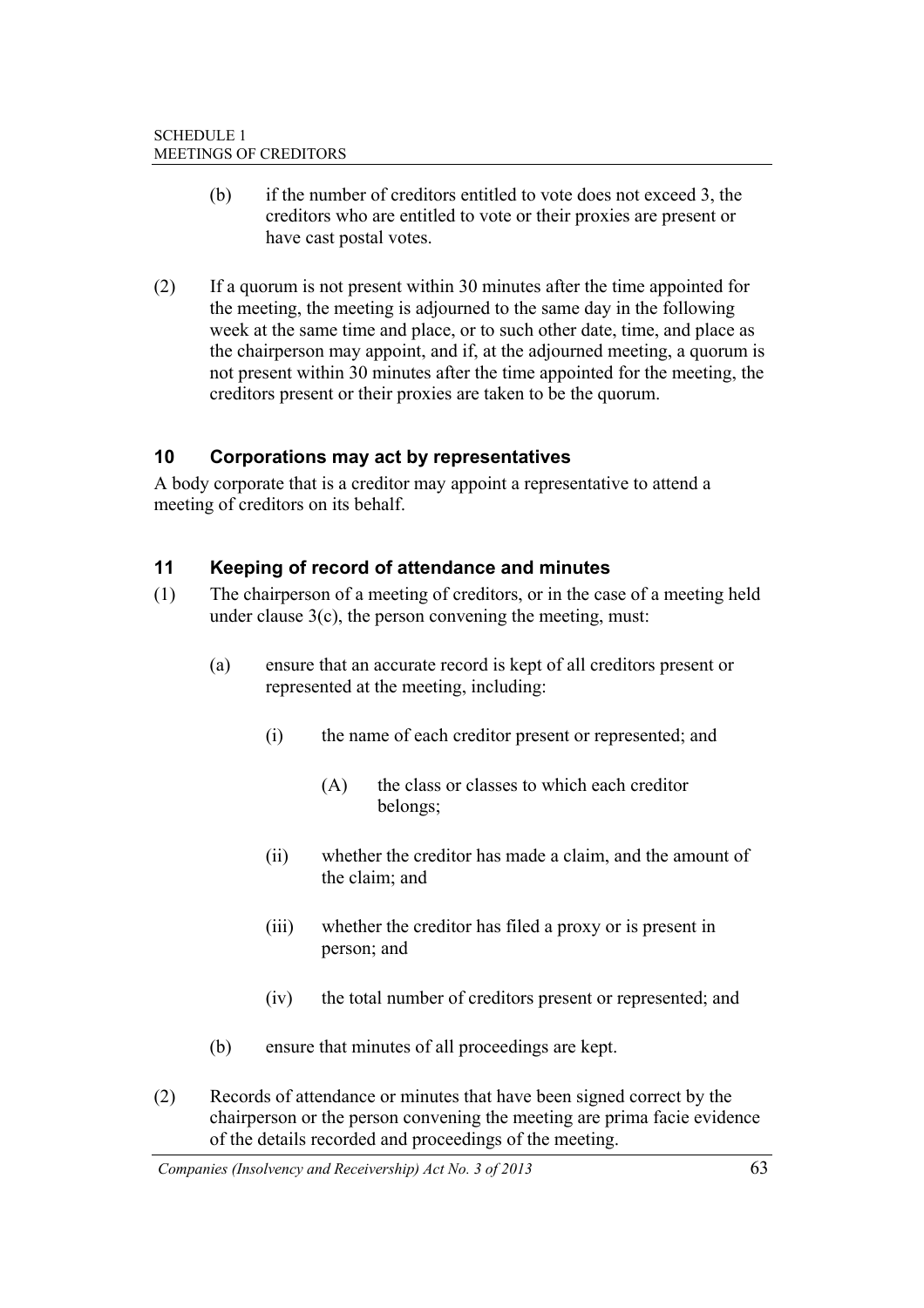(b) if the number of creditors entitled to vote does not exceed 3, the creditors who are entitled to vote or their proxies are present or have cast postal votes.

(2) If a quorum is not present within 30 minutes after the time appointed for the meeting, the meeting is adjourned to the same day in the following week at the same time and place, or to such other date, time, and place as the chairperson may appoint, and if, at the adjourned meeting, a quorum is not present within 30 minutes after the time appointed for the meeting, the creditors present or their proxies are taken to be the quorum.

## 10 Corporations may act by representatives

A body corporate that is a creditor may appoint a representative to attend a meeting of creditors on its behalf.

## 11 Keeping of record of attendance and minutes

(1) The chairperson of a meeting of creditors, or in the case of a meeting held under clause 3(c), the person convening the meeting, must:

(a) ensure that an accurate record is kept of all creditors present or represented at the meeting, including:

(i) the name of each creditor present or represented; and

(A) the class or classes to which each creditor belongs;

(ii) whether the creditor has made a claim, and the amount of the claim; and

(iii) whether the creditor has filed a proxy or is present in person; and

(iv) the total number of creditors present or represented; and

(b) ensure that minutes of all proceedings are kept.

(2) Records of attendance or minutes that have been signed correct by the chairperson or the person convening the meeting are prima facie evidence of the details recorded and proceedings of the meeting.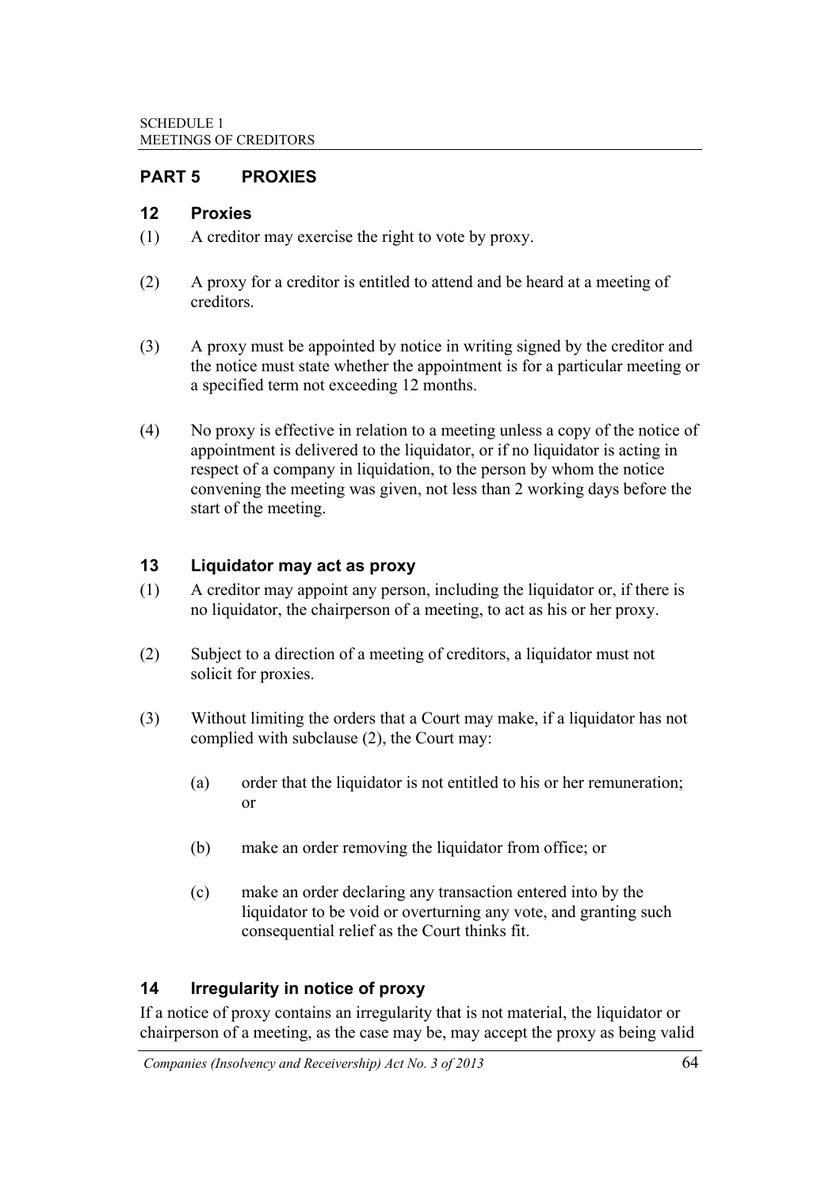## PART 5 PROXIES

### 12 Proxies

(1) A creditor may exercise the right to vote by proxy.

(2) A proxy for a creditor is entitled to attend and be heard at a meeting of creditors.

(3) A proxy must be appointed by notice in writing signed by the creditor and the notice must state whether the appointment is for a particular meeting or a specified term not exceeding 12 months.

(4) No proxy is effective in relation to a meeting unless a copy of the notice of appointment is delivered to the liquidator, or if no liquidator is acting in respect of a company in liquidation, to the person by whom the notice convening the meeting was given, not less than 2 working days before the start of the meeting.

### 13 Liquidator may act as proxy

(1) A creditor may appoint any person, including the liquidator or, if there is no liquidator, the chairperson of a meeting, to act as his or her proxy.

(2) Subject to a direction of a meeting of creditors, a liquidator must not solicit for proxies.

(3) Without limiting the orders that a Court may make, if a liquidator has not complied with subclause (2), the Court may:

(a) order that the liquidator is not entitled to his or her remuneration; or

(b) make an order removing the liquidator from office; or

(c) make an order declaring any transaction entered into by the liquidator to be void or overturning any vote, and granting such consequential relief as the Court thinks fit.

### 14 Irregularity in notice of proxy

If a notice of proxy contains an irregularity that is not material, the liquidator or chairperson of a meeting, as the case may be, may accept the proxy as being valid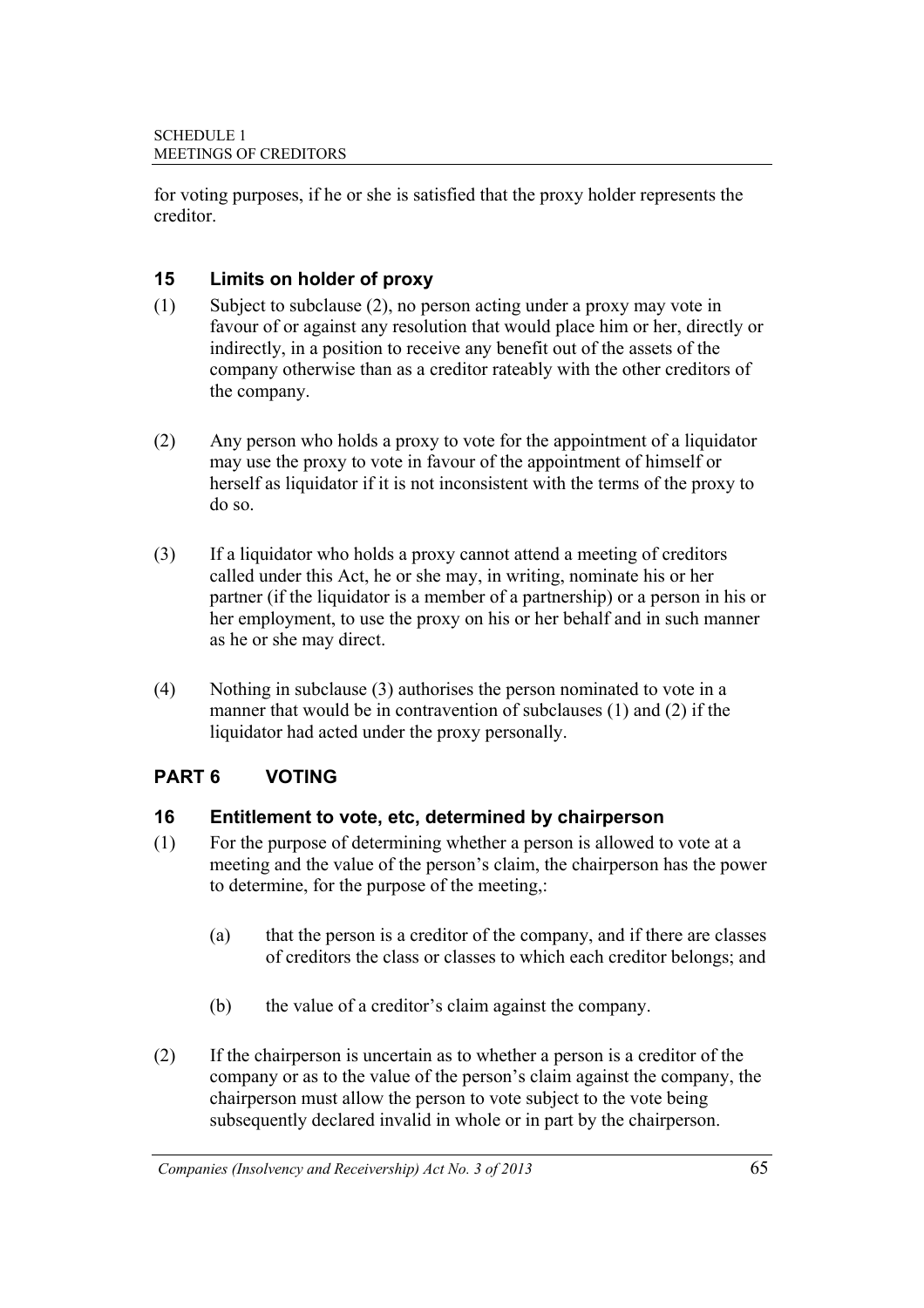for voting purposes, if he or she is satisfied that the proxy holder represents the creditor.

## 15 Limits on holder of proxy

(1) Subject to subclause (2), no person acting under a proxy may vote in favour of or against any resolution that would place him or her, directly or indirectly, in a position to receive any benefit out of the assets of the company otherwise than as a creditor rateably with the other creditors of the company.

(2) Any person who holds a proxy to vote for the appointment of a liquidator may use the proxy to vote in favour of the appointment of himself or herself as liquidator if it is not inconsistent with the terms of the proxy to do so.

(3) If a liquidator who holds a proxy cannot attend a meeting of creditors called under this Act, he or she may, in writing, nominate his or her partner (if the liquidator is a member of a partnership) or a person in his or her employment, to use the proxy on his or her behalf and in such manner as he or she may direct.

(4) Nothing in subclause (3) authorises the person nominated to vote in a manner that would be in contravention of subclauses (1) and (2) if the liquidator had acted under the proxy personally.

# PART 6 VOTING

## 16 Entitlement to vote, etc, determined by chairperson

(1) For the purpose of determining whether a person is allowed to vote at a meeting and the value of the person's claim, the chairperson has the power to determine, for the purpose of the meeting,:

(a) that the person is a creditor of the company, and if there are classes of creditors the class or classes to which each creditor belongs; and

(b) the value of a creditor's claim against the company.

(2) If the chairperson is uncertain as to whether a person is a creditor of the company or as to the value of the person's claim against the company, the chairperson must allow the person to vote subject to the vote being subsequently declared invalid in whole or in part by the chairperson.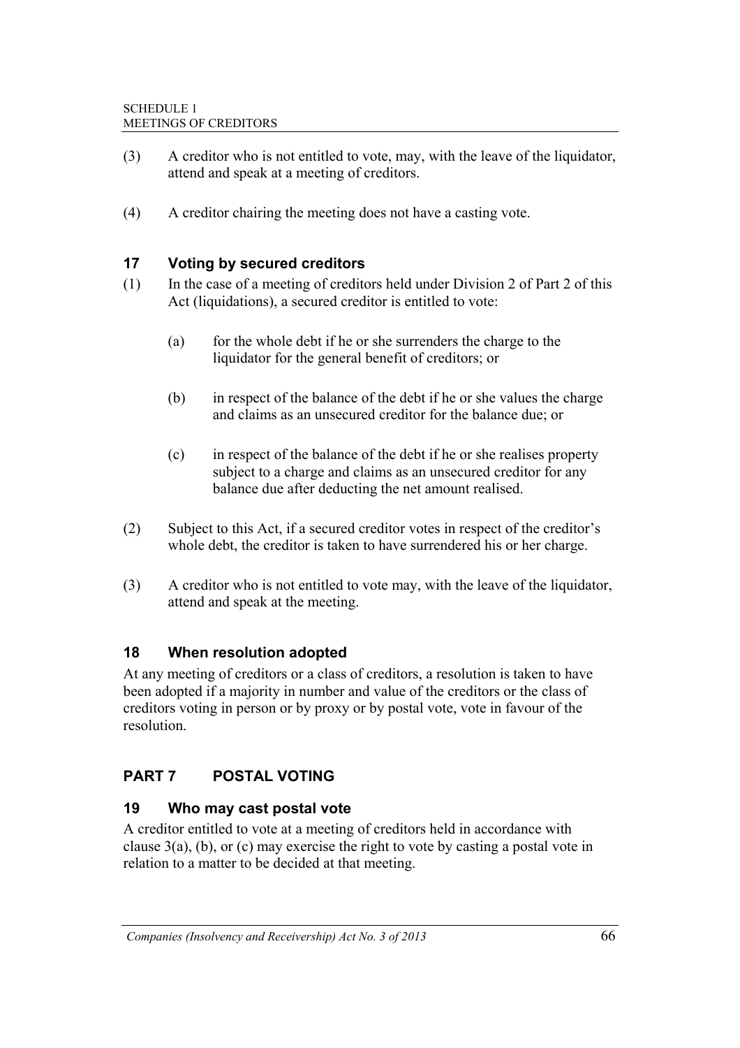(3) A creditor who is not entitled to vote, may, with the leave of the liquidator, attend and speak at a meeting of creditors.

(4) A creditor chairing the meeting does not have a casting vote.

### 17 Voting by secured creditors

(1) In the case of a meeting of creditors held under Division 2 of Part 2 of this Act (liquidations), a secured creditor is entitled to vote:

  (a) for the whole debt if he or she surrenders the charge to the liquidator for the general benefit of creditors; or

  (b) in respect of the balance of the debt if he or she values the charge and claims as an unsecured creditor for the balance due; or

  (c) in respect of the balance of the debt if he or she realises property subject to a charge and claims as an unsecured creditor for any balance due after deducting the net amount realised.

(2) Subject to this Act, if a secured creditor votes in respect of the creditor's whole debt, the creditor is taken to have surrendered his or her charge.

(3) A creditor who is not entitled to vote may, with the leave of the liquidator, attend and speak at the meeting.

### 18 When resolution adopted

At any meeting of creditors or a class of creditors, a resolution is taken to have been adopted if a majority in number and value of the creditors or the class of creditors voting in person or by proxy or by postal vote, vote in favour of the resolution.

## PART 7 POSTAL VOTING

### 19 Who may cast postal vote

A creditor entitled to vote at a meeting of creditors held in accordance with clause 3(a), (b), or (c) may exercise the right to vote by casting a postal vote in relation to a matter to be decided at that meeting.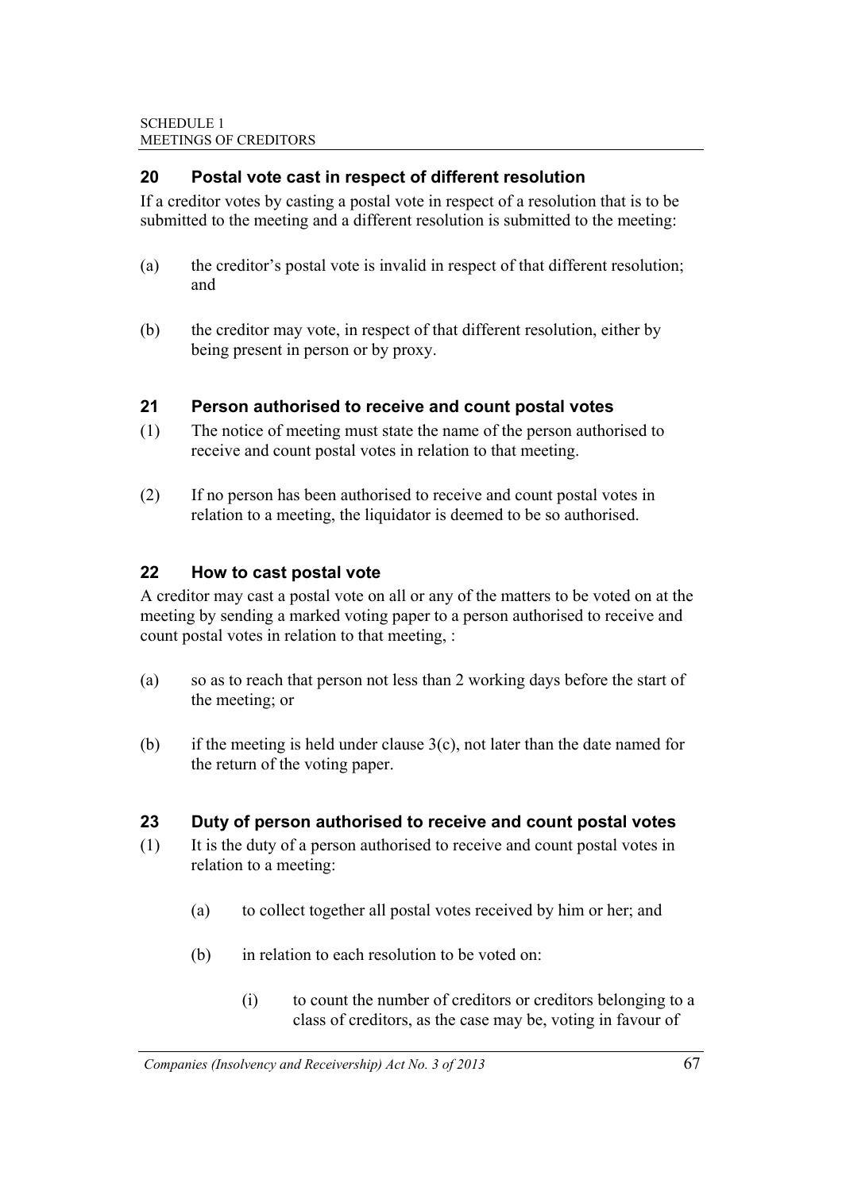## 20 Postal vote cast in respect of different resolution

If a creditor votes by casting a postal vote in respect of a resolution that is to be submitted to the meeting and a different resolution is submitted to the meeting:

(a) the creditor's postal vote is invalid in respect of that different resolution; and

(b) the creditor may vote, in respect of that different resolution, either by being present in person or by proxy.

## 21 Person authorised to receive and count postal votes

(1) The notice of meeting must state the name of the person authorised to receive and count postal votes in relation to that meeting.

(2) If no person has been authorised to receive and count postal votes in relation to a meeting, the liquidator is deemed to be so authorised.

## 22 How to cast postal vote

A creditor may cast a postal vote on all or any of the matters to be voted on at the meeting by sending a marked voting paper to a person authorised to receive and count postal votes in relation to that meeting, :

(a) so as to reach that person not less than 2 working days before the start of the meeting; or

(b) if the meeting is held under clause 3(c), not later than the date named for the return of the voting paper.

## 23 Duty of person authorised to receive and count postal votes

(1) It is the duty of a person authorised to receive and count postal votes in relation to a meeting:

  (a) to collect together all postal votes received by him or her; and

  (b) in relation to each resolution to be voted on:

    (i) to count the number of creditors or creditors belonging to a class of creditors, as the case may be, voting in favour of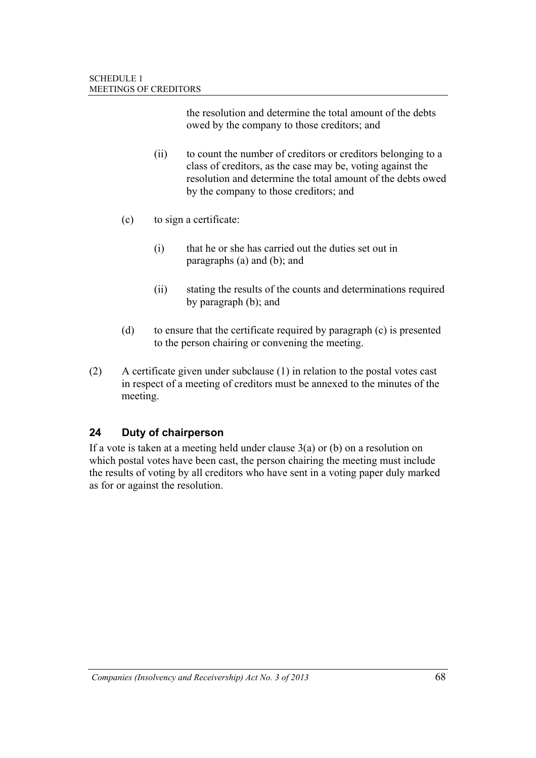the resolution and determine the total amount of the debts owed by the company to those creditors; and

(ii) to count the number of creditors or creditors belonging to a class of creditors, as the case may be, voting against the resolution and determine the total amount of the debts owed by the company to those creditors; and

(c) to sign a certificate:

(i) that he or she has carried out the duties set out in paragraphs (a) and (b); and

(ii) stating the results of the counts and determinations required by paragraph (b); and

(d) to ensure that the certificate required by paragraph (c) is presented to the person chairing or convening the meeting.

(2) A certificate given under subclause (1) in relation to the postal votes cast in respect of a meeting of creditors must be annexed to the minutes of the meeting.

## 24 Duty of chairperson

If a vote is taken at a meeting held under clause 3(a) or (b) on a resolution on which postal votes have been cast, the person chairing the meeting must include the results of voting by all creditors who have sent in a voting paper duly marked as for or against the resolution.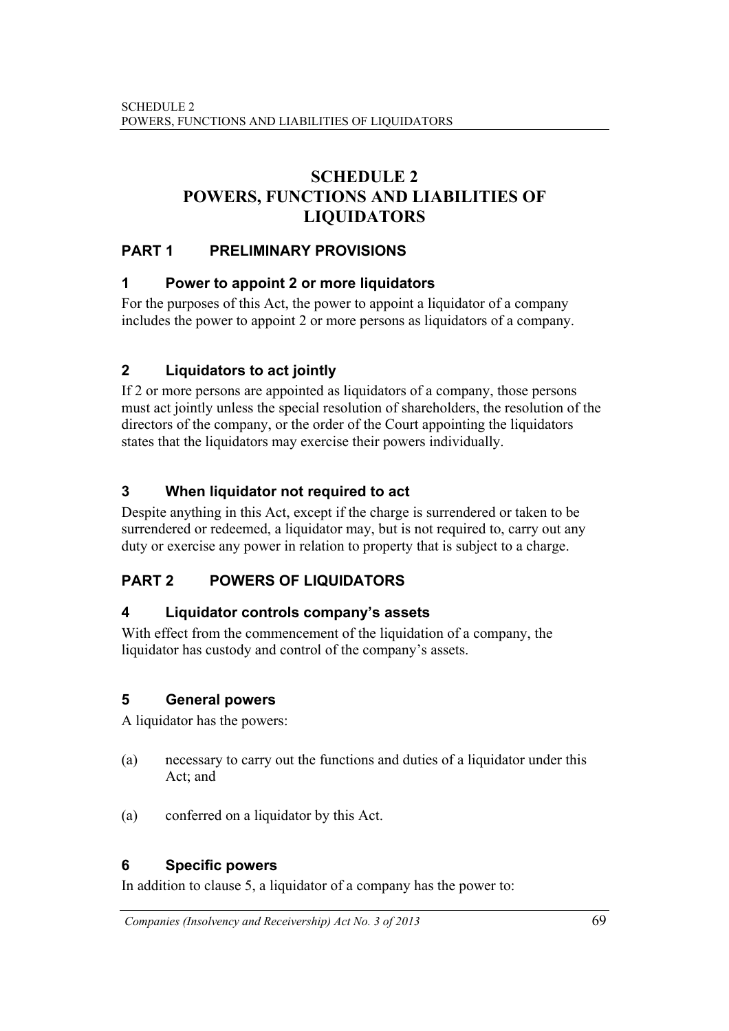# SCHEDULE 2
# POWERS, FUNCTIONS AND LIABILITIES OF LIQUIDATORS

## PART 1 PRELIMINARY PROVISIONS

### 1 Power to appoint 2 or more liquidators

For the purposes of this Act, the power to appoint a liquidator of a company includes the power to appoint 2 or more persons as liquidators of a company.

### 2 Liquidators to act jointly

If 2 or more persons are appointed as liquidators of a company, those persons must act jointly unless the special resolution of shareholders, the resolution of the directors of the company, or the order of the Court appointing the liquidators states that the liquidators may exercise their powers individually.

### 3 When liquidator not required to act

Despite anything in this Act, except if the charge is surrendered or taken to be surrendered or redeemed, a liquidator may, but is not required to, carry out any duty or exercise any power in relation to property that is subject to a charge.

## PART 2 POWERS OF LIQUIDATORS

### 4 Liquidator controls company's assets

With effect from the commencement of the liquidation of a company, the liquidator has custody and control of the company's assets.

### 5 General powers

A liquidator has the powers:

(a) necessary to carry out the functions and duties of a liquidator under this Act; and

(a) conferred on a liquidator by this Act.

### 6 Specific powers

In addition to clause 5, a liquidator of a company has the power to: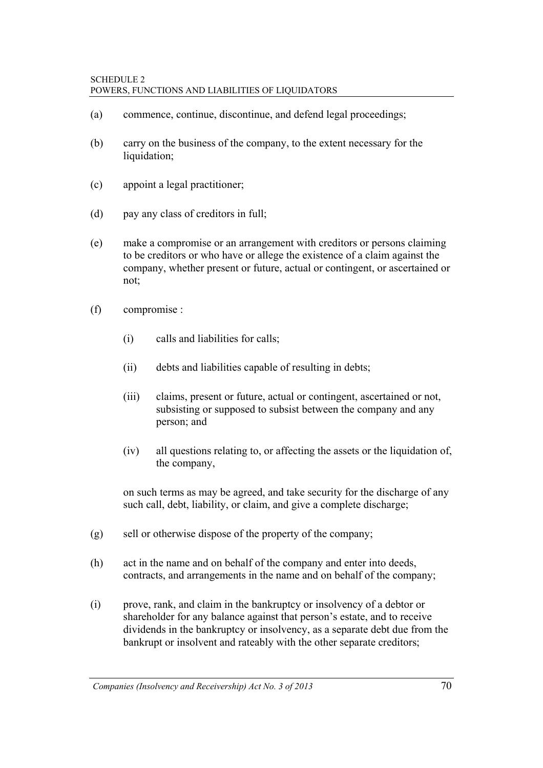(a) commence, continue, discontinue, and defend legal proceedings;

(b) carry on the business of the company, to the extent necessary for the liquidation;

(c) appoint a legal practitioner;

(d) pay any class of creditors in full;

(e) make a compromise or an arrangement with creditors or persons claiming to be creditors or who have or allege the existence of a claim against the company, whether present or future, actual or contingent, or ascertained or not;

(f) compromise :

   (i) calls and liabilities for calls;

   (ii) debts and liabilities capable of resulting in debts;

   (iii) claims, present or future, actual or contingent, ascertained or not, subsisting or supposed to subsist between the company and any person; and

   (iv) all questions relating to, or affecting the assets or the liquidation of, the company,

   on such terms as may be agreed, and take security for the discharge of any such call, debt, liability, or claim, and give a complete discharge;

(g) sell or otherwise dispose of the property of the company;

(h) act in the name and on behalf of the company and enter into deeds, contracts, and arrangements in the name and on behalf of the company;

(i) prove, rank, and claim in the bankruptcy or insolvency of a debtor or shareholder for any balance against that person's estate, and to receive dividends in the bankruptcy or insolvency, as a separate debt due from the bankrupt or insolvent and rateably with the other separate creditors;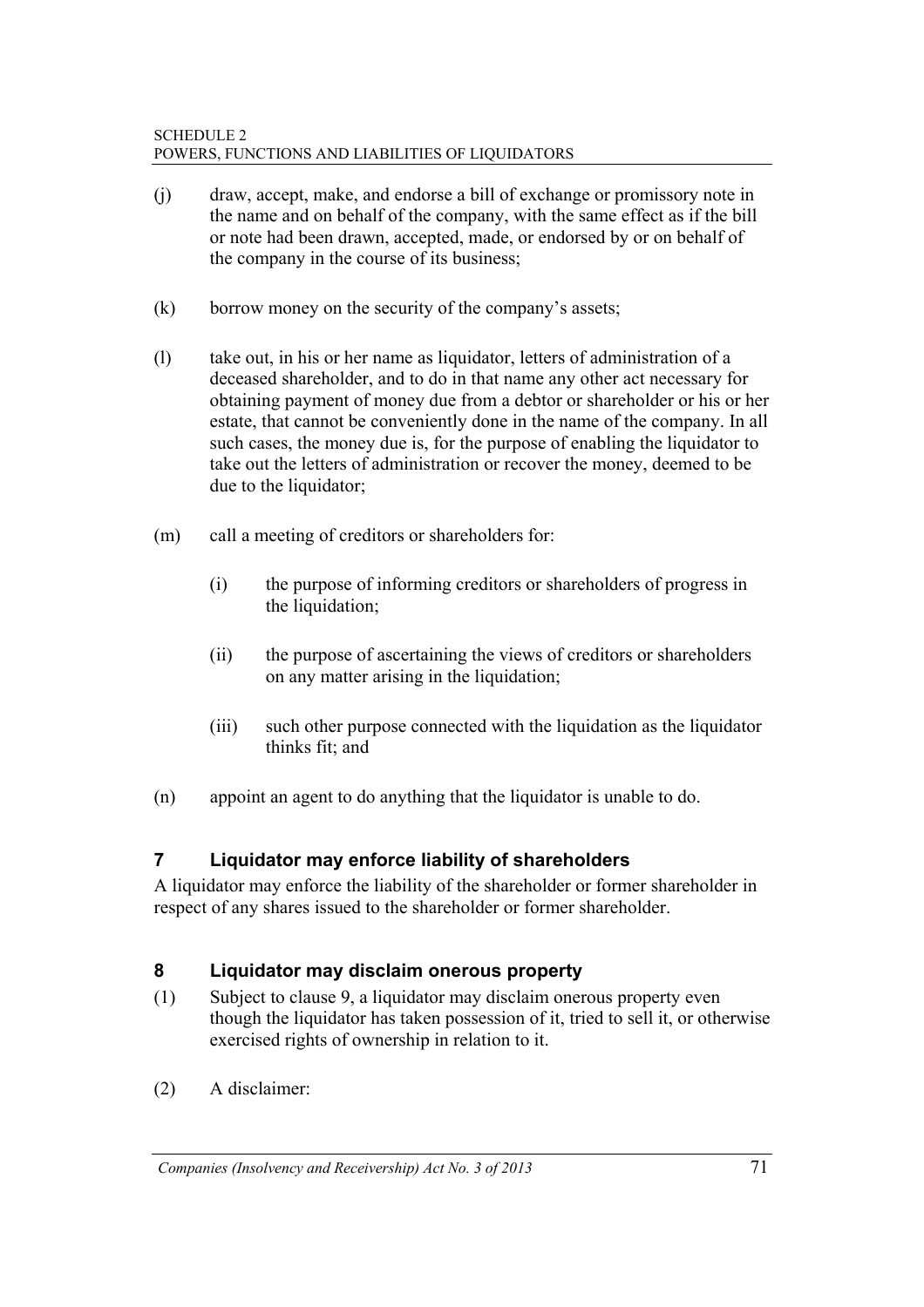(j) draw, accept, make, and endorse a bill of exchange or promissory note in the name and on behalf of the company, with the same effect as if the bill or note had been drawn, accepted, made, or endorsed by or on behalf of the company in the course of its business;

(k) borrow money on the security of the company's assets;

(l) take out, in his or her name as liquidator, letters of administration of a deceased shareholder, and to do in that name any other act necessary for obtaining payment of money due from a debtor or shareholder or his or her estate, that cannot be conveniently done in the name of the company. In all such cases, the money due is, for the purpose of enabling the liquidator to take out the letters of administration or recover the money, deemed to be due to the liquidator;

(m) call a meeting of creditors or shareholders for:

   (i) the purpose of informing creditors or shareholders of progress in the liquidation;

   (ii) the purpose of ascertaining the views of creditors or shareholders on any matter arising in the liquidation;

   (iii) such other purpose connected with the liquidation as the liquidator thinks fit; and

(n) appoint an agent to do anything that the liquidator is unable to do.

## 7 Liquidator may enforce liability of shareholders

A liquidator may enforce the liability of the shareholder or former shareholder in respect of any shares issued to the shareholder or former shareholder.

## 8 Liquidator may disclaim onerous property

(1) Subject to clause 9, a liquidator may disclaim onerous property even though the liquidator has taken possession of it, tried to sell it, or otherwise exercised rights of ownership in relation to it.

(2) A disclaimer: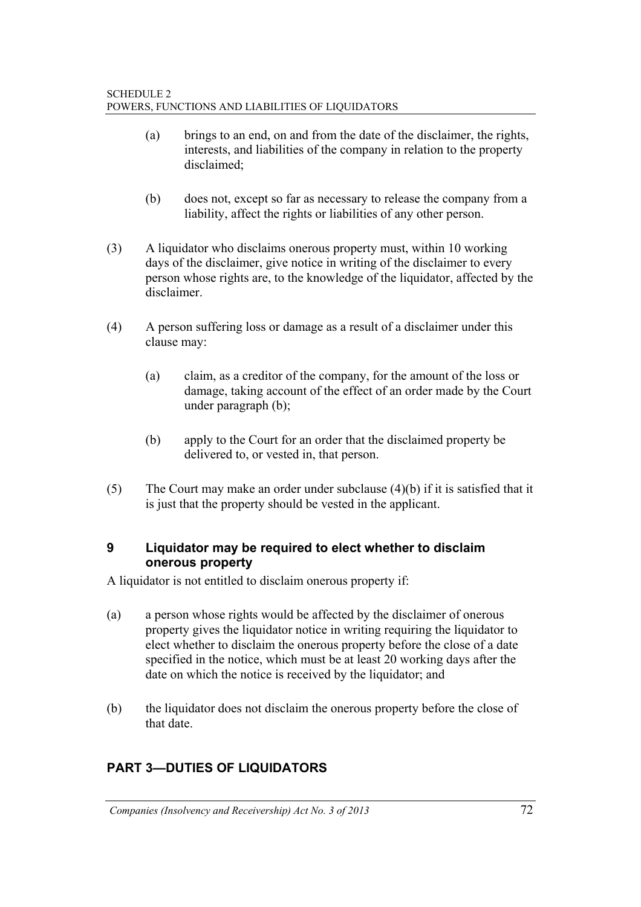(a) brings to an end, on and from the date of the disclaimer, the rights, interests, and liabilities of the company in relation to the property disclaimed;

(b) does not, except so far as necessary to release the company from a liability, affect the rights or liabilities of any other person.

(3) A liquidator who disclaims onerous property must, within 10 working days of the disclaimer, give notice in writing of the disclaimer to every person whose rights are, to the knowledge of the liquidator, affected by the disclaimer.

(4) A person suffering loss or damage as a result of a disclaimer under this clause may:

(a) claim, as a creditor of the company, for the amount of the loss or damage, taking account of the effect of an order made by the Court under paragraph (b);

(b) apply to the Court for an order that the disclaimed property be delivered to, or vested in, that person.

(5) The Court may make an order under subclause (4)(b) if it is satisfied that it is just that the property should be vested in the applicant.

### 9 Liquidator may be required to elect whether to disclaim onerous property

A liquidator is not entitled to disclaim onerous property if:

(a) a person whose rights would be affected by the disclaimer of onerous property gives the liquidator notice in writing requiring the liquidator to elect whether to disclaim the onerous property before the close of a date specified in the notice, which must be at least 20 working days after the date on which the notice is received by the liquidator; and

(b) the liquidator does not disclaim the onerous property before the close of that date.

## PART 3—DUTIES OF LIQUIDATORS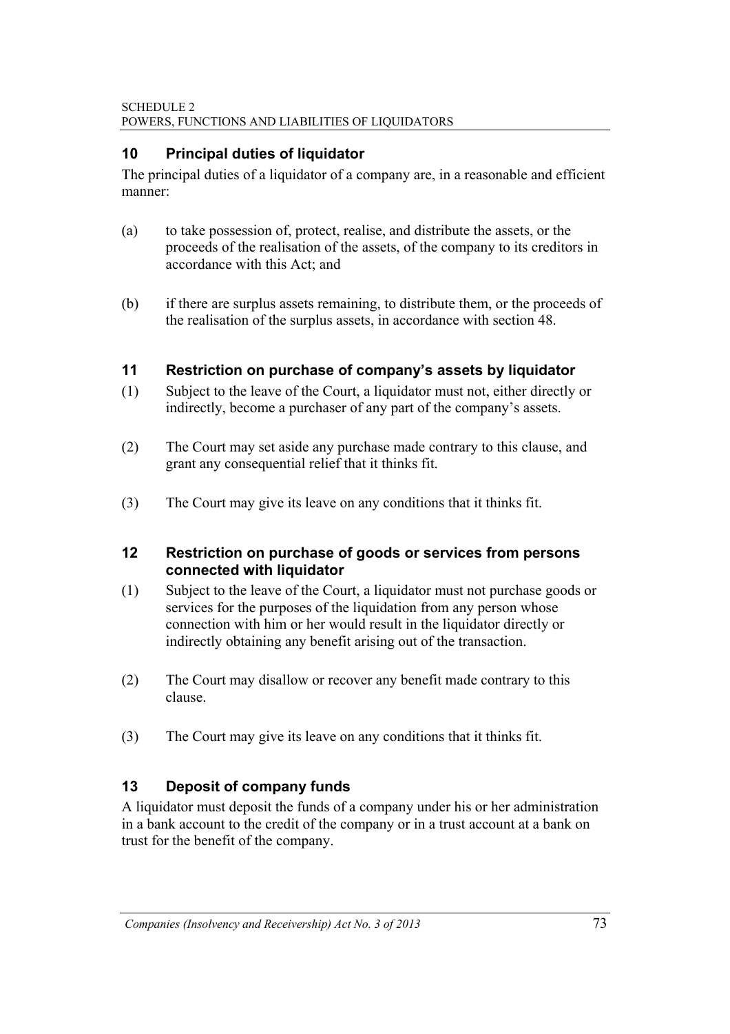## 10 Principal duties of liquidator

The principal duties of a liquidator of a company are, in a reasonable and efficient manner:

(a) to take possession of, protect, realise, and distribute the assets, or the proceeds of the realisation of the assets, of the company to its creditors in accordance with this Act; and

(b) if there are surplus assets remaining, to distribute them, or the proceeds of the realisation of the surplus assets, in accordance with section 48.

## 11 Restriction on purchase of company's assets by liquidator

(1) Subject to the leave of the Court, a liquidator must not, either directly or indirectly, become a purchaser of any part of the company's assets.

(2) The Court may set aside any purchase made contrary to this clause, and grant any consequential relief that it thinks fit.

(3) The Court may give its leave on any conditions that it thinks fit.

## 12 Restriction on purchase of goods or services from persons connected with liquidator

(1) Subject to the leave of the Court, a liquidator must not purchase goods or services for the purposes of the liquidation from any person whose connection with him or her would result in the liquidator directly or indirectly obtaining any benefit arising out of the transaction.

(2) The Court may disallow or recover any benefit made contrary to this clause.

(3) The Court may give its leave on any conditions that it thinks fit.

## 13 Deposit of company funds

A liquidator must deposit the funds of a company under his or her administration in a bank account to the credit of the company or in a trust account at a bank on trust for the benefit of the company.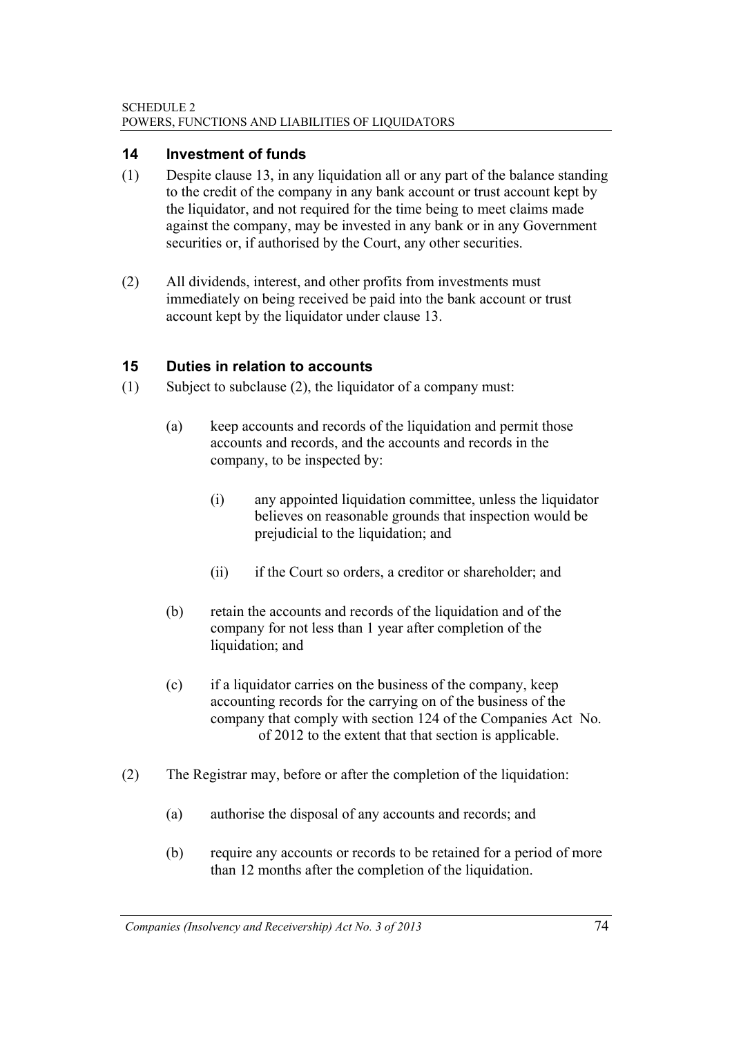## 14 Investment of funds

(1) Despite clause 13, in any liquidation all or any part of the balance standing to the credit of the company in any bank account or trust account kept by the liquidator, and not required for the time being to meet claims made against the company, may be invested in any bank or in any Government securities or, if authorised by the Court, any other securities.

(2) All dividends, interest, and other profits from investments must immediately on being received be paid into the bank account or trust account kept by the liquidator under clause 13.

## 15 Duties in relation to accounts

(1) Subject to subclause (2), the liquidator of a company must:

  (a) keep accounts and records of the liquidation and permit those accounts and records, and the accounts and records in the company, to be inspected by:

    (i) any appointed liquidation committee, unless the liquidator believes on reasonable grounds that inspection would be prejudicial to the liquidation; and

    (ii) if the Court so orders, a creditor or shareholder; and

  (b) retain the accounts and records of the liquidation and of the company for not less than 1 year after completion of the liquidation; and

  (c) if a liquidator carries on the business of the company, keep accounting records for the carrying on of the business of the company that comply with section 124 of the Companies Act No. of 2012 to the extent that that section is applicable.

(2) The Registrar may, before or after the completion of the liquidation:

  (a) authorise the disposal of any accounts and records; and

  (b) require any accounts or records to be retained for a period of more than 12 months after the completion of the liquidation.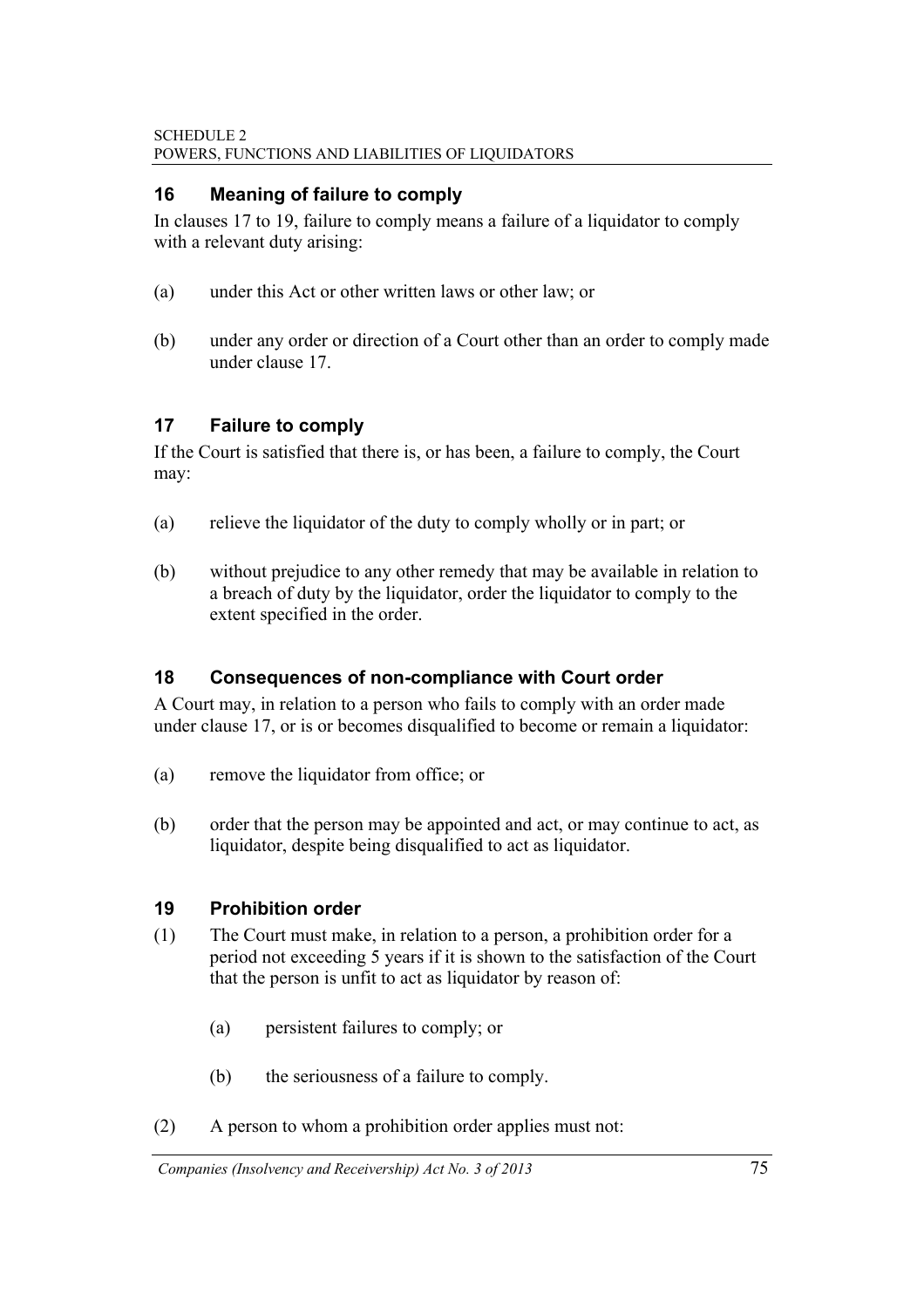## 16 Meaning of failure to comply

In clauses 17 to 19, failure to comply means a failure of a liquidator to comply with a relevant duty arising:

(a) under this Act or other written laws or other law; or

(b) under any order or direction of a Court other than an order to comply made under clause 17.

## 17 Failure to comply

If the Court is satisfied that there is, or has been, a failure to comply, the Court may:

(a) relieve the liquidator of the duty to comply wholly or in part; or

(b) without prejudice to any other remedy that may be available in relation to a breach of duty by the liquidator, order the liquidator to comply to the extent specified in the order.

## 18 Consequences of non-compliance with Court order

A Court may, in relation to a person who fails to comply with an order made under clause 17, or is or becomes disqualified to become or remain a liquidator:

(a) remove the liquidator from office; or

(b) order that the person may be appointed and act, or may continue to act, as liquidator, despite being disqualified to act as liquidator.

## 19 Prohibition order

(1) The Court must make, in relation to a person, a prohibition order for a period not exceeding 5 years if it is shown to the satisfaction of the Court that the person is unfit to act as liquidator by reason of:

(a) persistent failures to comply; or

(b) the seriousness of a failure to comply.

(2) A person to whom a prohibition order applies must not: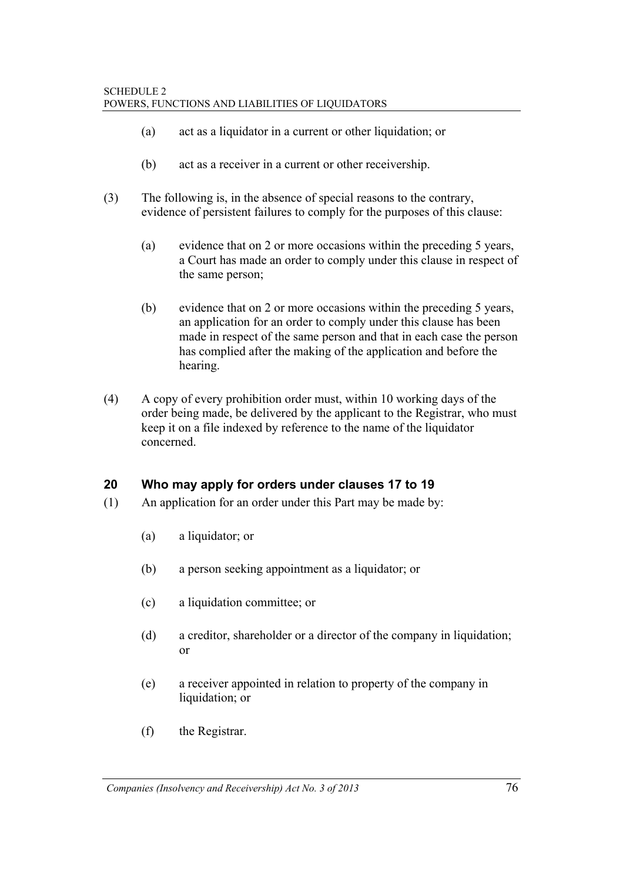(a) act as a liquidator in a current or other liquidation; or

(b) act as a receiver in a current or other receivership.

(3) The following is, in the absence of special reasons to the contrary, evidence of persistent failures to comply for the purposes of this clause:

(a) evidence that on 2 or more occasions within the preceding 5 years, a Court has made an order to comply under this clause in respect of the same person;

(b) evidence that on 2 or more occasions within the preceding 5 years, an application for an order to comply under this clause has been made in respect of the same person and that in each case the person has complied after the making of the application and before the hearing.

(4) A copy of every prohibition order must, within 10 working days of the order being made, be delivered by the applicant to the Registrar, who must keep it on a file indexed by reference to the name of the liquidator concerned.

## 20 Who may apply for orders under clauses 17 to 19

(1) An application for an order under this Part may be made by:

(a) a liquidator; or

(b) a person seeking appointment as a liquidator; or

(c) a liquidation committee; or

(d) a creditor, shareholder or a director of the company in liquidation; or

(e) a receiver appointed in relation to property of the company in liquidation; or

(f) the Registrar.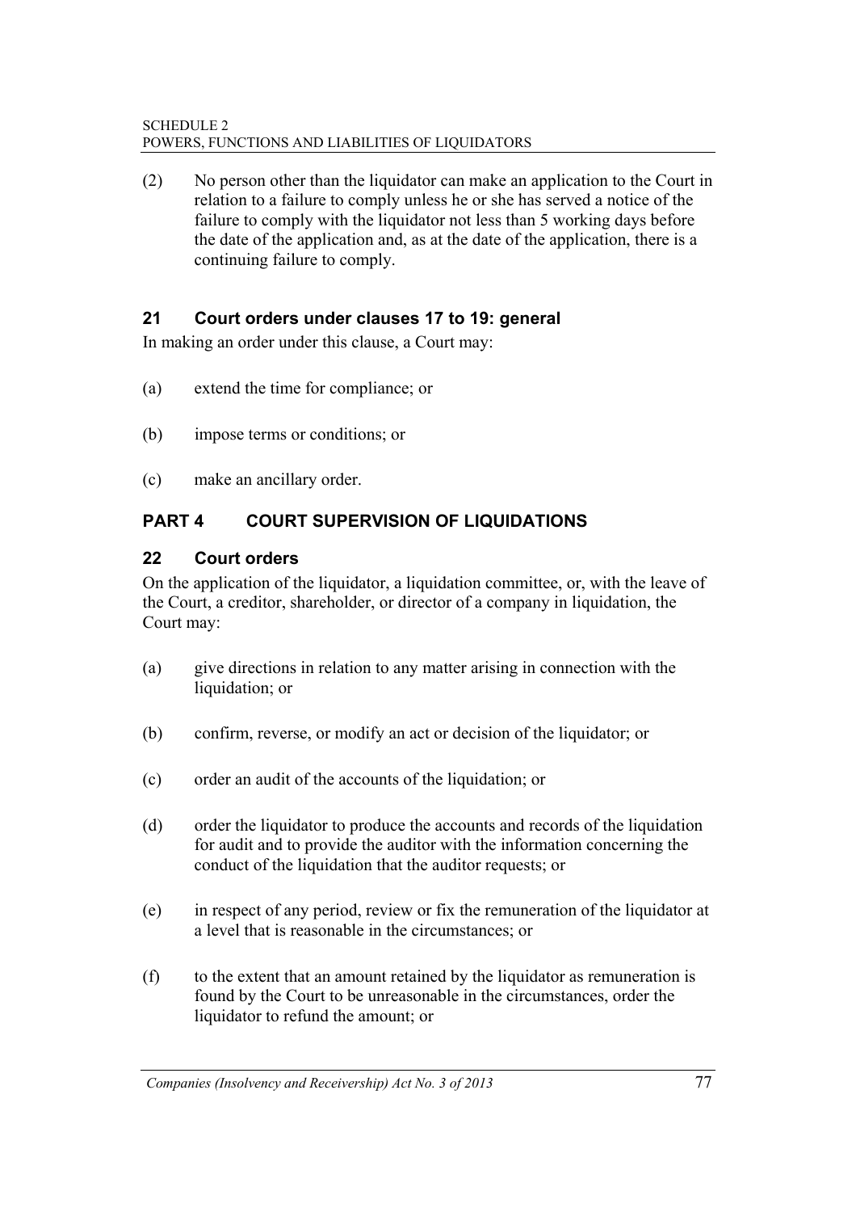(2) No person other than the liquidator can make an application to the Court in relation to a failure to comply unless he or she has served a notice of the failure to comply with the liquidator not less than 5 working days before the date of the application and, as at the date of the application, there is a continuing failure to comply.

### 21 Court orders under clauses 17 to 19: general

In making an order under this clause, a Court may:

(a) extend the time for compliance; or

(b) impose terms or conditions; or

(c) make an ancillary order.

## PART 4 COURT SUPERVISION OF LIQUIDATIONS

### 22 Court orders

On the application of the liquidator, a liquidation committee, or, with the leave of the Court, a creditor, shareholder, or director of a company in liquidation, the Court may:

(a) give directions in relation to any matter arising in connection with the liquidation; or

(b) confirm, reverse, or modify an act or decision of the liquidator; or

(c) order an audit of the accounts of the liquidation; or

(d) order the liquidator to produce the accounts and records of the liquidation for audit and to provide the auditor with the information concerning the conduct of the liquidation that the auditor requests; or

(e) in respect of any period, review or fix the remuneration of the liquidator at a level that is reasonable in the circumstances; or

(f) to the extent that an amount retained by the liquidator as remuneration is found by the Court to be unreasonable in the circumstances, order the liquidator to refund the amount; or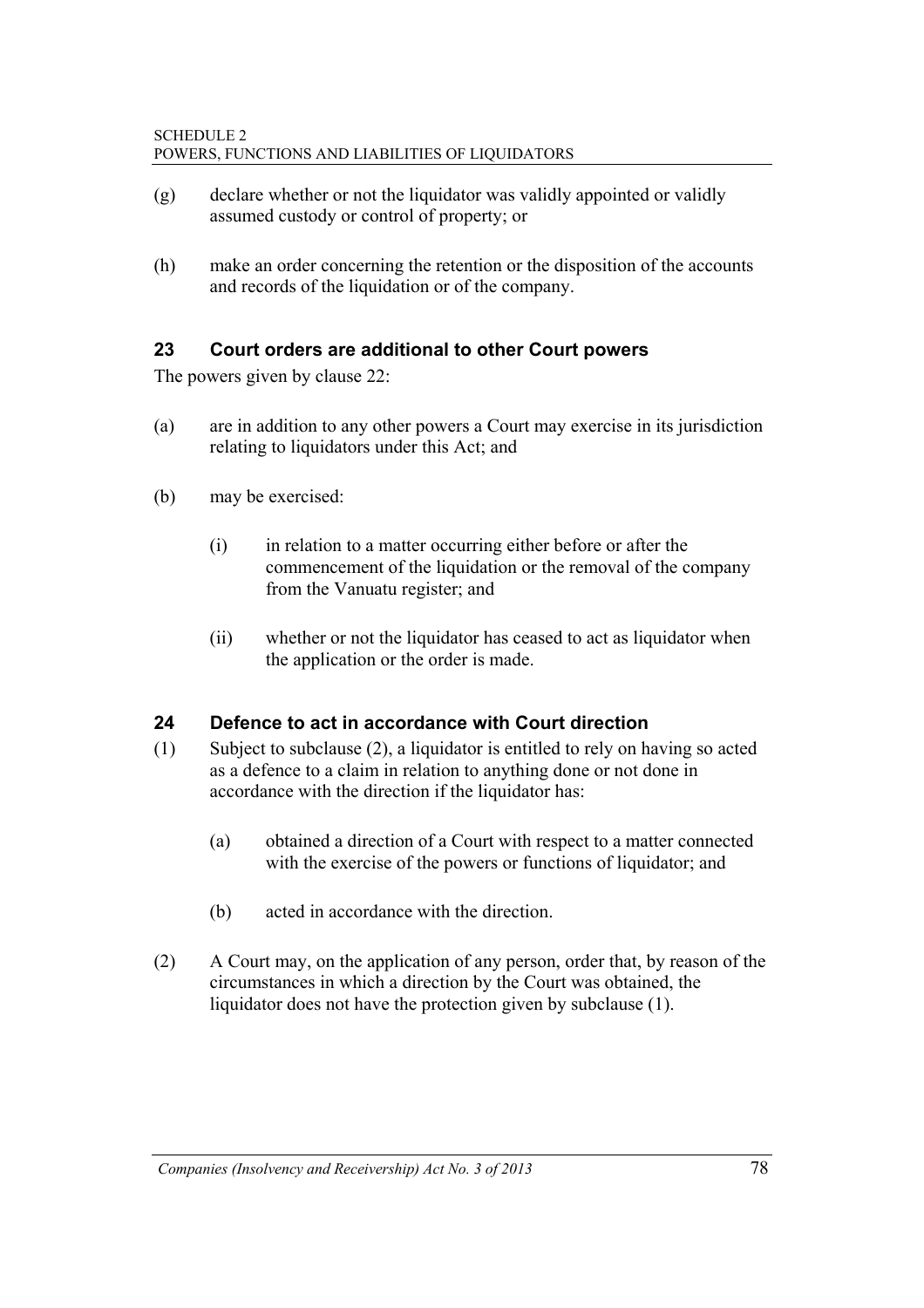(g) declare whether or not the liquidator was validly appointed or validly assumed custody or control of property; or

(h) make an order concerning the retention or the disposition of the accounts and records of the liquidation or of the company.

## 23 Court orders are additional to other Court powers

The powers given by clause 22:

(a) are in addition to any other powers a Court may exercise in its jurisdiction relating to liquidators under this Act; and

(b) may be exercised:

  (i) in relation to a matter occurring either before or after the commencement of the liquidation or the removal of the company from the Vanuatu register; and

  (ii) whether or not the liquidator has ceased to act as liquidator when the application or the order is made.

## 24 Defence to act in accordance with Court direction

(1) Subject to subclause (2), a liquidator is entitled to rely on having so acted as a defence to a claim in relation to anything done or not done in accordance with the direction if the liquidator has:

  (a) obtained a direction of a Court with respect to a matter connected with the exercise of the powers or functions of liquidator; and

  (b) acted in accordance with the direction.

(2) A Court may, on the application of any person, order that, by reason of the circumstances in which a direction by the Court was obtained, the liquidator does not have the protection given by subclause (1).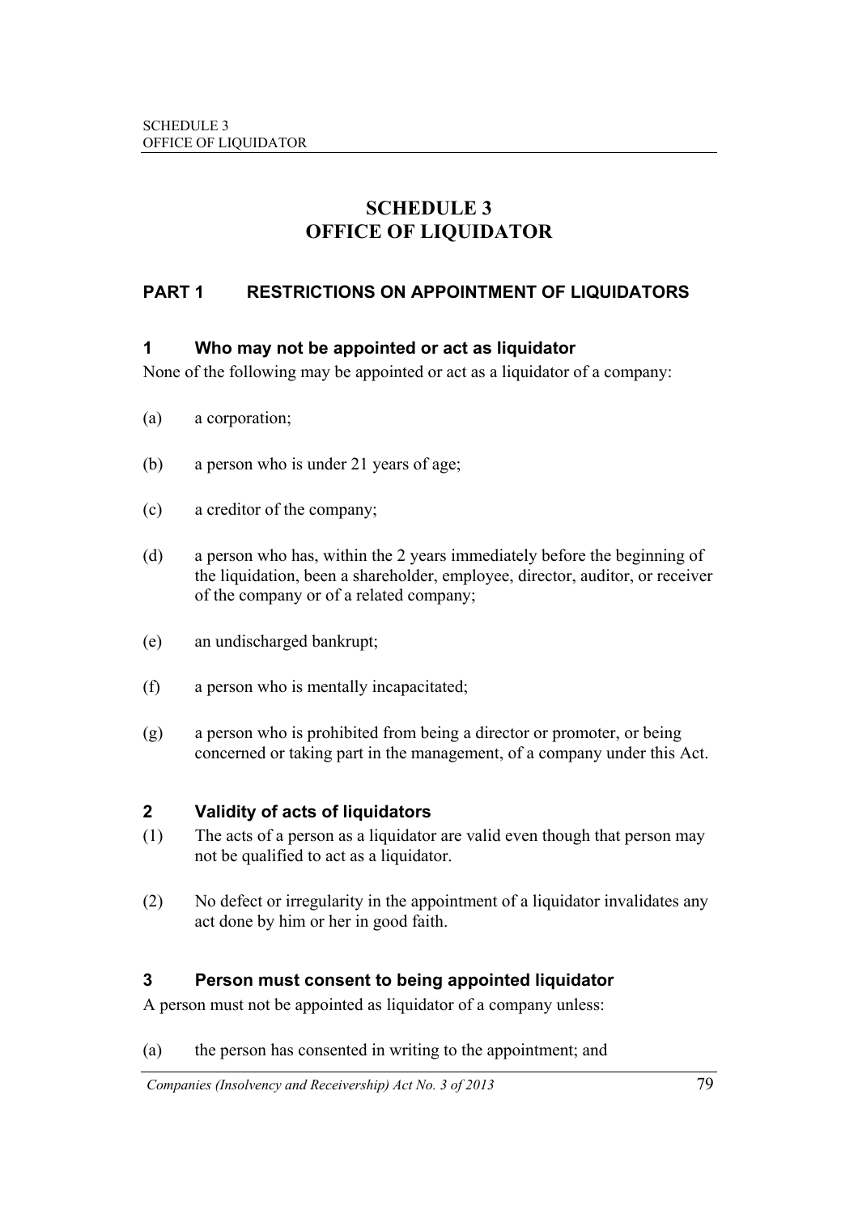# SCHEDULE 3
# OFFICE OF LIQUIDATOR

## PART 1 RESTRICTIONS ON APPOINTMENT OF LIQUIDATORS

### 1 Who may not be appointed or act as liquidator

None of the following may be appointed or act as a liquidator of a company:

(a) a corporation;

(b) a person who is under 21 years of age;

(c) a creditor of the company;

(d) a person who has, within the 2 years immediately before the beginning of the liquidation, been a shareholder, employee, director, auditor, or receiver of the company or of a related company;

(e) an undischarged bankrupt;

(f) a person who is mentally incapacitated;

(g) a person who is prohibited from being a director or promoter, or being concerned or taking part in the management, of a company under this Act.

### 2 Validity of acts of liquidators

(1) The acts of a person as a liquidator are valid even though that person may not be qualified to act as a liquidator.

(2) No defect or irregularity in the appointment of a liquidator invalidates any act done by him or her in good faith.

### 3 Person must consent to being appointed liquidator

A person must not be appointed as liquidator of a company unless:

(a) the person has consented in writing to the appointment; and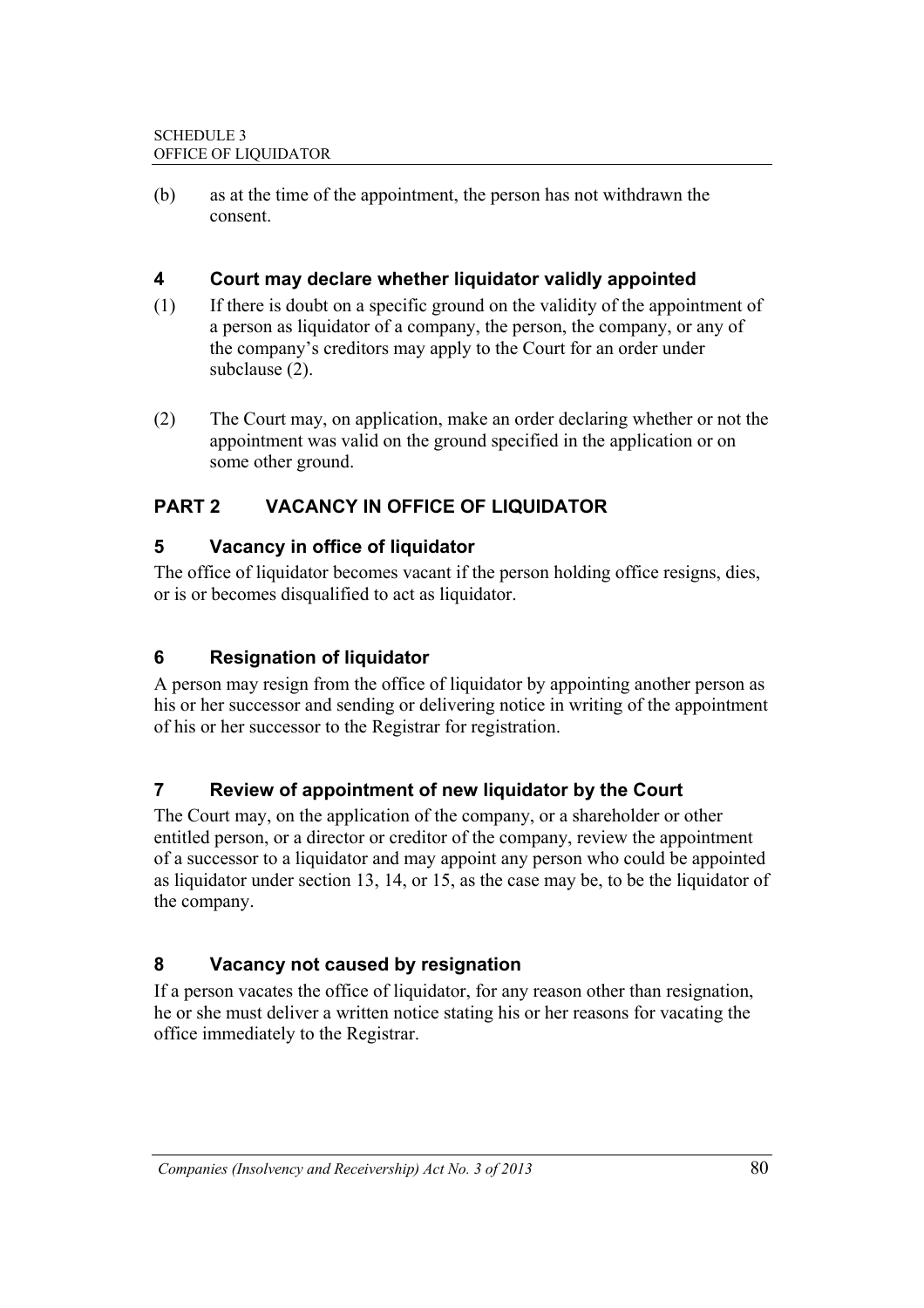(b) as at the time of the appointment, the person has not withdrawn the consent.

### 4 Court may declare whether liquidator validly appointed

(1) If there is doubt on a specific ground on the validity of the appointment of a person as liquidator of a company, the person, the company, or any of the company's creditors may apply to the Court for an order under subclause (2).

(2) The Court may, on application, make an order declaring whether or not the appointment was valid on the ground specified in the application or on some other ground.

## PART 2 VACANCY IN OFFICE OF LIQUIDATOR

### 5 Vacancy in office of liquidator

The office of liquidator becomes vacant if the person holding office resigns, dies, or is or becomes disqualified to act as liquidator.

### 6 Resignation of liquidator

A person may resign from the office of liquidator by appointing another person as his or her successor and sending or delivering notice in writing of the appointment of his or her successor to the Registrar for registration.

### 7 Review of appointment of new liquidator by the Court

The Court may, on the application of the company, or a shareholder or other entitled person, or a director or creditor of the company, review the appointment of a successor to a liquidator and may appoint any person who could be appointed as liquidator under section 13, 14, or 15, as the case may be, to be the liquidator of the company.

### 8 Vacancy not caused by resignation

If a person vacates the office of liquidator, for any reason other than resignation, he or she must deliver a written notice stating his or her reasons for vacating the office immediately to the Registrar.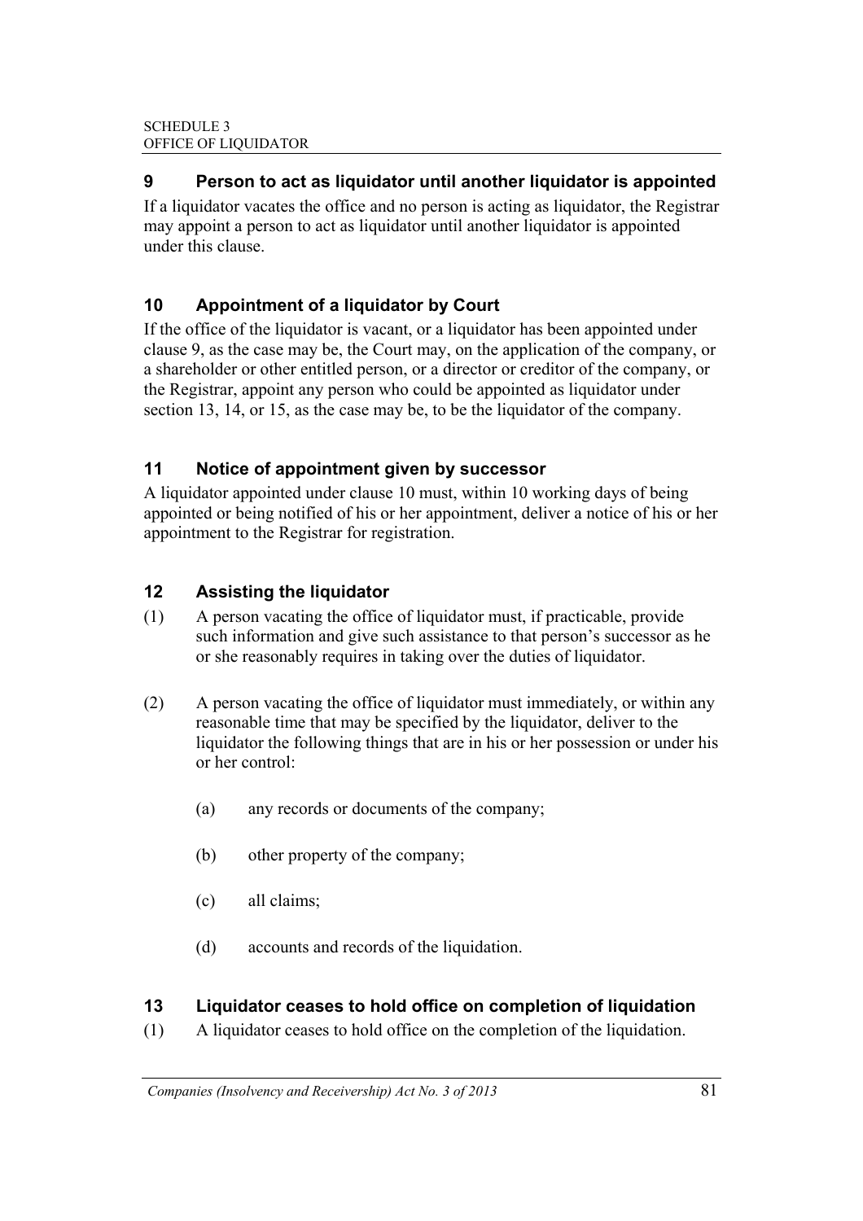## 9 Person to act as liquidator until another liquidator is appointed

If a liquidator vacates the office and no person is acting as liquidator, the Registrar may appoint a person to act as liquidator until another liquidator is appointed under this clause.

## 10 Appointment of a liquidator by Court

If the office of the liquidator is vacant, or a liquidator has been appointed under clause 9, as the case may be, the Court may, on the application of the company, or a shareholder or other entitled person, or a director or creditor of the company, or the Registrar, appoint any person who could be appointed as liquidator under section 13, 14, or 15, as the case may be, to be the liquidator of the company.

## 11 Notice of appointment given by successor

A liquidator appointed under clause 10 must, within 10 working days of being appointed or being notified of his or her appointment, deliver a notice of his or her appointment to the Registrar for registration.

## 12 Assisting the liquidator

(1) A person vacating the office of liquidator must, if practicable, provide such information and give such assistance to that person's successor as he or she reasonably requires in taking over the duties of liquidator.

(2) A person vacating the office of liquidator must immediately, or within any reasonable time that may be specified by the liquidator, deliver to the liquidator the following things that are in his or her possession or under his or her control:

- (a) any records or documents of the company;
- (b) other property of the company;
- (c) all claims;
- (d) accounts and records of the liquidation.

## 13 Liquidator ceases to hold office on completion of liquidation

(1) A liquidator ceases to hold office on the completion of the liquidation.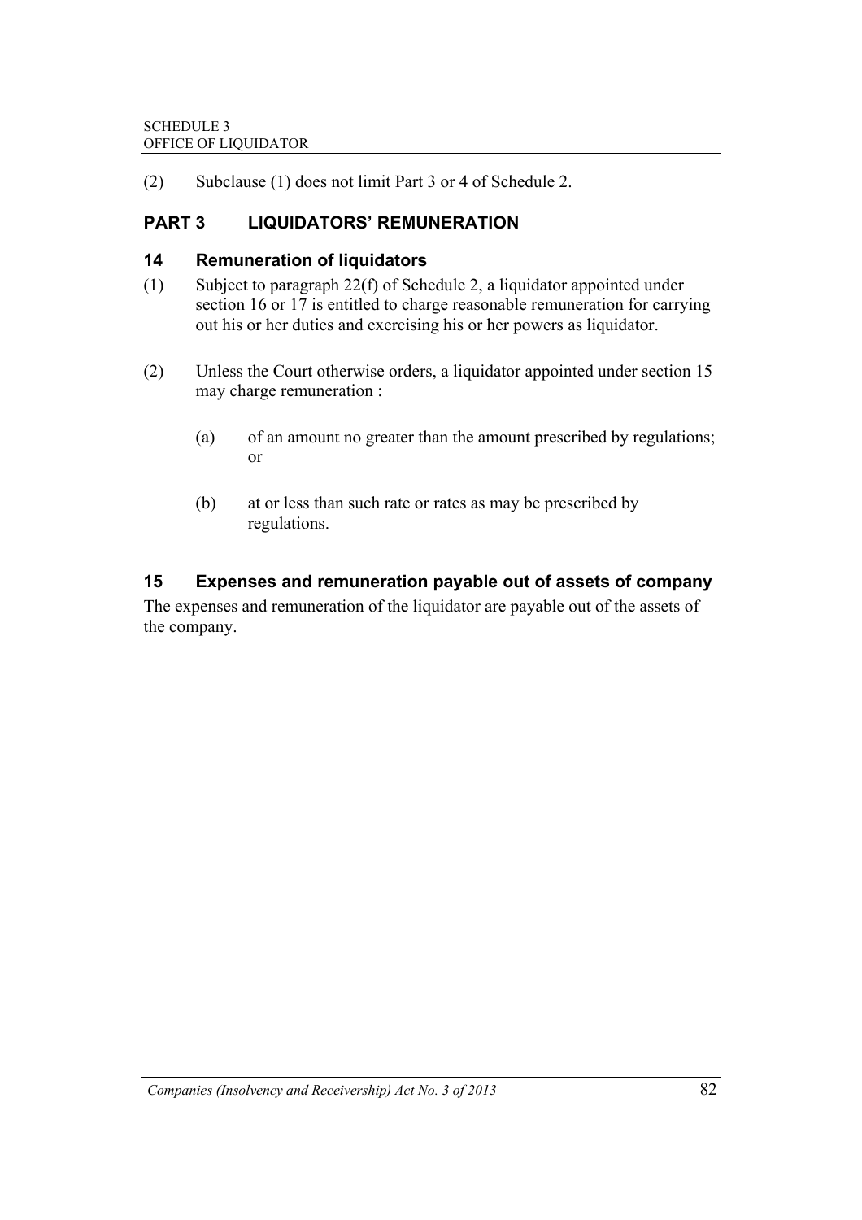(2) Subclause (1) does not limit Part 3 or 4 of Schedule 2.

## PART 3 LIQUIDATORS' REMUNERATION

### 14 Remuneration of liquidators

(1) Subject to paragraph 22(f) of Schedule 2, a liquidator appointed under section 16 or 17 is entitled to charge reasonable remuneration for carrying out his or her duties and exercising his or her powers as liquidator.

(2) Unless the Court otherwise orders, a liquidator appointed under section 15 may charge remuneration :

(a) of an amount no greater than the amount prescribed by regulations; or

(b) at or less than such rate or rates as may be prescribed by regulations.

### 15 Expenses and remuneration payable out of assets of company

The expenses and remuneration of the liquidator are payable out of the assets of the company.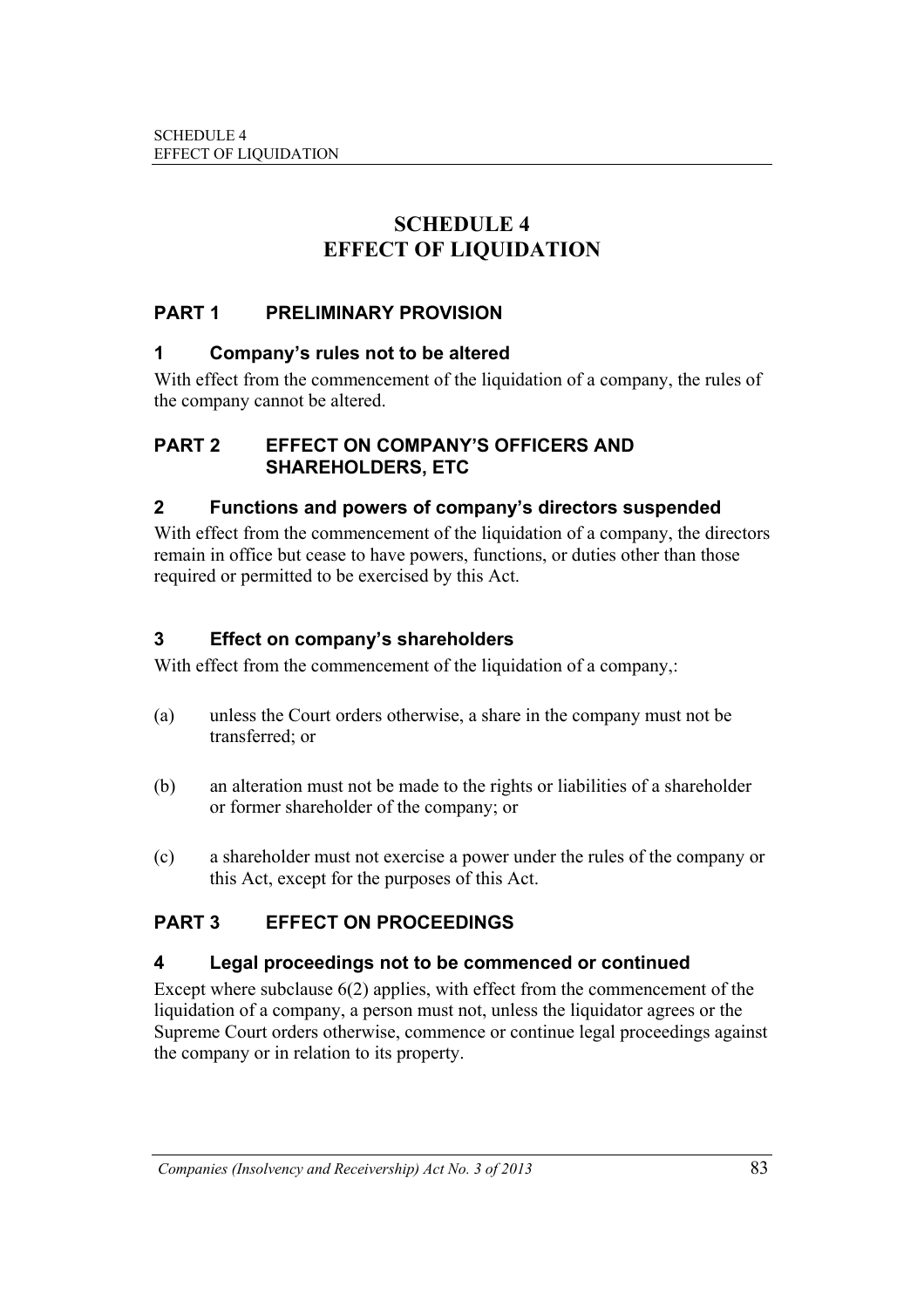# SCHEDULE 4
# EFFECT OF LIQUIDATION

## PART 1 PRELIMINARY PROVISION

### 1 Company's rules not to be altered

With effect from the commencement of the liquidation of a company, the rules of the company cannot be altered.

## PART 2 EFFECT ON COMPANY'S OFFICERS AND SHAREHOLDERS, ETC

### 2 Functions and powers of company's directors suspended

With effect from the commencement of the liquidation of a company, the directors remain in office but cease to have powers, functions, or duties other than those required or permitted to be exercised by this Act.

### 3 Effect on company's shareholders

With effect from the commencement of the liquidation of a company,:

(a) unless the Court orders otherwise, a share in the company must not be transferred; or

(b) an alteration must not be made to the rights or liabilities of a shareholder or former shareholder of the company; or

(c) a shareholder must not exercise a power under the rules of the company or this Act, except for the purposes of this Act.

## PART 3 EFFECT ON PROCEEDINGS

### 4 Legal proceedings not to be commenced or continued

Except where subclause 6(2) applies, with effect from the commencement of the liquidation of a company, a person must not, unless the liquidator agrees or the Supreme Court orders otherwise, commence or continue legal proceedings against the company or in relation to its property.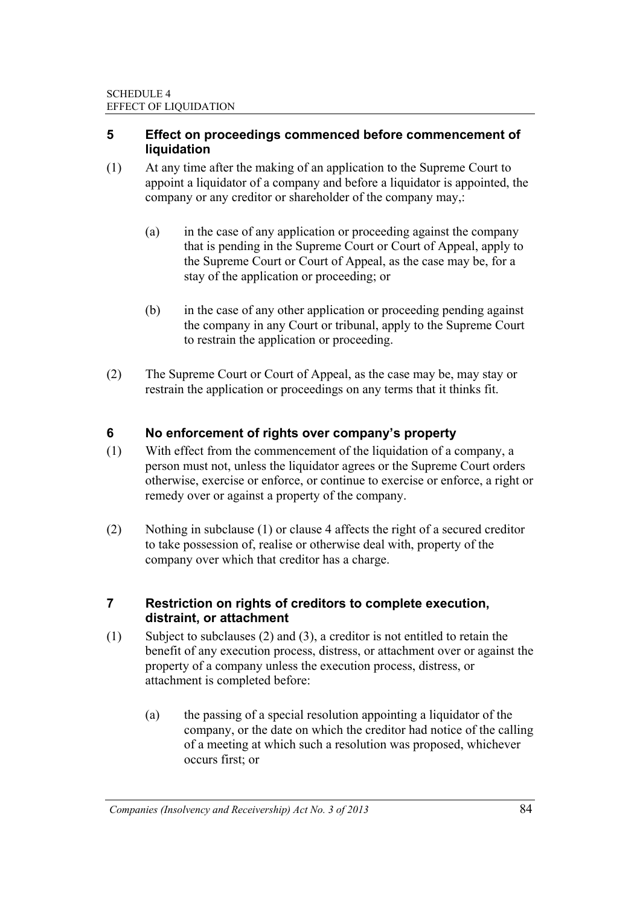## 5 Effect on proceedings commenced before commencement of liquidation

(1) At any time after the making of an application to the Supreme Court to appoint a liquidator of a company and before a liquidator is appointed, the company or any creditor or shareholder of the company may,:

(a) in the case of any application or proceeding against the company that is pending in the Supreme Court or Court of Appeal, apply to the Supreme Court or Court of Appeal, as the case may be, for a stay of the application or proceeding; or

(b) in the case of any other application or proceeding pending against the company in any Court or tribunal, apply to the Supreme Court to restrain the application or proceeding.

(2) The Supreme Court or Court of Appeal, as the case may be, may stay or restrain the application or proceedings on any terms that it thinks fit.

## 6 No enforcement of rights over company's property

(1) With effect from the commencement of the liquidation of a company, a person must not, unless the liquidator agrees or the Supreme Court orders otherwise, exercise or enforce, or continue to exercise or enforce, a right or remedy over or against a property of the company.

(2) Nothing in subclause (1) or clause 4 affects the right of a secured creditor to take possession of, realise or otherwise deal with, property of the company over which that creditor has a charge.

## 7 Restriction on rights of creditors to complete execution, distraint, or attachment

(1) Subject to subclauses (2) and (3), a creditor is not entitled to retain the benefit of any execution process, distress, or attachment over or against the property of a company unless the execution process, distress, or attachment is completed before:

(a) the passing of a special resolution appointing a liquidator of the company, or the date on which the creditor had notice of the calling of a meeting at which such a resolution was proposed, whichever occurs first; or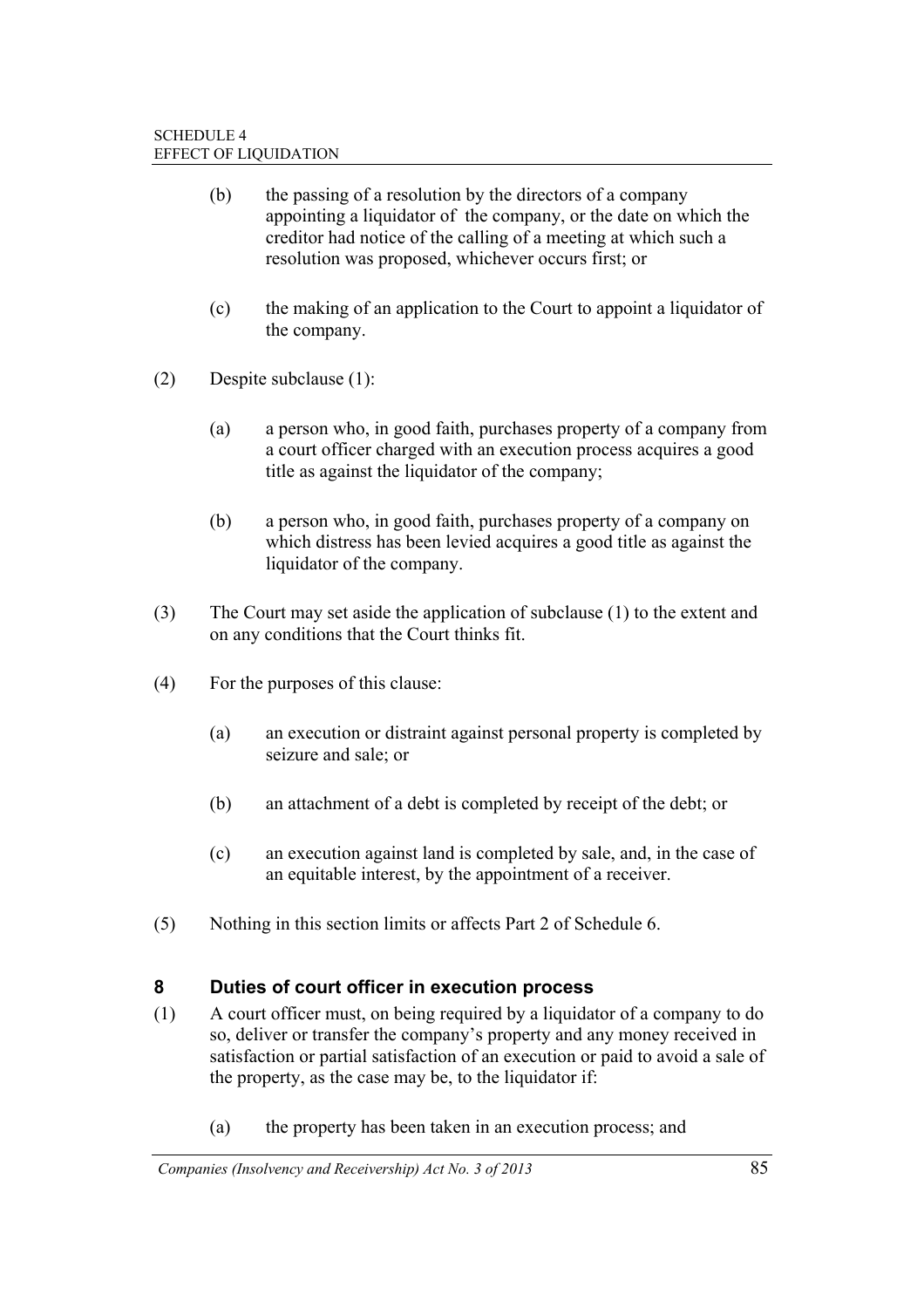(b) the passing of a resolution by the directors of a company appointing a liquidator of the company, or the date on which the creditor had notice of the calling of a meeting at which such a resolution was proposed, whichever occurs first; or

(c) the making of an application to the Court to appoint a liquidator of the company.

(2) Despite subclause (1):

(a) a person who, in good faith, purchases property of a company from a court officer charged with an execution process acquires a good title as against the liquidator of the company;

(b) a person who, in good faith, purchases property of a company on which distress has been levied acquires a good title as against the liquidator of the company.

(3) The Court may set aside the application of subclause (1) to the extent and on any conditions that the Court thinks fit.

(4) For the purposes of this clause:

(a) an execution or distraint against personal property is completed by seizure and sale; or

(b) an attachment of a debt is completed by receipt of the debt; or

(c) an execution against land is completed by sale, and, in the case of an equitable interest, by the appointment of a receiver.

(5) Nothing in this section limits or affects Part 2 of Schedule 6.

### 8 Duties of court officer in execution process

(1) A court officer must, on being required by a liquidator of a company to do so, deliver or transfer the company's property and any money received in satisfaction or partial satisfaction of an execution or paid to avoid a sale of the property, as the case may be, to the liquidator if:

(a) the property has been taken in an execution process; and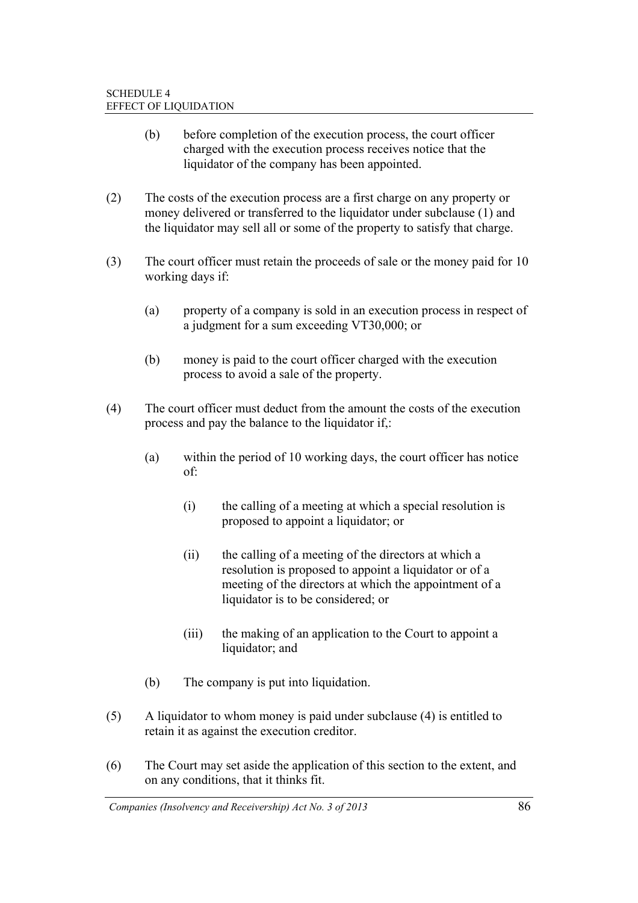(b) before completion of the execution process, the court officer charged with the execution process receives notice that the liquidator of the company has been appointed.

(2) The costs of the execution process are a first charge on any property or money delivered or transferred to the liquidator under subclause (1) and the liquidator may sell all or some of the property to satisfy that charge.

(3) The court officer must retain the proceeds of sale or the money paid for 10 working days if:

(a) property of a company is sold in an execution process in respect of a judgment for a sum exceeding VT30,000; or

(b) money is paid to the court officer charged with the execution process to avoid a sale of the property.

(4) The court officer must deduct from the amount the costs of the execution process and pay the balance to the liquidator if,:

(a) within the period of 10 working days, the court officer has notice of:

(i) the calling of a meeting at which a special resolution is proposed to appoint a liquidator; or

(ii) the calling of a meeting of the directors at which a resolution is proposed to appoint a liquidator or of a meeting of the directors at which the appointment of a liquidator is to be considered; or

(iii) the making of an application to the Court to appoint a liquidator; and

(b) The company is put into liquidation.

(5) A liquidator to whom money is paid under subclause (4) is entitled to retain it as against the execution creditor.

(6) The Court may set aside the application of this section to the extent, and on any conditions, that it thinks fit.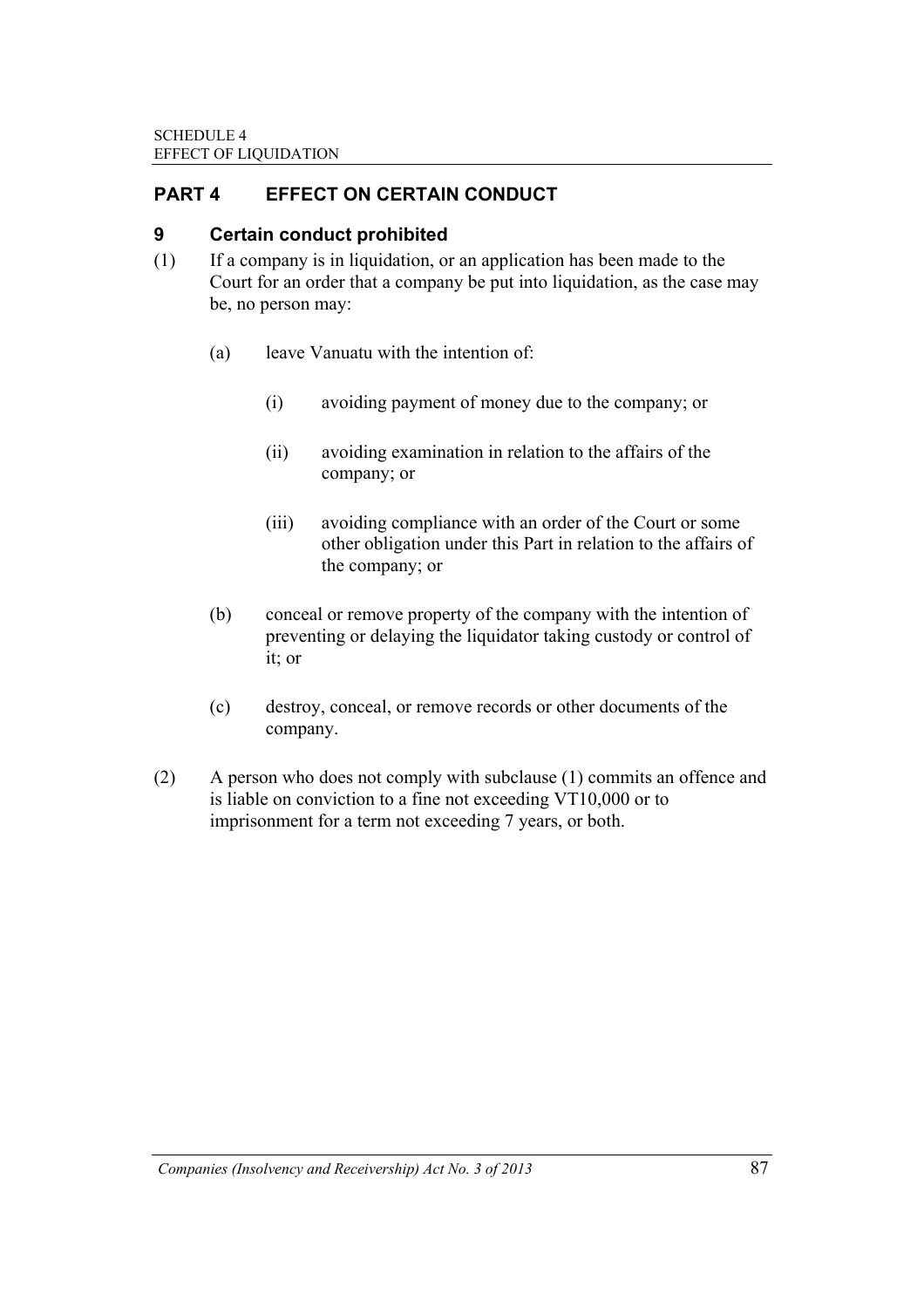## PART 4 EFFECT ON CERTAIN CONDUCT

### 9 Certain conduct prohibited

(1) If a company is in liquidation, or an application has been made to the Court for an order that a company be put into liquidation, as the case may be, no person may:

- (a) leave Vanuatu with the intention of:
  - (i) avoiding payment of money due to the company; or
  - (ii) avoiding examination in relation to the affairs of the company; or
  - (iii) avoiding compliance with an order of the Court or some other obligation under this Part in relation to the affairs of the company; or
- (b) conceal or remove property of the company with the intention of preventing or delaying the liquidator taking custody or control of it; or
- (c) destroy, conceal, or remove records or other documents of the company.

(2) A person who does not comply with subclause (1) commits an offence and is liable on conviction to a fine not exceeding VT10,000 or to imprisonment for a term not exceeding 7 years, or both.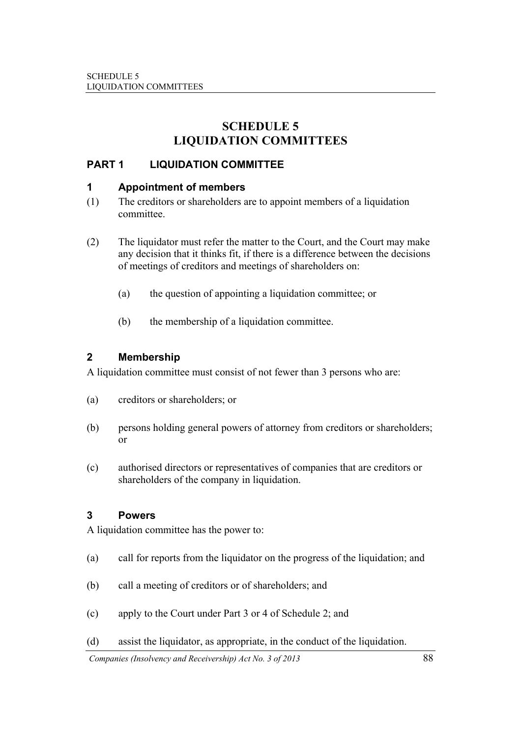# SCHEDULE 5
# LIQUIDATION COMMITTEES

## PART 1 LIQUIDATION COMMITTEE

### 1 Appointment of members

(1) The creditors or shareholders are to appoint members of a liquidation committee.

(2) The liquidator must refer the matter to the Court, and the Court may make any decision that it thinks fit, if there is a difference between the decisions of meetings of creditors and meetings of shareholders on:

(a) the question of appointing a liquidation committee; or

(b) the membership of a liquidation committee.

### 2 Membership

A liquidation committee must consist of not fewer than 3 persons who are:

(a) creditors or shareholders; or

(b) persons holding general powers of attorney from creditors or shareholders; or

(c) authorised directors or representatives of companies that are creditors or shareholders of the company in liquidation.

### 3 Powers

A liquidation committee has the power to:

(a) call for reports from the liquidator on the progress of the liquidation; and

(b) call a meeting of creditors or of shareholders; and

(c) apply to the Court under Part 3 or 4 of Schedule 2; and

(d) assist the liquidator, as appropriate, in the conduct of the liquidation.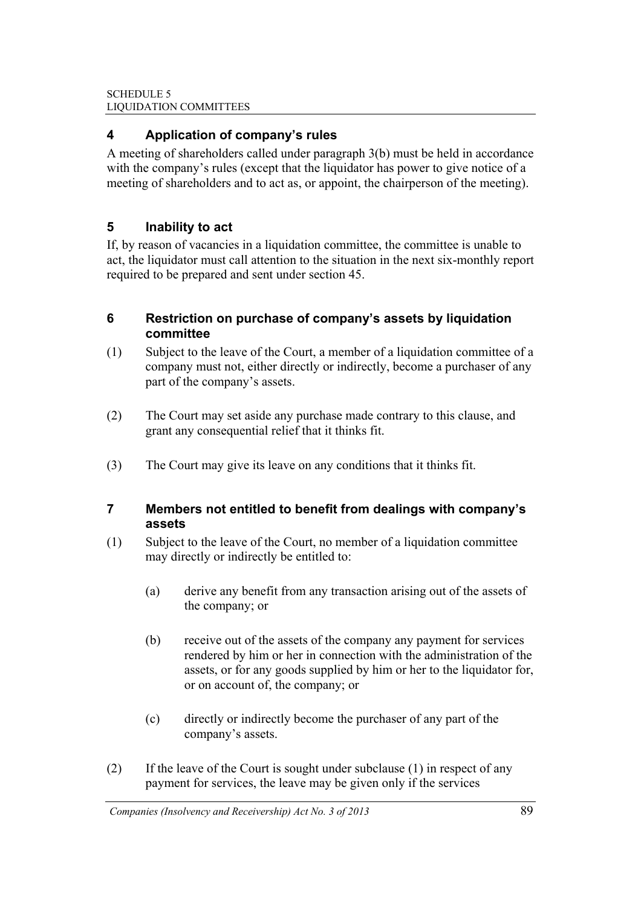## 4 Application of company's rules

A meeting of shareholders called under paragraph 3(b) must be held in accordance with the company's rules (except that the liquidator has power to give notice of a meeting of shareholders and to act as, or appoint, the chairperson of the meeting).

## 5 Inability to act

If, by reason of vacancies in a liquidation committee, the committee is unable to act, the liquidator must call attention to the situation in the next six-monthly report required to be prepared and sent under section 45.

## 6 Restriction on purchase of company's assets by liquidation committee

(1) Subject to the leave of the Court, a member of a liquidation committee of a company must not, either directly or indirectly, become a purchaser of any part of the company's assets.

(2) The Court may set aside any purchase made contrary to this clause, and grant any consequential relief that it thinks fit.

(3) The Court may give its leave on any conditions that it thinks fit.

## 7 Members not entitled to benefit from dealings with company's assets

(1) Subject to the leave of the Court, no member of a liquidation committee may directly or indirectly be entitled to:

- (a) derive any benefit from any transaction arising out of the assets of the company; or
- (b) receive out of the assets of the company any payment for services rendered by him or her in connection with the administration of the assets, or for any goods supplied by him or her to the liquidator for, or on account of, the company; or
- (c) directly or indirectly become the purchaser of any part of the company's assets.

(2) If the leave of the Court is sought under subclause (1) in respect of any payment for services, the leave may be given only if the services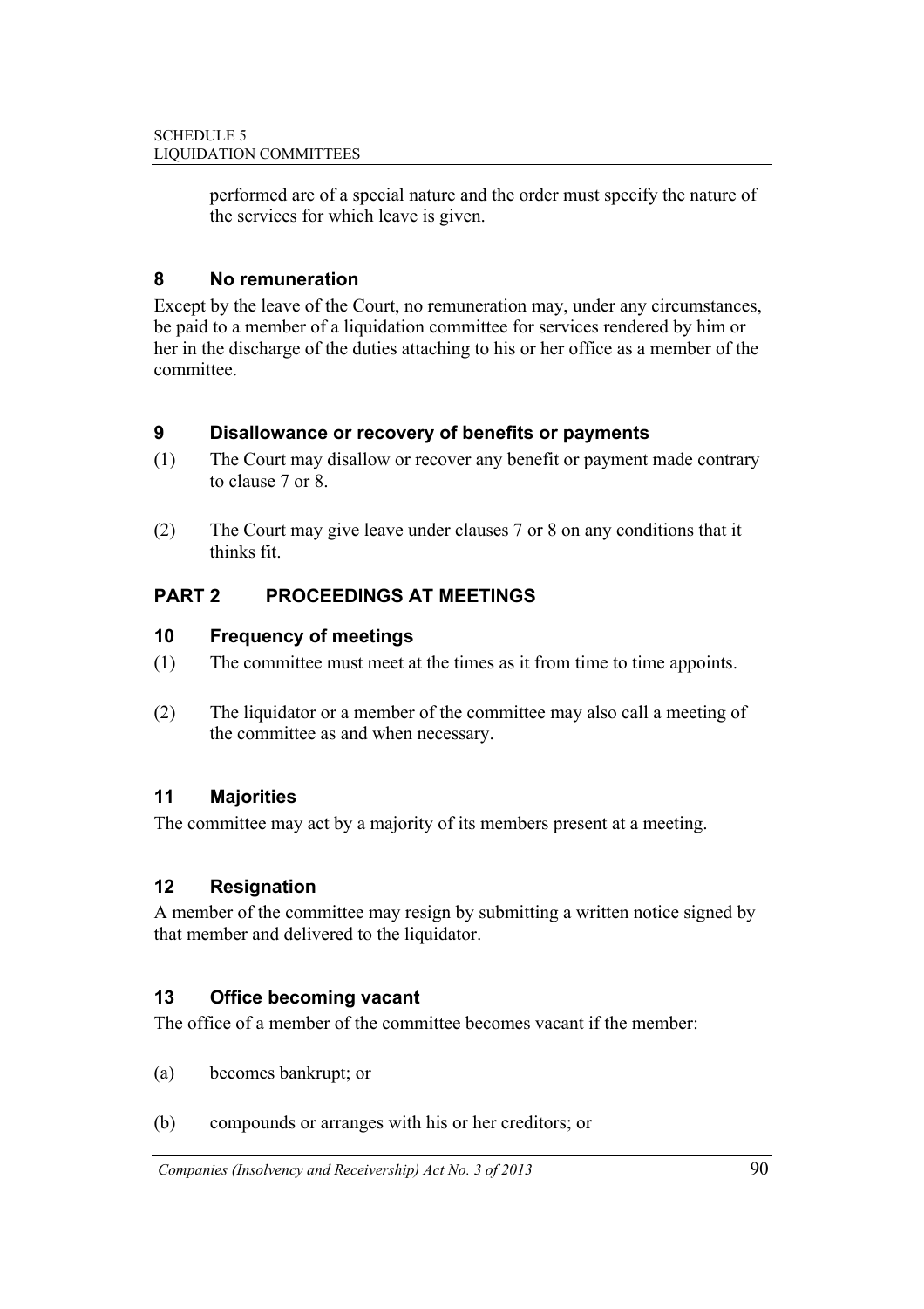performed are of a special nature and the order must specify the nature of the services for which leave is given.

### 8 No remuneration

Except by the leave of the Court, no remuneration may, under any circumstances, be paid to a member of a liquidation committee for services rendered by him or her in the discharge of the duties attaching to his or her office as a member of the committee.

### 9 Disallowance or recovery of benefits or payments

(1) The Court may disallow or recover any benefit or payment made contrary to clause 7 or 8.

(2) The Court may give leave under clauses 7 or 8 on any conditions that it thinks fit.

## PART 2 PROCEEDINGS AT MEETINGS

### 10 Frequency of meetings

(1) The committee must meet at the times as it from time to time appoints.

(2) The liquidator or a member of the committee may also call a meeting of the committee as and when necessary.

### 11 Majorities

The committee may act by a majority of its members present at a meeting.

### 12 Resignation

A member of the committee may resign by submitting a written notice signed by that member and delivered to the liquidator.

### 13 Office becoming vacant

The office of a member of the committee becomes vacant if the member:

(a) becomes bankrupt; or

(b) compounds or arranges with his or her creditors; or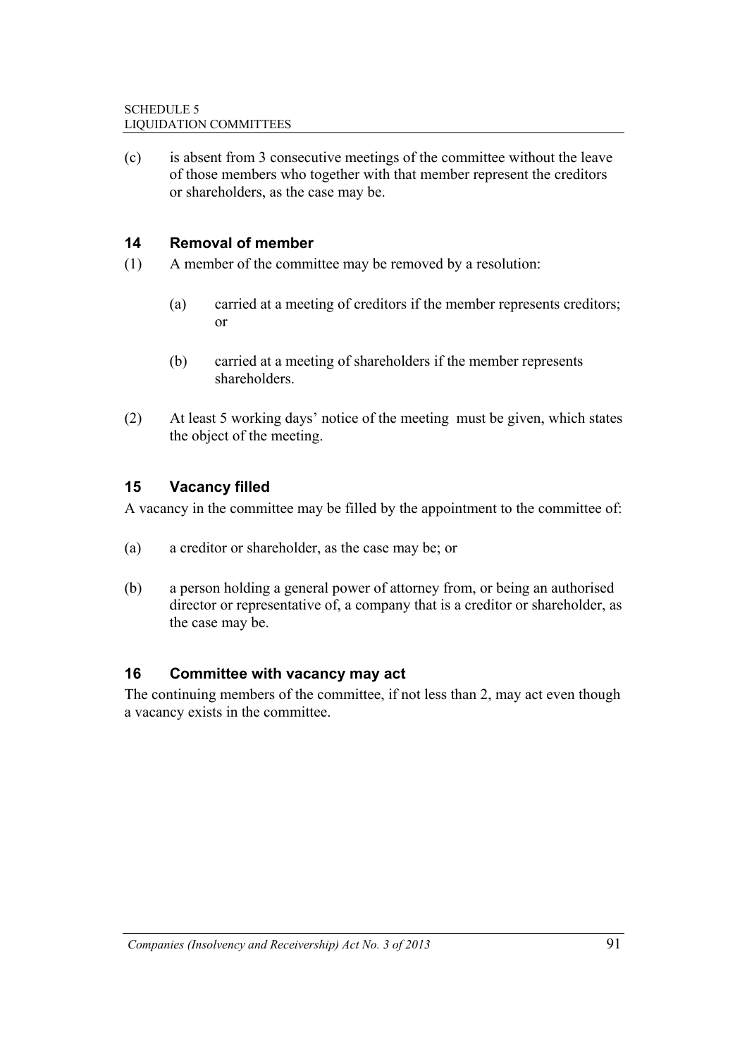(c) is absent from 3 consecutive meetings of the committee without the leave of those members who together with that member represent the creditors or shareholders, as the case may be.

### 14 Removal of member

(1) A member of the committee may be removed by a resolution:

 (a) carried at a meeting of creditors if the member represents creditors; or

 (b) carried at a meeting of shareholders if the member represents shareholders.

(2) At least 5 working days' notice of the meeting must be given, which states the object of the meeting.

### 15 Vacancy filled

A vacancy in the committee may be filled by the appointment to the committee of:

(a) a creditor or shareholder, as the case may be; or

(b) a person holding a general power of attorney from, or being an authorised director or representative of, a company that is a creditor or shareholder, as the case may be.

### 16 Committee with vacancy may act

The continuing members of the committee, if not less than 2, may act even though a vacancy exists in the committee.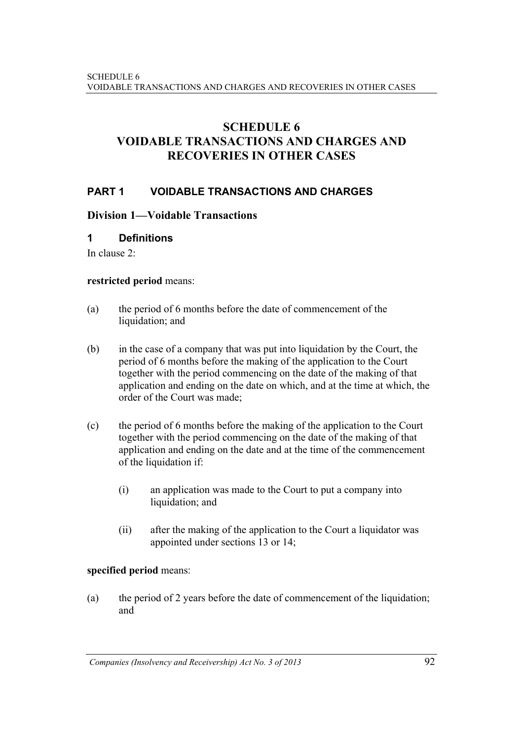# SCHEDULE 6
# VOIDABLE TRANSACTIONS AND CHARGES AND RECOVERIES IN OTHER CASES

## PART 1 VOIDABLE TRANSACTIONS AND CHARGES

### Division 1—Voidable Transactions

#### 1 Definitions

In clause 2:

**restricted period** means:

(a) the period of 6 months before the date of commencement of the liquidation; and

(b) in the case of a company that was put into liquidation by the Court, the period of 6 months before the making of the application to the Court together with the period commencing on the date of the making of that application and ending on the date on which, and at the time at which, the order of the Court was made;

(c) the period of 6 months before the making of the application to the Court together with the period commencing on the date of the making of that application and ending on the date and at the time of the commencement of the liquidation if:

(i) an application was made to the Court to put a company into liquidation; and

(ii) after the making of the application to the Court a liquidator was appointed under sections 13 or 14;

**specified period** means:

(a) the period of 2 years before the date of commencement of the liquidation; and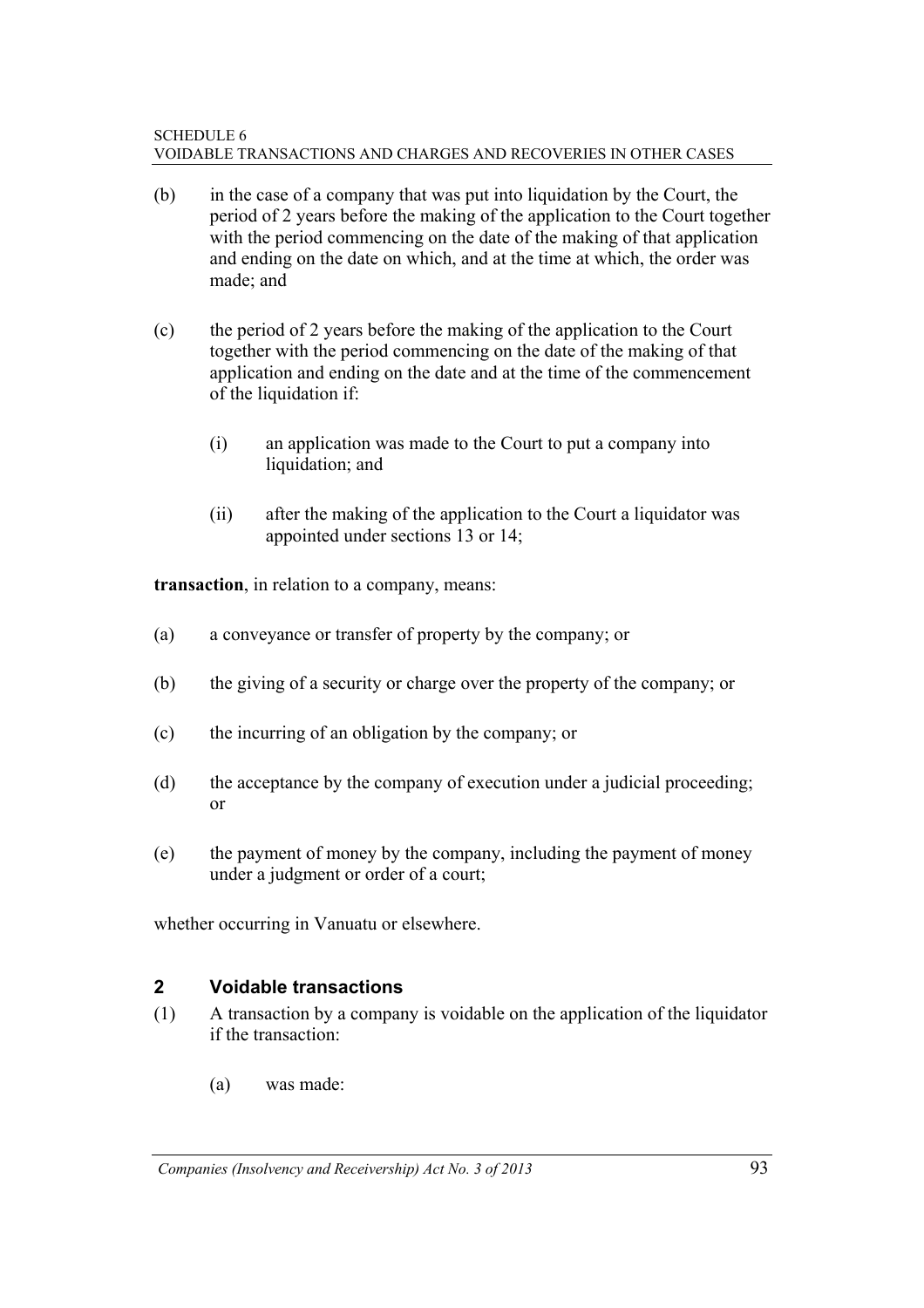(b) in the case of a company that was put into liquidation by the Court, the period of 2 years before the making of the application to the Court together with the period commencing on the date of the making of that application and ending on the date on which, and at the time at which, the order was made; and

(c) the period of 2 years before the making of the application to the Court together with the period commencing on the date of the making of that application and ending on the date and at the time of the commencement of the liquidation if:

  (i) an application was made to the Court to put a company into liquidation; and

  (ii) after the making of the application to the Court a liquidator was appointed under sections 13 or 14;

**transaction**, in relation to a company, means:

(a) a conveyance or transfer of property by the company; or

(b) the giving of a security or charge over the property of the company; or

(c) the incurring of an obligation by the company; or

(d) the acceptance by the company of execution under a judicial proceeding; or

(e) the payment of money by the company, including the payment of money under a judgment or order of a court;

whether occurring in Vanuatu or elsewhere.

## 2 Voidable transactions

(1) A transaction by a company is voidable on the application of the liquidator if the transaction:

  (a) was made: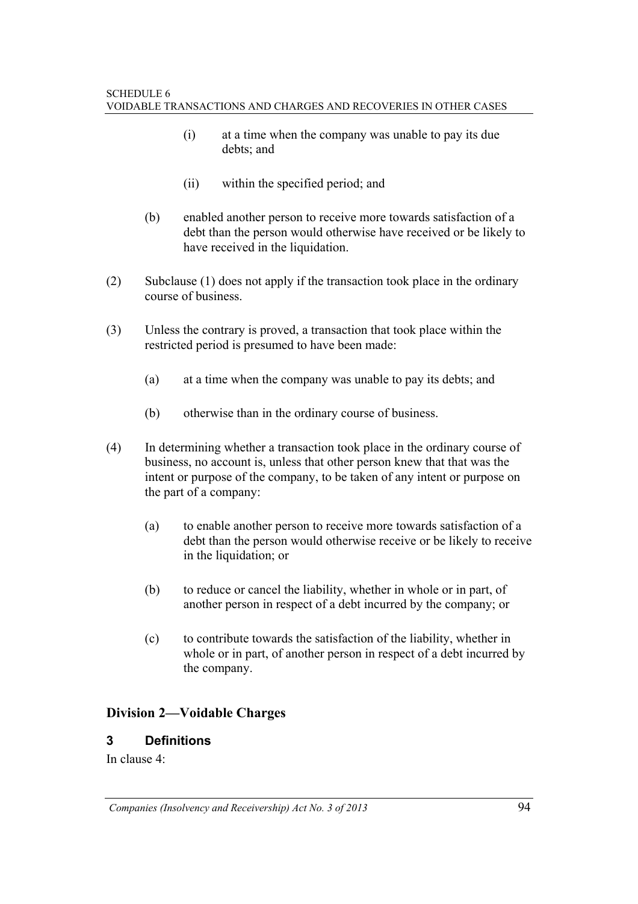(i) at a time when the company was unable to pay its due debts; and

(ii) within the specified period; and

(b) enabled another person to receive more towards satisfaction of a debt than the person would otherwise have received or be likely to have received in the liquidation.

(2) Subclause (1) does not apply if the transaction took place in the ordinary course of business.

(3) Unless the contrary is proved, a transaction that took place within the restricted period is presumed to have been made:

(a) at a time when the company was unable to pay its debts; and

(b) otherwise than in the ordinary course of business.

(4) In determining whether a transaction took place in the ordinary course of business, no account is, unless that other person knew that that was the intent or purpose of the company, to be taken of any intent or purpose on the part of a company:

(a) to enable another person to receive more towards satisfaction of a debt than the person would otherwise receive or be likely to receive in the liquidation; or

(b) to reduce or cancel the liability, whether in whole or in part, of another person in respect of a debt incurred by the company; or

(c) to contribute towards the satisfaction of the liability, whether in whole or in part, of another person in respect of a debt incurred by the company.

## Division 2—Voidable Charges

### 3 Definitions

In clause 4: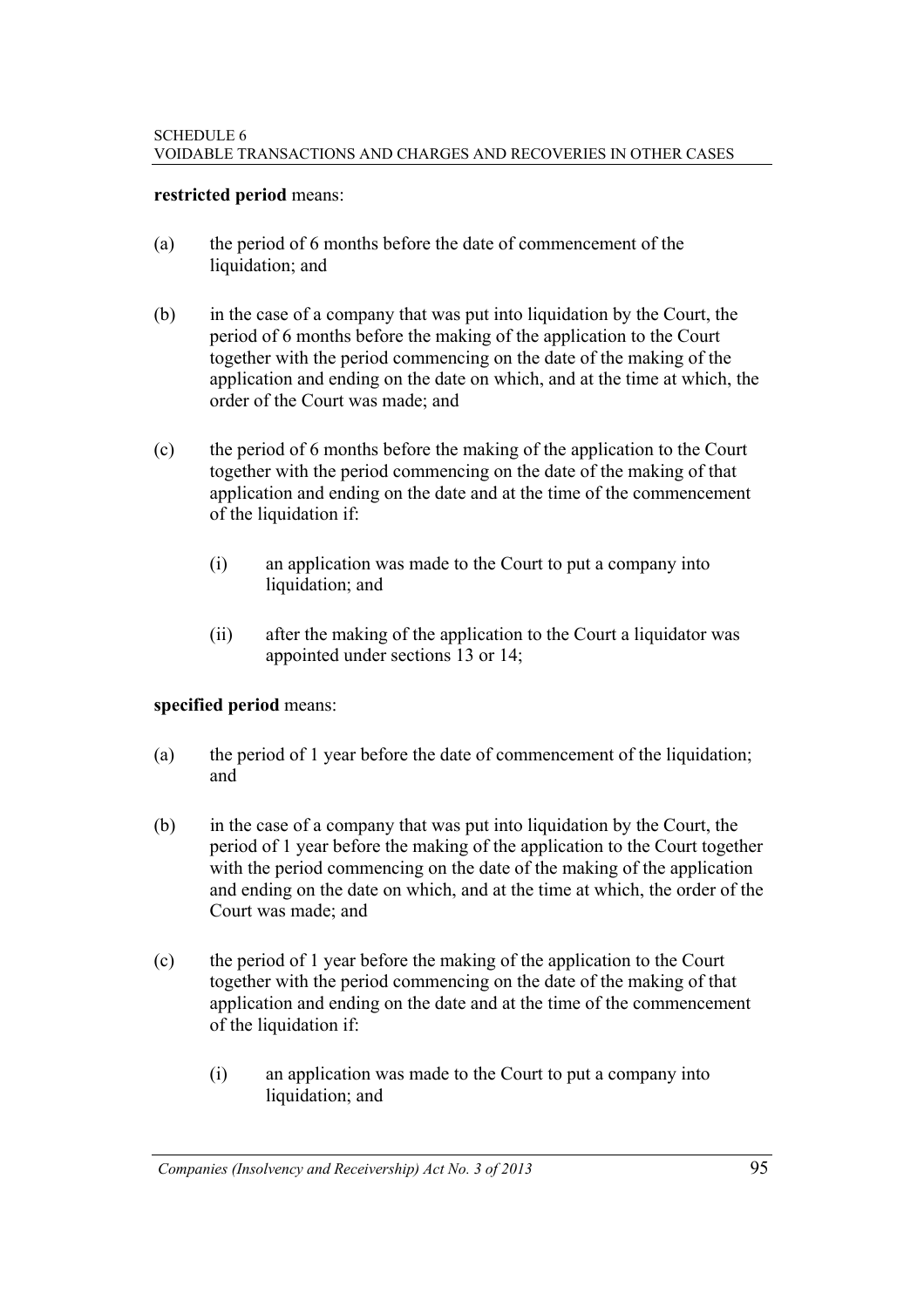**restricted period** means:

(a) the period of 6 months before the date of commencement of the liquidation; and

(b) in the case of a company that was put into liquidation by the Court, the period of 6 months before the making of the application to the Court together with the period commencing on the date of the making of the application and ending on the date on which, and at the time at which, the order of the Court was made; and

(c) the period of 6 months before the making of the application to the Court together with the period commencing on the date of the making of that application and ending on the date and at the time of the commencement of the liquidation if:

  (i) an application was made to the Court to put a company into liquidation; and

  (ii) after the making of the application to the Court a liquidator was appointed under sections 13 or 14;

**specified period** means:

(a) the period of 1 year before the date of commencement of the liquidation; and

(b) in the case of a company that was put into liquidation by the Court, the period of 1 year before the making of the application to the Court together with the period commencing on the date of the making of the application and ending on the date on which, and at the time at which, the order of the Court was made; and

(c) the period of 1 year before the making of the application to the Court together with the period commencing on the date of the making of that application and ending on the date and at the time of the commencement of the liquidation if:

  (i) an application was made to the Court to put a company into liquidation; and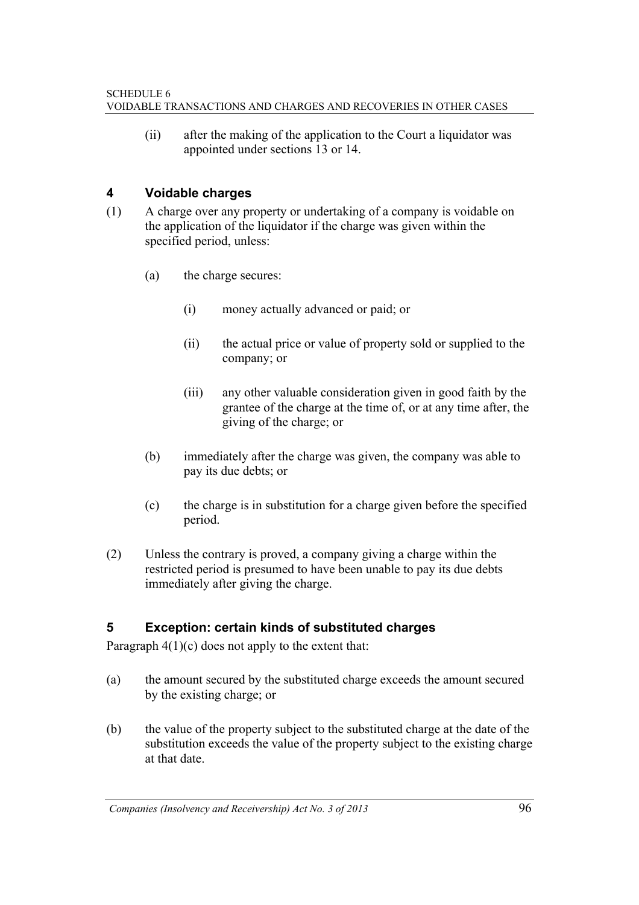(ii) after the making of the application to the Court a liquidator was appointed under sections 13 or 14.

## 4 Voidable charges

(1) A charge over any property or undertaking of a company is voidable on the application of the liquidator if the charge was given within the specified period, unless:

(a) the charge secures:

(i) money actually advanced or paid; or

(ii) the actual price or value of property sold or supplied to the company; or

(iii) any other valuable consideration given in good faith by the grantee of the charge at the time of, or at any time after, the giving of the charge; or

(b) immediately after the charge was given, the company was able to pay its due debts; or

(c) the charge is in substitution for a charge given before the specified period.

(2) Unless the contrary is proved, a company giving a charge within the restricted period is presumed to have been unable to pay its due debts immediately after giving the charge.

## 5 Exception: certain kinds of substituted charges

Paragraph 4(1)(c) does not apply to the extent that:

(a) the amount secured by the substituted charge exceeds the amount secured by the existing charge; or

(b) the value of the property subject to the substituted charge at the date of the substitution exceeds the value of the property subject to the existing charge at that date.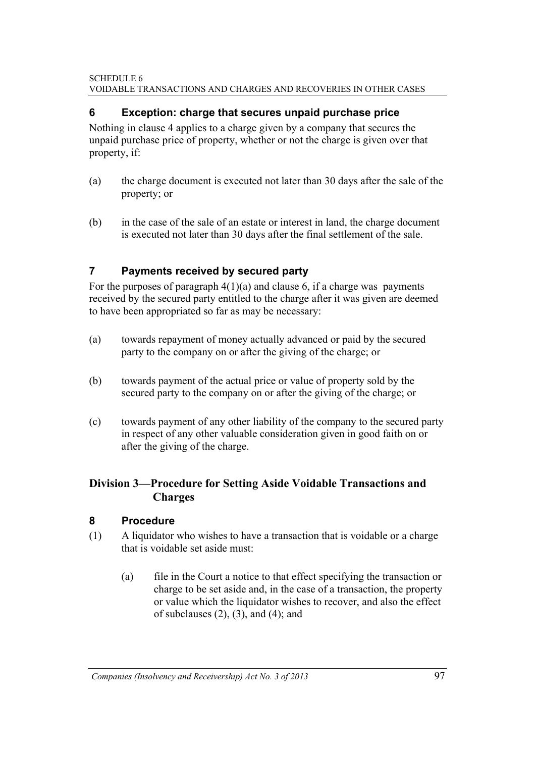### 6 Exception: charge that secures unpaid purchase price

Nothing in clause 4 applies to a charge given by a company that secures the unpaid purchase price of property, whether or not the charge is given over that property, if:

(a) the charge document is executed not later than 30 days after the sale of the property; or

(b) in the case of the sale of an estate or interest in land, the charge document is executed not later than 30 days after the final settlement of the sale.

### 7 Payments received by secured party

For the purposes of paragraph 4(1)(a) and clause 6, if a charge was payments received by the secured party entitled to the charge after it was given are deemed to have been appropriated so far as may be necessary:

(a) towards repayment of money actually advanced or paid by the secured party to the company on or after the giving of the charge; or

(b) towards payment of the actual price or value of property sold by the secured party to the company on or after the giving of the charge; or

(c) towards payment of any other liability of the company to the secured party in respect of any other valuable consideration given in good faith on or after the giving of the charge.

## Division 3—Procedure for Setting Aside Voidable Transactions and Charges

### 8 Procedure

(1) A liquidator who wishes to have a transaction that is voidable or a charge that is voidable set aside must:

  (a) file in the Court a notice to that effect specifying the transaction or charge to be set aside and, in the case of a transaction, the property or value which the liquidator wishes to recover, and also the effect of subclauses (2), (3), and (4); and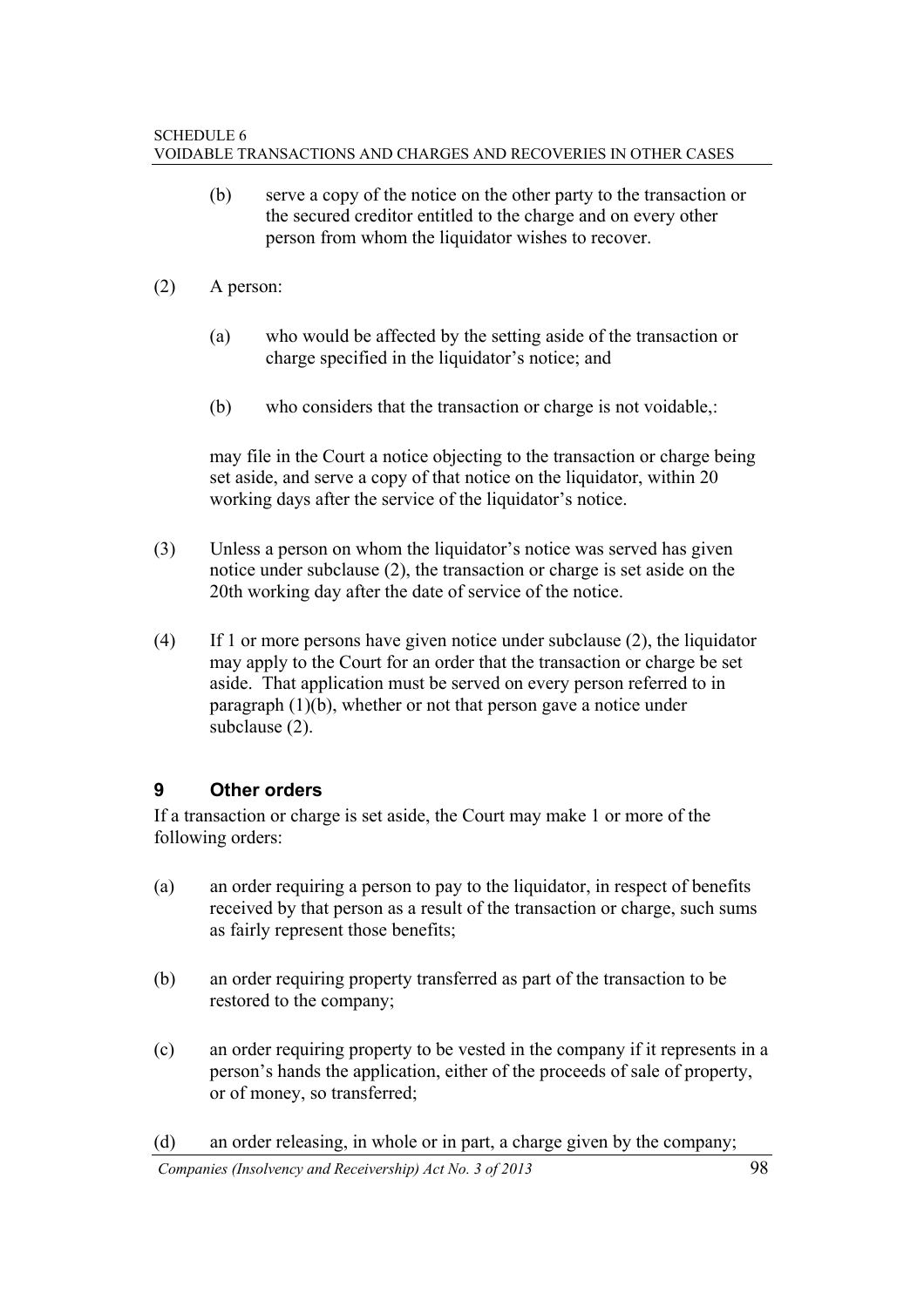(b) serve a copy of the notice on the other party to the transaction or the secured creditor entitled to the charge and on every other person from whom the liquidator wishes to recover.

(2) A person:

(a) who would be affected by the setting aside of the transaction or charge specified in the liquidator's notice; and

(b) who considers that the transaction or charge is not voidable,:

may file in the Court a notice objecting to the transaction or charge being set aside, and serve a copy of that notice on the liquidator, within 20 working days after the service of the liquidator's notice.

(3) Unless a person on whom the liquidator's notice was served has given notice under subclause (2), the transaction or charge is set aside on the 20th working day after the date of service of the notice.

(4) If 1 or more persons have given notice under subclause (2), the liquidator may apply to the Court for an order that the transaction or charge be set aside. That application must be served on every person referred to in paragraph (1)(b), whether or not that person gave a notice under subclause (2).

### 9 Other orders

If a transaction or charge is set aside, the Court may make 1 or more of the following orders:

(a) an order requiring a person to pay to the liquidator, in respect of benefits received by that person as a result of the transaction or charge, such sums as fairly represent those benefits;

(b) an order requiring property transferred as part of the transaction to be restored to the company;

(c) an order requiring property to be vested in the company if it represents in a person's hands the application, either of the proceeds of sale of property, or of money, so transferred;

(d) an order releasing, in whole or in part, a charge given by the company;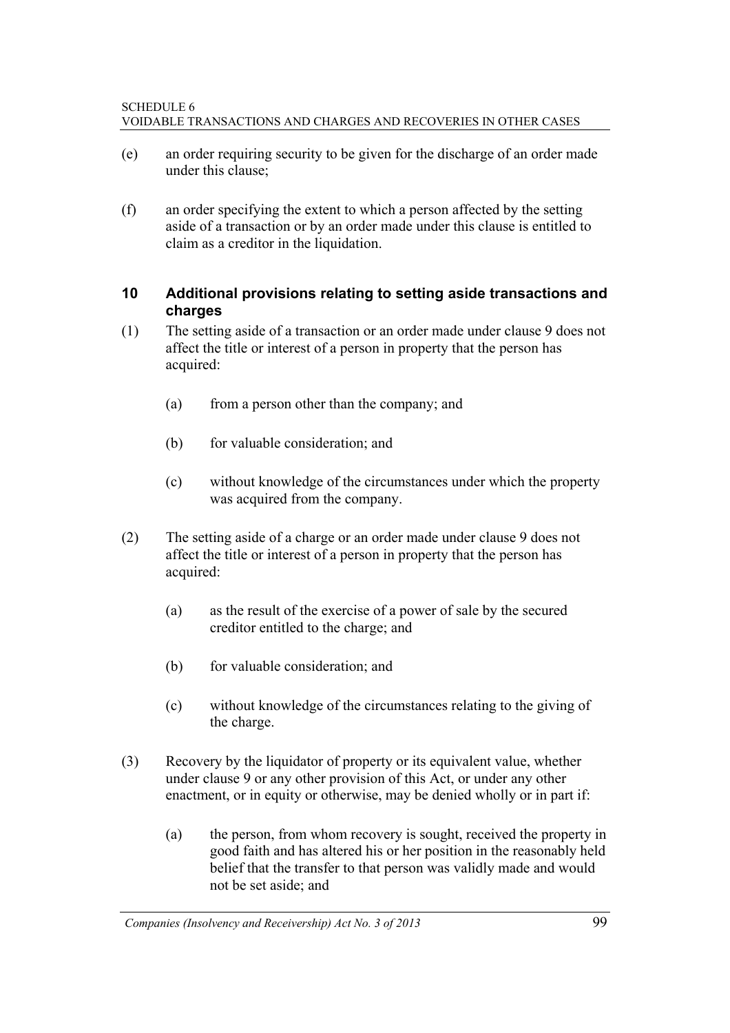(e) an order requiring security to be given for the discharge of an order made under this clause;

(f) an order specifying the extent to which a person affected by the setting aside of a transaction or by an order made under this clause is entitled to claim as a creditor in the liquidation.

### 10 Additional provisions relating to setting aside transactions and charges

(1) The setting aside of a transaction or an order made under clause 9 does not affect the title or interest of a person in property that the person has acquired:

(a) from a person other than the company; and

(b) for valuable consideration; and

(c) without knowledge of the circumstances under which the property was acquired from the company.

(2) The setting aside of a charge or an order made under clause 9 does not affect the title or interest of a person in property that the person has acquired:

(a) as the result of the exercise of a power of sale by the secured creditor entitled to the charge; and

(b) for valuable consideration; and

(c) without knowledge of the circumstances relating to the giving of the charge.

(3) Recovery by the liquidator of property or its equivalent value, whether under clause 9 or any other provision of this Act, or under any other enactment, or in equity or otherwise, may be denied wholly or in part if:

(a) the person, from whom recovery is sought, received the property in good faith and has altered his or her position in the reasonably held belief that the transfer to that person was validly made and would not be set aside; and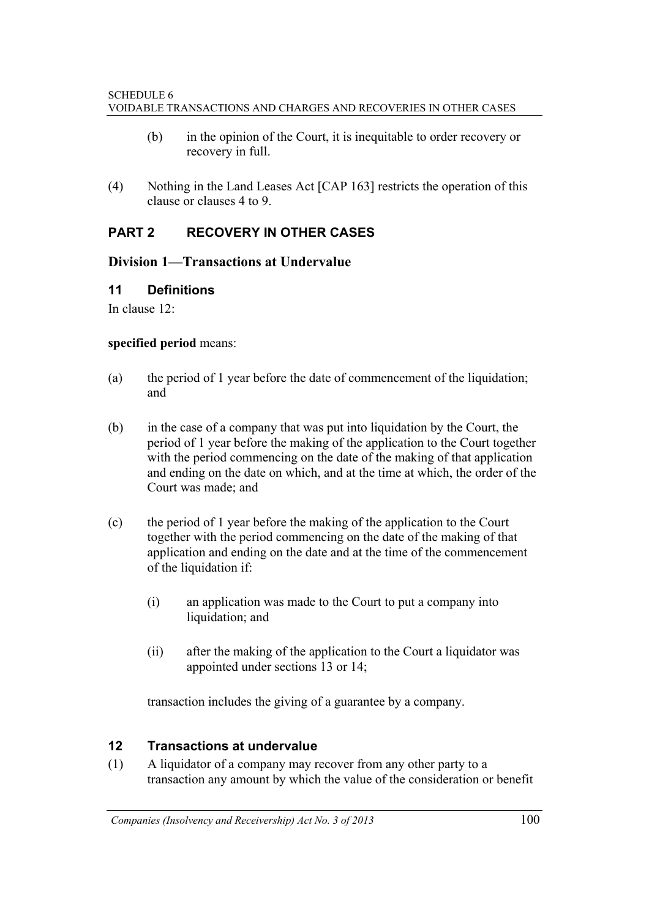(b) in the opinion of the Court, it is inequitable to order recovery or recovery in full.

(4) Nothing in the Land Leases Act [CAP 163] restricts the operation of this clause or clauses 4 to 9.

## PART 2 RECOVERY IN OTHER CASES

### Division 1—Transactions at Undervalue

#### 11 Definitions

In clause 12:

**specified period** means:

(a) the period of 1 year before the date of commencement of the liquidation; and

(b) in the case of a company that was put into liquidation by the Court, the period of 1 year before the making of the application to the Court together with the period commencing on the date of the making of that application and ending on the date on which, and at the time at which, the order of the Court was made; and

(c) the period of 1 year before the making of the application to the Court together with the period commencing on the date of the making of that application and ending on the date and at the time of the commencement of the liquidation if:

(i) an application was made to the Court to put a company into liquidation; and

(ii) after the making of the application to the Court a liquidator was appointed under sections 13 or 14;

transaction includes the giving of a guarantee by a company.

#### 12 Transactions at undervalue

(1) A liquidator of a company may recover from any other party to a transaction any amount by which the value of the consideration or benefit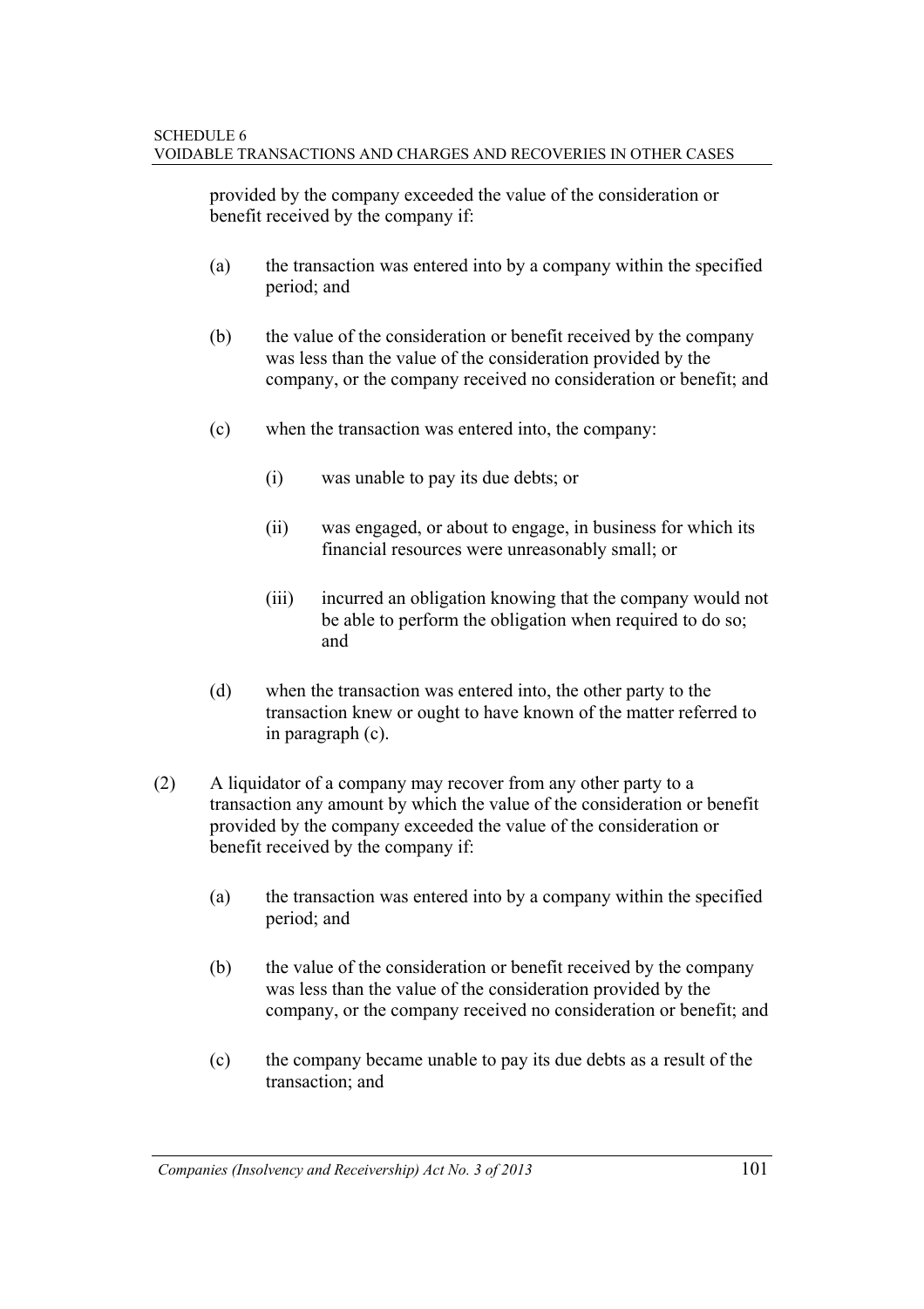provided by the company exceeded the value of the consideration or benefit received by the company if:

(a) the transaction was entered into by a company within the specified period; and

(b) the value of the consideration or benefit received by the company was less than the value of the consideration provided by the company, or the company received no consideration or benefit; and

(c) when the transaction was entered into, the company:

(i) was unable to pay its due debts; or

(ii) was engaged, or about to engage, in business for which its financial resources were unreasonably small; or

(iii) incurred an obligation knowing that the company would not be able to perform the obligation when required to do so; and

(d) when the transaction was entered into, the other party to the transaction knew or ought to have known of the matter referred to in paragraph (c).

(2) A liquidator of a company may recover from any other party to a transaction any amount by which the value of the consideration or benefit provided by the company exceeded the value of the consideration or benefit received by the company if:

(a) the transaction was entered into by a company within the specified period; and

(b) the value of the consideration or benefit received by the company was less than the value of the consideration provided by the company, or the company received no consideration or benefit; and

(c) the company became unable to pay its due debts as a result of the transaction; and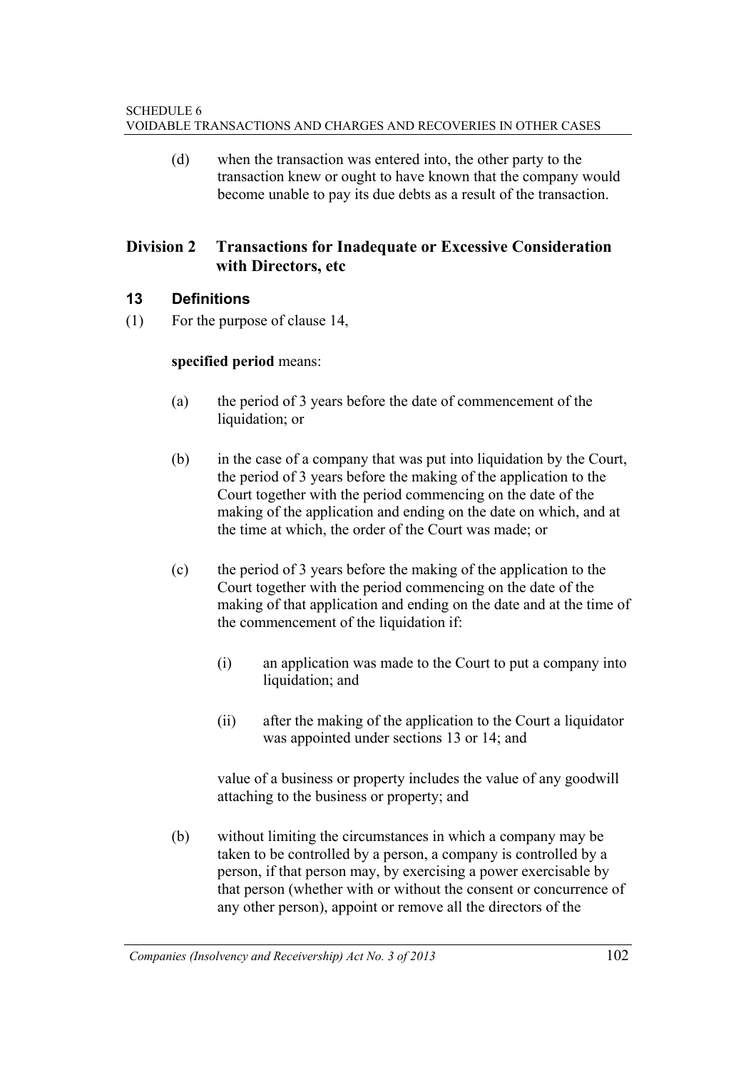(d) when the transaction was entered into, the other party to the transaction knew or ought to have known that the company would become unable to pay its due debts as a result of the transaction.

## Division 2 Transactions for Inadequate or Excessive Consideration with Directors, etc

### 13 Definitions

(1) For the purpose of clause 14,

**specified period** means:

(a) the period of 3 years before the date of commencement of the liquidation; or

(b) in the case of a company that was put into liquidation by the Court, the period of 3 years before the making of the application to the Court together with the period commencing on the date of the making of the application and ending on the date on which, and at the time at which, the order of the Court was made; or

(c) the period of 3 years before the making of the application to the Court together with the period commencing on the date of the making of that application and ending on the date and at the time of the commencement of the liquidation if:

(i) an application was made to the Court to put a company into liquidation; and

(ii) after the making of the application to the Court a liquidator was appointed under sections 13 or 14; and

value of a business or property includes the value of any goodwill attaching to the business or property; and

(b) without limiting the circumstances in which a company may be taken to be controlled by a person, a company is controlled by a person, if that person may, by exercising a power exercisable by that person (whether with or without the consent or concurrence of any other person), appoint or remove all the directors of the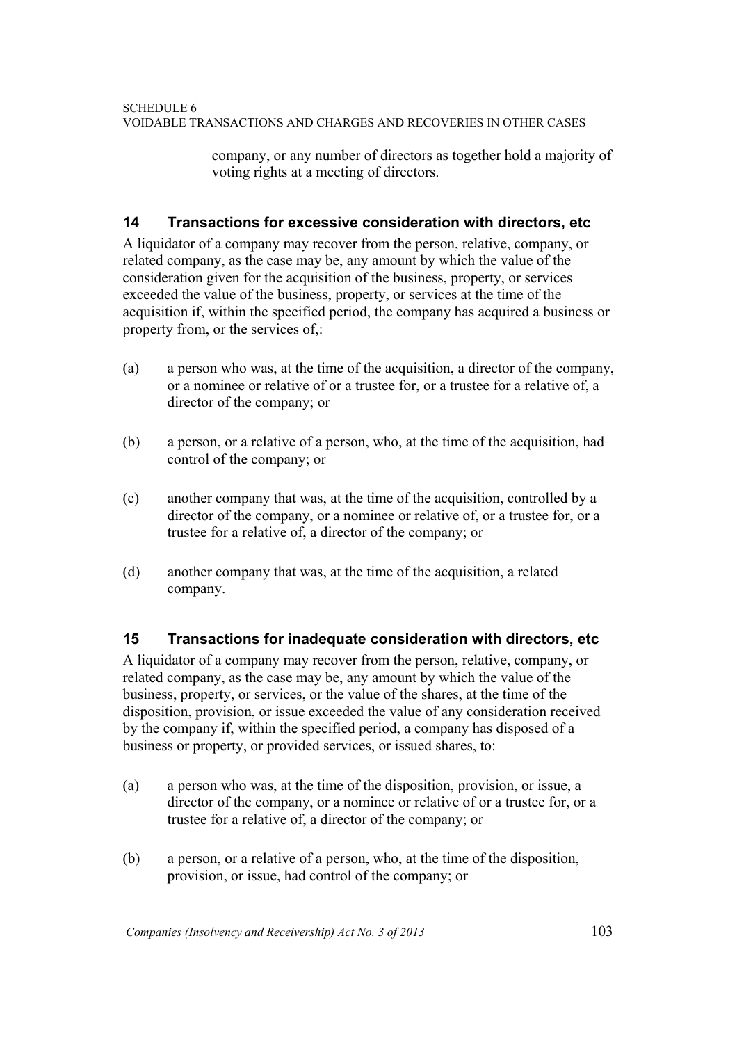company, or any number of directors as together hold a majority of voting rights at a meeting of directors.

## 14 Transactions for excessive consideration with directors, etc

A liquidator of a company may recover from the person, relative, company, or related company, as the case may be, any amount by which the value of the consideration given for the acquisition of the business, property, or services exceeded the value of the business, property, or services at the time of the acquisition if, within the specified period, the company has acquired a business or property from, or the services of,:

(a) a person who was, at the time of the acquisition, a director of the company, or a nominee or relative of or a trustee for, or a trustee for a relative of, a director of the company; or

(b) a person, or a relative of a person, who, at the time of the acquisition, had control of the company; or

(c) another company that was, at the time of the acquisition, controlled by a director of the company, or a nominee or relative of, or a trustee for, or a trustee for a relative of, a director of the company; or

(d) another company that was, at the time of the acquisition, a related company.

## 15 Transactions for inadequate consideration with directors, etc

A liquidator of a company may recover from the person, relative, company, or related company, as the case may be, any amount by which the value of the business, property, or services, or the value of the shares, at the time of the disposition, provision, or issue exceeded the value of any consideration received by the company if, within the specified period, a company has disposed of a business or property, or provided services, or issued shares, to:

(a) a person who was, at the time of the disposition, provision, or issue, a director of the company, or a nominee or relative of or a trustee for, or a trustee for a relative of, a director of the company; or

(b) a person, or a relative of a person, who, at the time of the disposition, provision, or issue, had control of the company; or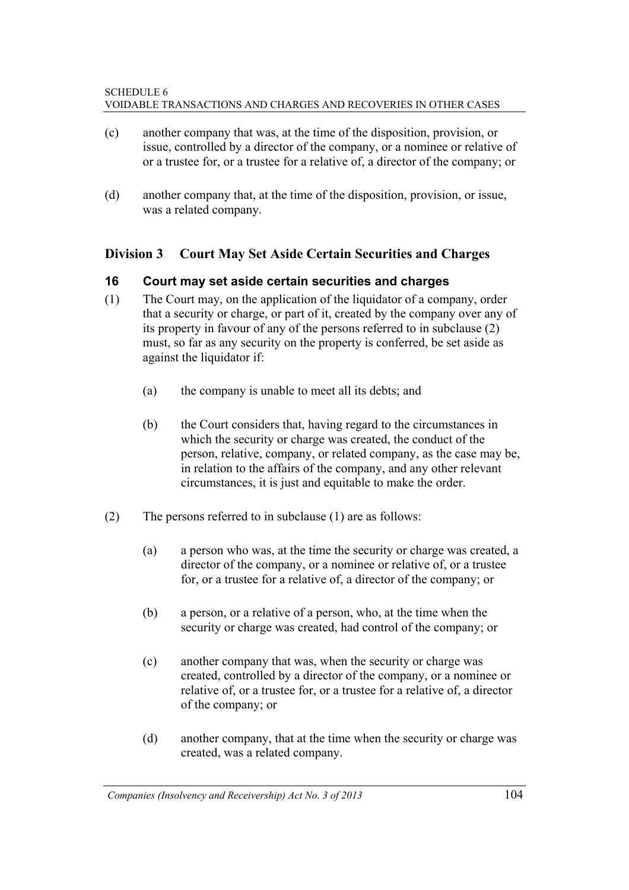(c) another company that was, at the time of the disposition, provision, or issue, controlled by a director of the company, or a nominee or relative of or a trustee for, or a trustee for a relative of, a director of the company; or

(d) another company that, at the time of the disposition, provision, or issue, was a related company.

## Division 3 Court May Set Aside Certain Securities and Charges

### 16 Court may set aside certain securities and charges

(1) The Court may, on the application of the liquidator of a company, order that a security or charge, or part of it, created by the company over any of its property in favour of any of the persons referred to in subclause (2) must, so far as any security on the property is conferred, be set aside as against the liquidator if:

(a) the company is unable to meet all its debts; and

(b) the Court considers that, having regard to the circumstances in which the security or charge was created, the conduct of the person, relative, company, or related company, as the case may be, in relation to the affairs of the company, and any other relevant circumstances, it is just and equitable to make the order.

(2) The persons referred to in subclause (1) are as follows:

(a) a person who was, at the time the security or charge was created, a director of the company, or a nominee or relative of, or a trustee for, or a trustee for a relative of, a director of the company; or

(b) a person, or a relative of a person, who, at the time when the security or charge was created, had control of the company; or

(c) another company that was, when the security or charge was created, controlled by a director of the company, or a nominee or relative of, or a trustee for, or a trustee for a relative of, a director of the company; or

(d) another company, that at the time when the security or charge was created, was a related company.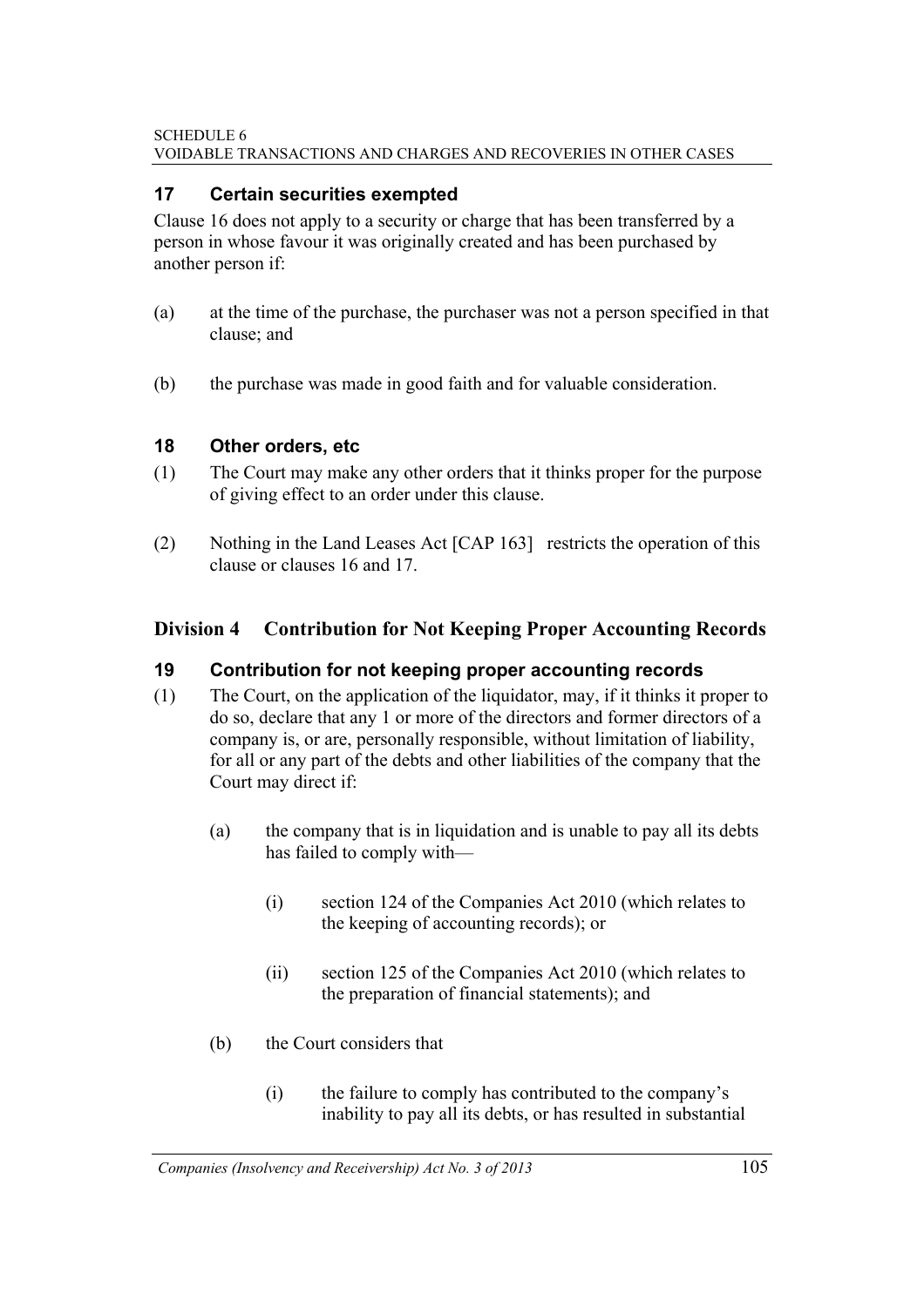## 17 Certain securities exempted

Clause 16 does not apply to a security or charge that has been transferred by a person in whose favour it was originally created and has been purchased by another person if:

(a) at the time of the purchase, the purchaser was not a person specified in that clause; and

(b) the purchase was made in good faith and for valuable consideration.

## 18 Other orders, etc

(1) The Court may make any other orders that it thinks proper for the purpose of giving effect to an order under this clause.

(2) Nothing in the Land Leases Act [CAP 163] restricts the operation of this clause or clauses 16 and 17.

# Division 4 Contribution for Not Keeping Proper Accounting Records

## 19 Contribution for not keeping proper accounting records

(1) The Court, on the application of the liquidator, may, if it thinks it proper to do so, declare that any 1 or more of the directors and former directors of a company is, or are, personally responsible, without limitation of liability, for all or any part of the debts and other liabilities of the company that the Court may direct if:

(a) the company that is in liquidation and is unable to pay all its debts has failed to comply with—

(i) section 124 of the Companies Act 2010 (which relates to the keeping of accounting records); or

(ii) section 125 of the Companies Act 2010 (which relates to the preparation of financial statements); and

(b) the Court considers that

(i) the failure to comply has contributed to the company's inability to pay all its debts, or has resulted in substantial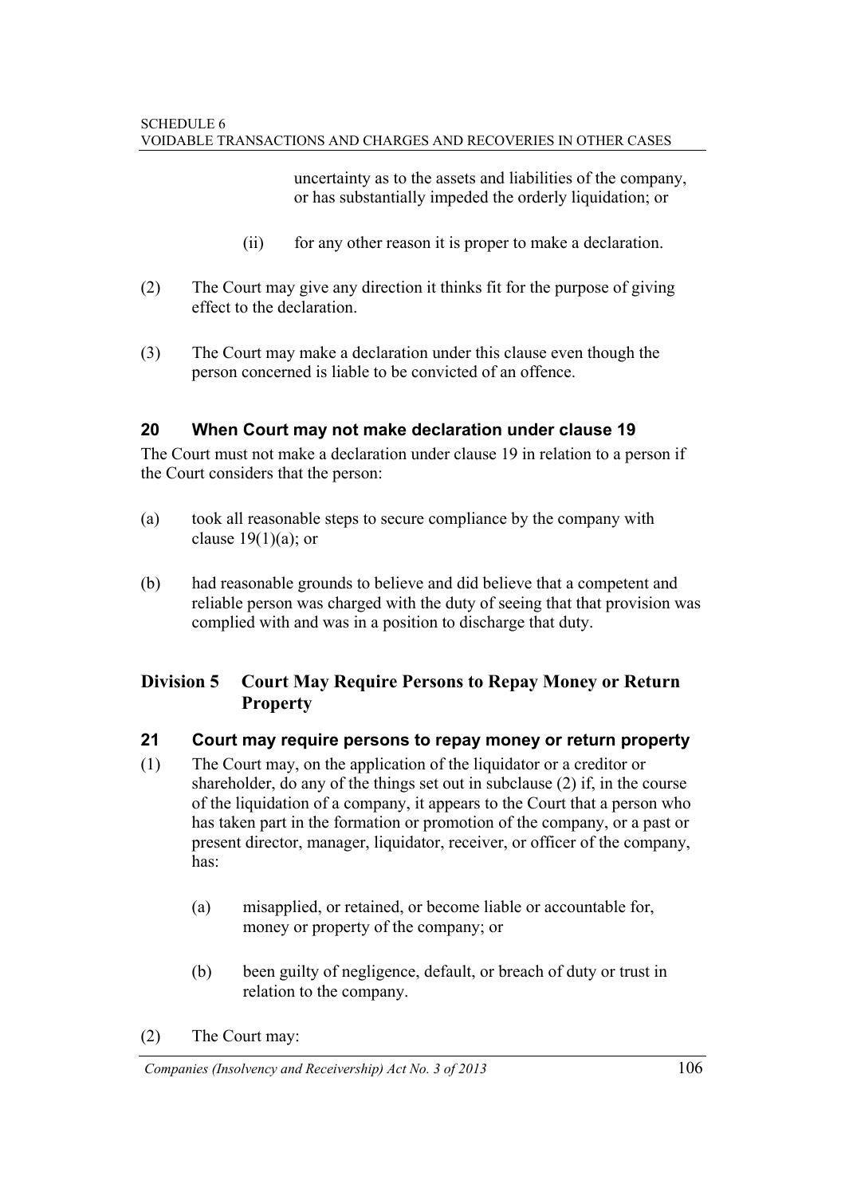uncertainty as to the assets and liabilities of the company, or has substantially impeded the orderly liquidation; or

(ii) for any other reason it is proper to make a declaration.

(2) The Court may give any direction it thinks fit for the purpose of giving effect to the declaration.

(3) The Court may make a declaration under this clause even though the person concerned is liable to be convicted of an offence.

### 20 When Court may not make declaration under clause 19

The Court must not make a declaration under clause 19 in relation to a person if the Court considers that the person:

(a) took all reasonable steps to secure compliance by the company with clause 19(1)(a); or

(b) had reasonable grounds to believe and did believe that a competent and reliable person was charged with the duty of seeing that that provision was complied with and was in a position to discharge that duty.

## Division 5 Court May Require Persons to Repay Money or Return Property

### 21 Court may require persons to repay money or return property

(1) The Court may, on the application of the liquidator or a creditor or shareholder, do any of the things set out in subclause (2) if, in the course of the liquidation of a company, it appears to the Court that a person who has taken part in the formation or promotion of the company, or a past or present director, manager, liquidator, receiver, or officer of the company, has:

(a) misapplied, or retained, or become liable or accountable for, money or property of the company; or

(b) been guilty of negligence, default, or breach of duty or trust in relation to the company.

(2) The Court may: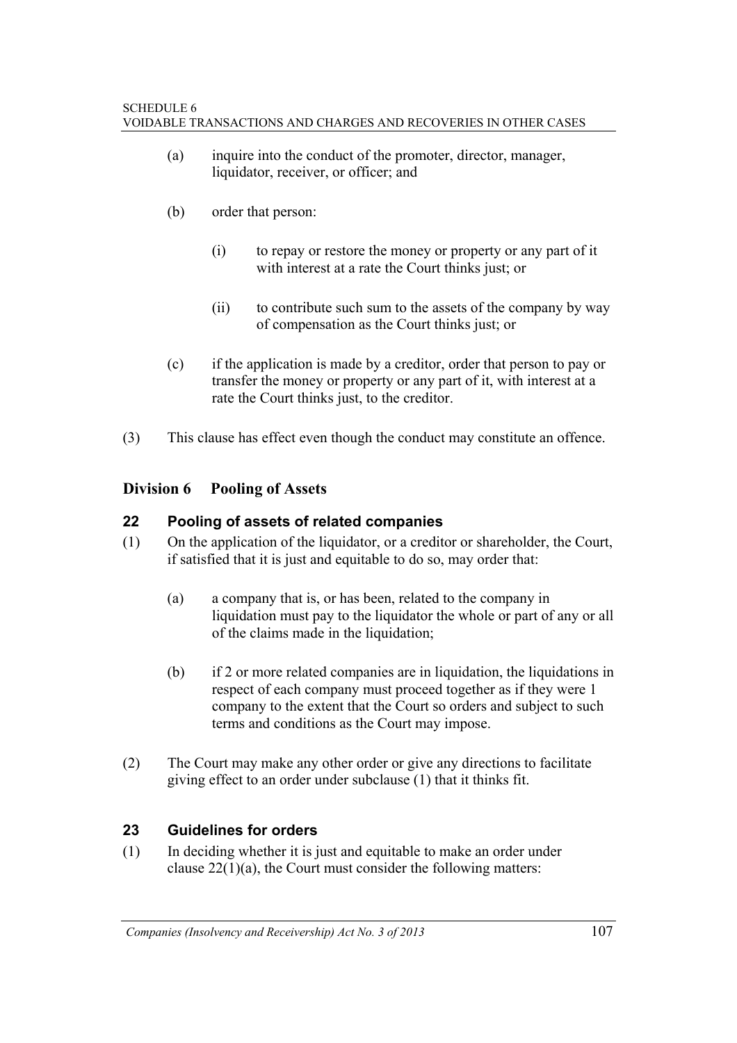(a) inquire into the conduct of the promoter, director, manager, liquidator, receiver, or officer; and

(b) order that person:

  (i) to repay or restore the money or property or any part of it with interest at a rate the Court thinks just; or

  (ii) to contribute such sum to the assets of the company by way of compensation as the Court thinks just; or

(c) if the application is made by a creditor, order that person to pay or transfer the money or property or any part of it, with interest at a rate the Court thinks just, to the creditor.

(3) This clause has effect even though the conduct may constitute an offence.

## Division 6 Pooling of Assets

### 22 Pooling of assets of related companies

(1) On the application of the liquidator, or a creditor or shareholder, the Court, if satisfied that it is just and equitable to do so, may order that:

(a) a company that is, or has been, related to the company in liquidation must pay to the liquidator the whole or part of any or all of the claims made in the liquidation;

(b) if 2 or more related companies are in liquidation, the liquidations in respect of each company must proceed together as if they were 1 company to the extent that the Court so orders and subject to such terms and conditions as the Court may impose.

(2) The Court may make any other order or give any directions to facilitate giving effect to an order under subclause (1) that it thinks fit.

### 23 Guidelines for orders

(1) In deciding whether it is just and equitable to make an order under clause 22(1)(a), the Court must consider the following matters: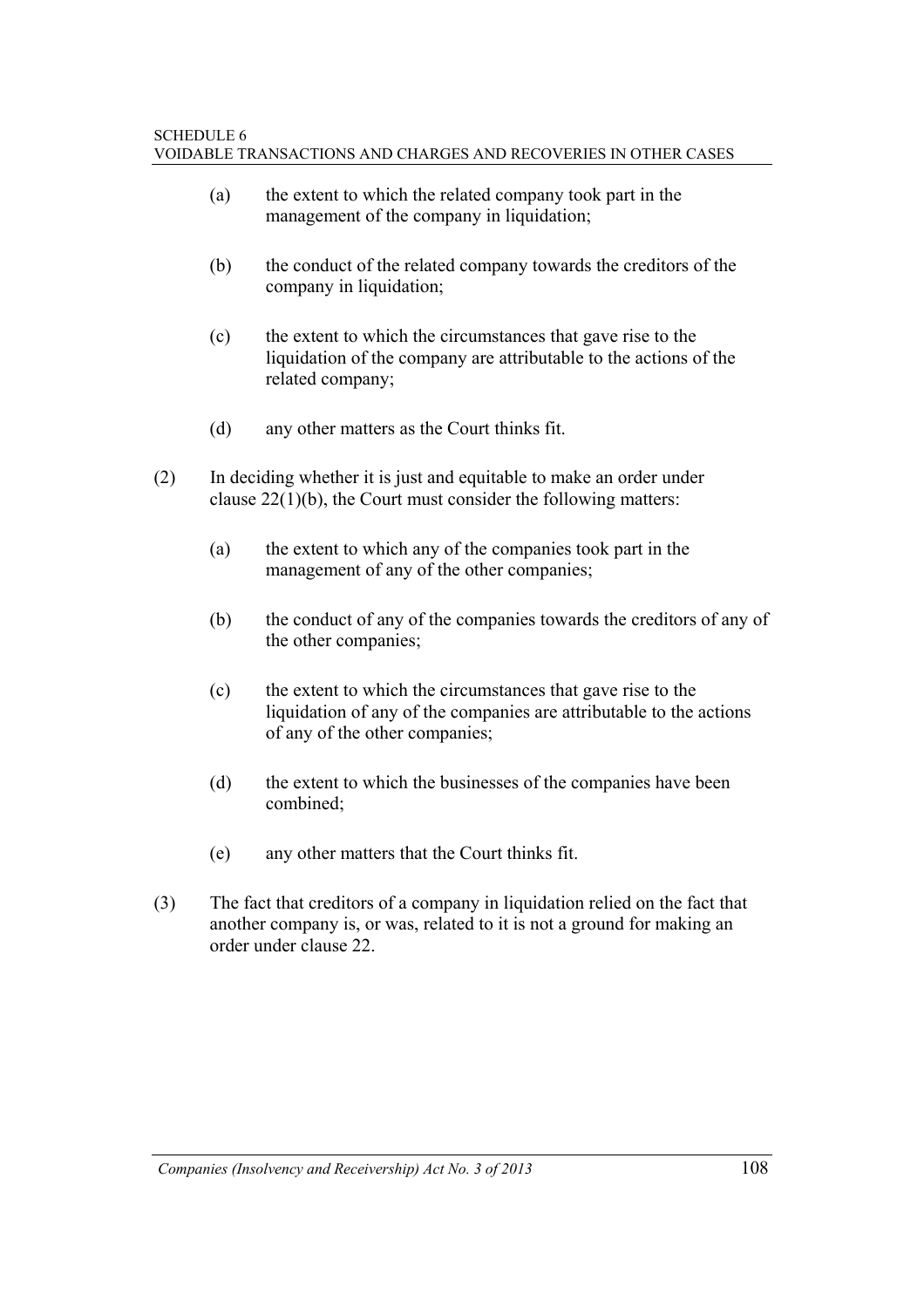(a) the extent to which the related company took part in the management of the company in liquidation;

(b) the conduct of the related company towards the creditors of the company in liquidation;

(c) the extent to which the circumstances that gave rise to the liquidation of the company are attributable to the actions of the related company;

(d) any other matters as the Court thinks fit.

(2) In deciding whether it is just and equitable to make an order under clause 22(1)(b), the Court must consider the following matters:

(a) the extent to which any of the companies took part in the management of any of the other companies;

(b) the conduct of any of the companies towards the creditors of any of the other companies;

(c) the extent to which the circumstances that gave rise to the liquidation of any of the companies are attributable to the actions of any of the other companies;

(d) the extent to which the businesses of the companies have been combined;

(e) any other matters that the Court thinks fit.

(3) The fact that creditors of a company in liquidation relied on the fact that another company is, or was, related to it is not a ground for making an order under clause 22.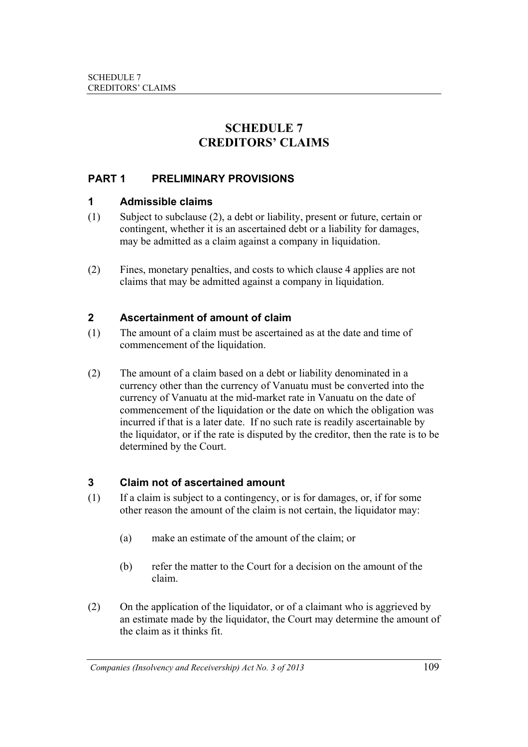# SCHEDULE 7
# CREDITORS' CLAIMS

## PART 1 PRELIMINARY PROVISIONS

### 1 Admissible claims

(1) Subject to subclause (2), a debt or liability, present or future, certain or contingent, whether it is an ascertained debt or a liability for damages, may be admitted as a claim against a company in liquidation.

(2) Fines, monetary penalties, and costs to which clause 4 applies are not claims that may be admitted against a company in liquidation.

### 2 Ascertainment of amount of claim

(1) The amount of a claim must be ascertained as at the date and time of commencement of the liquidation.

(2) The amount of a claim based on a debt or liability denominated in a currency other than the currency of Vanuatu must be converted into the currency of Vanuatu at the mid-market rate in Vanuatu on the date of commencement of the liquidation or the date on which the obligation was incurred if that is a later date. If no such rate is readily ascertainable by the liquidator, or if the rate is disputed by the creditor, then the rate is to be determined by the Court.

### 3 Claim not of ascertained amount

(1) If a claim is subject to a contingency, or is for damages, or, if for some other reason the amount of the claim is not certain, the liquidator may:

(a) make an estimate of the amount of the claim; or

(b) refer the matter to the Court for a decision on the amount of the claim.

(2) On the application of the liquidator, or of a claimant who is aggrieved by an estimate made by the liquidator, the Court may determine the amount of the claim as it thinks fit.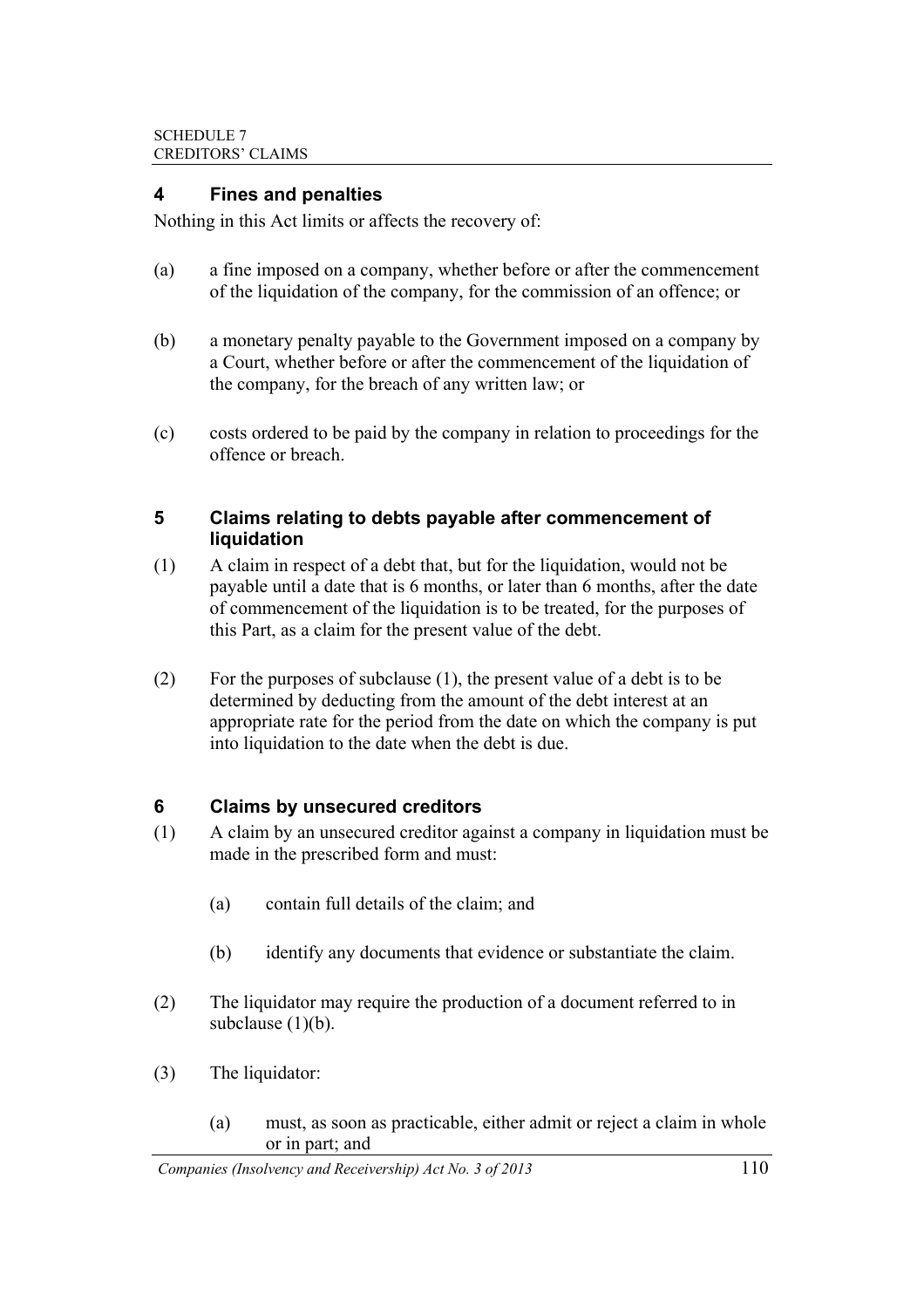## 4 Fines and penalties

Nothing in this Act limits or affects the recovery of:

(a) a fine imposed on a company, whether before or after the commencement of the liquidation of the company, for the commission of an offence; or

(b) a monetary penalty payable to the Government imposed on a company by a Court, whether before or after the commencement of the liquidation of the company, for the breach of any written law; or

(c) costs ordered to be paid by the company in relation to proceedings for the offence or breach.

## 5 Claims relating to debts payable after commencement of liquidation

(1) A claim in respect of a debt that, but for the liquidation, would not be payable until a date that is 6 months, or later than 6 months, after the date of commencement of the liquidation is to be treated, for the purposes of this Part, as a claim for the present value of the debt.

(2) For the purposes of subclause (1), the present value of a debt is to be determined by deducting from the amount of the debt interest at an appropriate rate for the period from the date on which the company is put into liquidation to the date when the debt is due.

## 6 Claims by unsecured creditors

(1) A claim by an unsecured creditor against a company in liquidation must be made in the prescribed form and must:

  (a) contain full details of the claim; and

  (b) identify any documents that evidence or substantiate the claim.

(2) The liquidator may require the production of a document referred to in subclause (1)(b).

(3) The liquidator:

  (a) must, as soon as practicable, either admit or reject a claim in whole or in part; and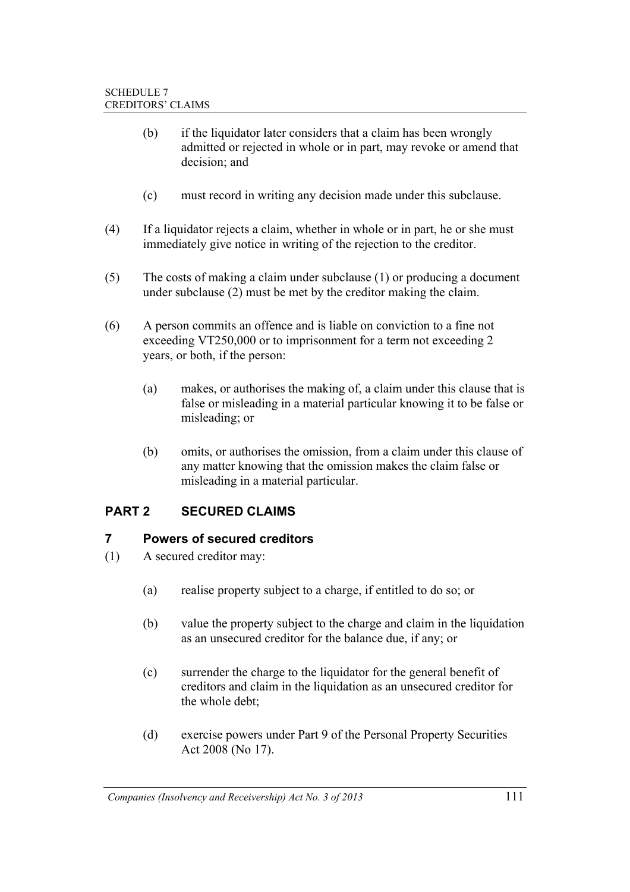(b) if the liquidator later considers that a claim has been wrongly admitted or rejected in whole or in part, may revoke or amend that decision; and

(c) must record in writing any decision made under this subclause.

(4) If a liquidator rejects a claim, whether in whole or in part, he or she must immediately give notice in writing of the rejection to the creditor.

(5) The costs of making a claim under subclause (1) or producing a document under subclause (2) must be met by the creditor making the claim.

(6) A person commits an offence and is liable on conviction to a fine not exceeding VT250,000 or to imprisonment for a term not exceeding 2 years, or both, if the person:

(a) makes, or authorises the making of, a claim under this clause that is false or misleading in a material particular knowing it to be false or misleading; or

(b) omits, or authorises the omission, from a claim under this clause of any matter knowing that the omission makes the claim false or misleading in a material particular.

## PART 2 SECURED CLAIMS

### 7 Powers of secured creditors

(1) A secured creditor may:

(a) realise property subject to a charge, if entitled to do so; or

(b) value the property subject to the charge and claim in the liquidation as an unsecured creditor for the balance due, if any; or

(c) surrender the charge to the liquidator for the general benefit of creditors and claim in the liquidation as an unsecured creditor for the whole debt;

(d) exercise powers under Part 9 of the Personal Property Securities Act 2008 (No 17).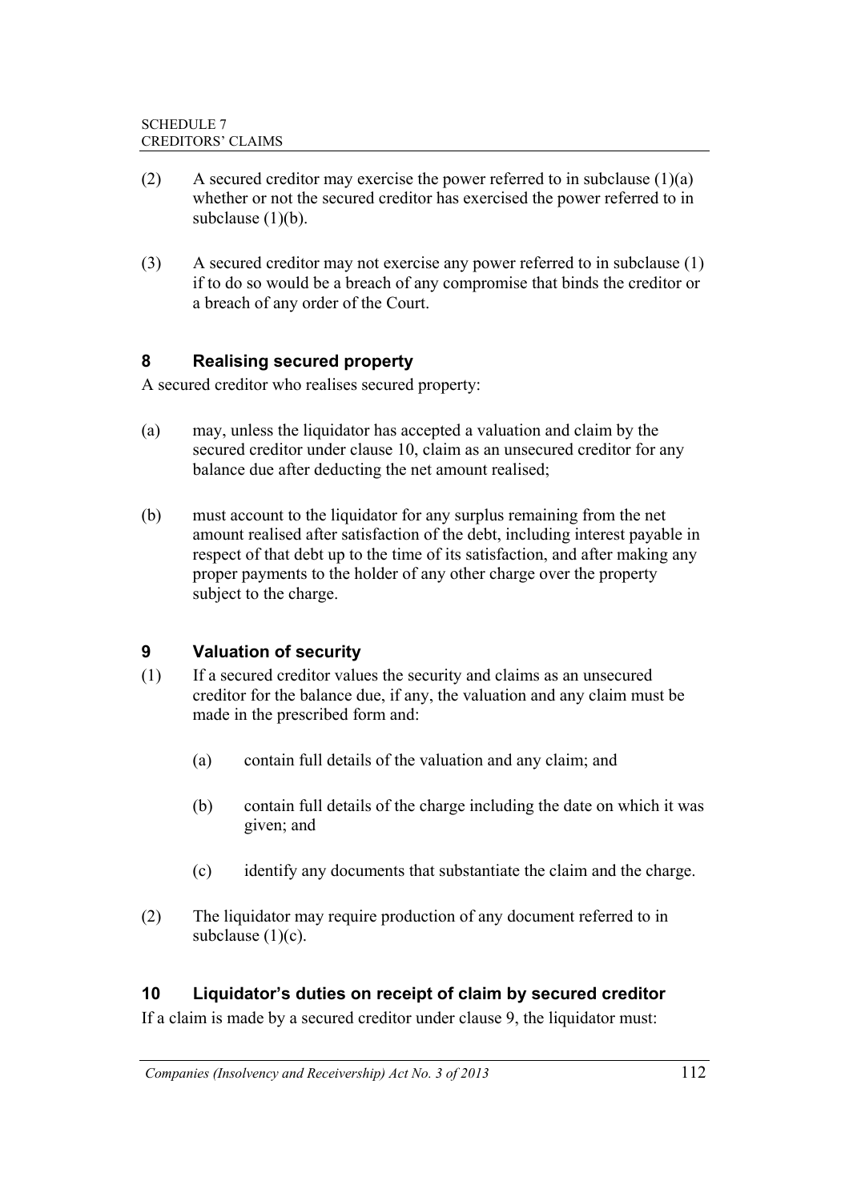(2) A secured creditor may exercise the power referred to in subclause (1)(a) whether or not the secured creditor has exercised the power referred to in subclause (1)(b).

(3) A secured creditor may not exercise any power referred to in subclause (1) if to do so would be a breach of any compromise that binds the creditor or a breach of any order of the Court.

### 8 Realising secured property

A secured creditor who realises secured property:

(a) may, unless the liquidator has accepted a valuation and claim by the secured creditor under clause 10, claim as an unsecured creditor for any balance due after deducting the net amount realised;

(b) must account to the liquidator for any surplus remaining from the net amount realised after satisfaction of the debt, including interest payable in respect of that debt up to the time of its satisfaction, and after making any proper payments to the holder of any other charge over the property subject to the charge.

### 9 Valuation of security

(1) If a secured creditor values the security and claims as an unsecured creditor for the balance due, if any, the valuation and any claim must be made in the prescribed form and:

  (a) contain full details of the valuation and any claim; and

  (b) contain full details of the charge including the date on which it was given; and

  (c) identify any documents that substantiate the claim and the charge.

(2) The liquidator may require production of any document referred to in subclause (1)(c).

### 10 Liquidator's duties on receipt of claim by secured creditor

If a claim is made by a secured creditor under clause 9, the liquidator must: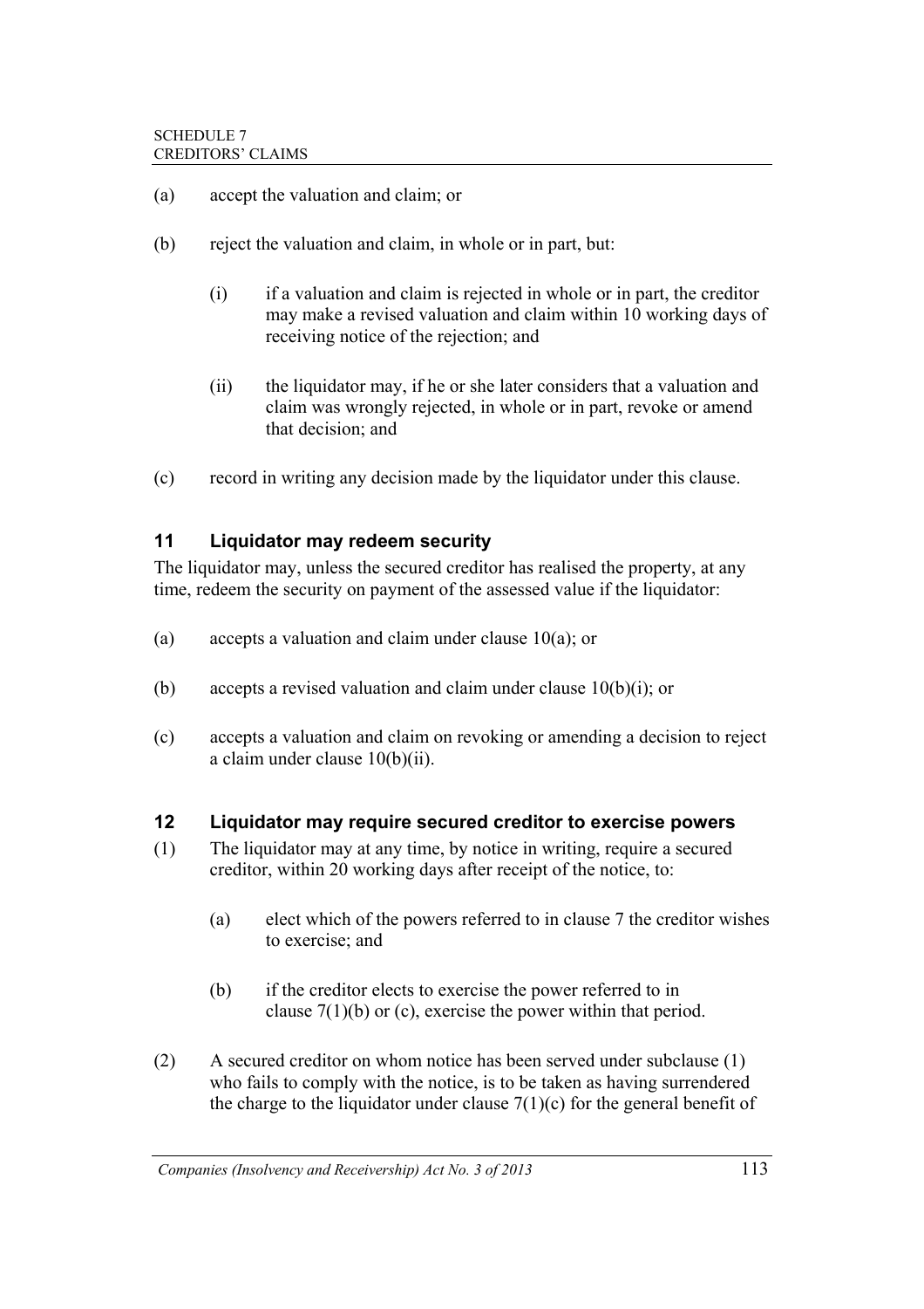(a) accept the valuation and claim; or

(b) reject the valuation and claim, in whole or in part, but:

   (i) if a valuation and claim is rejected in whole or in part, the creditor may make a revised valuation and claim within 10 working days of receiving notice of the rejection; and

   (ii) the liquidator may, if he or she later considers that a valuation and claim was wrongly rejected, in whole or in part, revoke or amend that decision; and

(c) record in writing any decision made by the liquidator under this clause.

### 11 Liquidator may redeem security

The liquidator may, unless the secured creditor has realised the property, at any time, redeem the security on payment of the assessed value if the liquidator:

(a) accepts a valuation and claim under clause 10(a); or

(b) accepts a revised valuation and claim under clause 10(b)(i); or

(c) accepts a valuation and claim on revoking or amending a decision to reject a claim under clause 10(b)(ii).

### 12 Liquidator may require secured creditor to exercise powers

(1) The liquidator may at any time, by notice in writing, require a secured creditor, within 20 working days after receipt of the notice, to:

   (a) elect which of the powers referred to in clause 7 the creditor wishes to exercise; and

   (b) if the creditor elects to exercise the power referred to in clause 7(1)(b) or (c), exercise the power within that period.

(2) A secured creditor on whom notice has been served under subclause (1) who fails to comply with the notice, is to be taken as having surrendered the charge to the liquidator under clause 7(1)(c) for the general benefit of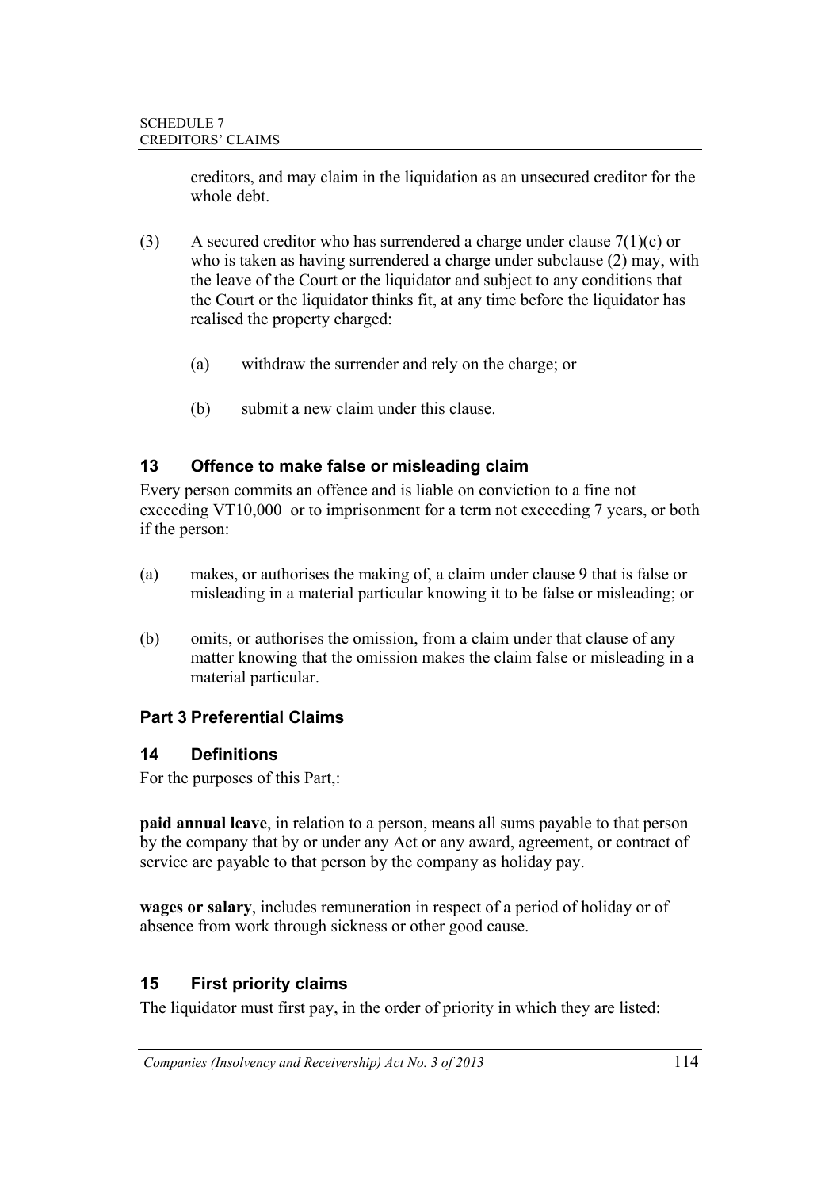creditors, and may claim in the liquidation as an unsecured creditor for the whole debt.

(3) A secured creditor who has surrendered a charge under clause 7(1)(c) or who is taken as having surrendered a charge under subclause (2) may, with the leave of the Court or the liquidator and subject to any conditions that the Court or the liquidator thinks fit, at any time before the liquidator has realised the property charged:

(a) withdraw the surrender and rely on the charge; or

(b) submit a new claim under this clause.

### 13 Offence to make false or misleading claim

Every person commits an offence and is liable on conviction to a fine not exceeding VT10,000 or to imprisonment for a term not exceeding 7 years, or both if the person:

(a) makes, or authorises the making of, a claim under clause 9 that is false or misleading in a material particular knowing it to be false or misleading; or

(b) omits, or authorises the omission, from a claim under that clause of any matter knowing that the omission makes the claim false or misleading in a material particular.

## Part 3 Preferential Claims

### 14 Definitions

For the purposes of this Part,:

**paid annual leave**, in relation to a person, means all sums payable to that person by the company that by or under any Act or any award, agreement, or contract of service are payable to that person by the company as holiday pay.

**wages or salary**, includes remuneration in respect of a period of holiday or of absence from work through sickness or other good cause.

### 15 First priority claims

The liquidator must first pay, in the order of priority in which they are listed: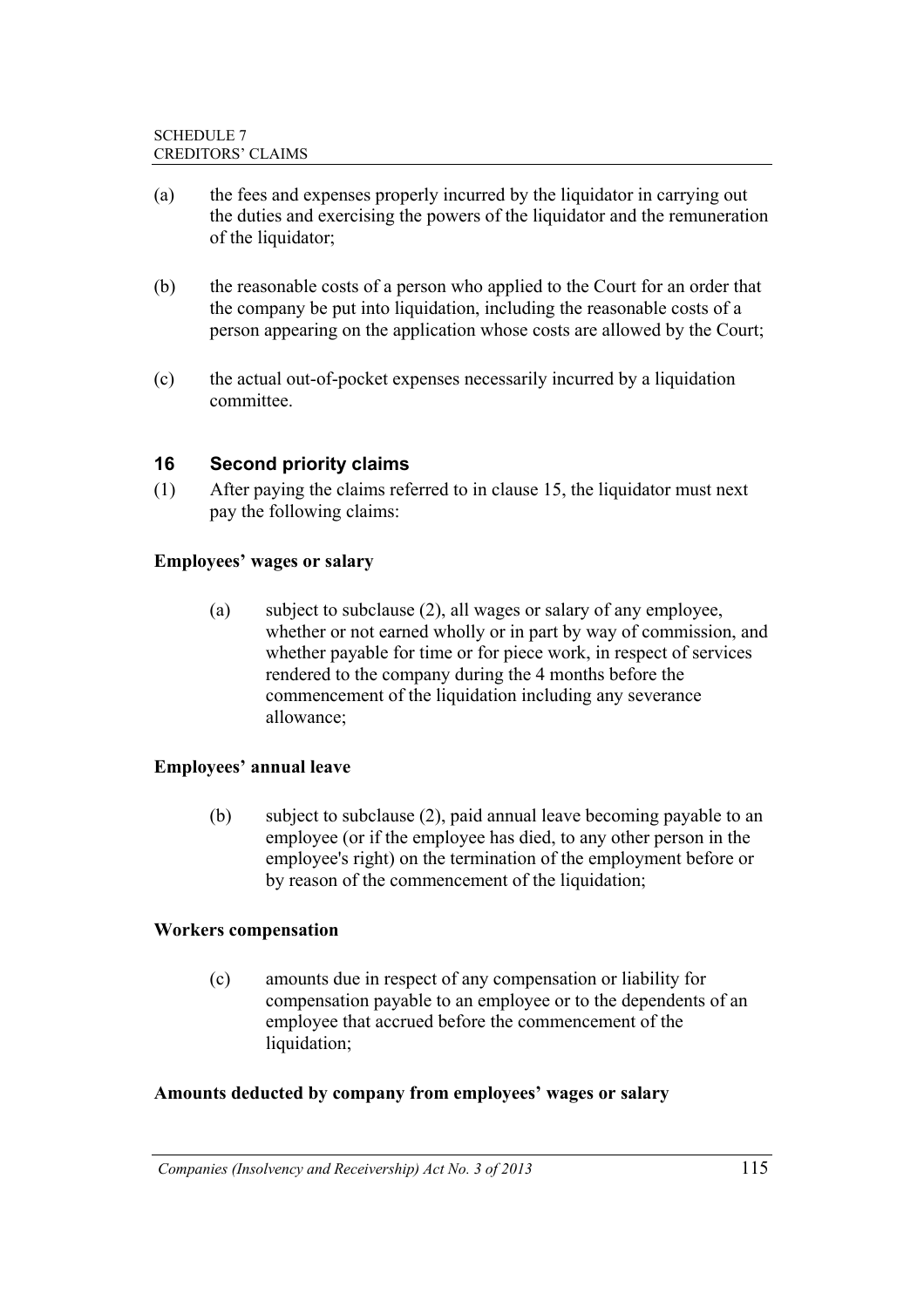(a) the fees and expenses properly incurred by the liquidator in carrying out the duties and exercising the powers of the liquidator and the remuneration of the liquidator;

(b) the reasonable costs of a person who applied to the Court for an order that the company be put into liquidation, including the reasonable costs of a person appearing on the application whose costs are allowed by the Court;

(c) the actual out-of-pocket expenses necessarily incurred by a liquidation committee.

### 16 Second priority claims

(1) After paying the claims referred to in clause 15, the liquidator must next pay the following claims:

**Employees' wages or salary**

(a) subject to subclause (2), all wages or salary of any employee, whether or not earned wholly or in part by way of commission, and whether payable for time or for piece work, in respect of services rendered to the company during the 4 months before the commencement of the liquidation including any severance allowance;

**Employees' annual leave**

(b) subject to subclause (2), paid annual leave becoming payable to an employee (or if the employee has died, to any other person in the employee's right) on the termination of the employment before or by reason of the commencement of the liquidation;

**Workers compensation**

(c) amounts due in respect of any compensation or liability for compensation payable to an employee or to the dependents of an employee that accrued before the commencement of the liquidation;

**Amounts deducted by company from employees' wages or salary**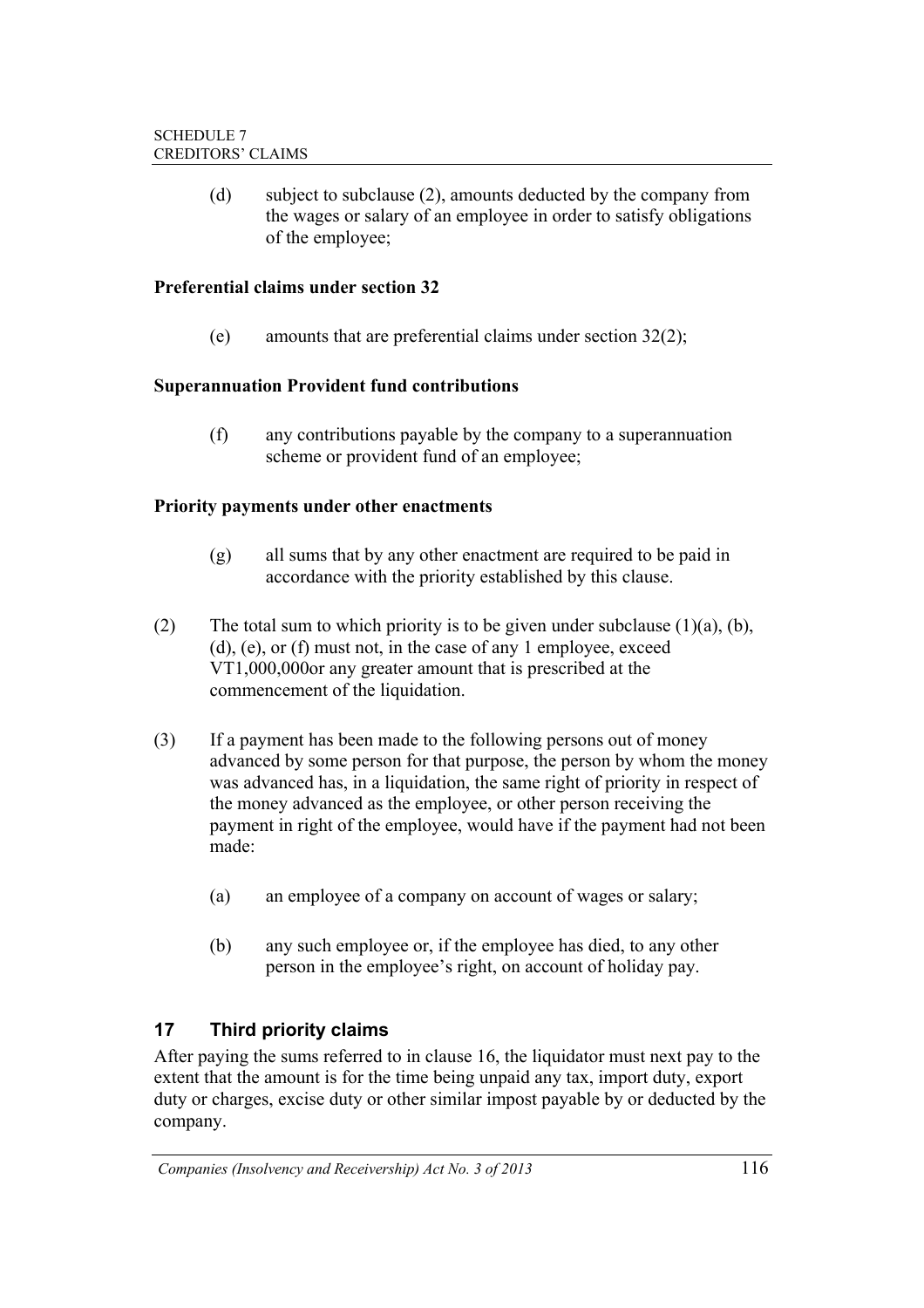(d) subject to subclause (2), amounts deducted by the company from the wages or salary of an employee in order to satisfy obligations of the employee;

**Preferential claims under section 32**

(e) amounts that are preferential claims under section 32(2);

**Superannuation Provident fund contributions**

(f) any contributions payable by the company to a superannuation scheme or provident fund of an employee;

**Priority payments under other enactments**

(g) all sums that by any other enactment are required to be paid in accordance with the priority established by this clause.

(2) The total sum to which priority is to be given under subclause (1)(a), (b), (d), (e), or (f) must not, in the case of any 1 employee, exceed VT1,000,000or any greater amount that is prescribed at the commencement of the liquidation.

(3) If a payment has been made to the following persons out of money advanced by some person for that purpose, the person by whom the money was advanced has, in a liquidation, the same right of priority in respect of the money advanced as the employee, or other person receiving the payment in right of the employee, would have if the payment had not been made:

(a) an employee of a company on account of wages or salary;

(b) any such employee or, if the employee has died, to any other person in the employee's right, on account of holiday pay.

## 17 Third priority claims

After paying the sums referred to in clause 16, the liquidator must next pay to the extent that the amount is for the time being unpaid any tax, import duty, export duty or charges, excise duty or other similar impost payable by or deducted by the company.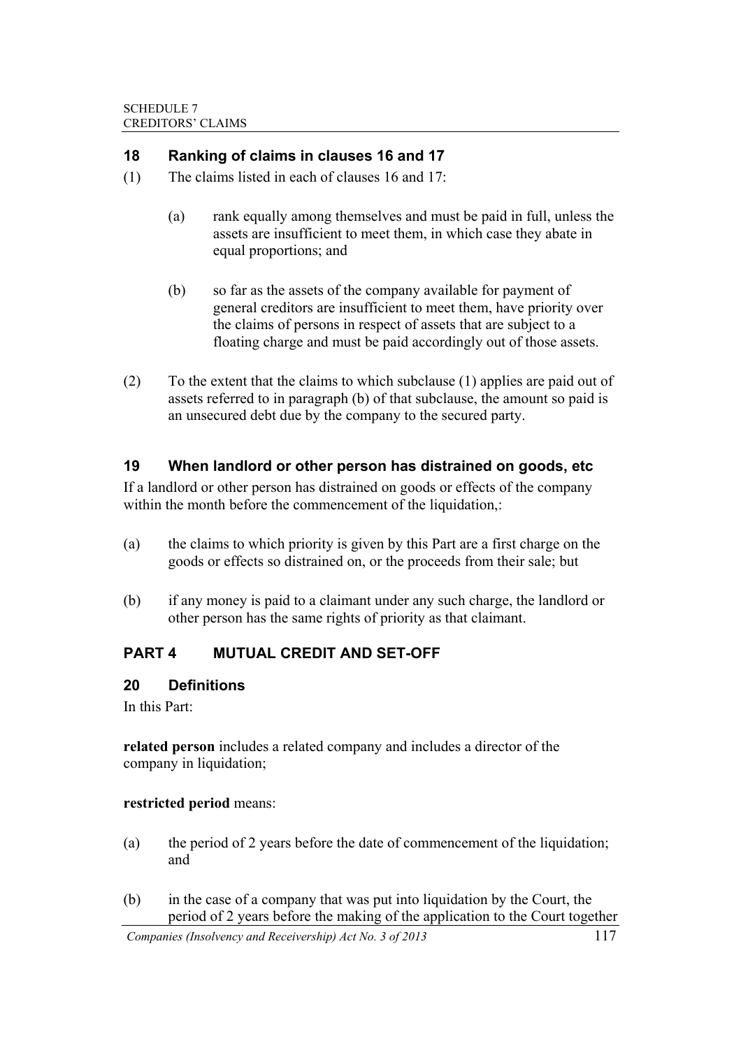## 18 Ranking of claims in clauses 16 and 17

(1) The claims listed in each of clauses 16 and 17:

(a) rank equally among themselves and must be paid in full, unless the assets are insufficient to meet them, in which case they abate in equal proportions; and

(b) so far as the assets of the company available for payment of general creditors are insufficient to meet them, have priority over the claims of persons in respect of assets that are subject to a floating charge and must be paid accordingly out of those assets.

(2) To the extent that the claims to which subclause (1) applies are paid out of assets referred to in paragraph (b) of that subclause, the amount so paid is an unsecured debt due by the company to the secured party.

## 19 When landlord or other person has distrained on goods, etc

If a landlord or other person has distrained on goods or effects of the company within the month before the commencement of the liquidation,:

(a) the claims to which priority is given by this Part are a first charge on the goods or effects so distrained on, or the proceeds from their sale; but

(b) if any money is paid to a claimant under any such charge, the landlord or other person has the same rights of priority as that claimant.

# PART 4 MUTUAL CREDIT AND SET-OFF

## 20 Definitions

In this Part:

**related person** includes a related company and includes a director of the company in liquidation;

**restricted period** means:

(a) the period of 2 years before the date of commencement of the liquidation; and

(b) in the case of a company that was put into liquidation by the Court, the period of 2 years before the making of the application to the Court together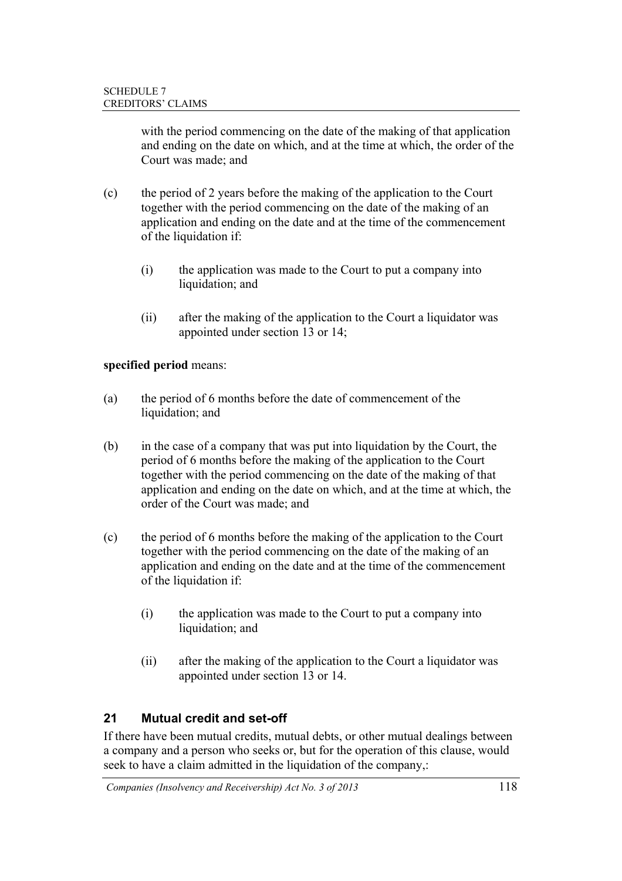with the period commencing on the date of the making of that application and ending on the date on which, and at the time at which, the order of the Court was made; and

(c) the period of 2 years before the making of the application to the Court together with the period commencing on the date of the making of an application and ending on the date and at the time of the commencement of the liquidation if:

 (i) the application was made to the Court to put a company into liquidation; and

 (ii) after the making of the application to the Court a liquidator was appointed under section 13 or 14;

**specified period** means:

(a) the period of 6 months before the date of commencement of the liquidation; and

(b) in the case of a company that was put into liquidation by the Court, the period of 6 months before the making of the application to the Court together with the period commencing on the date of the making of that application and ending on the date on which, and at the time at which, the order of the Court was made; and

(c) the period of 6 months before the making of the application to the Court together with the period commencing on the date of the making of an application and ending on the date and at the time of the commencement of the liquidation if:

 (i) the application was made to the Court to put a company into liquidation; and

 (ii) after the making of the application to the Court a liquidator was appointed under section 13 or 14.

## 21 Mutual credit and set-off

If there have been mutual credits, mutual debts, or other mutual dealings between a company and a person who seeks or, but for the operation of this clause, would seek to have a claim admitted in the liquidation of the company,: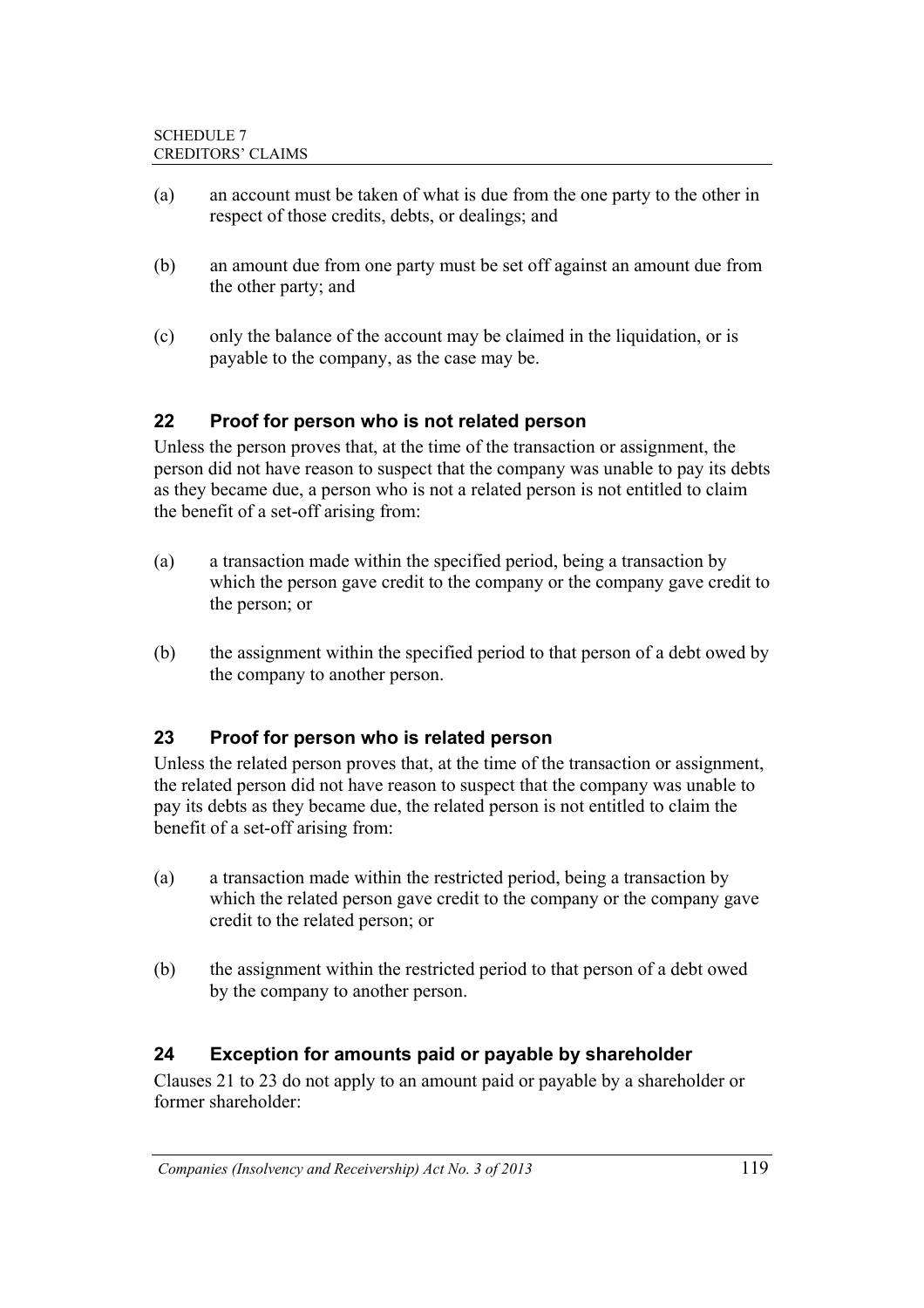(a) an account must be taken of what is due from the one party to the other in respect of those credits, debts, or dealings; and

(b) an amount due from one party must be set off against an amount due from the other party; and

(c) only the balance of the account may be claimed in the liquidation, or is payable to the company, as the case may be.

## 22 Proof for person who is not related person

Unless the person proves that, at the time of the transaction or assignment, the person did not have reason to suspect that the company was unable to pay its debts as they became due, a person who is not a related person is not entitled to claim the benefit of a set-off arising from:

(a) a transaction made within the specified period, being a transaction by which the person gave credit to the company or the company gave credit to the person; or

(b) the assignment within the specified period to that person of a debt owed by the company to another person.

## 23 Proof for person who is related person

Unless the related person proves that, at the time of the transaction or assignment, the related person did not have reason to suspect that the company was unable to pay its debts as they became due, the related person is not entitled to claim the benefit of a set-off arising from:

(a) a transaction made within the restricted period, being a transaction by which the related person gave credit to the company or the company gave credit to the related person; or

(b) the assignment within the restricted period to that person of a debt owed by the company to another person.

## 24 Exception for amounts paid or payable by shareholder

Clauses 21 to 23 do not apply to an amount paid or payable by a shareholder or former shareholder: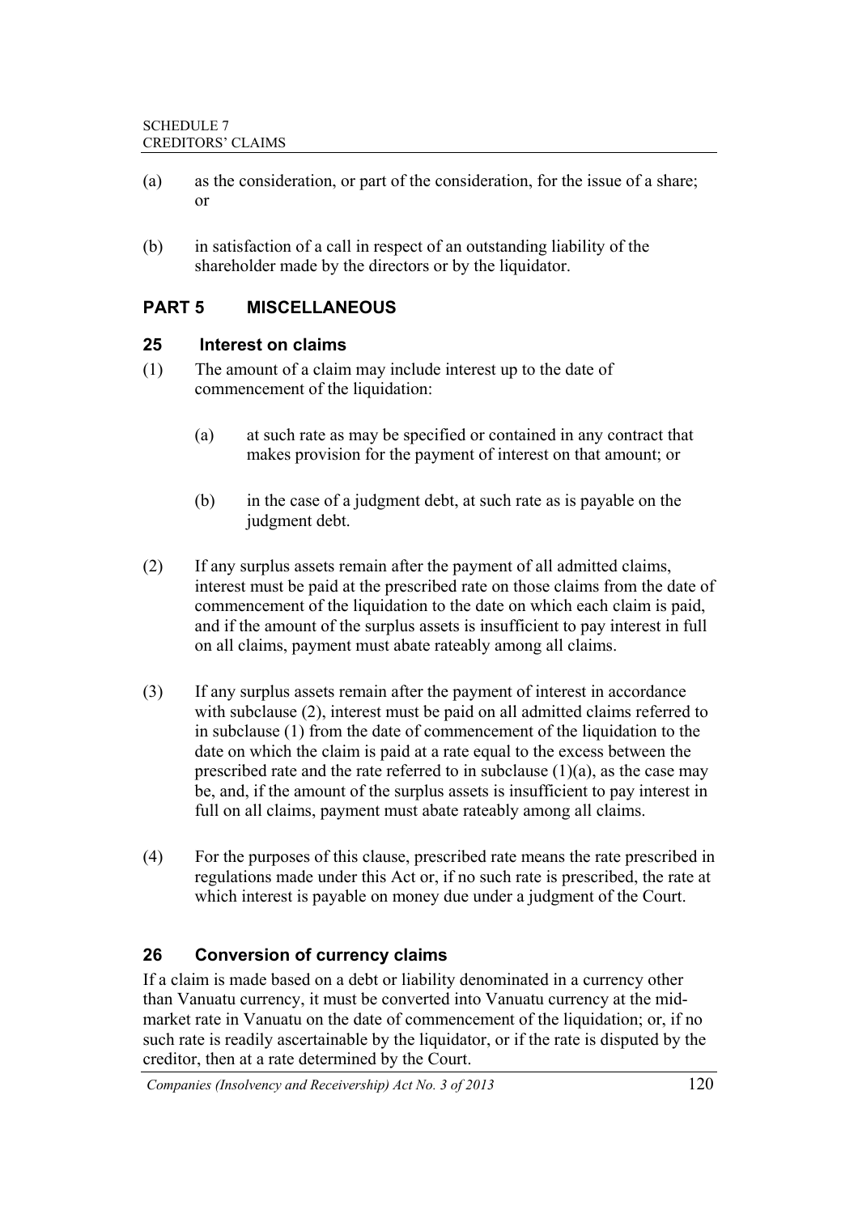(a) as the consideration, or part of the consideration, for the issue of a share; or

(b) in satisfaction of a call in respect of an outstanding liability of the shareholder made by the directors or by the liquidator.

## PART 5 MISCELLANEOUS

### 25 Interest on claims

(1) The amount of a claim may include interest up to the date of commencement of the liquidation:

(a) at such rate as may be specified or contained in any contract that makes provision for the payment of interest on that amount; or

(b) in the case of a judgment debt, at such rate as is payable on the judgment debt.

(2) If any surplus assets remain after the payment of all admitted claims, interest must be paid at the prescribed rate on those claims from the date of commencement of the liquidation to the date on which each claim is paid, and if the amount of the surplus assets is insufficient to pay interest in full on all claims, payment must abate rateably among all claims.

(3) If any surplus assets remain after the payment of interest in accordance with subclause (2), interest must be paid on all admitted claims referred to in subclause (1) from the date of commencement of the liquidation to the date on which the claim is paid at a rate equal to the excess between the prescribed rate and the rate referred to in subclause (1)(a), as the case may be, and, if the amount of the surplus assets is insufficient to pay interest in full on all claims, payment must abate rateably among all claims.

(4) For the purposes of this clause, prescribed rate means the rate prescribed in regulations made under this Act or, if no such rate is prescribed, the rate at which interest is payable on money due under a judgment of the Court.

### 26 Conversion of currency claims

If a claim is made based on a debt or liability denominated in a currency other than Vanuatu currency, it must be converted into Vanuatu currency at the mid-market rate in Vanuatu on the date of commencement of the liquidation; or, if no such rate is readily ascertainable by the liquidator, or if the rate is disputed by the creditor, then at a rate determined by the Court.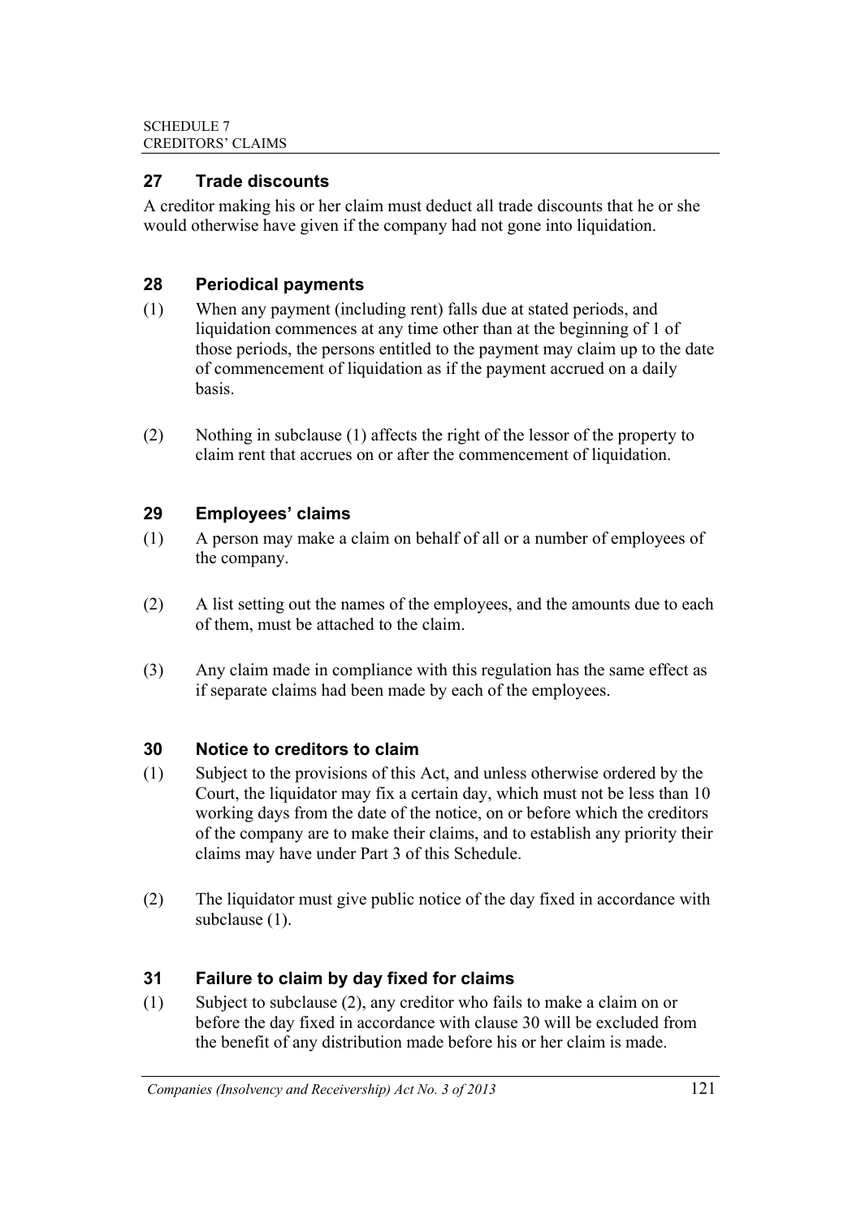## 27 Trade discounts

A creditor making his or her claim must deduct all trade discounts that he or she would otherwise have given if the company had not gone into liquidation.

## 28 Periodical payments

(1) When any payment (including rent) falls due at stated periods, and liquidation commences at any time other than at the beginning of 1 of those periods, the persons entitled to the payment may claim up to the date of commencement of liquidation as if the payment accrued on a daily basis.

(2) Nothing in subclause (1) affects the right of the lessor of the property to claim rent that accrues on or after the commencement of liquidation.

## 29 Employees' claims

(1) A person may make a claim on behalf of all or a number of employees of the company.

(2) A list setting out the names of the employees, and the amounts due to each of them, must be attached to the claim.

(3) Any claim made in compliance with this regulation has the same effect as if separate claims had been made by each of the employees.

## 30 Notice to creditors to claim

(1) Subject to the provisions of this Act, and unless otherwise ordered by the Court, the liquidator may fix a certain day, which must not be less than 10 working days from the date of the notice, on or before which the creditors of the company are to make their claims, and to establish any priority their claims may have under Part 3 of this Schedule.

(2) The liquidator must give public notice of the day fixed in accordance with subclause (1).

## 31 Failure to claim by day fixed for claims

(1) Subject to subclause (2), any creditor who fails to make a claim on or before the day fixed in accordance with clause 30 will be excluded from the benefit of any distribution made before his or her claim is made.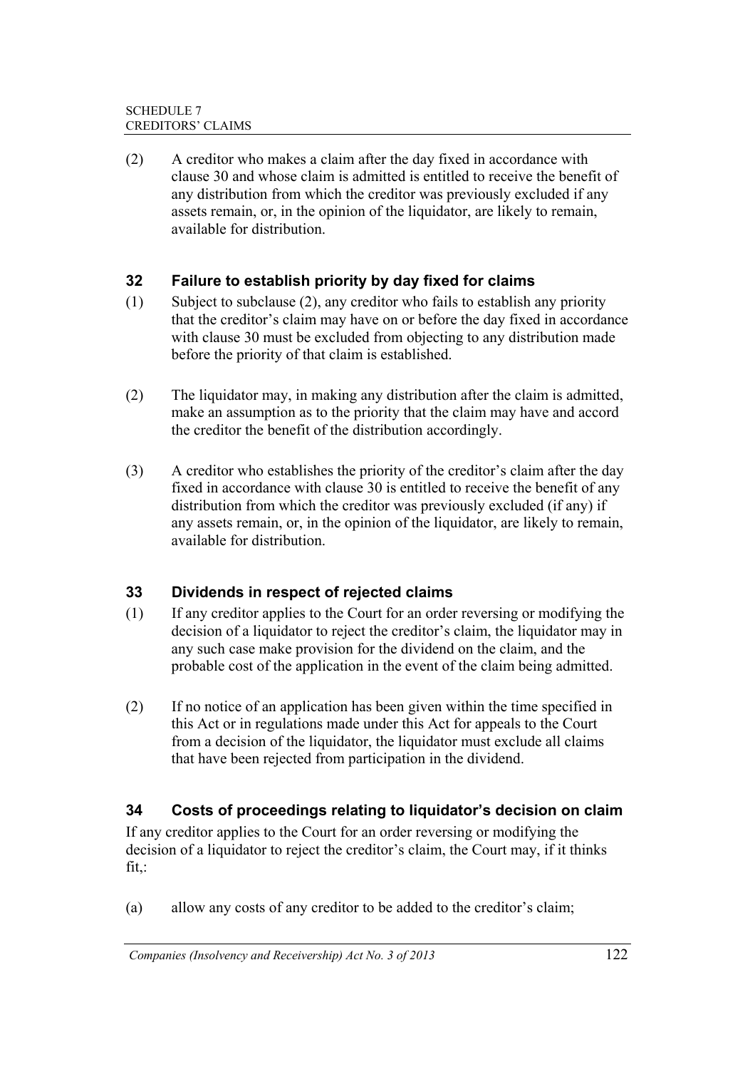(2) A creditor who makes a claim after the day fixed in accordance with clause 30 and whose claim is admitted is entitled to receive the benefit of any distribution from which the creditor was previously excluded if any assets remain, or, in the opinion of the liquidator, are likely to remain, available for distribution.

### 32 Failure to establish priority by day fixed for claims

(1) Subject to subclause (2), any creditor who fails to establish any priority that the creditor's claim may have on or before the day fixed in accordance with clause 30 must be excluded from objecting to any distribution made before the priority of that claim is established.

(2) The liquidator may, in making any distribution after the claim is admitted, make an assumption as to the priority that the claim may have and accord the creditor the benefit of the distribution accordingly.

(3) A creditor who establishes the priority of the creditor's claim after the day fixed in accordance with clause 30 is entitled to receive the benefit of any distribution from which the creditor was previously excluded (if any) if any assets remain, or, in the opinion of the liquidator, are likely to remain, available for distribution.

### 33 Dividends in respect of rejected claims

(1) If any creditor applies to the Court for an order reversing or modifying the decision of a liquidator to reject the creditor's claim, the liquidator may in any such case make provision for the dividend on the claim, and the probable cost of the application in the event of the claim being admitted.

(2) If no notice of an application has been given within the time specified in this Act or in regulations made under this Act for appeals to the Court from a decision of the liquidator, the liquidator must exclude all claims that have been rejected from participation in the dividend.

### 34 Costs of proceedings relating to liquidator's decision on claim

If any creditor applies to the Court for an order reversing or modifying the decision of a liquidator to reject the creditor's claim, the Court may, if it thinks fit,:

(a) allow any costs of any creditor to be added to the creditor's claim;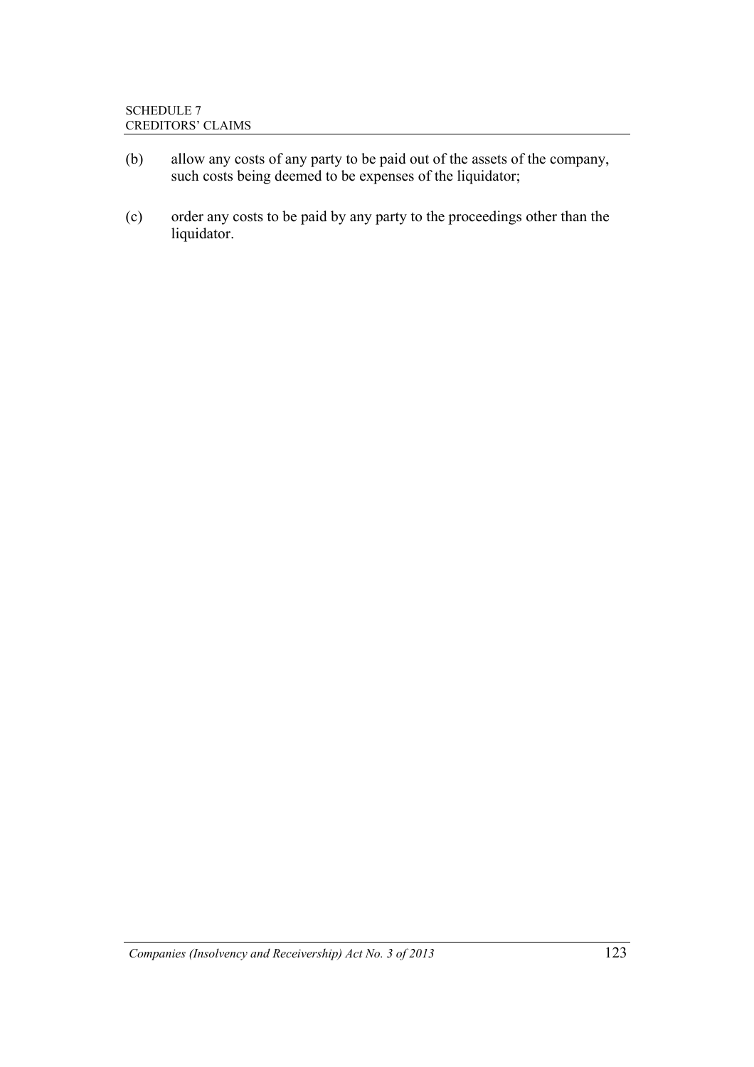(b) allow any costs of any party to be paid out of the assets of the company, such costs being deemed to be expenses of the liquidator;

(c) order any costs to be paid by any party to the proceedings other than the liquidator.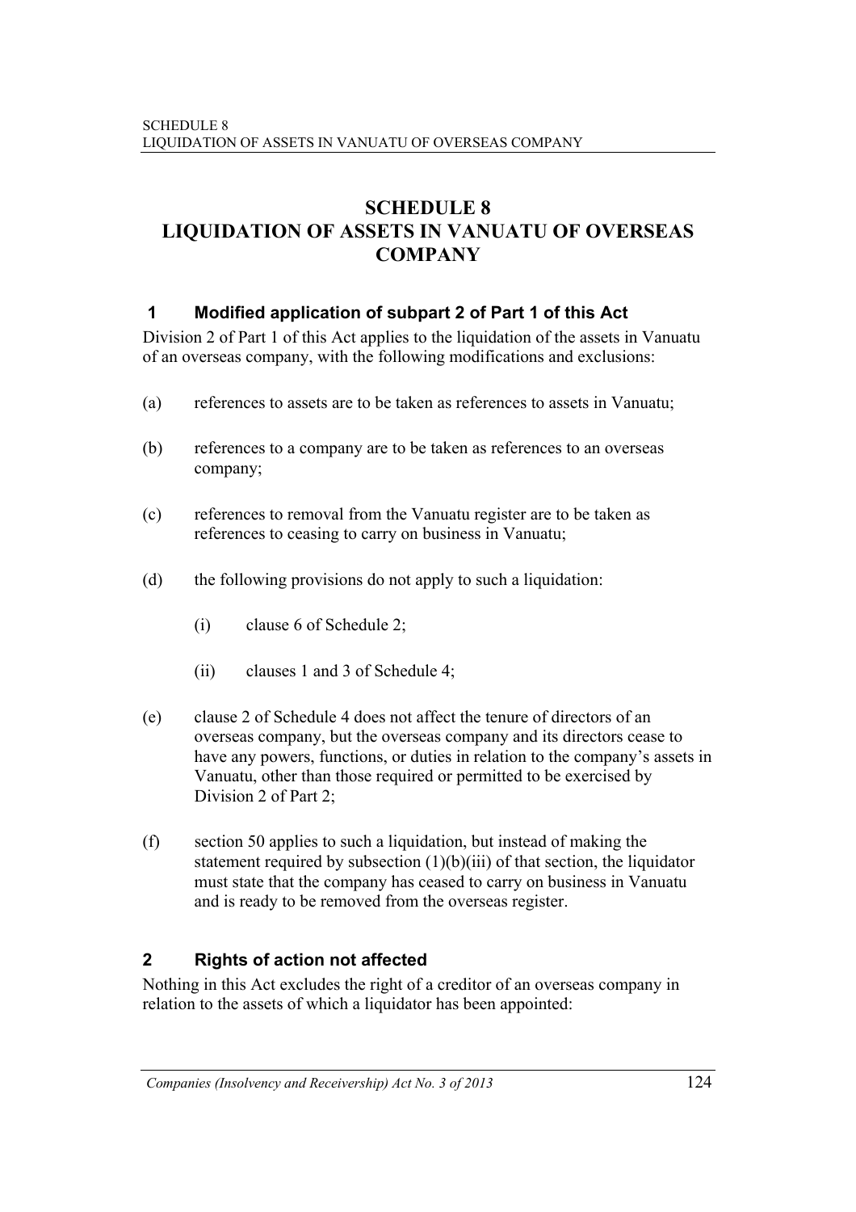# SCHEDULE 8
# LIQUIDATION OF ASSETS IN VANUATU OF OVERSEAS COMPANY

## 1 Modified application of subpart 2 of Part 1 of this Act

Division 2 of Part 1 of this Act applies to the liquidation of the assets in Vanuatu of an overseas company, with the following modifications and exclusions:

(a) references to assets are to be taken as references to assets in Vanuatu;

(b) references to a company are to be taken as references to an overseas company;

(c) references to removal from the Vanuatu register are to be taken as references to ceasing to carry on business in Vanuatu;

(d) the following provisions do not apply to such a liquidation:

  (i) clause 6 of Schedule 2;

  (ii) clauses 1 and 3 of Schedule 4;

(e) clause 2 of Schedule 4 does not affect the tenure of directors of an overseas company, but the overseas company and its directors cease to have any powers, functions, or duties in relation to the company's assets in Vanuatu, other than those required or permitted to be exercised by Division 2 of Part 2;

(f) section 50 applies to such a liquidation, but instead of making the statement required by subsection (1)(b)(iii) of that section, the liquidator must state that the company has ceased to carry on business in Vanuatu and is ready to be removed from the overseas register.

## 2 Rights of action not affected

Nothing in this Act excludes the right of a creditor of an overseas company in relation to the assets of which a liquidator has been appointed: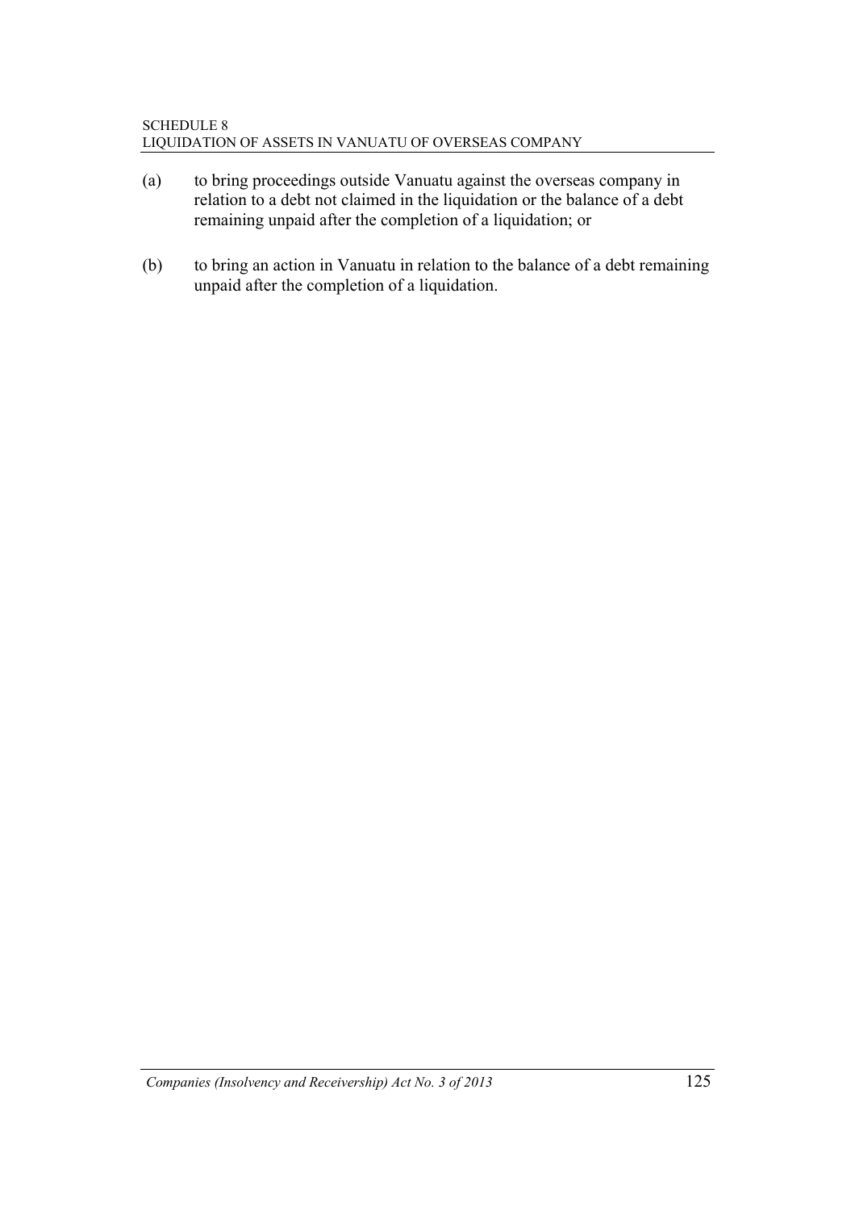(a) to bring proceedings outside Vanuatu against the overseas company in relation to a debt not claimed in the liquidation or the balance of a debt remaining unpaid after the completion of a liquidation; or

(b) to bring an action in Vanuatu in relation to the balance of a debt remaining unpaid after the completion of a liquidation.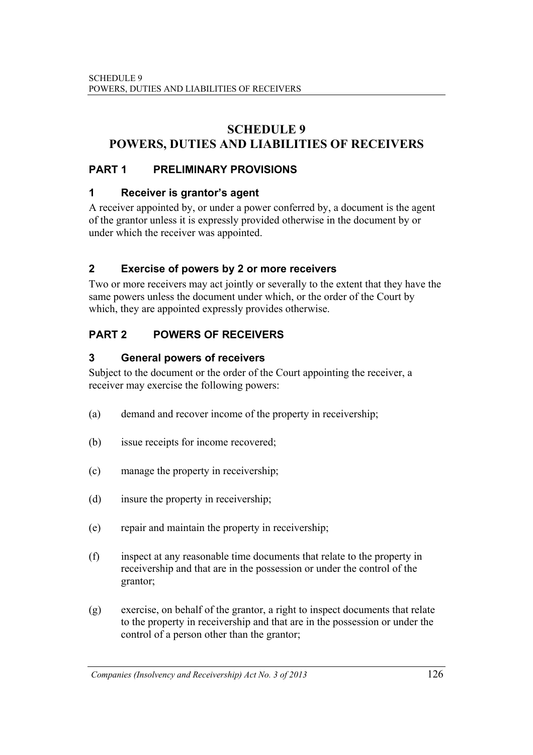# SCHEDULE 9
# POWERS, DUTIES AND LIABILITIES OF RECEIVERS

## PART 1 PRELIMINARY PROVISIONS

### 1 Receiver is grantor's agent

A receiver appointed by, or under a power conferred by, a document is the agent of the grantor unless it is expressly provided otherwise in the document by or under which the receiver was appointed.

### 2 Exercise of powers by 2 or more receivers

Two or more receivers may act jointly or severally to the extent that they have the same powers unless the document under which, or the order of the Court by which, they are appointed expressly provides otherwise.

## PART 2 POWERS OF RECEIVERS

### 3 General powers of receivers

Subject to the document or the order of the Court appointing the receiver, a receiver may exercise the following powers:

(a) demand and recover income of the property in receivership;

(b) issue receipts for income recovered;

(c) manage the property in receivership;

(d) insure the property in receivership;

(e) repair and maintain the property in receivership;

(f) inspect at any reasonable time documents that relate to the property in receivership and that are in the possession or under the control of the grantor;

(g) exercise, on behalf of the grantor, a right to inspect documents that relate to the property in receivership and that are in the possession or under the control of a person other than the grantor;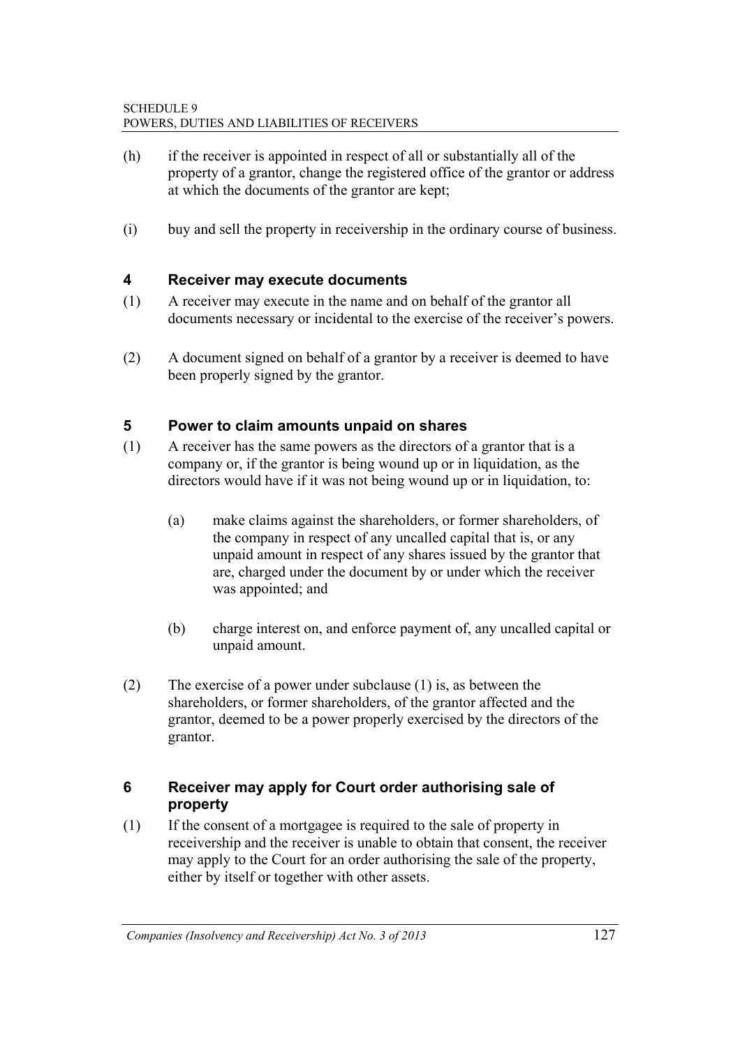(h) if the receiver is appointed in respect of all or substantially all of the property of a grantor, change the registered office of the grantor or address at which the documents of the grantor are kept;

(i) buy and sell the property in receivership in the ordinary course of business.

### 4 Receiver may execute documents

(1) A receiver may execute in the name and on behalf of the grantor all documents necessary or incidental to the exercise of the receiver's powers.

(2) A document signed on behalf of a grantor by a receiver is deemed to have been properly signed by the grantor.

### 5 Power to claim amounts unpaid on shares

(1) A receiver has the same powers as the directors of a grantor that is a company or, if the grantor is being wound up or in liquidation, as the directors would have if it was not being wound up or in liquidation, to:

  (a) make claims against the shareholders, or former shareholders, of the company in respect of any uncalled capital that is, or any unpaid amount in respect of any shares issued by the grantor that are, charged under the document by or under which the receiver was appointed; and

  (b) charge interest on, and enforce payment of, any uncalled capital or unpaid amount.

(2) The exercise of a power under subclause (1) is, as between the shareholders, or former shareholders, of the grantor affected and the grantor, deemed to be a power properly exercised by the directors of the grantor.

### 6 Receiver may apply for Court order authorising sale of property

(1) If the consent of a mortgagee is required to the sale of property in receivership and the receiver is unable to obtain that consent, the receiver may apply to the Court for an order authorising the sale of the property, either by itself or together with other assets.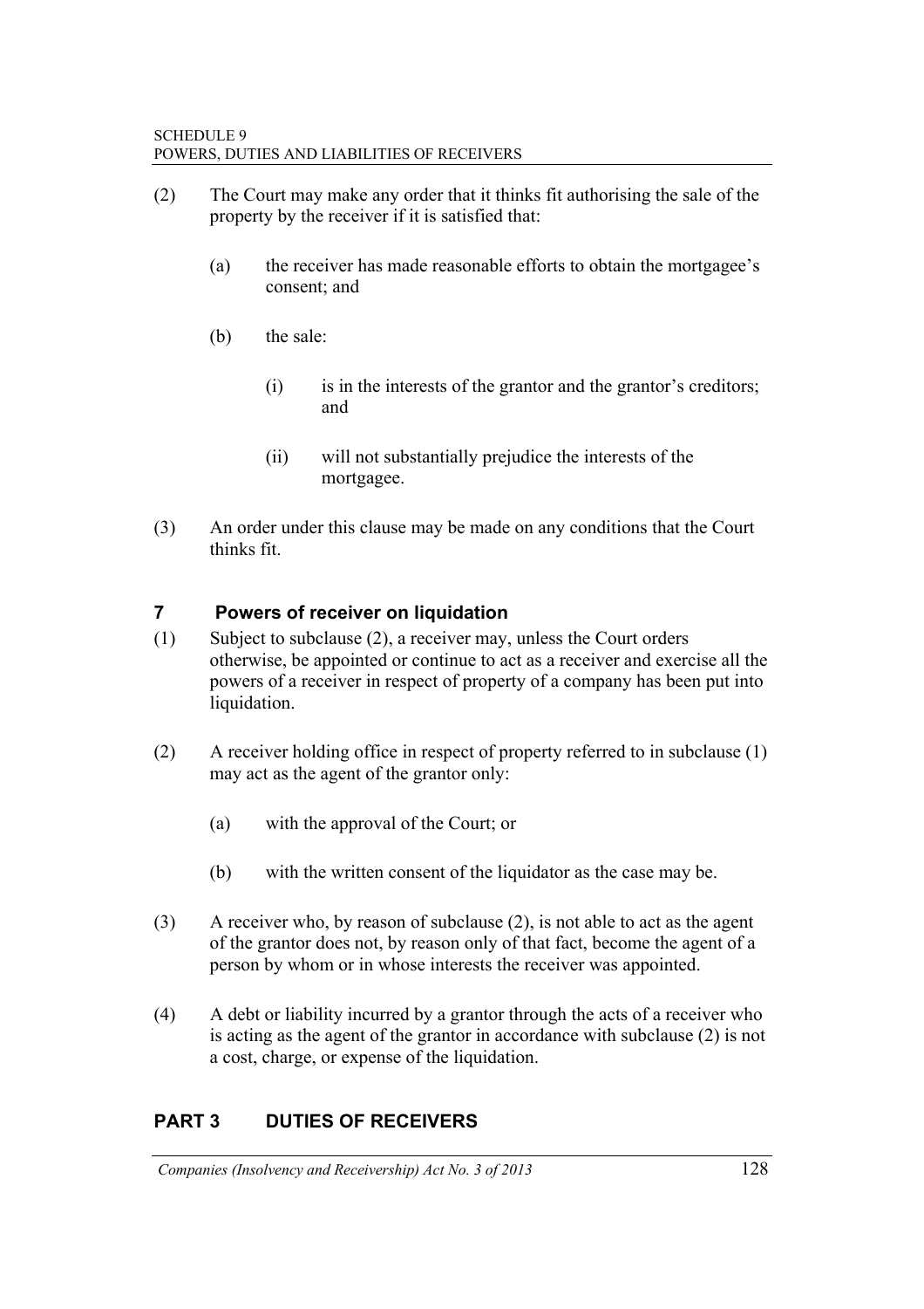(2) The Court may make any order that it thinks fit authorising the sale of the property by the receiver if it is satisfied that:

(a) the receiver has made reasonable efforts to obtain the mortgagee's consent; and

(b) the sale:

(i) is in the interests of the grantor and the grantor's creditors; and

(ii) will not substantially prejudice the interests of the mortgagee.

(3) An order under this clause may be made on any conditions that the Court thinks fit.

## 7 Powers of receiver on liquidation

(1) Subject to subclause (2), a receiver may, unless the Court orders otherwise, be appointed or continue to act as a receiver and exercise all the powers of a receiver in respect of property of a company has been put into liquidation.

(2) A receiver holding office in respect of property referred to in subclause (1) may act as the agent of the grantor only:

(a) with the approval of the Court; or

(b) with the written consent of the liquidator as the case may be.

(3) A receiver who, by reason of subclause (2), is not able to act as the agent of the grantor does not, by reason only of that fact, become the agent of a person by whom or in whose interests the receiver was appointed.

(4) A debt or liability incurred by a grantor through the acts of a receiver who is acting as the agent of the grantor in accordance with subclause (2) is not a cost, charge, or expense of the liquidation.

## PART 3 DUTIES OF RECEIVERS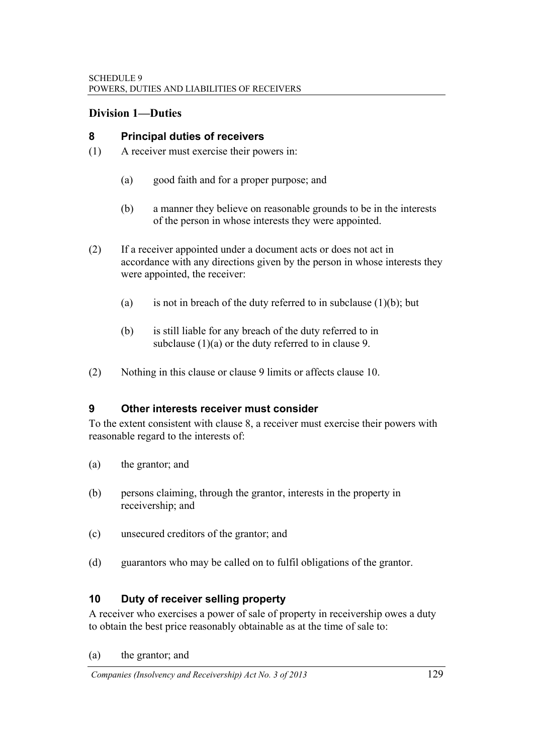## Division 1—Duties

### 8 Principal duties of receivers

(1) A receiver must exercise their powers in:

(a) good faith and for a proper purpose; and

(b) a manner they believe on reasonable grounds to be in the interests of the person in whose interests they were appointed.

(2) If a receiver appointed under a document acts or does not act in accordance with any directions given by the person in whose interests they were appointed, the receiver:

(a) is not in breach of the duty referred to in subclause (1)(b); but

(b) is still liable for any breach of the duty referred to in subclause (1)(a) or the duty referred to in clause 9.

(2) Nothing in this clause or clause 9 limits or affects clause 10.

### 9 Other interests receiver must consider

To the extent consistent with clause 8, a receiver must exercise their powers with reasonable regard to the interests of:

(a) the grantor; and

(b) persons claiming, through the grantor, interests in the property in receivership; and

(c) unsecured creditors of the grantor; and

(d) guarantors who may be called on to fulfil obligations of the grantor.

### 10 Duty of receiver selling property

A receiver who exercises a power of sale of property in receivership owes a duty to obtain the best price reasonably obtainable as at the time of sale to:

(a) the grantor; and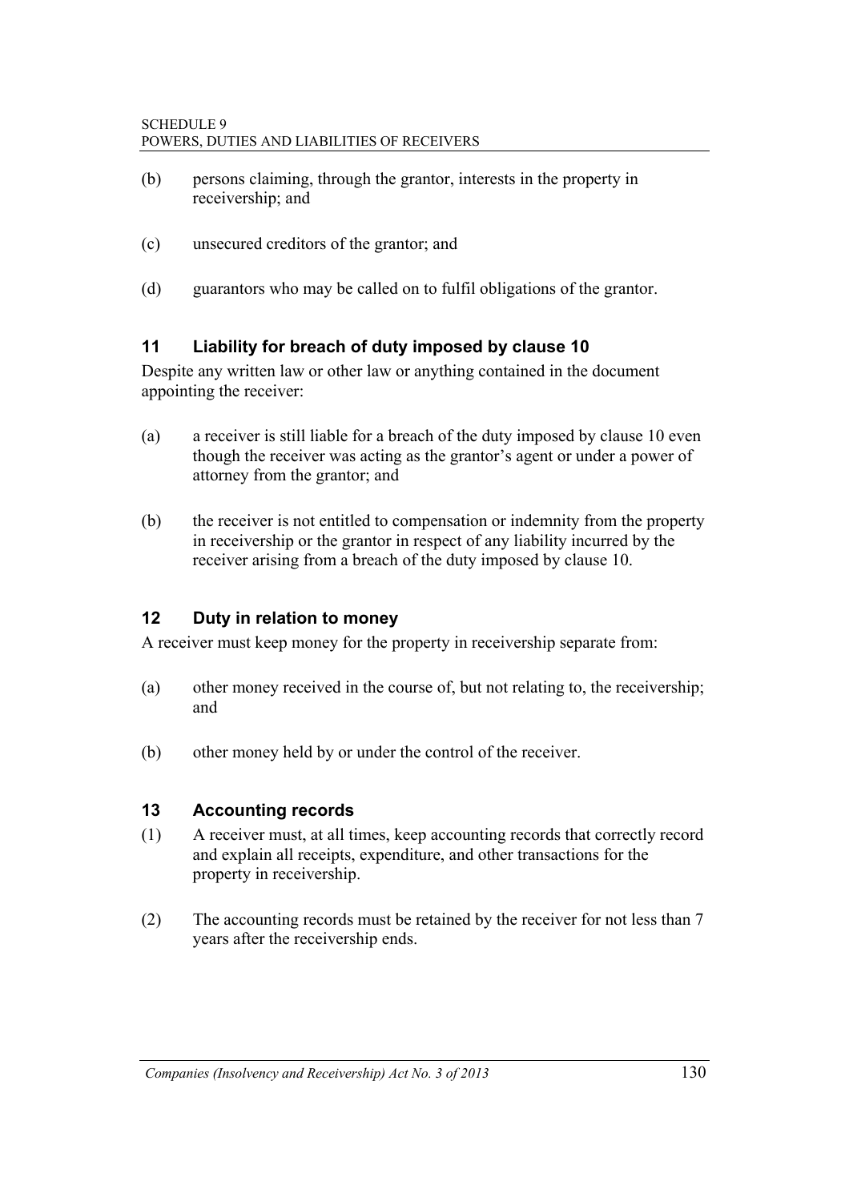(b) persons claiming, through the grantor, interests in the property in receivership; and

(c) unsecured creditors of the grantor; and

(d) guarantors who may be called on to fulfil obligations of the grantor.

### 11 Liability for breach of duty imposed by clause 10

Despite any written law or other law or anything contained in the document appointing the receiver:

(a) a receiver is still liable for a breach of the duty imposed by clause 10 even though the receiver was acting as the grantor's agent or under a power of attorney from the grantor; and

(b) the receiver is not entitled to compensation or indemnity from the property in receivership or the grantor in respect of any liability incurred by the receiver arising from a breach of the duty imposed by clause 10.

### 12 Duty in relation to money

A receiver must keep money for the property in receivership separate from:

(a) other money received in the course of, but not relating to, the receivership; and

(b) other money held by or under the control of the receiver.

### 13 Accounting records

(1) A receiver must, at all times, keep accounting records that correctly record and explain all receipts, expenditure, and other transactions for the property in receivership.

(2) The accounting records must be retained by the receiver for not less than 7 years after the receivership ends.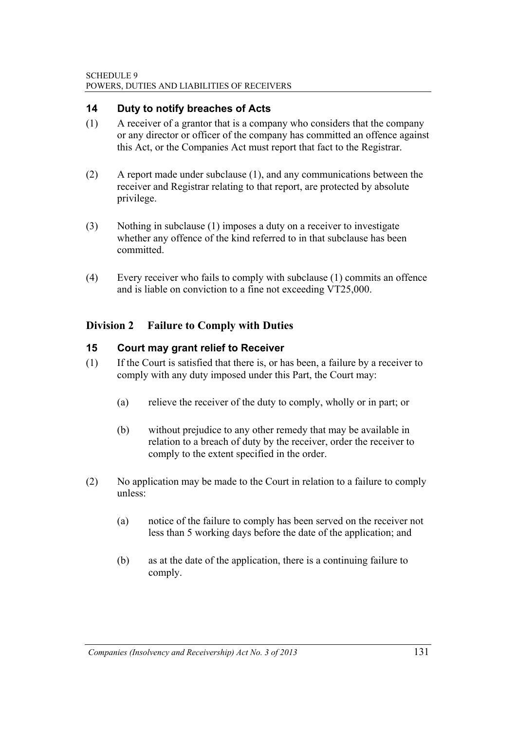### 14 Duty to notify breaches of Acts

(1) A receiver of a grantor that is a company who considers that the company or any director or officer of the company has committed an offence against this Act, or the Companies Act must report that fact to the Registrar.

(2) A report made under subclause (1), and any communications between the receiver and Registrar relating to that report, are protected by absolute privilege.

(3) Nothing in subclause (1) imposes a duty on a receiver to investigate whether any offence of the kind referred to in that subclause has been committed.

(4) Every receiver who fails to comply with subclause (1) commits an offence and is liable on conviction to a fine not exceeding VT25,000.

## Division 2 Failure to Comply with Duties

### 15 Court may grant relief to Receiver

(1) If the Court is satisfied that there is, or has been, a failure by a receiver to comply with any duty imposed under this Part, the Court may:

(a) relieve the receiver of the duty to comply, wholly or in part; or

(b) without prejudice to any other remedy that may be available in relation to a breach of duty by the receiver, order the receiver to comply to the extent specified in the order.

(2) No application may be made to the Court in relation to a failure to comply unless:

(a) notice of the failure to comply has been served on the receiver not less than 5 working days before the date of the application; and

(b) as at the date of the application, there is a continuing failure to comply.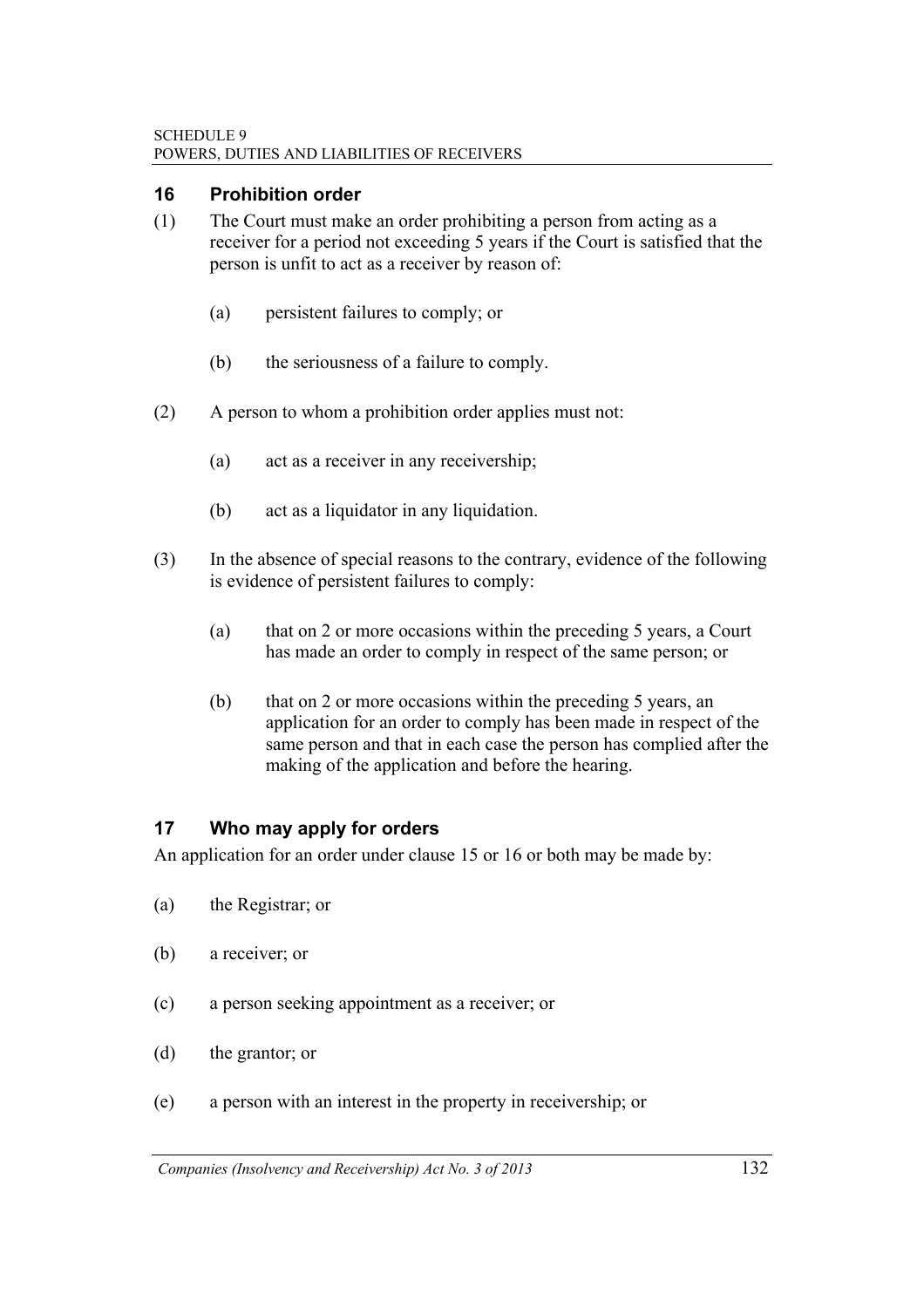## 16 Prohibition order

(1) The Court must make an order prohibiting a person from acting as a receiver for a period not exceeding 5 years if the Court is satisfied that the person is unfit to act as a receiver by reason of:

(a) persistent failures to comply; or

(b) the seriousness of a failure to comply.

(2) A person to whom a prohibition order applies must not:

(a) act as a receiver in any receivership;

(b) act as a liquidator in any liquidation.

(3) In the absence of special reasons to the contrary, evidence of the following is evidence of persistent failures to comply:

(a) that on 2 or more occasions within the preceding 5 years, a Court has made an order to comply in respect of the same person; or

(b) that on 2 or more occasions within the preceding 5 years, an application for an order to comply has been made in respect of the same person and that in each case the person has complied after the making of the application and before the hearing.

## 17 Who may apply for orders

An application for an order under clause 15 or 16 or both may be made by:

(a) the Registrar; or

(b) a receiver; or

(c) a person seeking appointment as a receiver; or

(d) the grantor; or

(e) a person with an interest in the property in receivership; or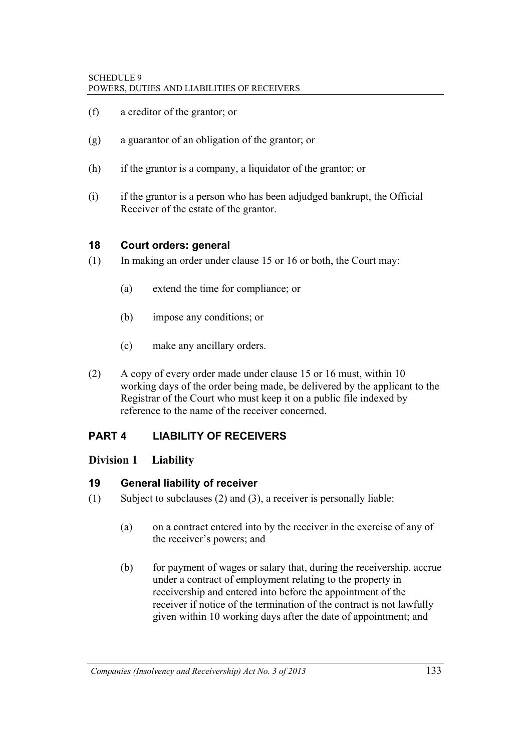(f) a creditor of the grantor; or

(g) a guarantor of an obligation of the grantor; or

(h) if the grantor is a company, a liquidator of the grantor; or

(i) if the grantor is a person who has been adjudged bankrupt, the Official Receiver of the estate of the grantor.

### 18 Court orders: general

(1) In making an order under clause 15 or 16 or both, the Court may:

  (a) extend the time for compliance; or

  (b) impose any conditions; or

  (c) make any ancillary orders.

(2) A copy of every order made under clause 15 or 16 must, within 10 working days of the order being made, be delivered by the applicant to the Registrar of the Court who must keep it on a public file indexed by reference to the name of the receiver concerned.

## PART 4 LIABILITY OF RECEIVERS

### Division 1 Liability

### 19 General liability of receiver

(1) Subject to subclauses (2) and (3), a receiver is personally liable:

  (a) on a contract entered into by the receiver in the exercise of any of the receiver's powers; and

  (b) for payment of wages or salary that, during the receivership, accrue under a contract of employment relating to the property in receivership and entered into before the appointment of the receiver if notice of the termination of the contract is not lawfully given within 10 working days after the date of appointment; and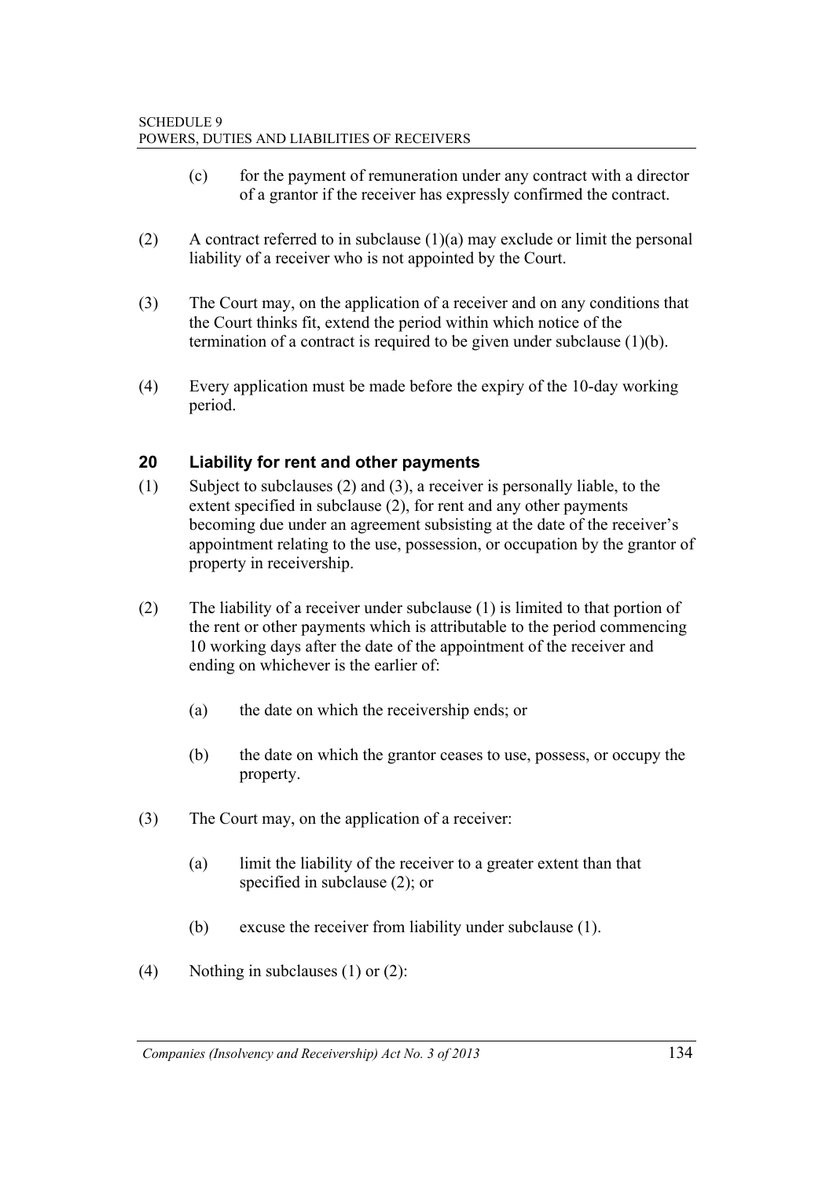(c) for the payment of remuneration under any contract with a director of a grantor if the receiver has expressly confirmed the contract.

(2) A contract referred to in subclause (1)(a) may exclude or limit the personal liability of a receiver who is not appointed by the Court.

(3) The Court may, on the application of a receiver and on any conditions that the Court thinks fit, extend the period within which notice of the termination of a contract is required to be given under subclause (1)(b).

(4) Every application must be made before the expiry of the 10-day working period.

### 20 Liability for rent and other payments

(1) Subject to subclauses (2) and (3), a receiver is personally liable, to the extent specified in subclause (2), for rent and any other payments becoming due under an agreement subsisting at the date of the receiver's appointment relating to the use, possession, or occupation by the grantor of property in receivership.

(2) The liability of a receiver under subclause (1) is limited to that portion of the rent or other payments which is attributable to the period commencing 10 working days after the date of the appointment of the receiver and ending on whichever is the earlier of:

(a) the date on which the receivership ends; or

(b) the date on which the grantor ceases to use, possess, or occupy the property.

(3) The Court may, on the application of a receiver:

(a) limit the liability of the receiver to a greater extent than that specified in subclause (2); or

(b) excuse the receiver from liability under subclause (1).

(4) Nothing in subclauses (1) or (2):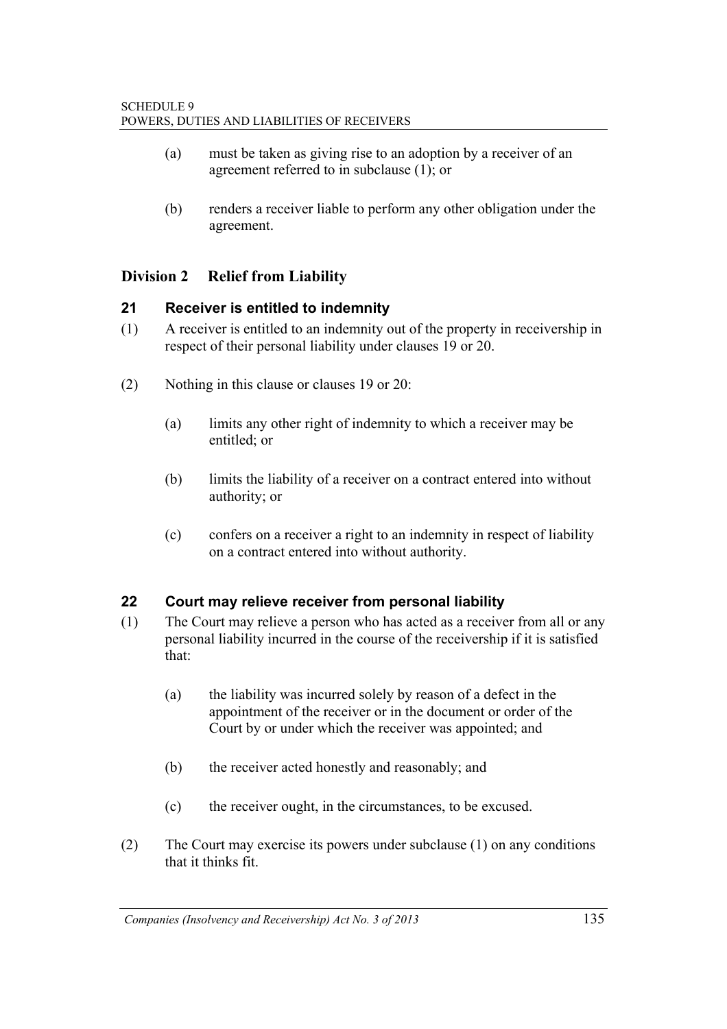(a) must be taken as giving rise to an adoption by a receiver of an agreement referred to in subclause (1); or

(b) renders a receiver liable to perform any other obligation under the agreement.

## Division 2 Relief from Liability

### 21 Receiver is entitled to indemnity

(1) A receiver is entitled to an indemnity out of the property in receivership in respect of their personal liability under clauses 19 or 20.

(2) Nothing in this clause or clauses 19 or 20:

(a) limits any other right of indemnity to which a receiver may be entitled; or

(b) limits the liability of a receiver on a contract entered into without authority; or

(c) confers on a receiver a right to an indemnity in respect of liability on a contract entered into without authority.

### 22 Court may relieve receiver from personal liability

(1) The Court may relieve a person who has acted as a receiver from all or any personal liability incurred in the course of the receivership if it is satisfied that:

(a) the liability was incurred solely by reason of a defect in the appointment of the receiver or in the document or order of the Court by or under which the receiver was appointed; and

(b) the receiver acted honestly and reasonably; and

(c) the receiver ought, in the circumstances, to be excused.

(2) The Court may exercise its powers under subclause (1) on any conditions that it thinks fit.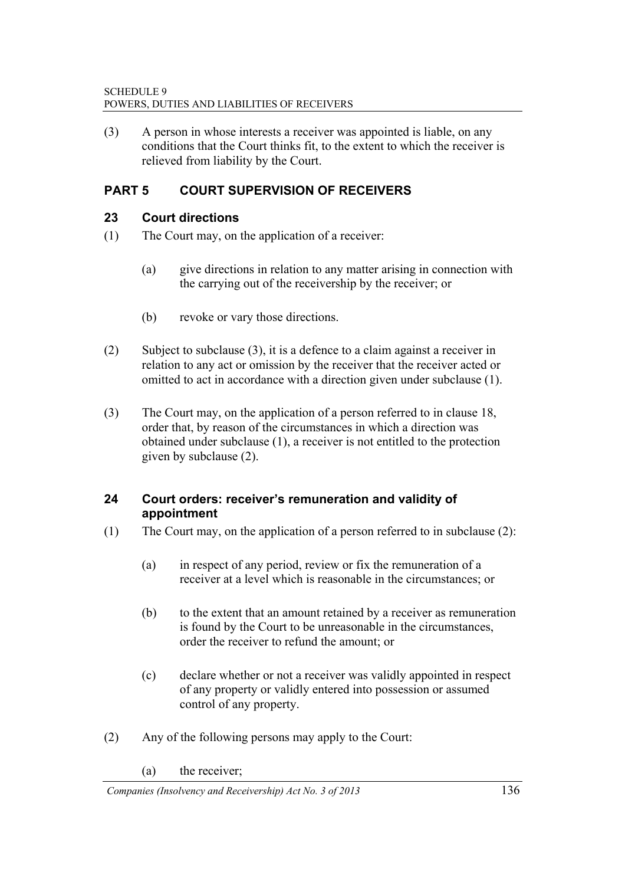(3) A person in whose interests a receiver was appointed is liable, on any conditions that the Court thinks fit, to the extent to which the receiver is relieved from liability by the Court.

## PART 5 COURT SUPERVISION OF RECEIVERS

### 23 Court directions

(1) The Court may, on the application of a receiver:

(a) give directions in relation to any matter arising in connection with the carrying out of the receivership by the receiver; or

(b) revoke or vary those directions.

(2) Subject to subclause (3), it is a defence to a claim against a receiver in relation to any act or omission by the receiver that the receiver acted or omitted to act in accordance with a direction given under subclause (1).

(3) The Court may, on the application of a person referred to in clause 18, order that, by reason of the circumstances in which a direction was obtained under subclause (1), a receiver is not entitled to the protection given by subclause (2).

### 24 Court orders: receiver's remuneration and validity of appointment

(1) The Court may, on the application of a person referred to in subclause (2):

(a) in respect of any period, review or fix the remuneration of a receiver at a level which is reasonable in the circumstances; or

(b) to the extent that an amount retained by a receiver as remuneration is found by the Court to be unreasonable in the circumstances, order the receiver to refund the amount; or

(c) declare whether or not a receiver was validly appointed in respect of any property or validly entered into possession or assumed control of any property.

(2) Any of the following persons may apply to the Court:

(a) the receiver;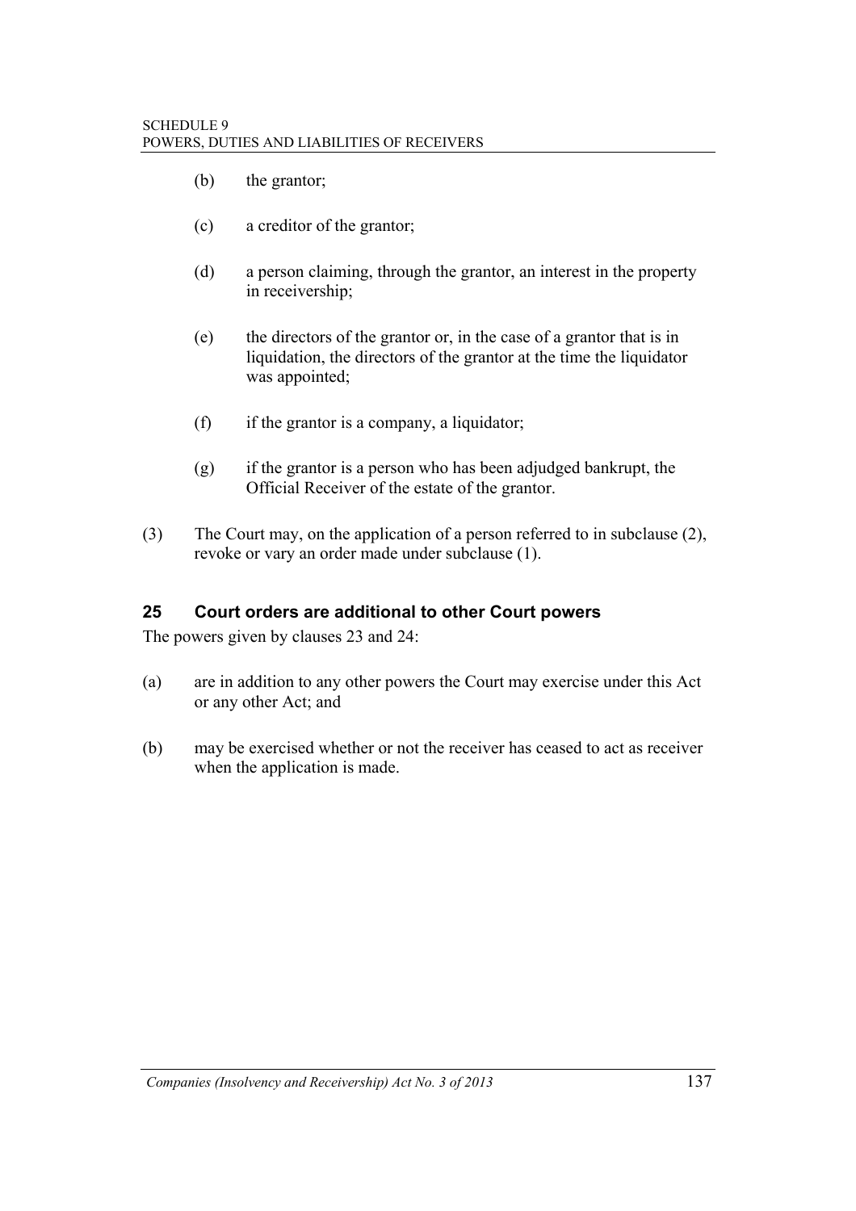(b) the grantor;

(c) a creditor of the grantor;

(d) a person claiming, through the grantor, an interest in the property in receivership;

(e) the directors of the grantor or, in the case of a grantor that is in liquidation, the directors of the grantor at the time the liquidator was appointed;

(f) if the grantor is a company, a liquidator;

(g) if the grantor is a person who has been adjudged bankrupt, the Official Receiver of the estate of the grantor.

(3) The Court may, on the application of a person referred to in subclause (2), revoke or vary an order made under subclause (1).

## 25 Court orders are additional to other Court powers

The powers given by clauses 23 and 24:

(a) are in addition to any other powers the Court may exercise under this Act or any other Act; and

(b) may be exercised whether or not the receiver has ceased to act as receiver when the application is made.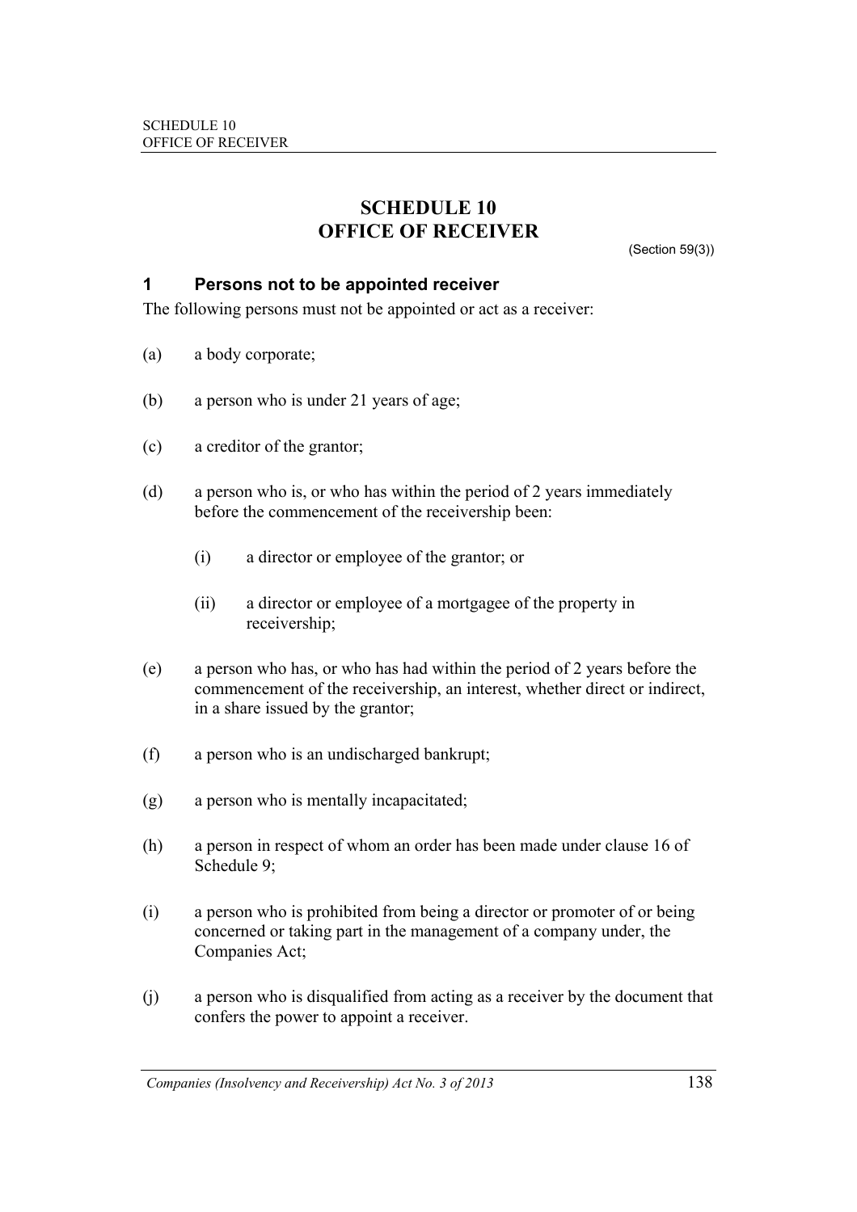# SCHEDULE 10
# OFFICE OF RECEIVER

(Section 59(3))

### 1 Persons not to be appointed receiver

The following persons must not be appointed or act as a receiver:

(a) a body corporate;

(b) a person who is under 21 years of age;

(c) a creditor of the grantor;

(d) a person who is, or who has within the period of 2 years immediately before the commencement of the receivership been:

  (i) a director or employee of the grantor; or

  (ii) a director or employee of a mortgagee of the property in receivership;

(e) a person who has, or who has had within the period of 2 years before the commencement of the receivership, an interest, whether direct or indirect, in a share issued by the grantor;

(f) a person who is an undischarged bankrupt;

(g) a person who is mentally incapacitated;

(h) a person in respect of whom an order has been made under clause 16 of Schedule 9;

(i) a person who is prohibited from being a director or promoter of or being concerned or taking part in the management of a company under, the Companies Act;

(j) a person who is disqualified from acting as a receiver by the document that confers the power to appoint a receiver.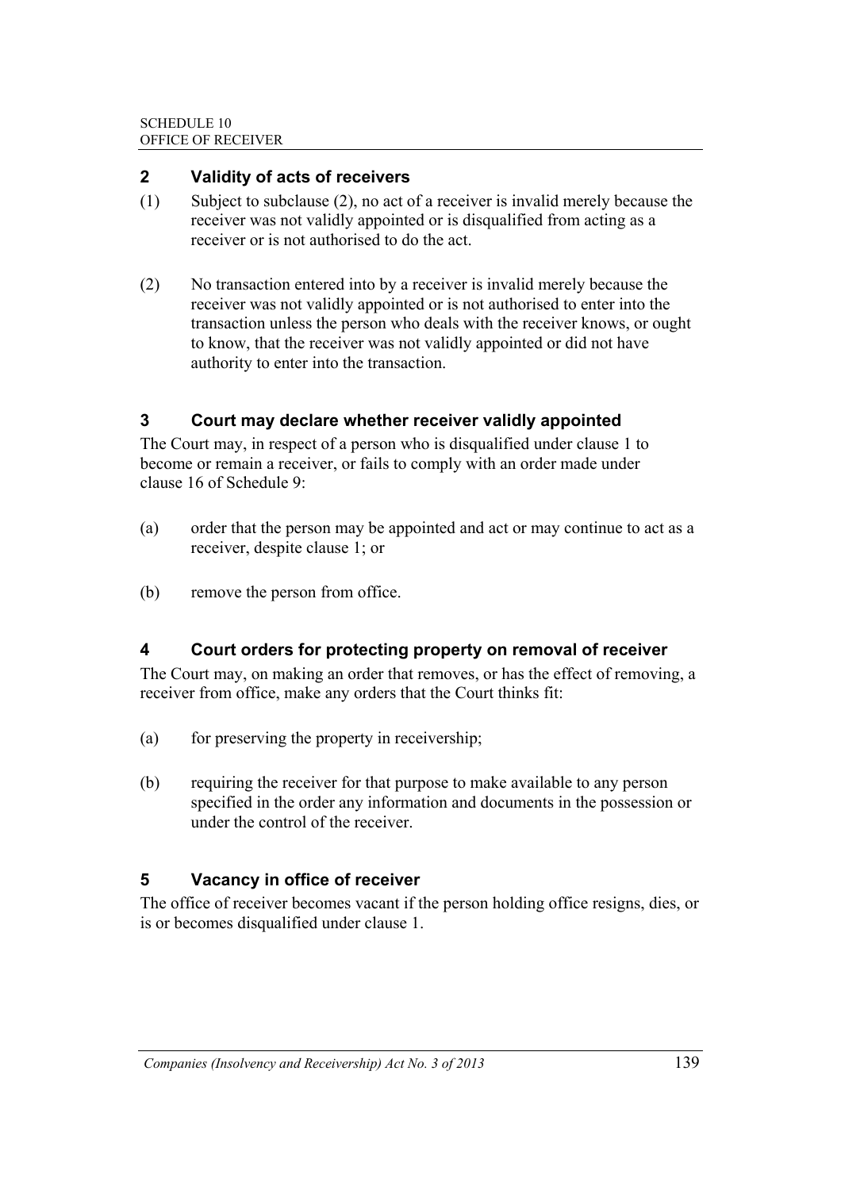## 2 Validity of acts of receivers

(1) Subject to subclause (2), no act of a receiver is invalid merely because the receiver was not validly appointed or is disqualified from acting as a receiver or is not authorised to do the act.

(2) No transaction entered into by a receiver is invalid merely because the receiver was not validly appointed or is not authorised to enter into the transaction unless the person who deals with the receiver knows, or ought to know, that the receiver was not validly appointed or did not have authority to enter into the transaction.

## 3 Court may declare whether receiver validly appointed

The Court may, in respect of a person who is disqualified under clause 1 to become or remain a receiver, or fails to comply with an order made under clause 16 of Schedule 9:

(a) order that the person may be appointed and act or may continue to act as a receiver, despite clause 1; or

(b) remove the person from office.

## 4 Court orders for protecting property on removal of receiver

The Court may, on making an order that removes, or has the effect of removing, a receiver from office, make any orders that the Court thinks fit:

(a) for preserving the property in receivership;

(b) requiring the receiver for that purpose to make available to any person specified in the order any information and documents in the possession or under the control of the receiver.

## 5 Vacancy in office of receiver

The office of receiver becomes vacant if the person holding office resigns, dies, or is or becomes disqualified under clause 1.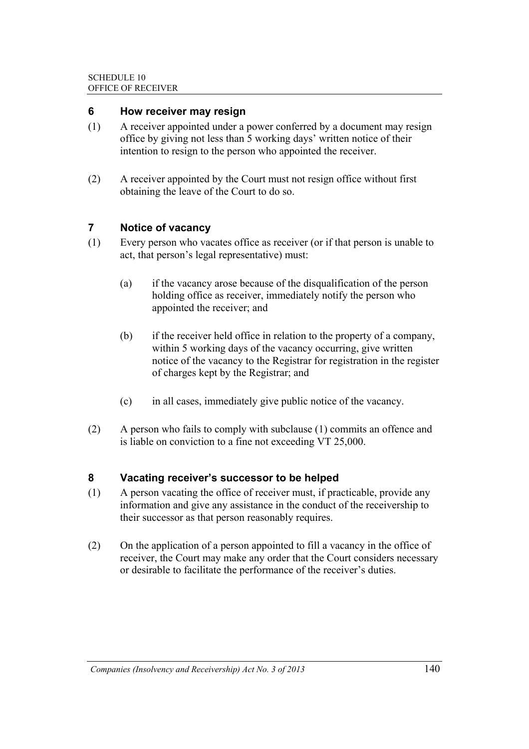## 6 How receiver may resign

(1) A receiver appointed under a power conferred by a document may resign office by giving not less than 5 working days' written notice of their intention to resign to the person who appointed the receiver.

(2) A receiver appointed by the Court must not resign office without first obtaining the leave of the Court to do so.

## 7 Notice of vacancy

(1) Every person who vacates office as receiver (or if that person is unable to act, that person's legal representative) must:

(a) if the vacancy arose because of the disqualification of the person holding office as receiver, immediately notify the person who appointed the receiver; and

(b) if the receiver held office in relation to the property of a company, within 5 working days of the vacancy occurring, give written notice of the vacancy to the Registrar for registration in the register of charges kept by the Registrar; and

(c) in all cases, immediately give public notice of the vacancy.

(2) A person who fails to comply with subclause (1) commits an offence and is liable on conviction to a fine not exceeding VT 25,000.

## 8 Vacating receiver's successor to be helped

(1) A person vacating the office of receiver must, if practicable, provide any information and give any assistance in the conduct of the receivership to their successor as that person reasonably requires.

(2) On the application of a person appointed to fill a vacancy in the office of receiver, the Court may make any order that the Court considers necessary or desirable to facilitate the performance of the receiver's duties.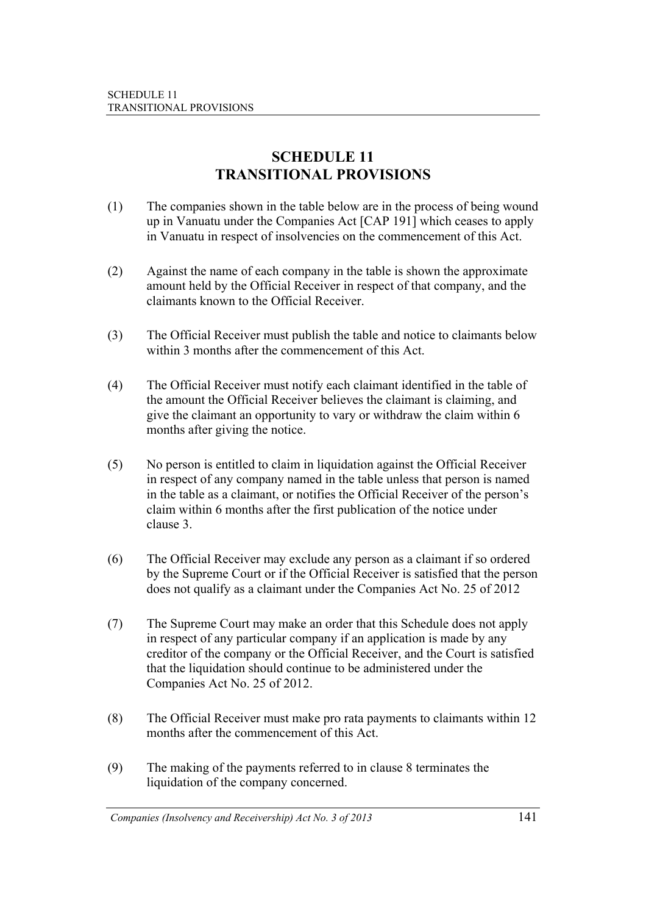# SCHEDULE 11
# TRANSITIONAL PROVISIONS

(1) The companies shown in the table below are in the process of being wound up in Vanuatu under the Companies Act [CAP 191] which ceases to apply in Vanuatu in respect of insolvencies on the commencement of this Act.

(2) Against the name of each company in the table is shown the approximate amount held by the Official Receiver in respect of that company, and the claimants known to the Official Receiver.

(3) The Official Receiver must publish the table and notice to claimants below within 3 months after the commencement of this Act.

(4) The Official Receiver must notify each claimant identified in the table of the amount the Official Receiver believes the claimant is claiming, and give the claimant an opportunity to vary or withdraw the claim within 6 months after giving the notice.

(5) No person is entitled to claim in liquidation against the Official Receiver in respect of any company named in the table unless that person is named in the table as a claimant, or notifies the Official Receiver of the person's claim within 6 months after the first publication of the notice under clause 3.

(6) The Official Receiver may exclude any person as a claimant if so ordered by the Supreme Court or if the Official Receiver is satisfied that the person does not qualify as a claimant under the Companies Act No. 25 of 2012

(7) The Supreme Court may make an order that this Schedule does not apply in respect of any particular company if an application is made by any creditor of the company or the Official Receiver, and the Court is satisfied that the liquidation should continue to be administered under the Companies Act No. 25 of 2012.

(8) The Official Receiver must make pro rata payments to claimants within 12 months after the commencement of this Act.

(9) The making of the payments referred to in clause 8 terminates the liquidation of the company concerned.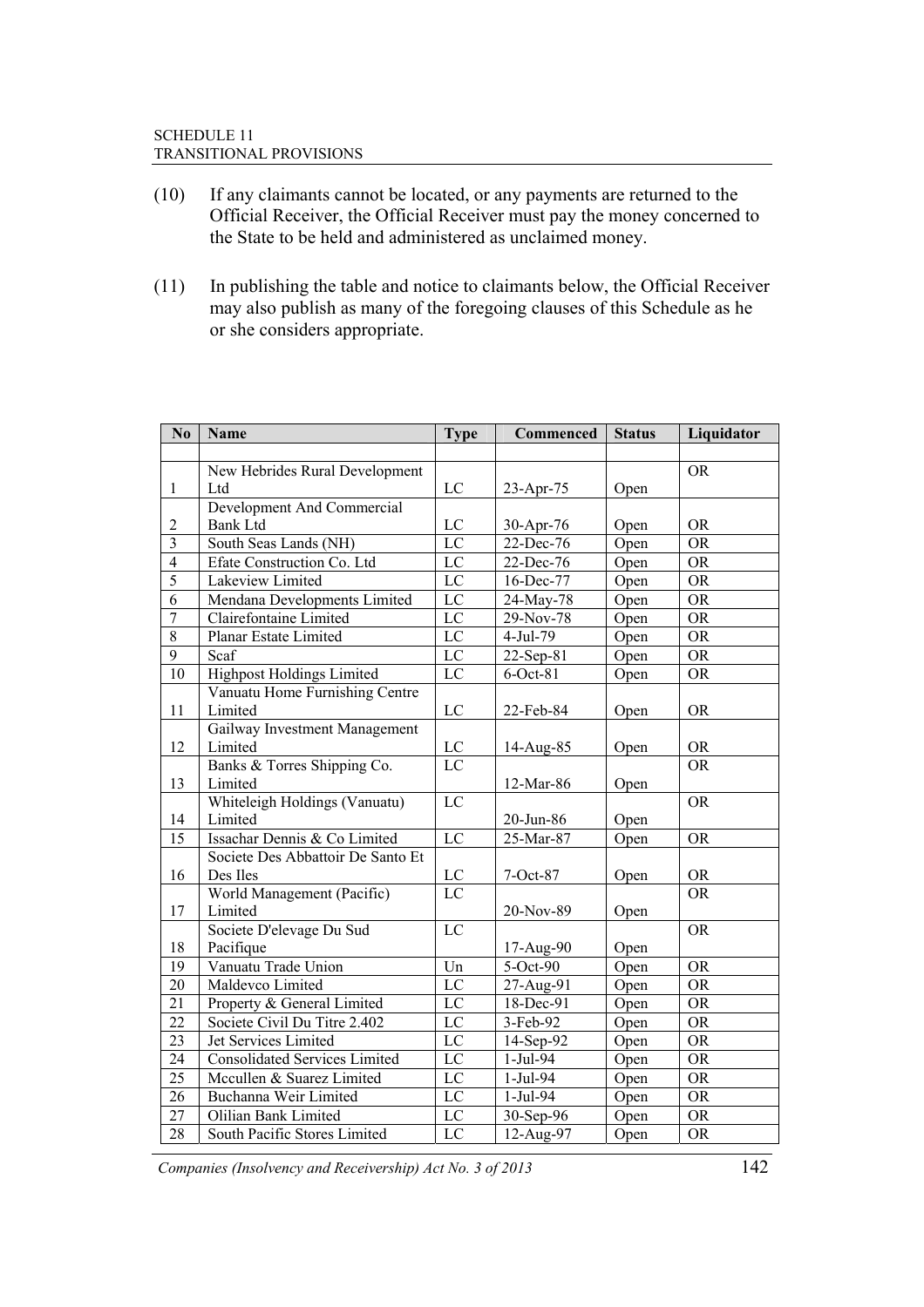(10) If any claimants cannot be located, or any payments are returned to the Official Receiver, the Official Receiver must pay the money concerned to the State to be held and administered as unclaimed money.

(11) In publishing the table and notice to claimants below, the Official Receiver may also publish as many of the foregoing clauses of this Schedule as he or she considers appropriate.

| No | Name | Type | Commenced | Status | Liquidator |
|---|---|---|---|---|---|
| | | | | | |
| 1 | New Hebrides Rural Development Ltd | LC | 23-Apr-75 | Open | OR |
| 2 | Development And Commercial Bank Ltd | LC | 30-Apr-76 | Open | OR |
| 3 | South Seas Lands (NH) | LC | 22-Dec-76 | Open | OR |
| 4 | Efate Construction Co. Ltd | LC | 22-Dec-76 | Open | OR |
| 5 | Lakeview Limited | LC | 16-Dec-77 | Open | OR |
| 6 | Mendana Developments Limited | LC | 24-May-78 | Open | OR |
| 7 | Clairefontaine Limited | LC | 29-Nov-78 | Open | OR |
| 8 | Planar Estate Limited | LC | 4-Jul-79 | Open | OR |
| 9 | Scaf | LC | 22-Sep-81 | Open | OR |
| 10 | Highpost Holdings Limited | LC | 6-Oct-81 | Open | OR |
| 11 | Vanuatu Home Furnishing Centre Limited | LC | 22-Feb-84 | Open | OR |
| 12 | Gailway Investment Management Limited | LC | 14-Aug-85 | Open | OR |
| 13 | Banks & Torres Shipping Co. Limited | LC | 12-Mar-86 | Open | OR |
| 14 | Whiteleigh Holdings (Vanuatu) Limited | LC | 20-Jun-86 | Open | OR |
| 15 | Issachar Dennis & Co Limited | LC | 25-Mar-87 | Open | OR |
| 16 | Societe Des Abbattoir De Santo Et Des Iles | LC | 7-Oct-87 | Open | OR |
| 17 | World Management (Pacific) Limited | LC | 20-Nov-89 | Open | OR |
| 18 | Societe D'elevage Du Sud Pacifique | LC | 17-Aug-90 | Open | OR |
| 19 | Vanuatu Trade Union | Un | 5-Oct-90 | Open | OR |
| 20 | Maldevco Limited | LC | 27-Aug-91 | Open | OR |
| 21 | Property & General Limited | LC | 18-Dec-91 | Open | OR |
| 22 | Societe Civil Du Titre 2.402 | LC | 3-Feb-92 | Open | OR |
| 23 | Jet Services Limited | LC | 14-Sep-92 | Open | OR |
| 24 | Consolidated Services Limited | LC | 1-Jul-94 | Open | OR |
| 25 | Mccullen & Suarez Limited | LC | 1-Jul-94 | Open | OR |
| 26 | Buchanna Weir Limited | LC | 1-Jul-94 | Open | OR |
| 27 | Olilian Bank Limited | LC | 30-Sep-96 | Open | OR |
| 28 | South Pacific Stores Limited | LC | 12-Aug-97 | Open | OR |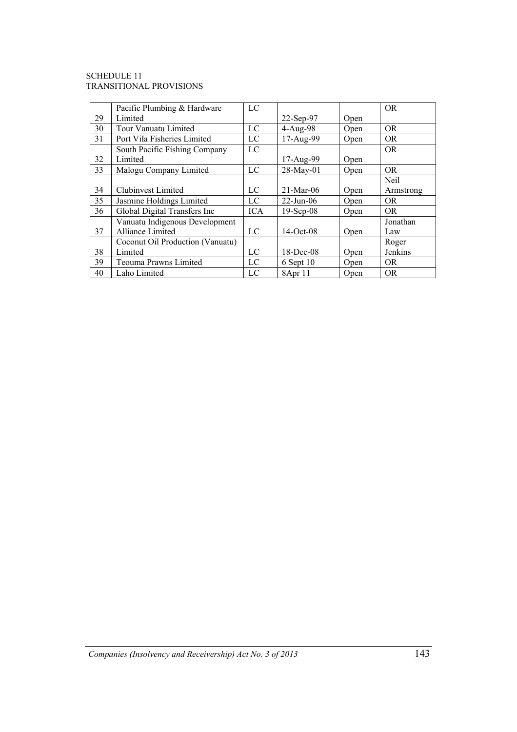| 29 | Pacific Plumbing & Hardware Limited | LC | 22-Sep-97 | Open | OR |
|---|---|---|---|---|---|
| 30 | Tour Vanuatu Limited | LC | 4-Aug-98 | Open | OR |
| 31 | Port Vila Fisheries Limited | LC | 17-Aug-99 | Open | OR |
| 32 | South Pacific Fishing Company Limited | LC | 17-Aug-99 | Open | OR |
| 33 | Malogu Company Limited | LC | 28-May-01 | Open | OR |
| 34 | Clubinvest Limited | LC | 21-Mar-06 | Open | Neil Armstrong |
| 35 | Jasmine Holdings Limited | LC | 22-Jun-06 | Open | OR |
| 36 | Global Digital Transfers Inc | ICA | 19-Sep-08 | Open | OR |
| 37 | Vanuatu Indigenous Development Alliance Limited | LC | 14-Oct-08 | Open | Jonathan Law |
| 38 | Coconut Oil Production (Vanuatu) Limited | LC | 18-Dec-08 | Open | Roger Jenkins |
| 39 | Teouma Prawns Limited | LC | 6 Sept 10 | Open | OR |
| 40 | Laho Limited | LC | 8Apr 11 | Open | OR |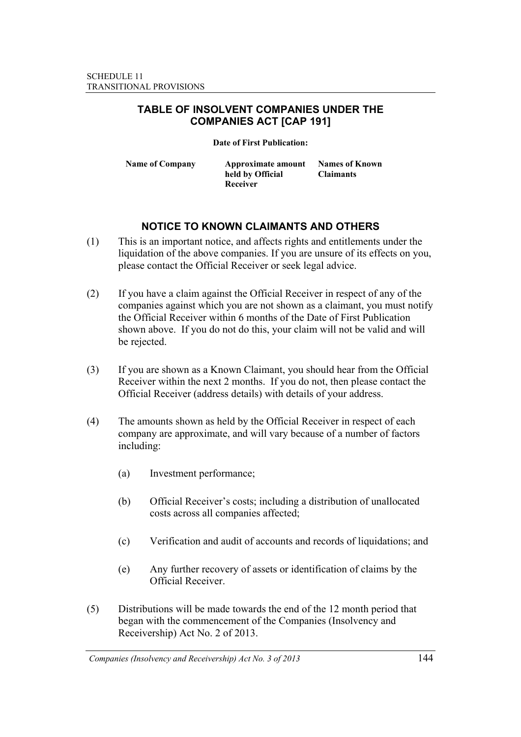## TABLE OF INSOLVENT COMPANIES UNDER THE COMPANIES ACT [CAP 191]

**Date of First Publication:**

| Name of Company | Approximate amount held by Official Receiver | Names of Known Claimants |
| --- | --- | --- |

## NOTICE TO KNOWN CLAIMANTS AND OTHERS

(1) This is an important notice, and affects rights and entitlements under the liquidation of the above companies. If you are unsure of its effects on you, please contact the Official Receiver or seek legal advice.

(2) If you have a claim against the Official Receiver in respect of any of the companies against which you are not shown as a claimant, you must notify the Official Receiver within 6 months of the Date of First Publication shown above. If you do not do this, your claim will not be valid and will be rejected.

(3) If you are shown as a Known Claimant, you should hear from the Official Receiver within the next 2 months. If you do not, then please contact the Official Receiver (address details) with details of your address.

(4) The amounts shown as held by the Official Receiver in respect of each company are approximate, and will vary because of a number of factors including:

(a) Investment performance;

(b) Official Receiver's costs; including a distribution of unallocated costs across all companies affected;

(c) Verification and audit of accounts and records of liquidations; and

(e) Any further recovery of assets or identification of claims by the Official Receiver.

(5) Distributions will be made towards the end of the 12 month period that began with the commencement of the Companies (Insolvency and Receivership) Act No. 2 of 2013.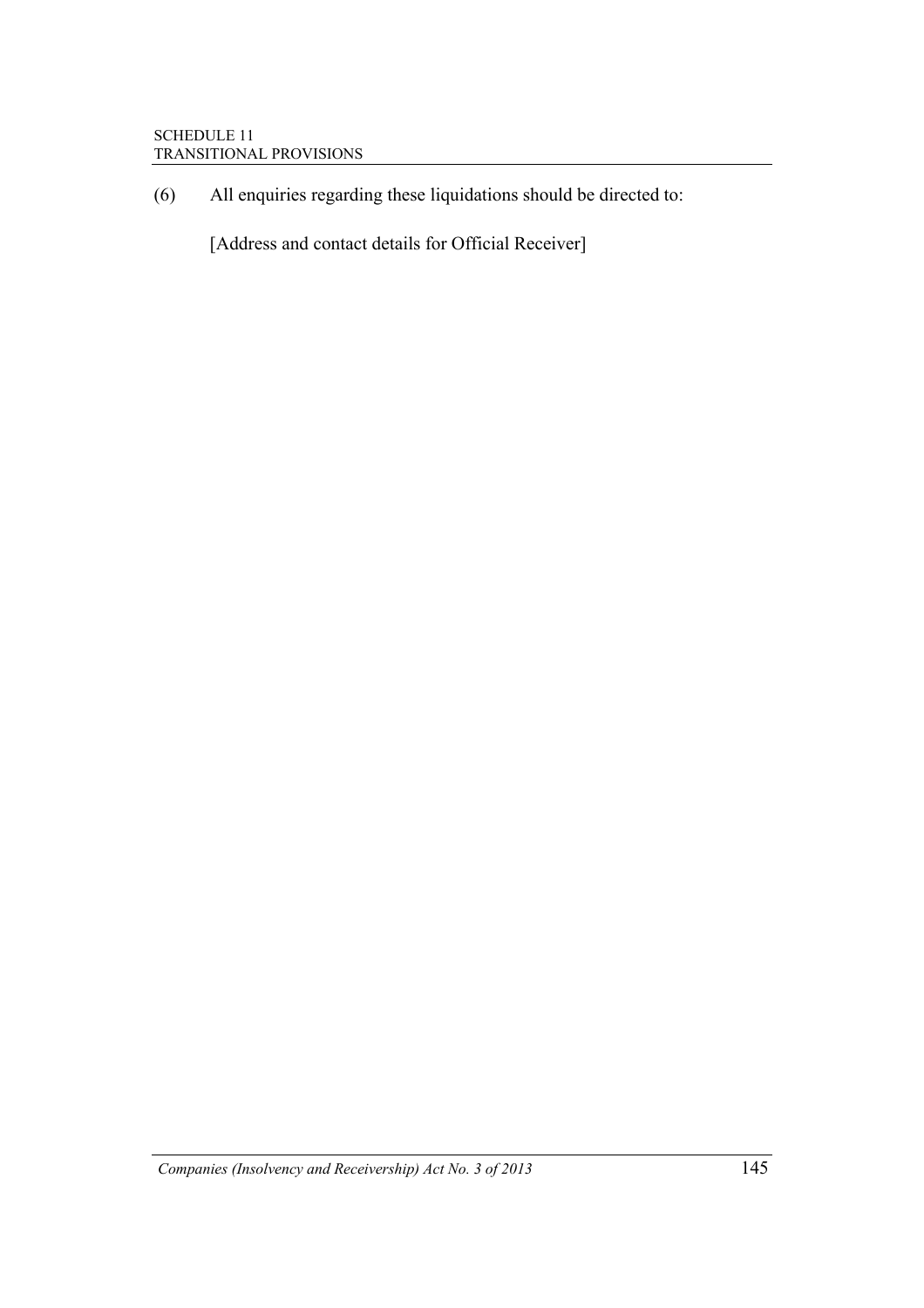(6) All enquiries regarding these liquidations should be directed to:

[Address and contact details for Official Receiver]